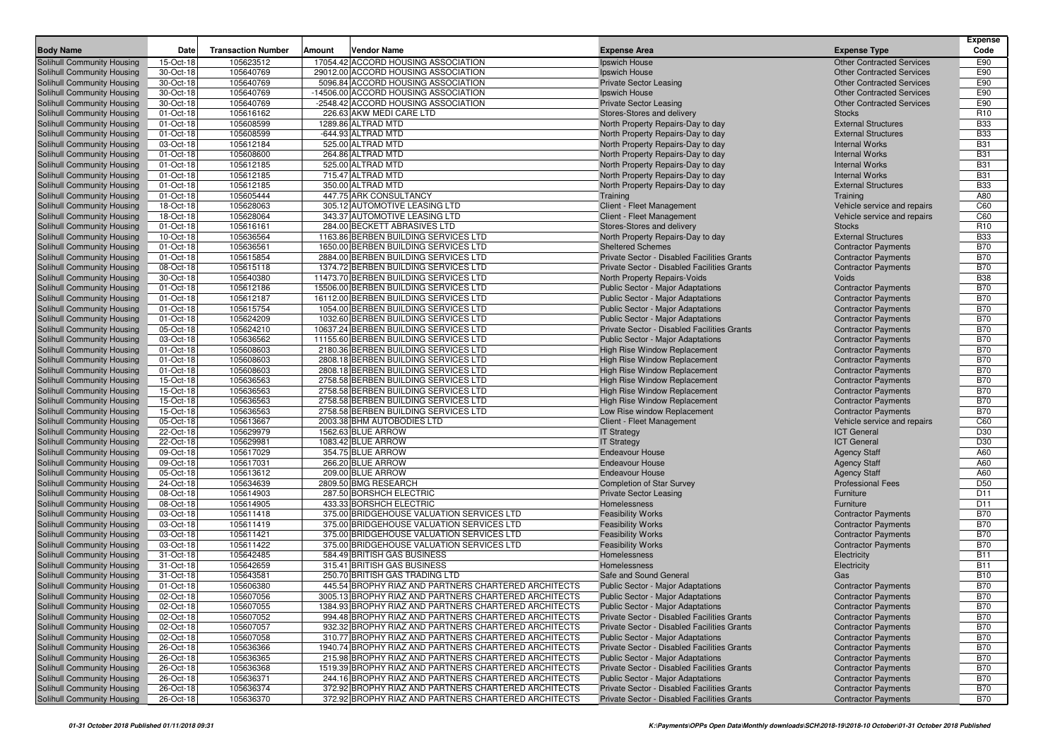| Body Name | Date | Transaction Number | Amount | Vendor Name | Expense Area | Expense Type | Expense Code |
|---|---|---|---|---|---|---|---|
| Solihull Community Housing | 15-Oct-18 | 105623512 | 17054.42 | ACCORD HOUSING ASSOCIATION | Ipswich House | Other Contracted Services | E90 |
| Solihull Community Housing | 30-Oct-18 | 105640769 | 29012.00 | ACCORD HOUSING ASSOCIATION | Ipswich House | Other Contracted Services | E90 |
| Solihull Community Housing | 30-Oct-18 | 105640769 | 5096.84 | ACCORD HOUSING ASSOCIATION | Private Sector Leasing | Other Contracted Services | E90 |
| Solihull Community Housing | 30-Oct-18 | 105640769 | -14506.00 | ACCORD HOUSING ASSOCIATION | Ipswich House | Other Contracted Services | E90 |
| Solihull Community Housing | 30-Oct-18 | 105640769 | -2548.42 | ACCORD HOUSING ASSOCIATION | Private Sector Leasing | Other Contracted Services | E90 |
| Solihull Community Housing | 01-Oct-18 | 105616162 | 226.63 | AKW MEDI CARE LTD | Stores-Stores and delivery | Stocks | R10 |
| Solihull Community Housing | 01-Oct-18 | 105608599 | 1289.86 | ALTRAD MTD | North Property Repairs-Day to day | External Structures | B33 |
| Solihull Community Housing | 01-Oct-18 | 105608599 | -644.93 | ALTRAD MTD | North Property Repairs-Day to day | External Structures | B33 |
| Solihull Community Housing | 03-Oct-18 | 105612184 | 525.00 | ALTRAD MTD | North Property Repairs-Day to day | Internal Works | B31 |
| Solihull Community Housing | 01-Oct-18 | 105608600 | 264.86 | ALTRAD MTD | North Property Repairs-Day to day | Internal Works | B31 |
| Solihull Community Housing | 01-Oct-18 | 105612185 | 525.00 | ALTRAD MTD | North Property Repairs-Day to day | Internal Works | B31 |
| Solihull Community Housing | 01-Oct-18 | 105612185 | 715.47 | ALTRAD MTD | North Property Repairs-Day to day | Internal Works | B31 |
| Solihull Community Housing | 01-Oct-18 | 105612185 | 350.00 | ALTRAD MTD | North Property Repairs-Day to day | External Structures | B33 |
| Solihull Community Housing | 01-Oct-18 | 105605444 | 447.75 | ARK CONSULTANCY | Training | Training | A80 |
| Solihull Community Housing | 18-Oct-18 | 105628063 | 305.12 | AUTOMOTIVE LEASING LTD | Client - Fleet Management | Vehicle service and repairs | C60 |
| Solihull Community Housing | 18-Oct-18 | 105628064 | 343.37 | AUTOMOTIVE LEASING LTD | Client - Fleet Management | Vehicle service and repairs | C60 |
| Solihull Community Housing | 01-Oct-18 | 105616161 | 284.00 | BECKETT ABRASIVES LTD | Stores-Stores and delivery | Stocks | R10 |
| Solihull Community Housing | 10-Oct-18 | 105636564 | 1163.86 | BERBEN BUILDING SERVICES LTD | North Property Repairs-Day to day | External Structures | B33 |
| Solihull Community Housing | 01-Oct-18 | 105636561 | 1650.00 | BERBEN BUILDING SERVICES LTD | Sheltered Schemes | Contractor Payments | B70 |
| Solihull Community Housing | 01-Oct-18 | 105615854 | 2884.00 | BERBEN BUILDING SERVICES LTD | Private Sector - Disabled Facilities Grants | Contractor Payments | B70 |
| Solihull Community Housing | 08-Oct-18 | 105615118 | 1374.72 | BERBEN BUILDING SERVICES LTD | Private Sector - Disabled Facilities Grants | Contractor Payments | B70 |
| Solihull Community Housing | 30-Oct-18 | 105640380 | 11473.70 | BERBEN BUILDING SERVICES LTD | North Property Repairs-Voids | Voids | B38 |
| Solihull Community Housing | 01-Oct-18 | 105612186 | 15506.00 | BERBEN BUILDING SERVICES LTD | Public Sector - Major Adaptations | Contractor Payments | B70 |
| Solihull Community Housing | 01-Oct-18 | 105612187 | 16112.00 | BERBEN BUILDING SERVICES LTD | Public Sector - Major Adaptations | Contractor Payments | B70 |
| Solihull Community Housing | 01-Oct-18 | 105615754 | 1054.00 | BERBEN BUILDING SERVICES LTD | Public Sector - Major Adaptations | Contractor Payments | B70 |
| Solihull Community Housing | 01-Oct-18 | 105624209 | 1032.60 | BERBEN BUILDING SERVICES LTD | Public Sector - Major Adaptations | Contractor Payments | B70 |
| Solihull Community Housing | 05-Oct-18 | 105624210 | 10637.24 | BERBEN BUILDING SERVICES LTD | Private Sector - Disabled Facilities Grants | Contractor Payments | B70 |
| Solihull Community Housing | 03-Oct-18 | 105636562 | 11155.60 | BERBEN BUILDING SERVICES LTD | Public Sector - Major Adaptations | Contractor Payments | B70 |
| Solihull Community Housing | 01-Oct-18 | 105608603 | 2180.36 | BERBEN BUILDING SERVICES LTD | High Rise Window Replacement | Contractor Payments | B70 |
| Solihull Community Housing | 01-Oct-18 | 105608603 | 2808.18 | BERBEN BUILDING SERVICES LTD | High Rise Window Replacement | Contractor Payments | B70 |
| Solihull Community Housing | 01-Oct-18 | 105608603 | 2808.18 | BERBEN BUILDING SERVICES LTD | High Rise Window Replacement | Contractor Payments | B70 |
| Solihull Community Housing | 15-Oct-18 | 105636563 | 2758.58 | BERBEN BUILDING SERVICES LTD | High Rise Window Replacement | Contractor Payments | B70 |
| Solihull Community Housing | 15-Oct-18 | 105636563 | 2758.58 | BERBEN BUILDING SERVICES LTD | High Rise Window Replacement | Contractor Payments | B70 |
| Solihull Community Housing | 15-Oct-18 | 105636563 | 2758.58 | BERBEN BUILDING SERVICES LTD | High Rise Window Replacement | Contractor Payments | B70 |
| Solihull Community Housing | 15-Oct-18 | 105636563 | 2758.58 | BERBEN BUILDING SERVICES LTD | Low Rise window Replacement | Contractor Payments | B70 |
| Solihull Community Housing | 05-Oct-18 | 105613667 | 2003.38 | BHM AUTOBODIES LTD | Client - Fleet Management | Vehicle service and repairs | C60 |
| Solihull Community Housing | 22-Oct-18 | 105629979 | 1562.63 | BLUE ARROW | IT Strategy | ICT General | D30 |
| Solihull Community Housing | 22-Oct-18 | 105629981 | 1083.42 | BLUE ARROW | IT Strategy | ICT General | D30 |
| Solihull Community Housing | 09-Oct-18 | 105617029 | 354.75 | BLUE ARROW | Endeavour House | Agency Staff | A60 |
| Solihull Community Housing | 09-Oct-18 | 105617031 | 266.20 | BLUE ARROW | Endeavour House | Agency Staff | A60 |
| Solihull Community Housing | 05-Oct-18 | 105613612 | 209.00 | BLUE ARROW | Endeavour House | Agency Staff | A60 |
| Solihull Community Housing | 24-Oct-18 | 105634639 | 2809.50 | BMG RESEARCH | Completion of Star Survey | Professional Fees | D50 |
| Solihull Community Housing | 08-Oct-18 | 105614903 | 287.50 | BORSHCH ELECTRIC | Private Sector Leasing | Furniture | D11 |
| Solihull Community Housing | 08-Oct-18 | 105614905 | 433.33 | BORSHCH ELECTRIC | Homelessness | Furniture | D11 |
| Solihull Community Housing | 03-Oct-18 | 105611418 | 375.00 | BRIDGEHOUSE VALUATION SERVICES LTD | Feasibility Works | Contractor Payments | B70 |
| Solihull Community Housing | 03-Oct-18 | 105611419 | 375.00 | BRIDGEHOUSE VALUATION SERVICES LTD | Feasibility Works | Contractor Payments | B70 |
| Solihull Community Housing | 03-Oct-18 | 105611421 | 375.00 | BRIDGEHOUSE VALUATION SERVICES LTD | Feasibility Works | Contractor Payments | B70 |
| Solihull Community Housing | 03-Oct-18 | 105611422 | 375.00 | BRIDGEHOUSE VALUATION SERVICES LTD | Feasibility Works | Contractor Payments | B70 |
| Solihull Community Housing | 31-Oct-18 | 105642485 | 584.49 | BRITISH GAS BUSINESS | Homelessness | Electricity | B11 |
| Solihull Community Housing | 31-Oct-18 | 105642659 | 315.41 | BRITISH GAS BUSINESS | Homelessness | Electricity | B11 |
| Solihull Community Housing | 31-Oct-18 | 105643581 | 250.70 | BRITISH GAS TRADING LTD | Safe and Sound General | Gas | B10 |
| Solihull Community Housing | 01-Oct-18 | 105606380 | 445.54 | BROPHY RIAZ AND PARTNERS CHARTERED ARCHITECTS | Public Sector - Major Adaptations | Contractor Payments | B70 |
| Solihull Community Housing | 02-Oct-18 | 105607056 | 3005.13 | BROPHY RIAZ AND PARTNERS CHARTERED ARCHITECTS | Public Sector - Major Adaptations | Contractor Payments | B70 |
| Solihull Community Housing | 02-Oct-18 | 105607055 | 1384.93 | BROPHY RIAZ AND PARTNERS CHARTERED ARCHITECTS | Public Sector - Major Adaptations | Contractor Payments | B70 |
| Solihull Community Housing | 02-Oct-18 | 105607052 | 994.48 | BROPHY RIAZ AND PARTNERS CHARTERED ARCHITECTS | Private Sector - Disabled Facilities Grants | Contractor Payments | B70 |
| Solihull Community Housing | 02-Oct-18 | 105607057 | 932.32 | BROPHY RIAZ AND PARTNERS CHARTERED ARCHITECTS | Private Sector - Disabled Facilities Grants | Contractor Payments | B70 |
| Solihull Community Housing | 02-Oct-18 | 105607058 | 310.77 | BROPHY RIAZ AND PARTNERS CHARTERED ARCHITECTS | Public Sector - Major Adaptations | Contractor Payments | B70 |
| Solihull Community Housing | 26-Oct-18 | 105636366 | 1940.74 | BROPHY RIAZ AND PARTNERS CHARTERED ARCHITECTS | Private Sector - Disabled Facilities Grants | Contractor Payments | B70 |
| Solihull Community Housing | 26-Oct-18 | 105636365 | 215.98 | BROPHY RIAZ AND PARTNERS CHARTERED ARCHITECTS | Public Sector - Major Adaptations | Contractor Payments | B70 |
| Solihull Community Housing | 26-Oct-18 | 105636368 | 1519.39 | BROPHY RIAZ AND PARTNERS CHARTERED ARCHITECTS | Private Sector - Disabled Facilities Grants | Contractor Payments | B70 |
| Solihull Community Housing | 26-Oct-18 | 105636371 | 244.16 | BROPHY RIAZ AND PARTNERS CHARTERED ARCHITECTS | Public Sector - Major Adaptations | Contractor Payments | B70 |
| Solihull Community Housing | 26-Oct-18 | 105636374 | 372.92 | BROPHY RIAZ AND PARTNERS CHARTERED ARCHITECTS | Private Sector - Disabled Facilities Grants | Contractor Payments | B70 |
| Solihull Community Housing | 26-Oct-18 | 105636370 | 372.92 | BROPHY RIAZ AND PARTNERS CHARTERED ARCHITECTS | Private Sector - Disabled Facilities Grants | Contractor Payments | B70 |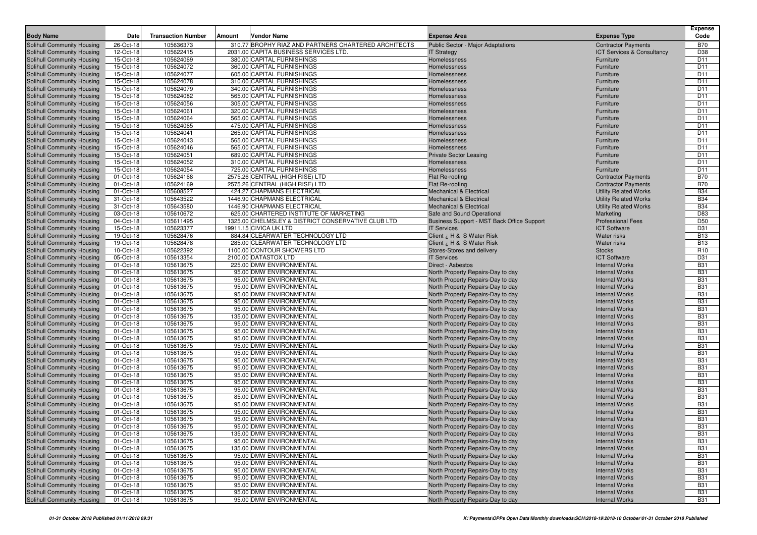| Body Name | Date | Transaction Number | Amount | Vendor Name | Expense Area | Expense Type | Expense Code |
|---|---|---|---|---|---|---|---|
| Solihull Community Housing | 26-Oct-18 | 105636373 | 310.77 | BROPHY RIAZ AND PARTNERS CHARTERED ARCHITECTS | Public Sector - Major Adaptations | Contractor Payments | B70 |
| Solihull Community Housing | 12-Oct-18 | 105622415 | 2031.00 | CAPITA BUSINESS SERVICES LTD. | IT Strategy | ICT Services & Consultancy | D38 |
| Solihull Community Housing | 15-Oct-18 | 105624069 | 380.00 | CAPITAL FURNISHINGS | Homelessness | Furniture | D11 |
| Solihull Community Housing | 15-Oct-18 | 105624072 | 360.00 | CAPITAL FURNISHINGS | Homelessness | Furniture | D11 |
| Solihull Community Housing | 15-Oct-18 | 105624077 | 605.00 | CAPITAL FURNISHINGS | Homelessness | Furniture | D11 |
| Solihull Community Housing | 15-Oct-18 | 105624078 | 310.00 | CAPITAL FURNISHINGS | Homelessness | Furniture | D11 |
| Solihull Community Housing | 15-Oct-18 | 105624079 | 340.00 | CAPITAL FURNISHINGS | Homelessness | Furniture | D11 |
| Solihull Community Housing | 15-Oct-18 | 105624082 | 565.00 | CAPITAL FURNISHINGS | Homelessness | Furniture | D11 |
| Solihull Community Housing | 15-Oct-18 | 105624056 | 305.00 | CAPITAL FURNISHINGS | Homelessness | Furniture | D11 |
| Solihull Community Housing | 15-Oct-18 | 105624061 | 320.00 | CAPITAL FURNISHINGS | Homelessness | Furniture | D11 |
| Solihull Community Housing | 15-Oct-18 | 105624064 | 565.00 | CAPITAL FURNISHINGS | Homelessness | Furniture | D11 |
| Solihull Community Housing | 15-Oct-18 | 105624065 | 475.00 | CAPITAL FURNISHINGS | Homelessness | Furniture | D11 |
| Solihull Community Housing | 15-Oct-18 | 105624041 | 265.00 | CAPITAL FURNISHINGS | Homelessness | Furniture | D11 |
| Solihull Community Housing | 15-Oct-18 | 105624043 | 565.00 | CAPITAL FURNISHINGS | Homelessness | Furniture | D11 |
| Solihull Community Housing | 15-Oct-18 | 105624046 | 565.00 | CAPITAL FURNISHINGS | Homelessness | Furniture | D11 |
| Solihull Community Housing | 15-Oct-18 | 105624051 | 689.00 | CAPITAL FURNISHINGS | Private Sector Leasing | Furniture | D11 |
| Solihull Community Housing | 15-Oct-18 | 105624052 | 310.00 | CAPITAL FURNISHINGS | Homelessness | Furniture | D11 |
| Solihull Community Housing | 15-Oct-18 | 105624054 | 725.00 | CAPITAL FURNISHINGS | Homelessness | Furniture | D11 |
| Solihull Community Housing | 01-Oct-18 | 105624168 | 2575.26 | CENTRAL (HIGH RISE) LTD | Flat Re-roofing | Contractor Payments | B70 |
| Solihull Community Housing | 01-Oct-18 | 105624169 | 2575.26 | CENTRAL (HIGH RISE) LTD | Flat Re-roofing | Contractor Payments | B70 |
| Solihull Community Housing | 01-Oct-18 | 105608527 | 424.27 | CHAPMANS ELECTRICAL | Mechanical & Electrical | Utility Related Works | B34 |
| Solihull Community Housing | 31-Oct-18 | 105643522 | 1446.90 | CHAPMANS ELECTRICAL | Mechanical & Electrical | Utility Related Works | B34 |
| Solihull Community Housing | 31-Oct-18 | 105643580 | 1446.90 | CHAPMANS ELECTRICAL | Mechanical & Electrical | Utility Related Works | B34 |
| Solihull Community Housing | 03-Oct-18 | 105610672 | 625.00 | CHARTERED INSTITUTE OF MARKETING | Safe and Sound Operational | Marketing | D83 |
| Solihull Community Housing | 04-Oct-18 | 105611495 | 1325.00 | CHELMSLEY & DISTRICT CONSERVATIVE CLUB LTD | Business Support - MST Back Office Support | Professional Fees | D50 |
| Solihull Community Housing | 15-Oct-18 | 105623377 | 19911.15 | CIVICA UK LTD | IT Services | ICT Software | D31 |
| Solihull Community Housing | 19-Oct-18 | 105628476 | 884.84 | CLEARWATER TECHNOLOGY LTD | Client ¿ H & S Water Risk | Water risks | B13 |
| Solihull Community Housing | 19-Oct-18 | 105628478 | 285.00 | CLEARWATER TECHNOLOGY LTD | Client ¿ H & S Water Risk | Water risks | B13 |
| Solihull Community Housing | 10-Oct-18 | 105622392 | 1100.00 | CONTOUR SHOWERS LTD | Stores-Stores and delivery | Stocks | R10 |
| Solihull Community Housing | 05-Oct-18 | 105613354 | 2100.00 | DATASTOX LTD | IT Services | ICT Software | D31 |
| Solihull Community Housing | 01-Oct-18 | 105613675 | 225.00 | DMW ENVIRONMENTAL | Direct - Asbestos | Internal Works | B31 |
| Solihull Community Housing | 01-Oct-18 | 105613675 | 95.00 | DMW ENVIRONMENTAL | North Property Repairs-Day to day | Internal Works | B31 |
| Solihull Community Housing | 01-Oct-18 | 105613675 | 95.00 | DMW ENVIRONMENTAL | North Property Repairs-Day to day | Internal Works | B31 |
| Solihull Community Housing | 01-Oct-18 | 105613675 | 95.00 | DMW ENVIRONMENTAL | North Property Repairs-Day to day | Internal Works | B31 |
| Solihull Community Housing | 01-Oct-18 | 105613675 | 95.00 | DMW ENVIRONMENTAL | North Property Repairs-Day to day | Internal Works | B31 |
| Solihull Community Housing | 01-Oct-18 | 105613675 | 95.00 | DMW ENVIRONMENTAL | North Property Repairs-Day to day | Internal Works | B31 |
| Solihull Community Housing | 01-Oct-18 | 105613675 | 95.00 | DMW ENVIRONMENTAL | North Property Repairs-Day to day | Internal Works | B31 |
| Solihull Community Housing | 01-Oct-18 | 105613675 | 135.00 | DMW ENVIRONMENTAL | North Property Repairs-Day to day | Internal Works | B31 |
| Solihull Community Housing | 01-Oct-18 | 105613675 | 95.00 | DMW ENVIRONMENTAL | North Property Repairs-Day to day | Internal Works | B31 |
| Solihull Community Housing | 01-Oct-18 | 105613675 | 95.00 | DMW ENVIRONMENTAL | North Property Repairs-Day to day | Internal Works | B31 |
| Solihull Community Housing | 01-Oct-18 | 105613675 | 95.00 | DMW ENVIRONMENTAL | North Property Repairs-Day to day | Internal Works | B31 |
| Solihull Community Housing | 01-Oct-18 | 105613675 | 95.00 | DMW ENVIRONMENTAL | North Property Repairs-Day to day | Internal Works | B31 |
| Solihull Community Housing | 01-Oct-18 | 105613675 | 95.00 | DMW ENVIRONMENTAL | North Property Repairs-Day to day | Internal Works | B31 |
| Solihull Community Housing | 01-Oct-18 | 105613675 | 95.00 | DMW ENVIRONMENTAL | North Property Repairs-Day to day | Internal Works | B31 |
| Solihull Community Housing | 01-Oct-18 | 105613675 | 95.00 | DMW ENVIRONMENTAL | North Property Repairs-Day to day | Internal Works | B31 |
| Solihull Community Housing | 01-Oct-18 | 105613675 | 95.00 | DMW ENVIRONMENTAL | North Property Repairs-Day to day | Internal Works | B31 |
| Solihull Community Housing | 01-Oct-18 | 105613675 | 95.00 | DMW ENVIRONMENTAL | North Property Repairs-Day to day | Internal Works | B31 |
| Solihull Community Housing | 01-Oct-18 | 105613675 | 95.00 | DMW ENVIRONMENTAL | North Property Repairs-Day to day | Internal Works | B31 |
| Solihull Community Housing | 01-Oct-18 | 105613675 | 85.00 | DMW ENVIRONMENTAL | North Property Repairs-Day to day | Internal Works | B31 |
| Solihull Community Housing | 01-Oct-18 | 105613675 | 95.00 | DMW ENVIRONMENTAL | North Property Repairs-Day to day | Internal Works | B31 |
| Solihull Community Housing | 01-Oct-18 | 105613675 | 95.00 | DMW ENVIRONMENTAL | North Property Repairs-Day to day | Internal Works | B31 |
| Solihull Community Housing | 01-Oct-18 | 105613675 | 95.00 | DMW ENVIRONMENTAL | North Property Repairs-Day to day | Internal Works | B31 |
| Solihull Community Housing | 01-Oct-18 | 105613675 | 95.00 | DMW ENVIRONMENTAL | North Property Repairs-Day to day | Internal Works | B31 |
| Solihull Community Housing | 01-Oct-18 | 105613675 | 135.00 | DMW ENVIRONMENTAL | North Property Repairs-Day to day | Internal Works | B31 |
| Solihull Community Housing | 01-Oct-18 | 105613675 | 95.00 | DMW ENVIRONMENTAL | North Property Repairs-Day to day | Internal Works | B31 |
| Solihull Community Housing | 01-Oct-18 | 105613675 | 135.00 | DMW ENVIRONMENTAL | North Property Repairs-Day to day | Internal Works | B31 |
| Solihull Community Housing | 01-Oct-18 | 105613675 | 95.00 | DMW ENVIRONMENTAL | North Property Repairs-Day to day | Internal Works | B31 |
| Solihull Community Housing | 01-Oct-18 | 105613675 | 95.00 | DMW ENVIRONMENTAL | North Property Repairs-Day to day | Internal Works | B31 |
| Solihull Community Housing | 01-Oct-18 | 105613675 | 95.00 | DMW ENVIRONMENTAL | North Property Repairs-Day to day | Internal Works | B31 |
| Solihull Community Housing | 01-Oct-18 | 105613675 | 95.00 | DMW ENVIRONMENTAL | North Property Repairs-Day to day | Internal Works | B31 |
| Solihull Community Housing | 01-Oct-18 | 105613675 | 95.00 | DMW ENVIRONMENTAL | North Property Repairs-Day to day | Internal Works | B31 |
| Solihull Community Housing | 01-Oct-18 | 105613675 | 95.00 | DMW ENVIRONMENTAL | North Property Repairs-Day to day | Internal Works | B31 |
| Solihull Community Housing | 01-Oct-18 | 105613675 | 95.00 | DMW ENVIRONMENTAL | North Property Repairs-Day to day | Internal Works | B31 |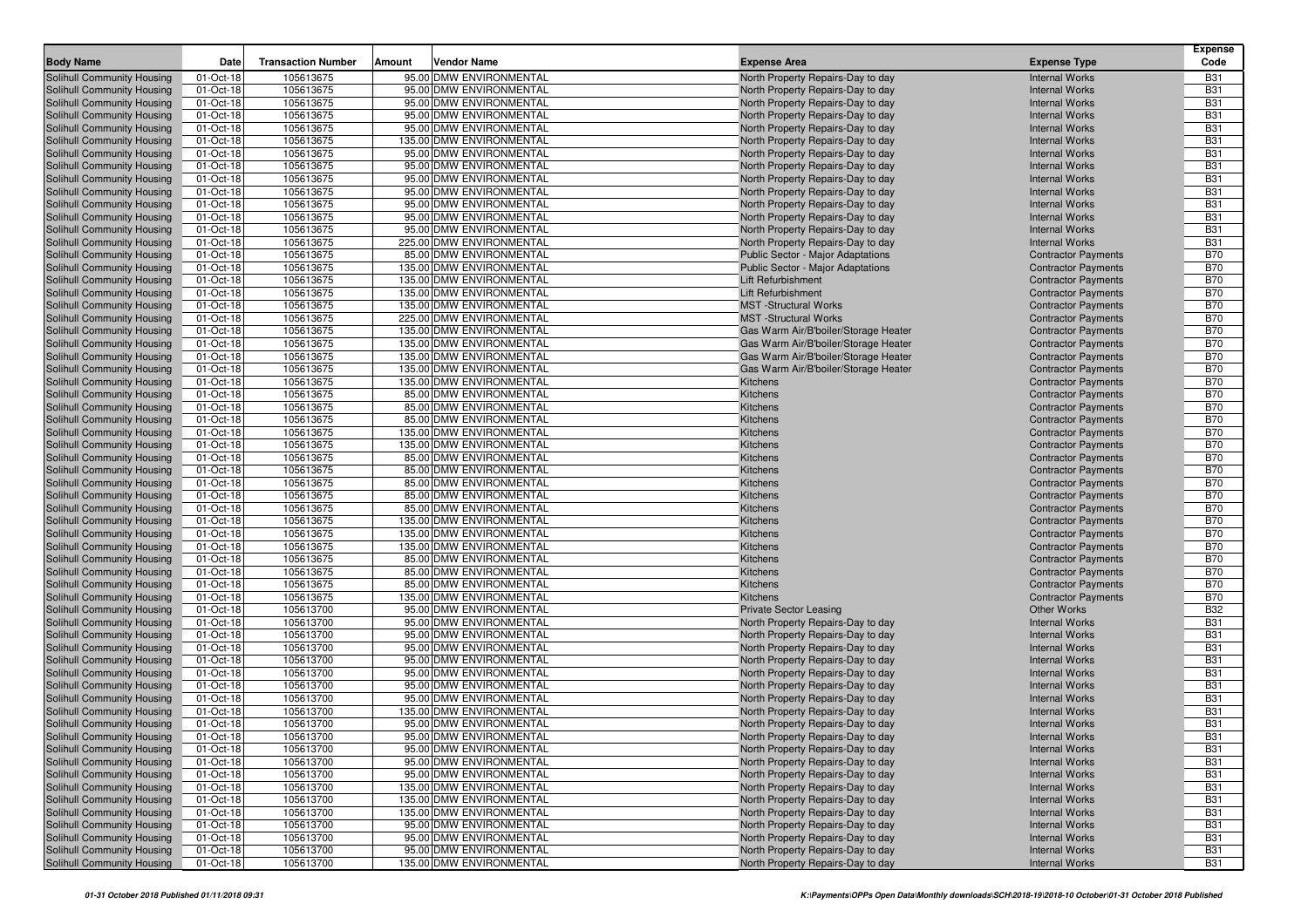| Body Name | Date | Transaction Number | Amount | Vendor Name | Expense Area | Expense Type | Expense Code |
|---|---|---|---|---|---|---|---|
| Solihull Community Housing | 01-Oct-18 | 105613675 | 95.00 | DMW ENVIRONMENTAL | North Property Repairs-Day to day | Internal Works | B31 |
| Solihull Community Housing | 01-Oct-18 | 105613675 | 95.00 | DMW ENVIRONMENTAL | North Property Repairs-Day to day | Internal Works | B31 |
| Solihull Community Housing | 01-Oct-18 | 105613675 | 95.00 | DMW ENVIRONMENTAL | North Property Repairs-Day to day | Internal Works | B31 |
| Solihull Community Housing | 01-Oct-18 | 105613675 | 95.00 | DMW ENVIRONMENTAL | North Property Repairs-Day to day | Internal Works | B31 |
| Solihull Community Housing | 01-Oct-18 | 105613675 | 95.00 | DMW ENVIRONMENTAL | North Property Repairs-Day to day | Internal Works | B31 |
| Solihull Community Housing | 01-Oct-18 | 105613675 | 135.00 | DMW ENVIRONMENTAL | North Property Repairs-Day to day | Internal Works | B31 |
| Solihull Community Housing | 01-Oct-18 | 105613675 | 95.00 | DMW ENVIRONMENTAL | North Property Repairs-Day to day | Internal Works | B31 |
| Solihull Community Housing | 01-Oct-18 | 105613675 | 95.00 | DMW ENVIRONMENTAL | North Property Repairs-Day to day | Internal Works | B31 |
| Solihull Community Housing | 01-Oct-18 | 105613675 | 95.00 | DMW ENVIRONMENTAL | North Property Repairs-Day to day | Internal Works | B31 |
| Solihull Community Housing | 01-Oct-18 | 105613675 | 95.00 | DMW ENVIRONMENTAL | North Property Repairs-Day to day | Internal Works | B31 |
| Solihull Community Housing | 01-Oct-18 | 105613675 | 95.00 | DMW ENVIRONMENTAL | North Property Repairs-Day to day | Internal Works | B31 |
| Solihull Community Housing | 01-Oct-18 | 105613675 | 95.00 | DMW ENVIRONMENTAL | North Property Repairs-Day to day | Internal Works | B31 |
| Solihull Community Housing | 01-Oct-18 | 105613675 | 95.00 | DMW ENVIRONMENTAL | North Property Repairs-Day to day | Internal Works | B31 |
| Solihull Community Housing | 01-Oct-18 | 105613675 | 225.00 | DMW ENVIRONMENTAL | North Property Repairs-Day to day | Internal Works | B31 |
| Solihull Community Housing | 01-Oct-18 | 105613675 | 85.00 | DMW ENVIRONMENTAL | Public Sector - Major Adaptations | Contractor Payments | B70 |
| Solihull Community Housing | 01-Oct-18 | 105613675 | 135.00 | DMW ENVIRONMENTAL | Public Sector - Major Adaptations | Contractor Payments | B70 |
| Solihull Community Housing | 01-Oct-18 | 105613675 | 135.00 | DMW ENVIRONMENTAL | Lift Refurbishment | Contractor Payments | B70 |
| Solihull Community Housing | 01-Oct-18 | 105613675 | 135.00 | DMW ENVIRONMENTAL | Lift Refurbishment | Contractor Payments | B70 |
| Solihull Community Housing | 01-Oct-18 | 105613675 | 135.00 | DMW ENVIRONMENTAL | MST -Structural Works | Contractor Payments | B70 |
| Solihull Community Housing | 01-Oct-18 | 105613675 | 225.00 | DMW ENVIRONMENTAL | MST -Structural Works | Contractor Payments | B70 |
| Solihull Community Housing | 01-Oct-18 | 105613675 | 135.00 | DMW ENVIRONMENTAL | Gas Warm Air/B'boiler/Storage Heater | Contractor Payments | B70 |
| Solihull Community Housing | 01-Oct-18 | 105613675 | 135.00 | DMW ENVIRONMENTAL | Gas Warm Air/B'boiler/Storage Heater | Contractor Payments | B70 |
| Solihull Community Housing | 01-Oct-18 | 105613675 | 135.00 | DMW ENVIRONMENTAL | Gas Warm Air/B'boiler/Storage Heater | Contractor Payments | B70 |
| Solihull Community Housing | 01-Oct-18 | 105613675 | 135.00 | DMW ENVIRONMENTAL | Gas Warm Air/B'boiler/Storage Heater | Contractor Payments | B70 |
| Solihull Community Housing | 01-Oct-18 | 105613675 | 135.00 | DMW ENVIRONMENTAL | Kitchens | Contractor Payments | B70 |
| Solihull Community Housing | 01-Oct-18 | 105613675 | 85.00 | DMW ENVIRONMENTAL | Kitchens | Contractor Payments | B70 |
| Solihull Community Housing | 01-Oct-18 | 105613675 | 85.00 | DMW ENVIRONMENTAL | Kitchens | Contractor Payments | B70 |
| Solihull Community Housing | 01-Oct-18 | 105613675 | 85.00 | DMW ENVIRONMENTAL | Kitchens | Contractor Payments | B70 |
| Solihull Community Housing | 01-Oct-18 | 105613675 | 135.00 | DMW ENVIRONMENTAL | Kitchens | Contractor Payments | B70 |
| Solihull Community Housing | 01-Oct-18 | 105613675 | 135.00 | DMW ENVIRONMENTAL | Kitchens | Contractor Payments | B70 |
| Solihull Community Housing | 01-Oct-18 | 105613675 | 85.00 | DMW ENVIRONMENTAL | Kitchens | Contractor Payments | B70 |
| Solihull Community Housing | 01-Oct-18 | 105613675 | 85.00 | DMW ENVIRONMENTAL | Kitchens | Contractor Payments | B70 |
| Solihull Community Housing | 01-Oct-18 | 105613675 | 85.00 | DMW ENVIRONMENTAL | Kitchens | Contractor Payments | B70 |
| Solihull Community Housing | 01-Oct-18 | 105613675 | 85.00 | DMW ENVIRONMENTAL | Kitchens | Contractor Payments | B70 |
| Solihull Community Housing | 01-Oct-18 | 105613675 | 85.00 | DMW ENVIRONMENTAL | Kitchens | Contractor Payments | B70 |
| Solihull Community Housing | 01-Oct-18 | 105613675 | 135.00 | DMW ENVIRONMENTAL | Kitchens | Contractor Payments | B70 |
| Solihull Community Housing | 01-Oct-18 | 105613675 | 135.00 | DMW ENVIRONMENTAL | Kitchens | Contractor Payments | B70 |
| Solihull Community Housing | 01-Oct-18 | 105613675 | 135.00 | DMW ENVIRONMENTAL | Kitchens | Contractor Payments | B70 |
| Solihull Community Housing | 01-Oct-18 | 105613675 | 85.00 | DMW ENVIRONMENTAL | Kitchens | Contractor Payments | B70 |
| Solihull Community Housing | 01-Oct-18 | 105613675 | 85.00 | DMW ENVIRONMENTAL | Kitchens | Contractor Payments | B70 |
| Solihull Community Housing | 01-Oct-18 | 105613675 | 85.00 | DMW ENVIRONMENTAL | Kitchens | Contractor Payments | B70 |
| Solihull Community Housing | 01-Oct-18 | 105613675 | 135.00 | DMW ENVIRONMENTAL | Kitchens | Contractor Payments | B70 |
| Solihull Community Housing | 01-Oct-18 | 105613700 | 95.00 | DMW ENVIRONMENTAL | Private Sector Leasing | Other Works | B32 |
| Solihull Community Housing | 01-Oct-18 | 105613700 | 95.00 | DMW ENVIRONMENTAL | North Property Repairs-Day to day | Internal Works | B31 |
| Solihull Community Housing | 01-Oct-18 | 105613700 | 95.00 | DMW ENVIRONMENTAL | North Property Repairs-Day to day | Internal Works | B31 |
| Solihull Community Housing | 01-Oct-18 | 105613700 | 95.00 | DMW ENVIRONMENTAL | North Property Repairs-Day to day | Internal Works | B31 |
| Solihull Community Housing | 01-Oct-18 | 105613700 | 95.00 | DMW ENVIRONMENTAL | North Property Repairs-Day to day | Internal Works | B31 |
| Solihull Community Housing | 01-Oct-18 | 105613700 | 95.00 | DMW ENVIRONMENTAL | North Property Repairs-Day to day | Internal Works | B31 |
| Solihull Community Housing | 01-Oct-18 | 105613700 | 95.00 | DMW ENVIRONMENTAL | North Property Repairs-Day to day | Internal Works | B31 |
| Solihull Community Housing | 01-Oct-18 | 105613700 | 95.00 | DMW ENVIRONMENTAL | North Property Repairs-Day to day | Internal Works | B31 |
| Solihull Community Housing | 01-Oct-18 | 105613700 | 135.00 | DMW ENVIRONMENTAL | North Property Repairs-Day to day | Internal Works | B31 |
| Solihull Community Housing | 01-Oct-18 | 105613700 | 95.00 | DMW ENVIRONMENTAL | North Property Repairs-Day to day | Internal Works | B31 |
| Solihull Community Housing | 01-Oct-18 | 105613700 | 95.00 | DMW ENVIRONMENTAL | North Property Repairs-Day to day | Internal Works | B31 |
| Solihull Community Housing | 01-Oct-18 | 105613700 | 95.00 | DMW ENVIRONMENTAL | North Property Repairs-Day to day | Internal Works | B31 |
| Solihull Community Housing | 01-Oct-18 | 105613700 | 95.00 | DMW ENVIRONMENTAL | North Property Repairs-Day to day | Internal Works | B31 |
| Solihull Community Housing | 01-Oct-18 | 105613700 | 95.00 | DMW ENVIRONMENTAL | North Property Repairs-Day to day | Internal Works | B31 |
| Solihull Community Housing | 01-Oct-18 | 105613700 | 135.00 | DMW ENVIRONMENTAL | North Property Repairs-Day to day | Internal Works | B31 |
| Solihull Community Housing | 01-Oct-18 | 105613700 | 135.00 | DMW ENVIRONMENTAL | North Property Repairs-Day to day | Internal Works | B31 |
| Solihull Community Housing | 01-Oct-18 | 105613700 | 135.00 | DMW ENVIRONMENTAL | North Property Repairs-Day to day | Internal Works | B31 |
| Solihull Community Housing | 01-Oct-18 | 105613700 | 95.00 | DMW ENVIRONMENTAL | North Property Repairs-Day to day | Internal Works | B31 |
| Solihull Community Housing | 01-Oct-18 | 105613700 | 95.00 | DMW ENVIRONMENTAL | North Property Repairs-Day to day | Internal Works | B31 |
| Solihull Community Housing | 01-Oct-18 | 105613700 | 95.00 | DMW ENVIRONMENTAL | North Property Repairs-Day to day | Internal Works | B31 |
| Solihull Community Housing | 01-Oct-18 | 105613700 | 135.00 | DMW ENVIRONMENTAL | North Property Repairs-Day to day | Internal Works | B31 |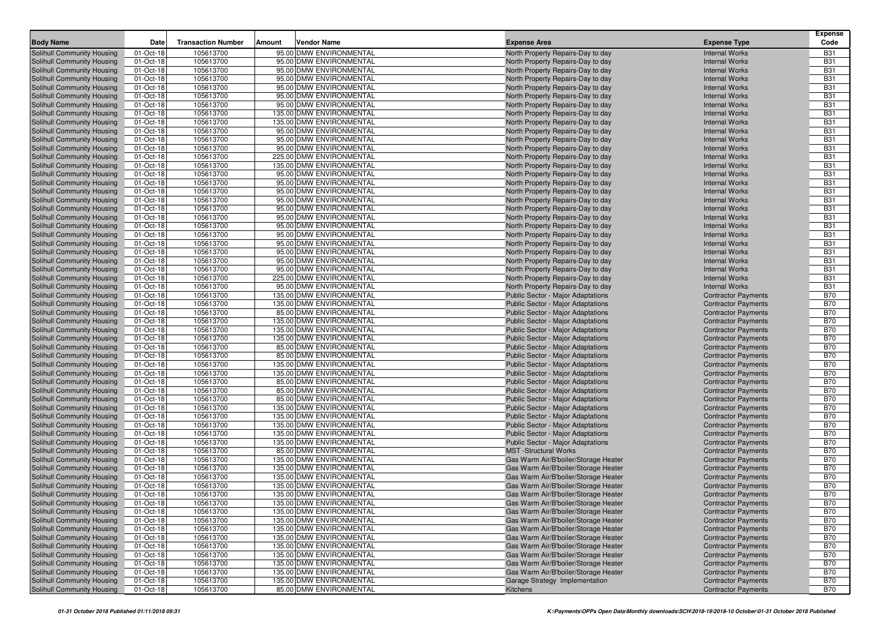| Body Name | Date | Transaction Number | Amount | Vendor Name | Expense Area | Expense Type | Expense Code |
|---|---|---|---|---|---|---|---|
| Solihull Community Housing | 01-Oct-18 | 105613700 | 95.00 | DMW ENVIRONMENTAL | North Property Repairs-Day to day | Internal Works | B31 |
| Solihull Community Housing | 01-Oct-18 | 105613700 | 95.00 | DMW ENVIRONMENTAL | North Property Repairs-Day to day | Internal Works | B31 |
| Solihull Community Housing | 01-Oct-18 | 105613700 | 95.00 | DMW ENVIRONMENTAL | North Property Repairs-Day to day | Internal Works | B31 |
| Solihull Community Housing | 01-Oct-18 | 105613700 | 95.00 | DMW ENVIRONMENTAL | North Property Repairs-Day to day | Internal Works | B31 |
| Solihull Community Housing | 01-Oct-18 | 105613700 | 95.00 | DMW ENVIRONMENTAL | North Property Repairs-Day to day | Internal Works | B31 |
| Solihull Community Housing | 01-Oct-18 | 105613700 | 95.00 | DMW ENVIRONMENTAL | North Property Repairs-Day to day | Internal Works | B31 |
| Solihull Community Housing | 01-Oct-18 | 105613700 | 95.00 | DMW ENVIRONMENTAL | North Property Repairs-Day to day | Internal Works | B31 |
| Solihull Community Housing | 01-Oct-18 | 105613700 | 135.00 | DMW ENVIRONMENTAL | North Property Repairs-Day to day | Internal Works | B31 |
| Solihull Community Housing | 01-Oct-18 | 105613700 | 135.00 | DMW ENVIRONMENTAL | North Property Repairs-Day to day | Internal Works | B31 |
| Solihull Community Housing | 01-Oct-18 | 105613700 | 95.00 | DMW ENVIRONMENTAL | North Property Repairs-Day to day | Internal Works | B31 |
| Solihull Community Housing | 01-Oct-18 | 105613700 | 95.00 | DMW ENVIRONMENTAL | North Property Repairs-Day to day | Internal Works | B31 |
| Solihull Community Housing | 01-Oct-18 | 105613700 | 95.00 | DMW ENVIRONMENTAL | North Property Repairs-Day to day | Internal Works | B31 |
| Solihull Community Housing | 01-Oct-18 | 105613700 | 225.00 | DMW ENVIRONMENTAL | North Property Repairs-Day to day | Internal Works | B31 |
| Solihull Community Housing | 01-Oct-18 | 105613700 | 135.00 | DMW ENVIRONMENTAL | North Property Repairs-Day to day | Internal Works | B31 |
| Solihull Community Housing | 01-Oct-18 | 105613700 | 95.00 | DMW ENVIRONMENTAL | North Property Repairs-Day to day | Internal Works | B31 |
| Solihull Community Housing | 01-Oct-18 | 105613700 | 95.00 | DMW ENVIRONMENTAL | North Property Repairs-Day to day | Internal Works | B31 |
| Solihull Community Housing | 01-Oct-18 | 105613700 | 95.00 | DMW ENVIRONMENTAL | North Property Repairs-Day to day | Internal Works | B31 |
| Solihull Community Housing | 01-Oct-18 | 105613700 | 95.00 | DMW ENVIRONMENTAL | North Property Repairs-Day to day | Internal Works | B31 |
| Solihull Community Housing | 01-Oct-18 | 105613700 | 95.00 | DMW ENVIRONMENTAL | North Property Repairs-Day to day | Internal Works | B31 |
| Solihull Community Housing | 01-Oct-18 | 105613700 | 95.00 | DMW ENVIRONMENTAL | North Property Repairs-Day to day | Internal Works | B31 |
| Solihull Community Housing | 01-Oct-18 | 105613700 | 95.00 | DMW ENVIRONMENTAL | North Property Repairs-Day to day | Internal Works | B31 |
| Solihull Community Housing | 01-Oct-18 | 105613700 | 95.00 | DMW ENVIRONMENTAL | North Property Repairs-Day to day | Internal Works | B31 |
| Solihull Community Housing | 01-Oct-18 | 105613700 | 95.00 | DMW ENVIRONMENTAL | North Property Repairs-Day to day | Internal Works | B31 |
| Solihull Community Housing | 01-Oct-18 | 105613700 | 95.00 | DMW ENVIRONMENTAL | North Property Repairs-Day to day | Internal Works | B31 |
| Solihull Community Housing | 01-Oct-18 | 105613700 | 95.00 | DMW ENVIRONMENTAL | North Property Repairs-Day to day | Internal Works | B31 |
| Solihull Community Housing | 01-Oct-18 | 105613700 | 95.00 | DMW ENVIRONMENTAL | North Property Repairs-Day to day | Internal Works | B31 |
| Solihull Community Housing | 01-Oct-18 | 105613700 | 225.00 | DMW ENVIRONMENTAL | North Property Repairs-Day to day | Internal Works | B31 |
| Solihull Community Housing | 01-Oct-18 | 105613700 | 95.00 | DMW ENVIRONMENTAL | North Property Repairs-Day to day | Internal Works | B31 |
| Solihull Community Housing | 01-Oct-18 | 105613700 | 135.00 | DMW ENVIRONMENTAL | Public Sector - Major Adaptations | Contractor Payments | B70 |
| Solihull Community Housing | 01-Oct-18 | 105613700 | 135.00 | DMW ENVIRONMENTAL | Public Sector - Major Adaptations | Contractor Payments | B70 |
| Solihull Community Housing | 01-Oct-18 | 105613700 | 85.00 | DMW ENVIRONMENTAL | Public Sector - Major Adaptations | Contractor Payments | B70 |
| Solihull Community Housing | 01-Oct-18 | 105613700 | 135.00 | DMW ENVIRONMENTAL | Public Sector - Major Adaptations | Contractor Payments | B70 |
| Solihull Community Housing | 01-Oct-18 | 105613700 | 135.00 | DMW ENVIRONMENTAL | Public Sector - Major Adaptations | Contractor Payments | B70 |
| Solihull Community Housing | 01-Oct-18 | 105613700 | 135.00 | DMW ENVIRONMENTAL | Public Sector - Major Adaptations | Contractor Payments | B70 |
| Solihull Community Housing | 01-Oct-18 | 105613700 | 85.00 | DMW ENVIRONMENTAL | Public Sector - Major Adaptations | Contractor Payments | B70 |
| Solihull Community Housing | 01-Oct-18 | 105613700 | 85.00 | DMW ENVIRONMENTAL | Public Sector - Major Adaptations | Contractor Payments | B70 |
| Solihull Community Housing | 01-Oct-18 | 105613700 | 135.00 | DMW ENVIRONMENTAL | Public Sector - Major Adaptations | Contractor Payments | B70 |
| Solihull Community Housing | 01-Oct-18 | 105613700 | 135.00 | DMW ENVIRONMENTAL | Public Sector - Major Adaptations | Contractor Payments | B70 |
| Solihull Community Housing | 01-Oct-18 | 105613700 | 85.00 | DMW ENVIRONMENTAL | Public Sector - Major Adaptations | Contractor Payments | B70 |
| Solihull Community Housing | 01-Oct-18 | 105613700 | 85.00 | DMW ENVIRONMENTAL | Public Sector - Major Adaptations | Contractor Payments | B70 |
| Solihull Community Housing | 01-Oct-18 | 105613700 | 85.00 | DMW ENVIRONMENTAL | Public Sector - Major Adaptations | Contractor Payments | B70 |
| Solihull Community Housing | 01-Oct-18 | 105613700 | 135.00 | DMW ENVIRONMENTAL | Public Sector - Major Adaptations | Contractor Payments | B70 |
| Solihull Community Housing | 01-Oct-18 | 105613700 | 135.00 | DMW ENVIRONMENTAL | Public Sector - Major Adaptations | Contractor Payments | B70 |
| Solihull Community Housing | 01-Oct-18 | 105613700 | 135.00 | DMW ENVIRONMENTAL | Public Sector - Major Adaptations | Contractor Payments | B70 |
| Solihull Community Housing | 01-Oct-18 | 105613700 | 135.00 | DMW ENVIRONMENTAL | Public Sector - Major Adaptations | Contractor Payments | B70 |
| Solihull Community Housing | 01-Oct-18 | 105613700 | 135.00 | DMW ENVIRONMENTAL | Public Sector - Major Adaptations | Contractor Payments | B70 |
| Solihull Community Housing | 01-Oct-18 | 105613700 | 85.00 | DMW ENVIRONMENTAL | MST -Structural Works | Contractor Payments | B70 |
| Solihull Community Housing | 01-Oct-18 | 105613700 | 135.00 | DMW ENVIRONMENTAL | Gas Warm Air/B'boiler/Storage Heater | Contractor Payments | B70 |
| Solihull Community Housing | 01-Oct-18 | 105613700 | 135.00 | DMW ENVIRONMENTAL | Gas Warm Air/B'boiler/Storage Heater | Contractor Payments | B70 |
| Solihull Community Housing | 01-Oct-18 | 105613700 | 135.00 | DMW ENVIRONMENTAL | Gas Warm Air/B'boiler/Storage Heater | Contractor Payments | B70 |
| Solihull Community Housing | 01-Oct-18 | 105613700 | 135.00 | DMW ENVIRONMENTAL | Gas Warm Air/B'boiler/Storage Heater | Contractor Payments | B70 |
| Solihull Community Housing | 01-Oct-18 | 105613700 | 135.00 | DMW ENVIRONMENTAL | Gas Warm Air/B'boiler/Storage Heater | Contractor Payments | B70 |
| Solihull Community Housing | 01-Oct-18 | 105613700 | 135.00 | DMW ENVIRONMENTAL | Gas Warm Air/B'boiler/Storage Heater | Contractor Payments | B70 |
| Solihull Community Housing | 01-Oct-18 | 105613700 | 135.00 | DMW ENVIRONMENTAL | Gas Warm Air/B'boiler/Storage Heater | Contractor Payments | B70 |
| Solihull Community Housing | 01-Oct-18 | 105613700 | 135.00 | DMW ENVIRONMENTAL | Gas Warm Air/B'boiler/Storage Heater | Contractor Payments | B70 |
| Solihull Community Housing | 01-Oct-18 | 105613700 | 135.00 | DMW ENVIRONMENTAL | Gas Warm Air/B'boiler/Storage Heater | Contractor Payments | B70 |
| Solihull Community Housing | 01-Oct-18 | 105613700 | 135.00 | DMW ENVIRONMENTAL | Gas Warm Air/B'boiler/Storage Heater | Contractor Payments | B70 |
| Solihull Community Housing | 01-Oct-18 | 105613700 | 135.00 | DMW ENVIRONMENTAL | Gas Warm Air/B'boiler/Storage Heater | Contractor Payments | B70 |
| Solihull Community Housing | 01-Oct-18 | 105613700 | 135.00 | DMW ENVIRONMENTAL | Gas Warm Air/B'boiler/Storage Heater | Contractor Payments | B70 |
| Solihull Community Housing | 01-Oct-18 | 105613700 | 135.00 | DMW ENVIRONMENTAL | Gas Warm Air/B'boiler/Storage Heater | Contractor Payments | B70 |
| Solihull Community Housing | 01-Oct-18 | 105613700 | 135.00 | DMW ENVIRONMENTAL | Garage Strategy Implementation | Contractor Payments | B70 |
| Solihull Community Housing | 01-Oct-18 | 105613700 | 85.00 | DMW ENVIRONMENTAL | Kitchens | Contractor Payments | B70 |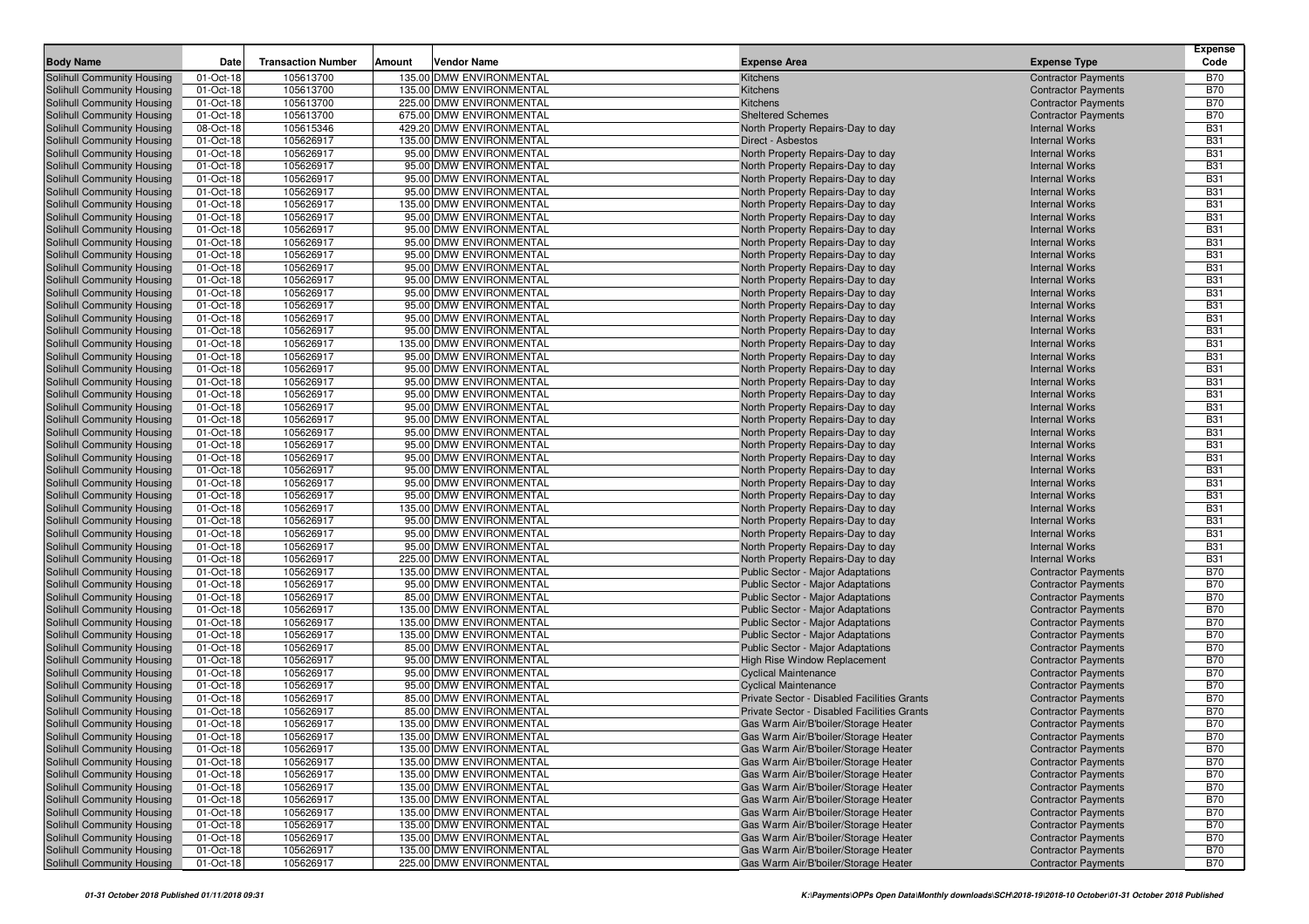| Body Name | Date | Transaction Number | Amount | Vendor Name | Expense Area | Expense Type | Expense Code |
|---|---|---|---|---|---|---|---|
| Solihull Community Housing | 01-Oct-18 | 105613700 | 135.00 | DMW ENVIRONMENTAL | Kitchens | Contractor Payments | B70 |
| Solihull Community Housing | 01-Oct-18 | 105613700 | 135.00 | DMW ENVIRONMENTAL | Kitchens | Contractor Payments | B70 |
| Solihull Community Housing | 01-Oct-18 | 105613700 | 225.00 | DMW ENVIRONMENTAL | Kitchens | Contractor Payments | B70 |
| Solihull Community Housing | 01-Oct-18 | 105613700 | 675.00 | DMW ENVIRONMENTAL | Sheltered Schemes | Contractor Payments | B70 |
| Solihull Community Housing | 08-Oct-18 | 105615346 | 429.20 | DMW ENVIRONMENTAL | North Property Repairs-Day to day | Internal Works | B31 |
| Solihull Community Housing | 01-Oct-18 | 105626917 | 135.00 | DMW ENVIRONMENTAL | Direct - Asbestos | Internal Works | B31 |
| Solihull Community Housing | 01-Oct-18 | 105626917 | 95.00 | DMW ENVIRONMENTAL | North Property Repairs-Day to day | Internal Works | B31 |
| Solihull Community Housing | 01-Oct-18 | 105626917 | 95.00 | DMW ENVIRONMENTAL | North Property Repairs-Day to day | Internal Works | B31 |
| Solihull Community Housing | 01-Oct-18 | 105626917 | 95.00 | DMW ENVIRONMENTAL | North Property Repairs-Day to day | Internal Works | B31 |
| Solihull Community Housing | 01-Oct-18 | 105626917 | 95.00 | DMW ENVIRONMENTAL | North Property Repairs-Day to day | Internal Works | B31 |
| Solihull Community Housing | 01-Oct-18 | 105626917 | 135.00 | DMW ENVIRONMENTAL | North Property Repairs-Day to day | Internal Works | B31 |
| Solihull Community Housing | 01-Oct-18 | 105626917 | 95.00 | DMW ENVIRONMENTAL | North Property Repairs-Day to day | Internal Works | B31 |
| Solihull Community Housing | 01-Oct-18 | 105626917 | 95.00 | DMW ENVIRONMENTAL | North Property Repairs-Day to day | Internal Works | B31 |
| Solihull Community Housing | 01-Oct-18 | 105626917 | 95.00 | DMW ENVIRONMENTAL | North Property Repairs-Day to day | Internal Works | B31 |
| Solihull Community Housing | 01-Oct-18 | 105626917 | 95.00 | DMW ENVIRONMENTAL | North Property Repairs-Day to day | Internal Works | B31 |
| Solihull Community Housing | 01-Oct-18 | 105626917 | 95.00 | DMW ENVIRONMENTAL | North Property Repairs-Day to day | Internal Works | B31 |
| Solihull Community Housing | 01-Oct-18 | 105626917 | 95.00 | DMW ENVIRONMENTAL | North Property Repairs-Day to day | Internal Works | B31 |
| Solihull Community Housing | 01-Oct-18 | 105626917 | 95.00 | DMW ENVIRONMENTAL | North Property Repairs-Day to day | Internal Works | B31 |
| Solihull Community Housing | 01-Oct-18 | 105626917 | 95.00 | DMW ENVIRONMENTAL | North Property Repairs-Day to day | Internal Works | B31 |
| Solihull Community Housing | 01-Oct-18 | 105626917 | 95.00 | DMW ENVIRONMENTAL | North Property Repairs-Day to day | Internal Works | B31 |
| Solihull Community Housing | 01-Oct-18 | 105626917 | 95.00 | DMW ENVIRONMENTAL | North Property Repairs-Day to day | Internal Works | B31 |
| Solihull Community Housing | 01-Oct-18 | 105626917 | 135.00 | DMW ENVIRONMENTAL | North Property Repairs-Day to day | Internal Works | B31 |
| Solihull Community Housing | 01-Oct-18 | 105626917 | 95.00 | DMW ENVIRONMENTAL | North Property Repairs-Day to day | Internal Works | B31 |
| Solihull Community Housing | 01-Oct-18 | 105626917 | 95.00 | DMW ENVIRONMENTAL | North Property Repairs-Day to day | Internal Works | B31 |
| Solihull Community Housing | 01-Oct-18 | 105626917 | 95.00 | DMW ENVIRONMENTAL | North Property Repairs-Day to day | Internal Works | B31 |
| Solihull Community Housing | 01-Oct-18 | 105626917 | 95.00 | DMW ENVIRONMENTAL | North Property Repairs-Day to day | Internal Works | B31 |
| Solihull Community Housing | 01-Oct-18 | 105626917 | 95.00 | DMW ENVIRONMENTAL | North Property Repairs-Day to day | Internal Works | B31 |
| Solihull Community Housing | 01-Oct-18 | 105626917 | 95.00 | DMW ENVIRONMENTAL | North Property Repairs-Day to day | Internal Works | B31 |
| Solihull Community Housing | 01-Oct-18 | 105626917 | 95.00 | DMW ENVIRONMENTAL | North Property Repairs-Day to day | Internal Works | B31 |
| Solihull Community Housing | 01-Oct-18 | 105626917 | 95.00 | DMW ENVIRONMENTAL | North Property Repairs-Day to day | Internal Works | B31 |
| Solihull Community Housing | 01-Oct-18 | 105626917 | 95.00 | DMW ENVIRONMENTAL | North Property Repairs-Day to day | Internal Works | B31 |
| Solihull Community Housing | 01-Oct-18 | 105626917 | 95.00 | DMW ENVIRONMENTAL | North Property Repairs-Day to day | Internal Works | B31 |
| Solihull Community Housing | 01-Oct-18 | 105626917 | 95.00 | DMW ENVIRONMENTAL | North Property Repairs-Day to day | Internal Works | B31 |
| Solihull Community Housing | 01-Oct-18 | 105626917 | 95.00 | DMW ENVIRONMENTAL | North Property Repairs-Day to day | Internal Works | B31 |
| Solihull Community Housing | 01-Oct-18 | 105626917 | 135.00 | DMW ENVIRONMENTAL | North Property Repairs-Day to day | Internal Works | B31 |
| Solihull Community Housing | 01-Oct-18 | 105626917 | 95.00 | DMW ENVIRONMENTAL | North Property Repairs-Day to day | Internal Works | B31 |
| Solihull Community Housing | 01-Oct-18 | 105626917 | 95.00 | DMW ENVIRONMENTAL | North Property Repairs-Day to day | Internal Works | B31 |
| Solihull Community Housing | 01-Oct-18 | 105626917 | 95.00 | DMW ENVIRONMENTAL | North Property Repairs-Day to day | Internal Works | B31 |
| Solihull Community Housing | 01-Oct-18 | 105626917 | 225.00 | DMW ENVIRONMENTAL | North Property Repairs-Day to day | Internal Works | B31 |
| Solihull Community Housing | 01-Oct-18 | 105626917 | 135.00 | DMW ENVIRONMENTAL | Public Sector - Major Adaptations | Contractor Payments | B70 |
| Solihull Community Housing | 01-Oct-18 | 105626917 | 95.00 | DMW ENVIRONMENTAL | Public Sector - Major Adaptations | Contractor Payments | B70 |
| Solihull Community Housing | 01-Oct-18 | 105626917 | 85.00 | DMW ENVIRONMENTAL | Public Sector - Major Adaptations | Contractor Payments | B70 |
| Solihull Community Housing | 01-Oct-18 | 105626917 | 135.00 | DMW ENVIRONMENTAL | Public Sector - Major Adaptations | Contractor Payments | B70 |
| Solihull Community Housing | 01-Oct-18 | 105626917 | 135.00 | DMW ENVIRONMENTAL | Public Sector - Major Adaptations | Contractor Payments | B70 |
| Solihull Community Housing | 01-Oct-18 | 105626917 | 135.00 | DMW ENVIRONMENTAL | Public Sector - Major Adaptations | Contractor Payments | B70 |
| Solihull Community Housing | 01-Oct-18 | 105626917 | 85.00 | DMW ENVIRONMENTAL | Public Sector - Major Adaptations | Contractor Payments | B70 |
| Solihull Community Housing | 01-Oct-18 | 105626917 | 95.00 | DMW ENVIRONMENTAL | High Rise Window Replacement | Contractor Payments | B70 |
| Solihull Community Housing | 01-Oct-18 | 105626917 | 95.00 | DMW ENVIRONMENTAL | Cyclical Maintenance | Contractor Payments | B70 |
| Solihull Community Housing | 01-Oct-18 | 105626917 | 95.00 | DMW ENVIRONMENTAL | Cyclical Maintenance | Contractor Payments | B70 |
| Solihull Community Housing | 01-Oct-18 | 105626917 | 85.00 | DMW ENVIRONMENTAL | Private Sector - Disabled Facilities Grants | Contractor Payments | B70 |
| Solihull Community Housing | 01-Oct-18 | 105626917 | 85.00 | DMW ENVIRONMENTAL | Private Sector - Disabled Facilities Grants | Contractor Payments | B70 |
| Solihull Community Housing | 01-Oct-18 | 105626917 | 135.00 | DMW ENVIRONMENTAL | Gas Warm Air/B'boiler/Storage Heater | Contractor Payments | B70 |
| Solihull Community Housing | 01-Oct-18 | 105626917 | 135.00 | DMW ENVIRONMENTAL | Gas Warm Air/B'boiler/Storage Heater | Contractor Payments | B70 |
| Solihull Community Housing | 01-Oct-18 | 105626917 | 135.00 | DMW ENVIRONMENTAL | Gas Warm Air/B'boiler/Storage Heater | Contractor Payments | B70 |
| Solihull Community Housing | 01-Oct-18 | 105626917 | 135.00 | DMW ENVIRONMENTAL | Gas Warm Air/B'boiler/Storage Heater | Contractor Payments | B70 |
| Solihull Community Housing | 01-Oct-18 | 105626917 | 135.00 | DMW ENVIRONMENTAL | Gas Warm Air/B'boiler/Storage Heater | Contractor Payments | B70 |
| Solihull Community Housing | 01-Oct-18 | 105626917 | 135.00 | DMW ENVIRONMENTAL | Gas Warm Air/B'boiler/Storage Heater | Contractor Payments | B70 |
| Solihull Community Housing | 01-Oct-18 | 105626917 | 135.00 | DMW ENVIRONMENTAL | Gas Warm Air/B'boiler/Storage Heater | Contractor Payments | B70 |
| Solihull Community Housing | 01-Oct-18 | 105626917 | 135.00 | DMW ENVIRONMENTAL | Gas Warm Air/B'boiler/Storage Heater | Contractor Payments | B70 |
| Solihull Community Housing | 01-Oct-18 | 105626917 | 135.00 | DMW ENVIRONMENTAL | Gas Warm Air/B'boiler/Storage Heater | Contractor Payments | B70 |
| Solihull Community Housing | 01-Oct-18 | 105626917 | 135.00 | DMW ENVIRONMENTAL | Gas Warm Air/B'boiler/Storage Heater | Contractor Payments | B70 |
| Solihull Community Housing | 01-Oct-18 | 105626917 | 135.00 | DMW ENVIRONMENTAL | Gas Warm Air/B'boiler/Storage Heater | Contractor Payments | B70 |
| Solihull Community Housing | 01-Oct-18 | 105626917 | 225.00 | DMW ENVIRONMENTAL | Gas Warm Air/B'boiler/Storage Heater | Contractor Payments | B70 |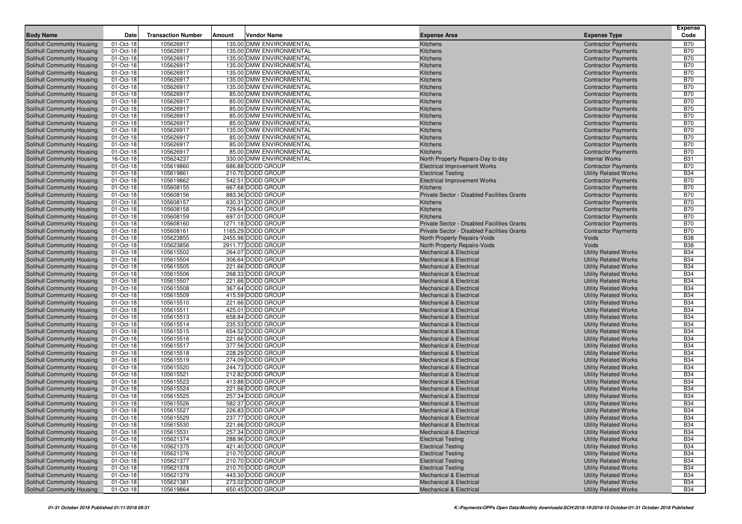| Body Name | Date | Transaction Number | Amount | Vendor Name | Expense Area | Expense Type | Expense Code |
|---|---|---|---|---|---|---|---|
| Solihull Community Housing | 01-Oct-18 | 105626917 | 135.00 | DMW ENVIRONMENTAL | Kitchens | Contractor Payments | B70 |
| Solihull Community Housing | 01-Oct-18 | 105626917 | 135.00 | DMW ENVIRONMENTAL | Kitchens | Contractor Payments | B70 |
| Solihull Community Housing | 01-Oct-18 | 105626917 | 135.00 | DMW ENVIRONMENTAL | Kitchens | Contractor Payments | B70 |
| Solihull Community Housing | 01-Oct-18 | 105626917 | 135.00 | DMW ENVIRONMENTAL | Kitchens | Contractor Payments | B70 |
| Solihull Community Housing | 01-Oct-18 | 105626917 | 135.00 | DMW ENVIRONMENTAL | Kitchens | Contractor Payments | B70 |
| Solihull Community Housing | 01-Oct-18 | 105626917 | 135.00 | DMW ENVIRONMENTAL | Kitchens | Contractor Payments | B70 |
| Solihull Community Housing | 01-Oct-18 | 105626917 | 135.00 | DMW ENVIRONMENTAL | Kitchens | Contractor Payments | B70 |
| Solihull Community Housing | 01-Oct-18 | 105626917 | 85.00 | DMW ENVIRONMENTAL | Kitchens | Contractor Payments | B70 |
| Solihull Community Housing | 01-Oct-18 | 105626917 | 85.00 | DMW ENVIRONMENTAL | Kitchens | Contractor Payments | B70 |
| Solihull Community Housing | 01-Oct-18 | 105626917 | 85.00 | DMW ENVIRONMENTAL | Kitchens | Contractor Payments | B70 |
| Solihull Community Housing | 01-Oct-18 | 105626917 | 85.00 | DMW ENVIRONMENTAL | Kitchens | Contractor Payments | B70 |
| Solihull Community Housing | 01-Oct-18 | 105626917 | 85.00 | DMW ENVIRONMENTAL | Kitchens | Contractor Payments | B70 |
| Solihull Community Housing | 01-Oct-18 | 105626917 | 135.00 | DMW ENVIRONMENTAL | Kitchens | Contractor Payments | B70 |
| Solihull Community Housing | 01-Oct-18 | 105626917 | 85.00 | DMW ENVIRONMENTAL | Kitchens | Contractor Payments | B70 |
| Solihull Community Housing | 01-Oct-18 | 105626917 | 85.00 | DMW ENVIRONMENTAL | Kitchens | Contractor Payments | B70 |
| Solihull Community Housing | 01-Oct-18 | 105626917 | 85.00 | DMW ENVIRONMENTAL | Kitchens | Contractor Payments | B70 |
| Solihull Community Housing | 16-Oct-18 | 105624237 | 330.00 | DMW ENVIRONMENTAL | North Property Repairs-Day to day | Internal Works | B31 |
| Solihull Community Housing | 01-Oct-18 | 105619860 | 686.88 | DODD GROUP | Electrical Improvement Works | Contractor Payments | B70 |
| Solihull Community Housing | 01-Oct-18 | 105619861 | 210.70 | DODD GROUP | Electrical Testing | Utility Related Works | B34 |
| Solihull Community Housing | 01-Oct-18 | 105619862 | 542.51 | DODD GROUP | Electrical Improvement Works | Contractor Payments | B70 |
| Solihull Community Housing | 01-Oct-18 | 105608155 | 667.68 | DODD GROUP | Kitchens | Contractor Payments | B70 |
| Solihull Community Housing | 01-Oct-18 | 105608156 | 883.36 | DODD GROUP | Private Sector - Disabled Facilities Grants | Contractor Payments | B70 |
| Solihull Community Housing | 01-Oct-18 | 105608157 | 630.31 | DODD GROUP | Kitchens | Contractor Payments | B70 |
| Solihull Community Housing | 01-Oct-18 | 105608158 | 729.64 | DODD GROUP | Kitchens | Contractor Payments | B70 |
| Solihull Community Housing | 01-Oct-18 | 105608159 | 697.01 | DODD GROUP | Kitchens | Contractor Payments | B70 |
| Solihull Community Housing | 01-Oct-18 | 105608160 | 1271.18 | DODD GROUP | Private Sector - Disabled Facilities Grants | Contractor Payments | B70 |
| Solihull Community Housing | 01-Oct-18 | 105608161 | 1165.29 | DODD GROUP | Private Sector - Disabled Facilities Grants | Contractor Payments | B70 |
| Solihull Community Housing | 01-Oct-18 | 105623855 | 2455.98 | DODD GROUP | North Property Repairs-Voids | Voids | B38 |
| Solihull Community Housing | 01-Oct-18 | 105623856 | 2911.77 | DODD GROUP | North Property Repairs-Voids | Voids | B38 |
| Solihull Community Housing | 01-Oct-18 | 105615502 | 264.07 | DODD GROUP | Mechanical & Electrical | Utility Related Works | B34 |
| Solihull Community Housing | 01-Oct-18 | 105615504 | 306.64 | DODD GROUP | Mechanical & Electrical | Utility Related Works | B34 |
| Solihull Community Housing | 01-Oct-18 | 105615505 | 221.66 | DODD GROUP | Mechanical & Electrical | Utility Related Works | B34 |
| Solihull Community Housing | 01-Oct-18 | 105615506 | 268.33 | DODD GROUP | Mechanical & Electrical | Utility Related Works | B34 |
| Solihull Community Housing | 01-Oct-18 | 105615507 | 221.66 | DODD GROUP | Mechanical & Electrical | Utility Related Works | B34 |
| Solihull Community Housing | 01-Oct-18 | 105615508 | 367.64 | DODD GROUP | Mechanical & Electrical | Utility Related Works | B34 |
| Solihull Community Housing | 01-Oct-18 | 105615509 | 415.59 | DODD GROUP | Mechanical & Electrical | Utility Related Works | B34 |
| Solihull Community Housing | 01-Oct-18 | 105615510 | 221.66 | DODD GROUP | Mechanical & Electrical | Utility Related Works | B34 |
| Solihull Community Housing | 01-Oct-18 | 105615511 | 425.01 | DODD GROUP | Mechanical & Electrical | Utility Related Works | B34 |
| Solihull Community Housing | 01-Oct-18 | 105615513 | 658.84 | DODD GROUP | Mechanical & Electrical | Utility Related Works | B34 |
| Solihull Community Housing | 01-Oct-18 | 105615514 | 235.53 | DODD GROUP | Mechanical & Electrical | Utility Related Works | B34 |
| Solihull Community Housing | 01-Oct-18 | 105615515 | 654.52 | DODD GROUP | Mechanical & Electrical | Utility Related Works | B34 |
| Solihull Community Housing | 01-Oct-18 | 105615516 | 221.66 | DODD GROUP | Mechanical & Electrical | Utility Related Works | B34 |
| Solihull Community Housing | 01-Oct-18 | 105615517 | 377.56 | DODD GROUP | Mechanical & Electrical | Utility Related Works | B34 |
| Solihull Community Housing | 01-Oct-18 | 105615518 | 228.29 | DODD GROUP | Mechanical & Electrical | Utility Related Works | B34 |
| Solihull Community Housing | 01-Oct-18 | 105615519 | 274.09 | DODD GROUP | Mechanical & Electrical | Utility Related Works | B34 |
| Solihull Community Housing | 01-Oct-18 | 105615520 | 244.73 | DODD GROUP | Mechanical & Electrical | Utility Related Works | B34 |
| Solihull Community Housing | 01-Oct-18 | 105615521 | 212.82 | DODD GROUP | Mechanical & Electrical | Utility Related Works | B34 |
| Solihull Community Housing | 01-Oct-18 | 105615523 | 413.88 | DODD GROUP | Mechanical & Electrical | Utility Related Works | B34 |
| Solihull Community Housing | 01-Oct-18 | 105615524 | 221.66 | DODD GROUP | Mechanical & Electrical | Utility Related Works | B34 |
| Solihull Community Housing | 01-Oct-18 | 105615525 | 257.34 | DODD GROUP | Mechanical & Electrical | Utility Related Works | B34 |
| Solihull Community Housing | 01-Oct-18 | 105615526 | 582.37 | DODD GROUP | Mechanical & Electrical | Utility Related Works | B34 |
| Solihull Community Housing | 01-Oct-18 | 105615527 | 226.83 | DODD GROUP | Mechanical & Electrical | Utility Related Works | B34 |
| Solihull Community Housing | 01-Oct-18 | 105615529 | 237.77 | DODD GROUP | Mechanical & Electrical | Utility Related Works | B34 |
| Solihull Community Housing | 01-Oct-18 | 105615530 | 221.66 | DODD GROUP | Mechanical & Electrical | Utility Related Works | B34 |
| Solihull Community Housing | 01-Oct-18 | 105615531 | 257.34 | DODD GROUP | Mechanical & Electrical | Utility Related Works | B34 |
| Solihull Community Housing | 01-Oct-18 | 105621374 | 288.96 | DODD GROUP | Electrical Testing | Utility Related Works | B34 |
| Solihull Community Housing | 01-Oct-18 | 105621375 | 421.40 | DODD GROUP | Electrical Testing | Utility Related Works | B34 |
| Solihull Community Housing | 01-Oct-18 | 105621376 | 210.70 | DODD GROUP | Electrical Testing | Utility Related Works | B34 |
| Solihull Community Housing | 01-Oct-18 | 105621377 | 210.70 | DODD GROUP | Electrical Testing | Utility Related Works | B34 |
| Solihull Community Housing | 01-Oct-18 | 105621378 | 210.70 | DODD GROUP | Electrical Testing | Utility Related Works | B34 |
| Solihull Community Housing | 01-Oct-18 | 105621379 | 443.30 | DODD GROUP | Mechanical & Electrical | Utility Related Works | B34 |
| Solihull Community Housing | 01-Oct-18 | 105621381 | 273.02 | DODD GROUP | Mechanical & Electrical | Utility Related Works | B34 |
| Solihull Community Housing | 01-Oct-18 | 105619864 | 650.45 | DODD GROUP | Mechanical & Electrical | Utility Related Works | B34 |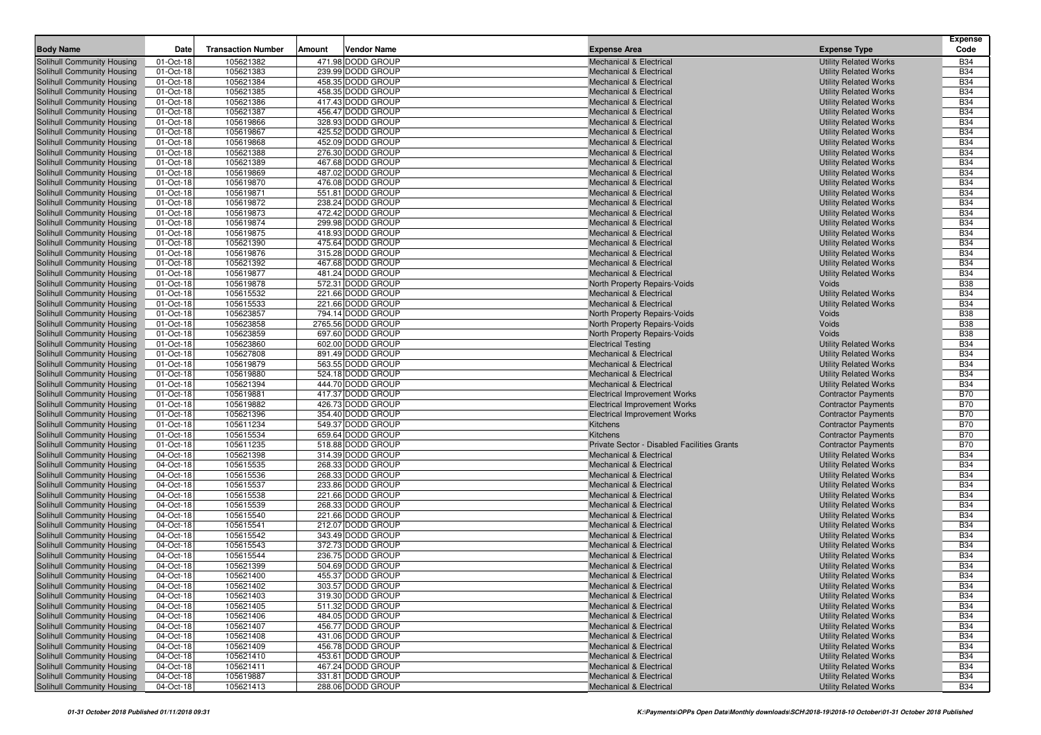| Body Name | Date | Transaction Number | Amount | Vendor Name | Expense Area | Expense Type | Expense Code |
|---|---|---|---|---|---|---|---|
| Solihull Community Housing | 01-Oct-18 | 105621382 | 471.98 | DODD GROUP | Mechanical & Electrical | Utility Related Works | B34 |
| Solihull Community Housing | 01-Oct-18 | 105621383 | 239.99 | DODD GROUP | Mechanical & Electrical | Utility Related Works | B34 |
| Solihull Community Housing | 01-Oct-18 | 105621384 | 458.35 | DODD GROUP | Mechanical & Electrical | Utility Related Works | B34 |
| Solihull Community Housing | 01-Oct-18 | 105621385 | 458.35 | DODD GROUP | Mechanical & Electrical | Utility Related Works | B34 |
| Solihull Community Housing | 01-Oct-18 | 105621386 | 417.43 | DODD GROUP | Mechanical & Electrical | Utility Related Works | B34 |
| Solihull Community Housing | 01-Oct-18 | 105621387 | 456.47 | DODD GROUP | Mechanical & Electrical | Utility Related Works | B34 |
| Solihull Community Housing | 01-Oct-18 | 105619866 | 328.93 | DODD GROUP | Mechanical & Electrical | Utility Related Works | B34 |
| Solihull Community Housing | 01-Oct-18 | 105619867 | 425.52 | DODD GROUP | Mechanical & Electrical | Utility Related Works | B34 |
| Solihull Community Housing | 01-Oct-18 | 105619868 | 452.09 | DODD GROUP | Mechanical & Electrical | Utility Related Works | B34 |
| Solihull Community Housing | 01-Oct-18 | 105621388 | 276.30 | DODD GROUP | Mechanical & Electrical | Utility Related Works | B34 |
| Solihull Community Housing | 01-Oct-18 | 105621389 | 467.68 | DODD GROUP | Mechanical & Electrical | Utility Related Works | B34 |
| Solihull Community Housing | 01-Oct-18 | 105619869 | 487.02 | DODD GROUP | Mechanical & Electrical | Utility Related Works | B34 |
| Solihull Community Housing | 01-Oct-18 | 105619870 | 476.08 | DODD GROUP | Mechanical & Electrical | Utility Related Works | B34 |
| Solihull Community Housing | 01-Oct-18 | 105619871 | 551.81 | DODD GROUP | Mechanical & Electrical | Utility Related Works | B34 |
| Solihull Community Housing | 01-Oct-18 | 105619872 | 238.24 | DODD GROUP | Mechanical & Electrical | Utility Related Works | B34 |
| Solihull Community Housing | 01-Oct-18 | 105619873 | 472.42 | DODD GROUP | Mechanical & Electrical | Utility Related Works | B34 |
| Solihull Community Housing | 01-Oct-18 | 105619874 | 299.98 | DODD GROUP | Mechanical & Electrical | Utility Related Works | B34 |
| Solihull Community Housing | 01-Oct-18 | 105619875 | 418.93 | DODD GROUP | Mechanical & Electrical | Utility Related Works | B34 |
| Solihull Community Housing | 01-Oct-18 | 105621390 | 475.64 | DODD GROUP | Mechanical & Electrical | Utility Related Works | B34 |
| Solihull Community Housing | 01-Oct-18 | 105619876 | 315.28 | DODD GROUP | Mechanical & Electrical | Utility Related Works | B34 |
| Solihull Community Housing | 01-Oct-18 | 105621392 | 467.68 | DODD GROUP | Mechanical & Electrical | Utility Related Works | B34 |
| Solihull Community Housing | 01-Oct-18 | 105619877 | 481.24 | DODD GROUP | Mechanical & Electrical | Utility Related Works | B34 |
| Solihull Community Housing | 01-Oct-18 | 105619878 | 572.31 | DODD GROUP | North Property Repairs-Voids | Voids | B38 |
| Solihull Community Housing | 01-Oct-18 | 105615532 | 221.66 | DODD GROUP | Mechanical & Electrical | Utility Related Works | B34 |
| Solihull Community Housing | 01-Oct-18 | 105615533 | 221.66 | DODD GROUP | Mechanical & Electrical | Utility Related Works | B34 |
| Solihull Community Housing | 01-Oct-18 | 105623857 | 794.14 | DODD GROUP | North Property Repairs-Voids | Voids | B38 |
| Solihull Community Housing | 01-Oct-18 | 105623858 | 2765.56 | DODD GROUP | North Property Repairs-Voids | Voids | B38 |
| Solihull Community Housing | 01-Oct-18 | 105623859 | 697.60 | DODD GROUP | North Property Repairs-Voids | Voids | B38 |
| Solihull Community Housing | 01-Oct-18 | 105623860 | 602.00 | DODD GROUP | Electrical Testing | Utility Related Works | B34 |
| Solihull Community Housing | 01-Oct-18 | 105627808 | 891.49 | DODD GROUP | Mechanical & Electrical | Utility Related Works | B34 |
| Solihull Community Housing | 01-Oct-18 | 105619879 | 563.55 | DODD GROUP | Mechanical & Electrical | Utility Related Works | B34 |
| Solihull Community Housing | 01-Oct-18 | 105619880 | 524.18 | DODD GROUP | Mechanical & Electrical | Utility Related Works | B34 |
| Solihull Community Housing | 01-Oct-18 | 105621394 | 444.70 | DODD GROUP | Mechanical & Electrical | Utility Related Works | B34 |
| Solihull Community Housing | 01-Oct-18 | 105619881 | 417.37 | DODD GROUP | Electrical Improvement Works | Contractor Payments | B70 |
| Solihull Community Housing | 01-Oct-18 | 105619882 | 426.73 | DODD GROUP | Electrical Improvement Works | Contractor Payments | B70 |
| Solihull Community Housing | 01-Oct-18 | 105621396 | 354.40 | DODD GROUP | Electrical Improvement Works | Contractor Payments | B70 |
| Solihull Community Housing | 01-Oct-18 | 105611234 | 549.37 | DODD GROUP | Kitchens | Contractor Payments | B70 |
| Solihull Community Housing | 01-Oct-18 | 105615534 | 659.64 | DODD GROUP | Kitchens | Contractor Payments | B70 |
| Solihull Community Housing | 01-Oct-18 | 105611235 | 518.88 | DODD GROUP | Private Sector - Disabled Facilities Grants | Contractor Payments | B70 |
| Solihull Community Housing | 04-Oct-18 | 105621398 | 314.39 | DODD GROUP | Mechanical & Electrical | Utility Related Works | B34 |
| Solihull Community Housing | 04-Oct-18 | 105615535 | 268.33 | DODD GROUP | Mechanical & Electrical | Utility Related Works | B34 |
| Solihull Community Housing | 04-Oct-18 | 105615536 | 268.33 | DODD GROUP | Mechanical & Electrical | Utility Related Works | B34 |
| Solihull Community Housing | 04-Oct-18 | 105615537 | 233.86 | DODD GROUP | Mechanical & Electrical | Utility Related Works | B34 |
| Solihull Community Housing | 04-Oct-18 | 105615538 | 221.66 | DODD GROUP | Mechanical & Electrical | Utility Related Works | B34 |
| Solihull Community Housing | 04-Oct-18 | 105615539 | 268.33 | DODD GROUP | Mechanical & Electrical | Utility Related Works | B34 |
| Solihull Community Housing | 04-Oct-18 | 105615540 | 221.66 | DODD GROUP | Mechanical & Electrical | Utility Related Works | B34 |
| Solihull Community Housing | 04-Oct-18 | 105615541 | 212.07 | DODD GROUP | Mechanical & Electrical | Utility Related Works | B34 |
| Solihull Community Housing | 04-Oct-18 | 105615542 | 343.49 | DODD GROUP | Mechanical & Electrical | Utility Related Works | B34 |
| Solihull Community Housing | 04-Oct-18 | 105615543 | 372.73 | DODD GROUP | Mechanical & Electrical | Utility Related Works | B34 |
| Solihull Community Housing | 04-Oct-18 | 105615544 | 236.75 | DODD GROUP | Mechanical & Electrical | Utility Related Works | B34 |
| Solihull Community Housing | 04-Oct-18 | 105621399 | 504.69 | DODD GROUP | Mechanical & Electrical | Utility Related Works | B34 |
| Solihull Community Housing | 04-Oct-18 | 105621400 | 455.37 | DODD GROUP | Mechanical & Electrical | Utility Related Works | B34 |
| Solihull Community Housing | 04-Oct-18 | 105621402 | 303.57 | DODD GROUP | Mechanical & Electrical | Utility Related Works | B34 |
| Solihull Community Housing | 04-Oct-18 | 105621403 | 319.30 | DODD GROUP | Mechanical & Electrical | Utility Related Works | B34 |
| Solihull Community Housing | 04-Oct-18 | 105621405 | 511.32 | DODD GROUP | Mechanical & Electrical | Utility Related Works | B34 |
| Solihull Community Housing | 04-Oct-18 | 105621406 | 484.05 | DODD GROUP | Mechanical & Electrical | Utility Related Works | B34 |
| Solihull Community Housing | 04-Oct-18 | 105621407 | 456.77 | DODD GROUP | Mechanical & Electrical | Utility Related Works | B34 |
| Solihull Community Housing | 04-Oct-18 | 105621408 | 431.06 | DODD GROUP | Mechanical & Electrical | Utility Related Works | B34 |
| Solihull Community Housing | 04-Oct-18 | 105621409 | 456.78 | DODD GROUP | Mechanical & Electrical | Utility Related Works | B34 |
| Solihull Community Housing | 04-Oct-18 | 105621410 | 453.61 | DODD GROUP | Mechanical & Electrical | Utility Related Works | B34 |
| Solihull Community Housing | 04-Oct-18 | 105621411 | 467.24 | DODD GROUP | Mechanical & Electrical | Utility Related Works | B34 |
| Solihull Community Housing | 04-Oct-18 | 105619887 | 331.81 | DODD GROUP | Mechanical & Electrical | Utility Related Works | B34 |
| Solihull Community Housing | 04-Oct-18 | 105621413 | 288.06 | DODD GROUP | Mechanical & Electrical | Utility Related Works | B34 |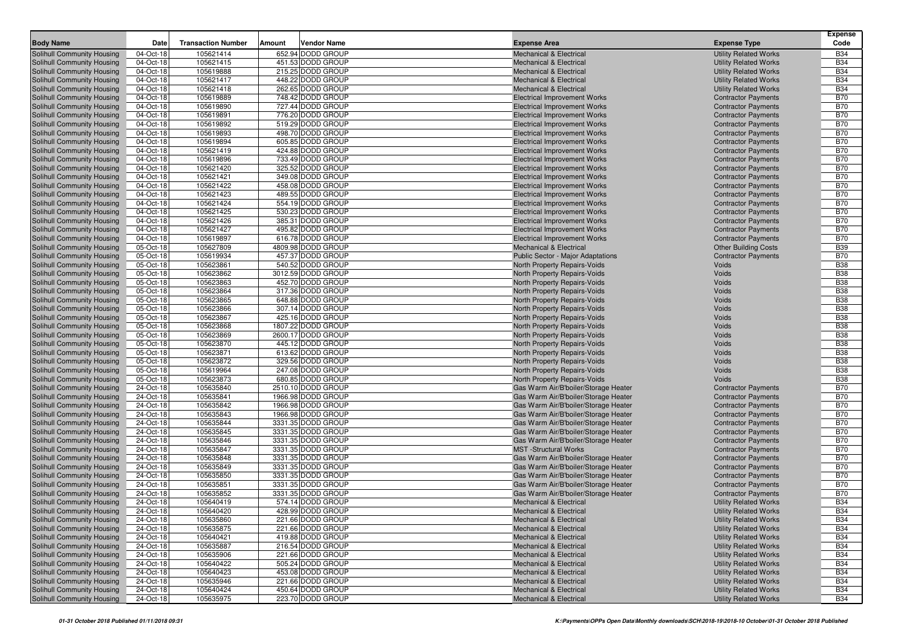| Body Name | Date | Transaction Number | Amount | Vendor Name | Expense Area | Expense Type | Expense Code |
|---|---|---|---|---|---|---|---|
| Solihull Community Housing | 04-Oct-18 | 105621414 | 652.94 | DODD GROUP | Mechanical & Electrical | Utility Related Works | B34 |
| Solihull Community Housing | 04-Oct-18 | 105621415 | 451.53 | DODD GROUP | Mechanical & Electrical | Utility Related Works | B34 |
| Solihull Community Housing | 04-Oct-18 | 105619888 | 215.25 | DODD GROUP | Mechanical & Electrical | Utility Related Works | B34 |
| Solihull Community Housing | 04-Oct-18 | 105621417 | 448.22 | DODD GROUP | Mechanical & Electrical | Utility Related Works | B34 |
| Solihull Community Housing | 04-Oct-18 | 105621418 | 262.65 | DODD GROUP | Mechanical & Electrical | Utility Related Works | B34 |
| Solihull Community Housing | 04-Oct-18 | 105619889 | 748.42 | DODD GROUP | Electrical Improvement Works | Contractor Payments | B70 |
| Solihull Community Housing | 04-Oct-18 | 105619890 | 727.44 | DODD GROUP | Electrical Improvement Works | Contractor Payments | B70 |
| Solihull Community Housing | 04-Oct-18 | 105619891 | 776.20 | DODD GROUP | Electrical Improvement Works | Contractor Payments | B70 |
| Solihull Community Housing | 04-Oct-18 | 105619892 | 519.29 | DODD GROUP | Electrical Improvement Works | Contractor Payments | B70 |
| Solihull Community Housing | 04-Oct-18 | 105619893 | 498.70 | DODD GROUP | Electrical Improvement Works | Contractor Payments | B70 |
| Solihull Community Housing | 04-Oct-18 | 105619894 | 605.85 | DODD GROUP | Electrical Improvement Works | Contractor Payments | B70 |
| Solihull Community Housing | 04-Oct-18 | 105621419 | 424.88 | DODD GROUP | Electrical Improvement Works | Contractor Payments | B70 |
| Solihull Community Housing | 04-Oct-18 | 105619896 | 733.49 | DODD GROUP | Electrical Improvement Works | Contractor Payments | B70 |
| Solihull Community Housing | 04-Oct-18 | 105621420 | 325.52 | DODD GROUP | Electrical Improvement Works | Contractor Payments | B70 |
| Solihull Community Housing | 04-Oct-18 | 105621421 | 349.08 | DODD GROUP | Electrical Improvement Works | Contractor Payments | B70 |
| Solihull Community Housing | 04-Oct-18 | 105621422 | 458.08 | DODD GROUP | Electrical Improvement Works | Contractor Payments | B70 |
| Solihull Community Housing | 04-Oct-18 | 105621423 | 489.55 | DODD GROUP | Electrical Improvement Works | Contractor Payments | B70 |
| Solihull Community Housing | 04-Oct-18 | 105621424 | 554.19 | DODD GROUP | Electrical Improvement Works | Contractor Payments | B70 |
| Solihull Community Housing | 04-Oct-18 | 105621425 | 530.23 | DODD GROUP | Electrical Improvement Works | Contractor Payments | B70 |
| Solihull Community Housing | 04-Oct-18 | 105621426 | 385.31 | DODD GROUP | Electrical Improvement Works | Contractor Payments | B70 |
| Solihull Community Housing | 04-Oct-18 | 105621427 | 495.82 | DODD GROUP | Electrical Improvement Works | Contractor Payments | B70 |
| Solihull Community Housing | 04-Oct-18 | 105619897 | 616.78 | DODD GROUP | Electrical Improvement Works | Contractor Payments | B70 |
| Solihull Community Housing | 05-Oct-18 | 105627809 | 4809.98 | DODD GROUP | Mechanical & Electrical | Other Building Costs | B39 |
| Solihull Community Housing | 05-Oct-18 | 105619934 | 457.37 | DODD GROUP | Public Sector - Major Adaptations | Contractor Payments | B70 |
| Solihull Community Housing | 05-Oct-18 | 105623861 | 540.52 | DODD GROUP | North Property Repairs-Voids | Voids | B38 |
| Solihull Community Housing | 05-Oct-18 | 105623862 | 3012.59 | DODD GROUP | North Property Repairs-Voids | Voids | B38 |
| Solihull Community Housing | 05-Oct-18 | 105623863 | 452.70 | DODD GROUP | North Property Repairs-Voids | Voids | B38 |
| Solihull Community Housing | 05-Oct-18 | 105623864 | 317.36 | DODD GROUP | North Property Repairs-Voids | Voids | B38 |
| Solihull Community Housing | 05-Oct-18 | 105623865 | 648.88 | DODD GROUP | North Property Repairs-Voids | Voids | B38 |
| Solihull Community Housing | 05-Oct-18 | 105623866 | 307.14 | DODD GROUP | North Property Repairs-Voids | Voids | B38 |
| Solihull Community Housing | 05-Oct-18 | 105623867 | 425.16 | DODD GROUP | North Property Repairs-Voids | Voids | B38 |
| Solihull Community Housing | 05-Oct-18 | 105623868 | 1807.22 | DODD GROUP | North Property Repairs-Voids | Voids | B38 |
| Solihull Community Housing | 05-Oct-18 | 105623869 | 2600.17 | DODD GROUP | North Property Repairs-Voids | Voids | B38 |
| Solihull Community Housing | 05-Oct-18 | 105623870 | 445.12 | DODD GROUP | North Property Repairs-Voids | Voids | B38 |
| Solihull Community Housing | 05-Oct-18 | 105623871 | 613.62 | DODD GROUP | North Property Repairs-Voids | Voids | B38 |
| Solihull Community Housing | 05-Oct-18 | 105623872 | 329.56 | DODD GROUP | North Property Repairs-Voids | Voids | B38 |
| Solihull Community Housing | 05-Oct-18 | 105619964 | 247.08 | DODD GROUP | North Property Repairs-Voids | Voids | B38 |
| Solihull Community Housing | 05-Oct-18 | 105623873 | 680.85 | DODD GROUP | North Property Repairs-Voids | Voids | B38 |
| Solihull Community Housing | 24-Oct-18 | 105635840 | 2510.10 | DODD GROUP | Gas Warm Air/B'boiler/Storage Heater | Contractor Payments | B70 |
| Solihull Community Housing | 24-Oct-18 | 105635841 | 1966.98 | DODD GROUP | Gas Warm Air/B'boiler/Storage Heater | Contractor Payments | B70 |
| Solihull Community Housing | 24-Oct-18 | 105635842 | 1966.98 | DODD GROUP | Gas Warm Air/B'boiler/Storage Heater | Contractor Payments | B70 |
| Solihull Community Housing | 24-Oct-18 | 105635843 | 1966.98 | DODD GROUP | Gas Warm Air/B'boiler/Storage Heater | Contractor Payments | B70 |
| Solihull Community Housing | 24-Oct-18 | 105635844 | 3331.35 | DODD GROUP | Gas Warm Air/B'boiler/Storage Heater | Contractor Payments | B70 |
| Solihull Community Housing | 24-Oct-18 | 105635845 | 3331.35 | DODD GROUP | Gas Warm Air/B'boiler/Storage Heater | Contractor Payments | B70 |
| Solihull Community Housing | 24-Oct-18 | 105635846 | 3331.35 | DODD GROUP | Gas Warm Air/B'boiler/Storage Heater | Contractor Payments | B70 |
| Solihull Community Housing | 24-Oct-18 | 105635847 | 3331.35 | DODD GROUP | MST -Structural Works | Contractor Payments | B70 |
| Solihull Community Housing | 24-Oct-18 | 105635848 | 3331.35 | DODD GROUP | Gas Warm Air/B'boiler/Storage Heater | Contractor Payments | B70 |
| Solihull Community Housing | 24-Oct-18 | 105635849 | 3331.35 | DODD GROUP | Gas Warm Air/B'boiler/Storage Heater | Contractor Payments | B70 |
| Solihull Community Housing | 24-Oct-18 | 105635850 | 3331.35 | DODD GROUP | Gas Warm Air/B'boiler/Storage Heater | Contractor Payments | B70 |
| Solihull Community Housing | 24-Oct-18 | 105635851 | 3331.35 | DODD GROUP | Gas Warm Air/B'boiler/Storage Heater | Contractor Payments | B70 |
| Solihull Community Housing | 24-Oct-18 | 105635852 | 3331.35 | DODD GROUP | Gas Warm Air/B'boiler/Storage Heater | Contractor Payments | B70 |
| Solihull Community Housing | 24-Oct-18 | 105640419 | 574.14 | DODD GROUP | Mechanical & Electrical | Utility Related Works | B34 |
| Solihull Community Housing | 24-Oct-18 | 105640420 | 428.99 | DODD GROUP | Mechanical & Electrical | Utility Related Works | B34 |
| Solihull Community Housing | 24-Oct-18 | 105635860 | 221.66 | DODD GROUP | Mechanical & Electrical | Utility Related Works | B34 |
| Solihull Community Housing | 24-Oct-18 | 105635875 | 221.66 | DODD GROUP | Mechanical & Electrical | Utility Related Works | B34 |
| Solihull Community Housing | 24-Oct-18 | 105640421 | 419.88 | DODD GROUP | Mechanical & Electrical | Utility Related Works | B34 |
| Solihull Community Housing | 24-Oct-18 | 105635887 | 216.54 | DODD GROUP | Mechanical & Electrical | Utility Related Works | B34 |
| Solihull Community Housing | 24-Oct-18 | 105635906 | 221.66 | DODD GROUP | Mechanical & Electrical | Utility Related Works | B34 |
| Solihull Community Housing | 24-Oct-18 | 105640422 | 505.24 | DODD GROUP | Mechanical & Electrical | Utility Related Works | B34 |
| Solihull Community Housing | 24-Oct-18 | 105640423 | 453.08 | DODD GROUP | Mechanical & Electrical | Utility Related Works | B34 |
| Solihull Community Housing | 24-Oct-18 | 105635946 | 221.66 | DODD GROUP | Mechanical & Electrical | Utility Related Works | B34 |
| Solihull Community Housing | 24-Oct-18 | 105640424 | 450.64 | DODD GROUP | Mechanical & Electrical | Utility Related Works | B34 |
| Solihull Community Housing | 24-Oct-18 | 105635975 | 223.70 | DODD GROUP | Mechanical & Electrical | Utility Related Works | B34 |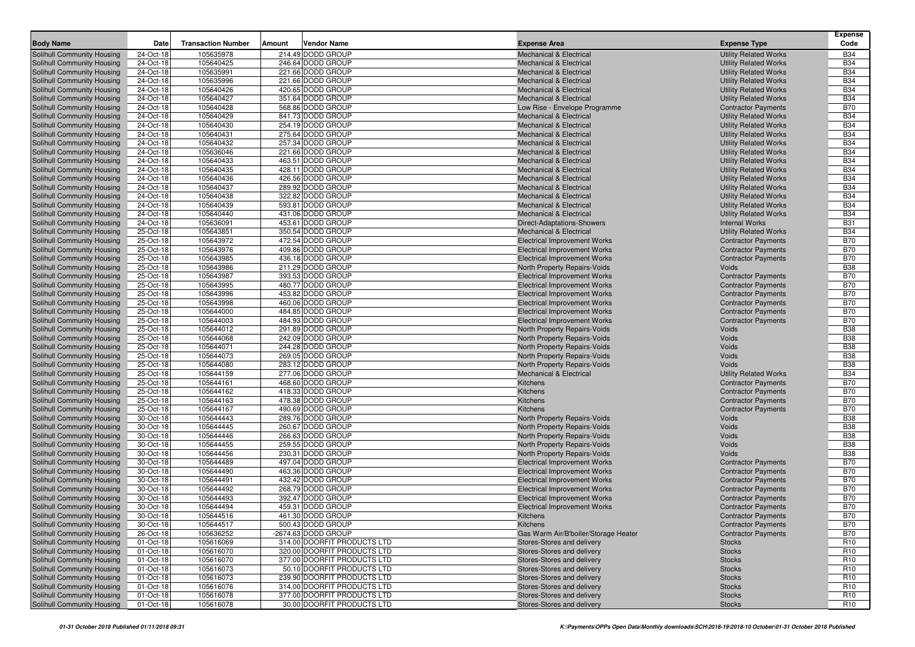| Body Name | Date | Transaction Number | Amount | Vendor Name | Expense Area | Expense Type | Expense Code |
|---|---|---|---|---|---|---|---|
| Solihull Community Housing | 24-Oct-18 | 105635978 | 214.49 | DODD GROUP | Mechanical & Electrical | Utility Related Works | B34 |
| Solihull Community Housing | 24-Oct-18 | 105640425 | 246.64 | DODD GROUP | Mechanical & Electrical | Utility Related Works | B34 |
| Solihull Community Housing | 24-Oct-18 | 105635991 | 221.66 | DODD GROUP | Mechanical & Electrical | Utility Related Works | B34 |
| Solihull Community Housing | 24-Oct-18 | 105635996 | 221.66 | DODD GROUP | Mechanical & Electrical | Utility Related Works | B34 |
| Solihull Community Housing | 24-Oct-18 | 105640426 | 420.65 | DODD GROUP | Mechanical & Electrical | Utility Related Works | B34 |
| Solihull Community Housing | 24-Oct-18 | 105640427 | 351.64 | DODD GROUP | Mechanical & Electrical | Utility Related Works | B34 |
| Solihull Community Housing | 24-Oct-18 | 105640428 | 568.86 | DODD GROUP | Low Rise - Envelope Programme | Contractor Payments | B70 |
| Solihull Community Housing | 24-Oct-18 | 105640429 | 841.73 | DODD GROUP | Mechanical & Electrical | Utility Related Works | B34 |
| Solihull Community Housing | 24-Oct-18 | 105640430 | 254.19 | DODD GROUP | Mechanical & Electrical | Utility Related Works | B34 |
| Solihull Community Housing | 24-Oct-18 | 105640431 | 275.64 | DODD GROUP | Mechanical & Electrical | Utility Related Works | B34 |
| Solihull Community Housing | 24-Oct-18 | 105640432 | 257.34 | DODD GROUP | Mechanical & Electrical | Utility Related Works | B34 |
| Solihull Community Housing | 24-Oct-18 | 105636046 | 221.66 | DODD GROUP | Mechanical & Electrical | Utility Related Works | B34 |
| Solihull Community Housing | 24-Oct-18 | 105640433 | 463.51 | DODD GROUP | Mechanical & Electrical | Utility Related Works | B34 |
| Solihull Community Housing | 24-Oct-18 | 105640435 | 428.11 | DODD GROUP | Mechanical & Electrical | Utility Related Works | B34 |
| Solihull Community Housing | 24-Oct-18 | 105640436 | 426.56 | DODD GROUP | Mechanical & Electrical | Utility Related Works | B34 |
| Solihull Community Housing | 24-Oct-18 | 105640437 | 289.92 | DODD GROUP | Mechanical & Electrical | Utility Related Works | B34 |
| Solihull Community Housing | 24-Oct-18 | 105640438 | 322.82 | DODD GROUP | Mechanical & Electrical | Utility Related Works | B34 |
| Solihull Community Housing | 24-Oct-18 | 105640439 | 593.81 | DODD GROUP | Mechanical & Electrical | Utility Related Works | B34 |
| Solihull Community Housing | 24-Oct-18 | 105640440 | 431.06 | DODD GROUP | Mechanical & Electrical | Utility Related Works | B34 |
| Solihull Community Housing | 24-Oct-18 | 105636091 | 453.61 | DODD GROUP | Direct-Adaptations-Showers | Internal Works | B31 |
| Solihull Community Housing | 25-Oct-18 | 105643851 | 350.54 | DODD GROUP | Mechanical & Electrical | Utility Related Works | B34 |
| Solihull Community Housing | 25-Oct-18 | 105643972 | 472.54 | DODD GROUP | Electrical Improvement Works | Contractor Payments | B70 |
| Solihull Community Housing | 25-Oct-18 | 105643976 | 409.86 | DODD GROUP | Electrical Improvement Works | Contractor Payments | B70 |
| Solihull Community Housing | 25-Oct-18 | 105643985 | 436.18 | DODD GROUP | Electrical Improvement Works | Contractor Payments | B70 |
| Solihull Community Housing | 25-Oct-18 | 105643986 | 211.29 | DODD GROUP | North Property Repairs-Voids | Voids | B38 |
| Solihull Community Housing | 25-Oct-18 | 105643987 | 393.53 | DODD GROUP | Electrical Improvement Works | Contractor Payments | B70 |
| Solihull Community Housing | 25-Oct-18 | 105643995 | 480.77 | DODD GROUP | Electrical Improvement Works | Contractor Payments | B70 |
| Solihull Community Housing | 25-Oct-18 | 105643996 | 453.82 | DODD GROUP | Electrical Improvement Works | Contractor Payments | B70 |
| Solihull Community Housing | 25-Oct-18 | 105643998 | 460.06 | DODD GROUP | Electrical Improvement Works | Contractor Payments | B70 |
| Solihull Community Housing | 25-Oct-18 | 105644000 | 484.85 | DODD GROUP | Electrical Improvement Works | Contractor Payments | B70 |
| Solihull Community Housing | 25-Oct-18 | 105644003 | 484.93 | DODD GROUP | Electrical Improvement Works | Contractor Payments | B70 |
| Solihull Community Housing | 25-Oct-18 | 105644012 | 291.89 | DODD GROUP | North Property Repairs-Voids | Voids | B38 |
| Solihull Community Housing | 25-Oct-18 | 105644068 | 242.09 | DODD GROUP | North Property Repairs-Voids | Voids | B38 |
| Solihull Community Housing | 25-Oct-18 | 105644071 | 244.28 | DODD GROUP | North Property Repairs-Voids | Voids | B38 |
| Solihull Community Housing | 25-Oct-18 | 105644073 | 269.05 | DODD GROUP | North Property Repairs-Voids | Voids | B38 |
| Solihull Community Housing | 25-Oct-18 | 105644080 | 283.12 | DODD GROUP | North Property Repairs-Voids | Voids | B38 |
| Solihull Community Housing | 25-Oct-18 | 105644159 | 277.06 | DODD GROUP | Mechanical & Electrical | Utility Related Works | B34 |
| Solihull Community Housing | 25-Oct-18 | 105644161 | 468.60 | DODD GROUP | Kitchens | Contractor Payments | B70 |
| Solihull Community Housing | 25-Oct-18 | 105644162 | 418.33 | DODD GROUP | Kitchens | Contractor Payments | B70 |
| Solihull Community Housing | 25-Oct-18 | 105644163 | 478.38 | DODD GROUP | Kitchens | Contractor Payments | B70 |
| Solihull Community Housing | 25-Oct-18 | 105644167 | 490.69 | DODD GROUP | Kitchens | Contractor Payments | B70 |
| Solihull Community Housing | 30-Oct-18 | 105644443 | 289.76 | DODD GROUP | North Property Repairs-Voids | Voids | B38 |
| Solihull Community Housing | 30-Oct-18 | 105644445 | 260.67 | DODD GROUP | North Property Repairs-Voids | Voids | B38 |
| Solihull Community Housing | 30-Oct-18 | 105644446 | 266.63 | DODD GROUP | North Property Repairs-Voids | Voids | B38 |
| Solihull Community Housing | 30-Oct-18 | 105644455 | 259.55 | DODD GROUP | North Property Repairs-Voids | Voids | B38 |
| Solihull Community Housing | 30-Oct-18 | 105644456 | 230.31 | DODD GROUP | North Property Repairs-Voids | Voids | B38 |
| Solihull Community Housing | 30-Oct-18 | 105644489 | 497.04 | DODD GROUP | Electrical Improvement Works | Contractor Payments | B70 |
| Solihull Community Housing | 30-Oct-18 | 105644490 | 463.36 | DODD GROUP | Electrical Improvement Works | Contractor Payments | B70 |
| Solihull Community Housing | 30-Oct-18 | 105644491 | 432.42 | DODD GROUP | Electrical Improvement Works | Contractor Payments | B70 |
| Solihull Community Housing | 30-Oct-18 | 105644492 | 268.79 | DODD GROUP | Electrical Improvement Works | Contractor Payments | B70 |
| Solihull Community Housing | 30-Oct-18 | 105644493 | 392.47 | DODD GROUP | Electrical Improvement Works | Contractor Payments | B70 |
| Solihull Community Housing | 30-Oct-18 | 105644494 | 459.31 | DODD GROUP | Electrical Improvement Works | Contractor Payments | B70 |
| Solihull Community Housing | 30-Oct-18 | 105644516 | 461.30 | DODD GROUP | Kitchens | Contractor Payments | B70 |
| Solihull Community Housing | 30-Oct-18 | 105644517 | 500.43 | DODD GROUP | Kitchens | Contractor Payments | B70 |
| Solihull Community Housing | 26-Oct-18 | 105636252 | -2674.63 | DODD GROUP | Gas Warm Air/B'boiler/Storage Heater | Contractor Payments | B70 |
| Solihull Community Housing | 01-Oct-18 | 105616069 | 314.00 | DOORFIT PRODUCTS LTD | Stores-Stores and delivery | Stocks | R10 |
| Solihull Community Housing | 01-Oct-18 | 105616070 | 320.00 | DOORFIT PRODUCTS LTD | Stores-Stores and delivery | Stocks | R10 |
| Solihull Community Housing | 01-Oct-18 | 105616070 | 377.00 | DOORFIT PRODUCTS LTD | Stores-Stores and delivery | Stocks | R10 |
| Solihull Community Housing | 01-Oct-18 | 105616073 | 50.10 | DOORFIT PRODUCTS LTD | Stores-Stores and delivery | Stocks | R10 |
| Solihull Community Housing | 01-Oct-18 | 105616073 | 239.90 | DOORFIT PRODUCTS LTD | Stores-Stores and delivery | Stocks | R10 |
| Solihull Community Housing | 01-Oct-18 | 105616076 | 314.00 | DOORFIT PRODUCTS LTD | Stores-Stores and delivery | Stocks | R10 |
| Solihull Community Housing | 01-Oct-18 | 105616078 | 377.00 | DOORFIT PRODUCTS LTD | Stores-Stores and delivery | Stocks | R10 |
| Solihull Community Housing | 01-Oct-18 | 105616078 | 30.00 | DOORFIT PRODUCTS LTD | Stores-Stores and delivery | Stocks | R10 |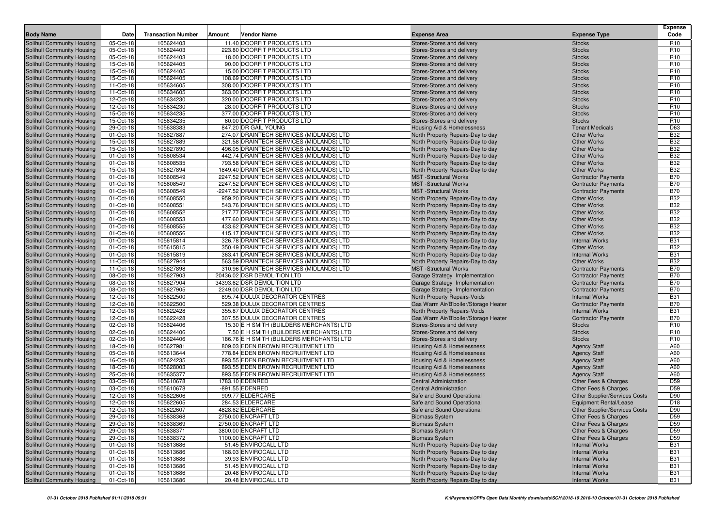| Body Name | Date | Transaction Number | Amount | Vendor Name | Expense Area | Expense Type | Expense Code |
|---|---|---|---|---|---|---|---|
| Solihull Community Housing | 05-Oct-18 | 105624403 | 11.40 | DOORFIT PRODUCTS LTD | Stores-Stores and delivery | Stocks | R10 |
| Solihull Community Housing | 05-Oct-18 | 105624403 | 223.80 | DOORFIT PRODUCTS LTD | Stores-Stores and delivery | Stocks | R10 |
| Solihull Community Housing | 05-Oct-18 | 105624403 | 18.00 | DOORFIT PRODUCTS LTD | Stores-Stores and delivery | Stocks | R10 |
| Solihull Community Housing | 15-Oct-18 | 105624405 | 90.00 | DOORFIT PRODUCTS LTD | Stores-Stores and delivery | Stocks | R10 |
| Solihull Community Housing | 15-Oct-18 | 105624405 | 15.00 | DOORFIT PRODUCTS LTD | Stores-Stores and delivery | Stocks | R10 |
| Solihull Community Housing | 15-Oct-18 | 105624405 | 108.69 | DOORFIT PRODUCTS LTD | Stores-Stores and delivery | Stocks | R10 |
| Solihull Community Housing | 11-Oct-18 | 105634605 | 308.00 | DOORFIT PRODUCTS LTD | Stores-Stores and delivery | Stocks | R10 |
| Solihull Community Housing | 11-Oct-18 | 105634605 | 363.00 | DOORFIT PRODUCTS LTD | Stores-Stores and delivery | Stocks | R10 |
| Solihull Community Housing | 12-Oct-18 | 105634230 | 320.00 | DOORFIT PRODUCTS LTD | Stores-Stores and delivery | Stocks | R10 |
| Solihull Community Housing | 12-Oct-18 | 105634230 | 28.00 | DOORFIT PRODUCTS LTD | Stores-Stores and delivery | Stocks | R10 |
| Solihull Community Housing | 15-Oct-18 | 105634235 | 377.00 | DOORFIT PRODUCTS LTD | Stores-Stores and delivery | Stocks | R10 |
| Solihull Community Housing | 15-Oct-18 | 105634235 | 60.00 | DOORFIT PRODUCTS LTD | Stores-Stores and delivery | Stocks | R10 |
| Solihull Community Housing | 29-Oct-18 | 105638383 | 847.20 | DR GAIL YOUNG | Housing Aid & Homelessness | Tenant Medicals | D63 |
| Solihull Community Housing | 01-Oct-18 | 105627887 | 274.07 | DRAINTECH SERVICES (MIDLANDS) LTD | North Property Repairs-Day to day | Other Works | B32 |
| Solihull Community Housing | 15-Oct-18 | 105627889 | 321.58 | DRAINTECH SERVICES (MIDLANDS) LTD | North Property Repairs-Day to day | Other Works | B32 |
| Solihull Community Housing | 15-Oct-18 | 105627890 | 496.05 | DRAINTECH SERVICES (MIDLANDS) LTD | North Property Repairs-Day to day | Other Works | B32 |
| Solihull Community Housing | 01-Oct-18 | 105608534 | 442.74 | DRAINTECH SERVICES (MIDLANDS) LTD | North Property Repairs-Day to day | Other Works | B32 |
| Solihull Community Housing | 01-Oct-18 | 105608535 | 793.58 | DRAINTECH SERVICES (MIDLANDS) LTD | North Property Repairs-Day to day | Other Works | B32 |
| Solihull Community Housing | 15-Oct-18 | 105627894 | 1849.40 | DRAINTECH SERVICES (MIDLANDS) LTD | North Property Repairs-Day to day | Other Works | B32 |
| Solihull Community Housing | 01-Oct-18 | 105608549 | 2247.52 | DRAINTECH SERVICES (MIDLANDS) LTD | MST -Structural Works | Contractor Payments | B70 |
| Solihull Community Housing | 01-Oct-18 | 105608549 | 2247.52 | DRAINTECH SERVICES (MIDLANDS) LTD | MST -Structural Works | Contractor Payments | B70 |
| Solihull Community Housing | 01-Oct-18 | 105608549 | -2247.52 | DRAINTECH SERVICES (MIDLANDS) LTD | MST -Structural Works | Contractor Payments | B70 |
| Solihull Community Housing | 01-Oct-18 | 105608550 | 959.20 | DRAINTECH SERVICES (MIDLANDS) LTD | North Property Repairs-Day to day | Other Works | B32 |
| Solihull Community Housing | 01-Oct-18 | 105608551 | 543.76 | DRAINTECH SERVICES (MIDLANDS) LTD | North Property Repairs-Day to day | Other Works | B32 |
| Solihull Community Housing | 01-Oct-18 | 105608552 | 217.77 | DRAINTECH SERVICES (MIDLANDS) LTD | North Property Repairs-Day to day | Other Works | B32 |
| Solihull Community Housing | 01-Oct-18 | 105608553 | 477.60 | DRAINTECH SERVICES (MIDLANDS) LTD | North Property Repairs-Day to day | Other Works | B32 |
| Solihull Community Housing | 01-Oct-18 | 105608555 | 433.62 | DRAINTECH SERVICES (MIDLANDS) LTD | North Property Repairs-Day to day | Other Works | B32 |
| Solihull Community Housing | 01-Oct-18 | 105608556 | 415.17 | DRAINTECH SERVICES (MIDLANDS) LTD | North Property Repairs-Day to day | Other Works | B32 |
| Solihull Community Housing | 01-Oct-18 | 105615814 | 326.78 | DRAINTECH SERVICES (MIDLANDS) LTD | North Property Repairs-Day to day | Internal Works | B31 |
| Solihull Community Housing | 01-Oct-18 | 105615815 | 350.49 | DRAINTECH SERVICES (MIDLANDS) LTD | North Property Repairs-Day to day | Other Works | B32 |
| Solihull Community Housing | 01-Oct-18 | 105615819 | 363.41 | DRAINTECH SERVICES (MIDLANDS) LTD | North Property Repairs-Day to day | Internal Works | B31 |
| Solihull Community Housing | 11-Oct-18 | 105627944 | 563.59 | DRAINTECH SERVICES (MIDLANDS) LTD | North Property Repairs-Day to day | Other Works | B32 |
| Solihull Community Housing | 11-Oct-18 | 105627898 | 310.96 | DRAINTECH SERVICES (MIDLANDS) LTD | MST -Structural Works | Contractor Payments | B70 |
| Solihull Community Housing | 08-Oct-18 | 105627903 | 20436.02 | DSR DEMOLITION LTD | Garage Strategy Implementation | Contractor Payments | B70 |
| Solihull Community Housing | 08-Oct-18 | 105627904 | 34393.62 | DSR DEMOLITION LTD | Garage Strategy Implementation | Contractor Payments | B70 |
| Solihull Community Housing | 08-Oct-18 | 105627905 | 2249.00 | DSR DEMOLITION LTD | Garage Strategy Implementation | Contractor Payments | B70 |
| Solihull Community Housing | 12-Oct-18 | 105622500 | 895.74 | DULUX DECORATOR CENTRES | North Property Repairs-Voids | Internal Works | B31 |
| Solihull Community Housing | 12-Oct-18 | 105622500 | 529.38 | DULUX DECORATOR CENTRES | Gas Warm Air/B'boiler/Storage Heater | Contractor Payments | B70 |
| Solihull Community Housing | 12-Oct-18 | 105622428 | 355.87 | DULUX DECORATOR CENTRES | North Property Repairs-Voids | Internal Works | B31 |
| Solihull Community Housing | 12-Oct-18 | 105622428 | 307.55 | DULUX DECORATOR CENTRES | Gas Warm Air/B'boiler/Storage Heater | Contractor Payments | B70 |
| Solihull Community Housing | 02-Oct-18 | 105624406 | 15.30 | E H SMITH (BUILDERS MERCHANTS) LTD | Stores-Stores and delivery | Stocks | R10 |
| Solihull Community Housing | 02-Oct-18 | 105624406 | 7.50 | E H SMITH (BUILDERS MERCHANTS) LTD | Stores-Stores and delivery | Stocks | R10 |
| Solihull Community Housing | 02-Oct-18 | 105624406 | 186.76 | E H SMITH (BUILDERS MERCHANTS) LTD | Stores-Stores and delivery | Stocks | R10 |
| Solihull Community Housing | 18-Oct-18 | 105627981 | 809.03 | EDEN BROWN RECRUITMENT LTD | Housing Aid & Homelessness | Agency Staff | A60 |
| Solihull Community Housing | 05-Oct-18 | 105613644 | 778.84 | EDEN BROWN RECRUITMENT LTD | Housing Aid & Homelessness | Agency Staff | A60 |
| Solihull Community Housing | 16-Oct-18 | 105624235 | 893.55 | EDEN BROWN RECRUITMENT LTD | Housing Aid & Homelessness | Agency Staff | A60 |
| Solihull Community Housing | 18-Oct-18 | 105628003 | 893.55 | EDEN BROWN RECRUITMENT LTD | Housing Aid & Homelessness | Agency Staff | A60 |
| Solihull Community Housing | 25-Oct-18 | 105635377 | 893.55 | EDEN BROWN RECRUITMENT LTD | Housing Aid & Homelessness | Agency Staff | A60 |
| Solihull Community Housing | 03-Oct-18 | 105610678 | 1783.10 | EDENRED | Central Administration | Other Fees & Charges | D59 |
| Solihull Community Housing | 03-Oct-18 | 105610678 | -891.55 | EDENRED | Central Administration | Other Fees & Charges | D59 |
| Solihull Community Housing | 12-Oct-18 | 105622606 | 909.77 | ELDERCARE | Safe and Sound Operational | Other Supplier/Services Costs | D90 |
| Solihull Community Housing | 12-Oct-18 | 105622605 | 284.53 | ELDERCARE | Safe and Sound Operational | Equipment Rental/Lease | D18 |
| Solihull Community Housing | 12-Oct-18 | 105622607 | 4828.62 | ELDERCARE | Safe and Sound Operational | Other Supplier/Services Costs | D90 |
| Solihull Community Housing | 29-Oct-18 | 105638368 | 2750.00 | ENCRAFT LTD | Biomass System | Other Fees & Charges | D59 |
| Solihull Community Housing | 29-Oct-18 | 105638369 | 2750.00 | ENCRAFT LTD | Biomass System | Other Fees & Charges | D59 |
| Solihull Community Housing | 29-Oct-18 | 105638371 | 3800.00 | ENCRAFT LTD | Biomass System | Other Fees & Charges | D59 |
| Solihull Community Housing | 29-Oct-18 | 105638372 | 1100.00 | ENCRAFT LTD | Biomass System | Other Fees & Charges | D59 |
| Solihull Community Housing | 01-Oct-18 | 105613686 | 51.45 | ENVIROCALL LTD | North Property Repairs-Day to day | Internal Works | B31 |
| Solihull Community Housing | 01-Oct-18 | 105613686 | 168.03 | ENVIROCALL LTD | North Property Repairs-Day to day | Internal Works | B31 |
| Solihull Community Housing | 01-Oct-18 | 105613686 | 39.93 | ENVIROCALL LTD | North Property Repairs-Day to day | Internal Works | B31 |
| Solihull Community Housing | 01-Oct-18 | 105613686 | 51.45 | ENVIROCALL LTD | North Property Repairs-Day to day | Internal Works | B31 |
| Solihull Community Housing | 01-Oct-18 | 105613686 | 20.48 | ENVIROCALL LTD | North Property Repairs-Day to day | Internal Works | B31 |
| Solihull Community Housing | 01-Oct-18 | 105613686 | 20.48 | ENVIROCALL LTD | North Property Repairs-Day to day | Internal Works | B31 |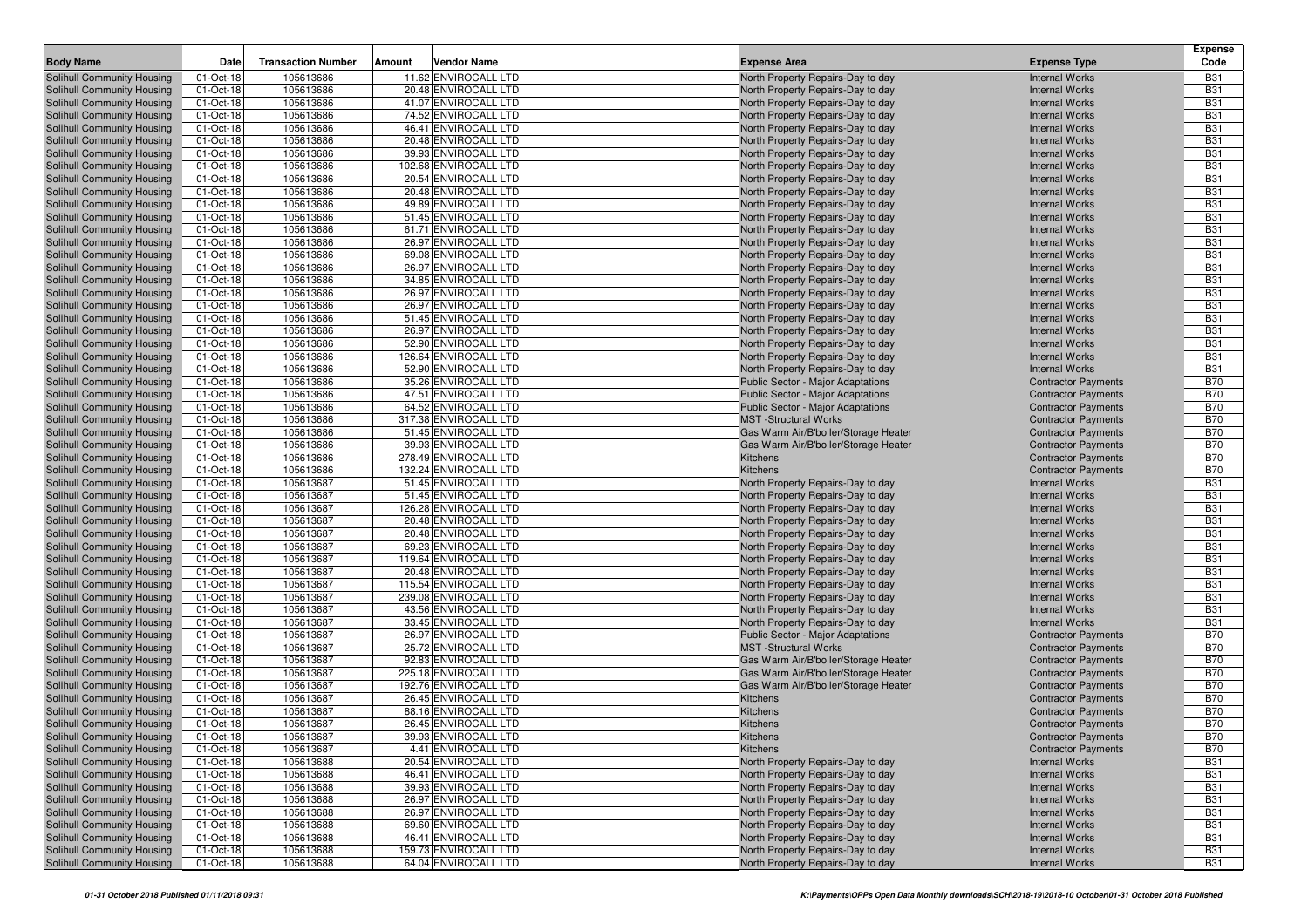| Body Name | Date | Transaction Number | Amount | Vendor Name | Expense Area | Expense Type | Expense Code |
|---|---|---|---|---|---|---|---|
| Solihull Community Housing | 01-Oct-18 | 105613686 | 11.62 | ENVIROCALL LTD | North Property Repairs-Day to day | Internal Works | B31 |
| Solihull Community Housing | 01-Oct-18 | 105613686 | 20.48 | ENVIROCALL LTD | North Property Repairs-Day to day | Internal Works | B31 |
| Solihull Community Housing | 01-Oct-18 | 105613686 | 41.07 | ENVIROCALL LTD | North Property Repairs-Day to day | Internal Works | B31 |
| Solihull Community Housing | 01-Oct-18 | 105613686 | 74.52 | ENVIROCALL LTD | North Property Repairs-Day to day | Internal Works | B31 |
| Solihull Community Housing | 01-Oct-18 | 105613686 | 46.41 | ENVIROCALL LTD | North Property Repairs-Day to day | Internal Works | B31 |
| Solihull Community Housing | 01-Oct-18 | 105613686 | 20.48 | ENVIROCALL LTD | North Property Repairs-Day to day | Internal Works | B31 |
| Solihull Community Housing | 01-Oct-18 | 105613686 | 39.93 | ENVIROCALL LTD | North Property Repairs-Day to day | Internal Works | B31 |
| Solihull Community Housing | 01-Oct-18 | 105613686 | 102.68 | ENVIROCALL LTD | North Property Repairs-Day to day | Internal Works | B31 |
| Solihull Community Housing | 01-Oct-18 | 105613686 | 20.54 | ENVIROCALL LTD | North Property Repairs-Day to day | Internal Works | B31 |
| Solihull Community Housing | 01-Oct-18 | 105613686 | 20.48 | ENVIROCALL LTD | North Property Repairs-Day to day | Internal Works | B31 |
| Solihull Community Housing | 01-Oct-18 | 105613686 | 49.89 | ENVIROCALL LTD | North Property Repairs-Day to day | Internal Works | B31 |
| Solihull Community Housing | 01-Oct-18 | 105613686 | 51.45 | ENVIROCALL LTD | North Property Repairs-Day to day | Internal Works | B31 |
| Solihull Community Housing | 01-Oct-18 | 105613686 | 61.71 | ENVIROCALL LTD | North Property Repairs-Day to day | Internal Works | B31 |
| Solihull Community Housing | 01-Oct-18 | 105613686 | 26.97 | ENVIROCALL LTD | North Property Repairs-Day to day | Internal Works | B31 |
| Solihull Community Housing | 01-Oct-18 | 105613686 | 69.08 | ENVIROCALL LTD | North Property Repairs-Day to day | Internal Works | B31 |
| Solihull Community Housing | 01-Oct-18 | 105613686 | 26.97 | ENVIROCALL LTD | North Property Repairs-Day to day | Internal Works | B31 |
| Solihull Community Housing | 01-Oct-18 | 105613686 | 34.85 | ENVIROCALL LTD | North Property Repairs-Day to day | Internal Works | B31 |
| Solihull Community Housing | 01-Oct-18 | 105613686 | 26.97 | ENVIROCALL LTD | North Property Repairs-Day to day | Internal Works | B31 |
| Solihull Community Housing | 01-Oct-18 | 105613686 | 26.97 | ENVIROCALL LTD | North Property Repairs-Day to day | Internal Works | B31 |
| Solihull Community Housing | 01-Oct-18 | 105613686 | 51.45 | ENVIROCALL LTD | North Property Repairs-Day to day | Internal Works | B31 |
| Solihull Community Housing | 01-Oct-18 | 105613686 | 26.97 | ENVIROCALL LTD | North Property Repairs-Day to day | Internal Works | B31 |
| Solihull Community Housing | 01-Oct-18 | 105613686 | 52.90 | ENVIROCALL LTD | North Property Repairs-Day to day | Internal Works | B31 |
| Solihull Community Housing | 01-Oct-18 | 105613686 | 126.64 | ENVIROCALL LTD | North Property Repairs-Day to day | Internal Works | B31 |
| Solihull Community Housing | 01-Oct-18 | 105613686 | 52.90 | ENVIROCALL LTD | North Property Repairs-Day to day | Internal Works | B31 |
| Solihull Community Housing | 01-Oct-18 | 105613686 | 35.26 | ENVIROCALL LTD | Public Sector - Major Adaptations | Contractor Payments | B70 |
| Solihull Community Housing | 01-Oct-18 | 105613686 | 47.51 | ENVIROCALL LTD | Public Sector - Major Adaptations | Contractor Payments | B70 |
| Solihull Community Housing | 01-Oct-18 | 105613686 | 64.52 | ENVIROCALL LTD | Public Sector - Major Adaptations | Contractor Payments | B70 |
| Solihull Community Housing | 01-Oct-18 | 105613686 | 317.38 | ENVIROCALL LTD | MST -Structural Works | Contractor Payments | B70 |
| Solihull Community Housing | 01-Oct-18 | 105613686 | 51.45 | ENVIROCALL LTD | Gas Warm Air/B'boiler/Storage Heater | Contractor Payments | B70 |
| Solihull Community Housing | 01-Oct-18 | 105613686 | 39.93 | ENVIROCALL LTD | Gas Warm Air/B'boiler/Storage Heater | Contractor Payments | B70 |
| Solihull Community Housing | 01-Oct-18 | 105613686 | 278.49 | ENVIROCALL LTD | Kitchens | Contractor Payments | B70 |
| Solihull Community Housing | 01-Oct-18 | 105613686 | 132.24 | ENVIROCALL LTD | Kitchens | Contractor Payments | B70 |
| Solihull Community Housing | 01-Oct-18 | 105613687 | 51.45 | ENVIROCALL LTD | North Property Repairs-Day to day | Internal Works | B31 |
| Solihull Community Housing | 01-Oct-18 | 105613687 | 51.45 | ENVIROCALL LTD | North Property Repairs-Day to day | Internal Works | B31 |
| Solihull Community Housing | 01-Oct-18 | 105613687 | 126.28 | ENVIROCALL LTD | North Property Repairs-Day to day | Internal Works | B31 |
| Solihull Community Housing | 01-Oct-18 | 105613687 | 20.48 | ENVIROCALL LTD | North Property Repairs-Day to day | Internal Works | B31 |
| Solihull Community Housing | 01-Oct-18 | 105613687 | 20.48 | ENVIROCALL LTD | North Property Repairs-Day to day | Internal Works | B31 |
| Solihull Community Housing | 01-Oct-18 | 105613687 | 69.23 | ENVIROCALL LTD | North Property Repairs-Day to day | Internal Works | B31 |
| Solihull Community Housing | 01-Oct-18 | 105613687 | 119.64 | ENVIROCALL LTD | North Property Repairs-Day to day | Internal Works | B31 |
| Solihull Community Housing | 01-Oct-18 | 105613687 | 20.48 | ENVIROCALL LTD | North Property Repairs-Day to day | Internal Works | B31 |
| Solihull Community Housing | 01-Oct-18 | 105613687 | 115.54 | ENVIROCALL LTD | North Property Repairs-Day to day | Internal Works | B31 |
| Solihull Community Housing | 01-Oct-18 | 105613687 | 239.08 | ENVIROCALL LTD | North Property Repairs-Day to day | Internal Works | B31 |
| Solihull Community Housing | 01-Oct-18 | 105613687 | 43.56 | ENVIROCALL LTD | North Property Repairs-Day to day | Internal Works | B31 |
| Solihull Community Housing | 01-Oct-18 | 105613687 | 33.45 | ENVIROCALL LTD | North Property Repairs-Day to day | Internal Works | B31 |
| Solihull Community Housing | 01-Oct-18 | 105613687 | 26.97 | ENVIROCALL LTD | Public Sector - Major Adaptations | Contractor Payments | B70 |
| Solihull Community Housing | 01-Oct-18 | 105613687 | 25.72 | ENVIROCALL LTD | MST -Structural Works | Contractor Payments | B70 |
| Solihull Community Housing | 01-Oct-18 | 105613687 | 92.83 | ENVIROCALL LTD | Gas Warm Air/B'boiler/Storage Heater | Contractor Payments | B70 |
| Solihull Community Housing | 01-Oct-18 | 105613687 | 225.18 | ENVIROCALL LTD | Gas Warm Air/B'boiler/Storage Heater | Contractor Payments | B70 |
| Solihull Community Housing | 01-Oct-18 | 105613687 | 192.76 | ENVIROCALL LTD | Gas Warm Air/B'boiler/Storage Heater | Contractor Payments | B70 |
| Solihull Community Housing | 01-Oct-18 | 105613687 | 26.45 | ENVIROCALL LTD | Kitchens | Contractor Payments | B70 |
| Solihull Community Housing | 01-Oct-18 | 105613687 | 88.16 | ENVIROCALL LTD | Kitchens | Contractor Payments | B70 |
| Solihull Community Housing | 01-Oct-18 | 105613687 | 26.45 | ENVIROCALL LTD | Kitchens | Contractor Payments | B70 |
| Solihull Community Housing | 01-Oct-18 | 105613687 | 39.93 | ENVIROCALL LTD | Kitchens | Contractor Payments | B70 |
| Solihull Community Housing | 01-Oct-18 | 105613687 | 4.41 | ENVIROCALL LTD | Kitchens | Contractor Payments | B70 |
| Solihull Community Housing | 01-Oct-18 | 105613688 | 20.54 | ENVIROCALL LTD | North Property Repairs-Day to day | Internal Works | B31 |
| Solihull Community Housing | 01-Oct-18 | 105613688 | 46.41 | ENVIROCALL LTD | North Property Repairs-Day to day | Internal Works | B31 |
| Solihull Community Housing | 01-Oct-18 | 105613688 | 39.93 | ENVIROCALL LTD | North Property Repairs-Day to day | Internal Works | B31 |
| Solihull Community Housing | 01-Oct-18 | 105613688 | 26.97 | ENVIROCALL LTD | North Property Repairs-Day to day | Internal Works | B31 |
| Solihull Community Housing | 01-Oct-18 | 105613688 | 26.97 | ENVIROCALL LTD | North Property Repairs-Day to day | Internal Works | B31 |
| Solihull Community Housing | 01-Oct-18 | 105613688 | 69.60 | ENVIROCALL LTD | North Property Repairs-Day to day | Internal Works | B31 |
| Solihull Community Housing | 01-Oct-18 | 105613688 | 46.41 | ENVIROCALL LTD | North Property Repairs-Day to day | Internal Works | B31 |
| Solihull Community Housing | 01-Oct-18 | 105613688 | 159.73 | ENVIROCALL LTD | North Property Repairs-Day to day | Internal Works | B31 |
| Solihull Community Housing | 01-Oct-18 | 105613688 | 64.04 | ENVIROCALL LTD | North Property Repairs-Day to day | Internal Works | B31 |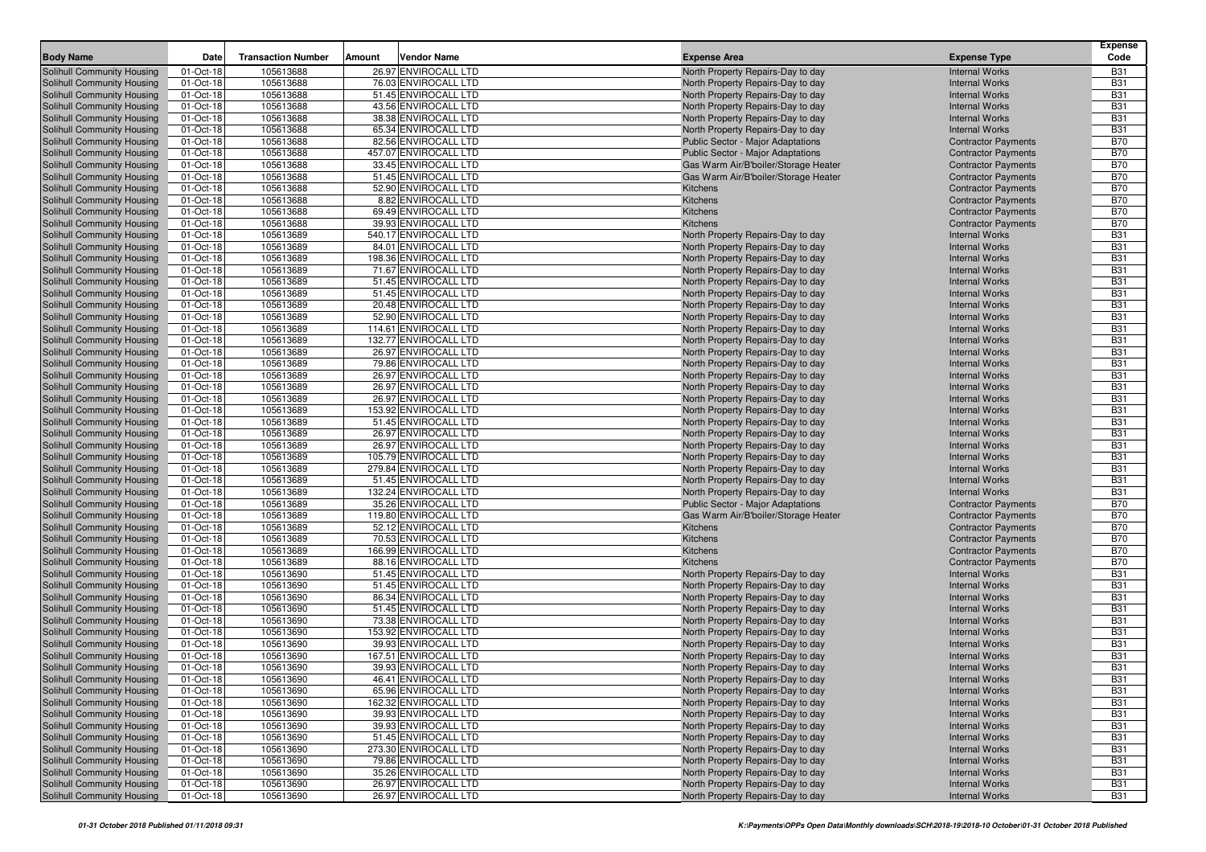| Body Name | Date | Transaction Number | Amount | Vendor Name | Expense Area | Expense Type | Expense Code |
|---|---|---|---|---|---|---|---|
| Solihull Community Housing | 01-Oct-18 | 105613688 | 26.97 | ENVIROCALL LTD | North Property Repairs-Day to day | Internal Works | B31 |
| Solihull Community Housing | 01-Oct-18 | 105613688 | 76.03 | ENVIROCALL LTD | North Property Repairs-Day to day | Internal Works | B31 |
| Solihull Community Housing | 01-Oct-18 | 105613688 | 51.45 | ENVIROCALL LTD | North Property Repairs-Day to day | Internal Works | B31 |
| Solihull Community Housing | 01-Oct-18 | 105613688 | 43.56 | ENVIROCALL LTD | North Property Repairs-Day to day | Internal Works | B31 |
| Solihull Community Housing | 01-Oct-18 | 105613688 | 38.38 | ENVIROCALL LTD | North Property Repairs-Day to day | Internal Works | B31 |
| Solihull Community Housing | 01-Oct-18 | 105613688 | 65.34 | ENVIROCALL LTD | North Property Repairs-Day to day | Internal Works | B31 |
| Solihull Community Housing | 01-Oct-18 | 105613688 | 82.56 | ENVIROCALL LTD | Public Sector - Major Adaptations | Contractor Payments | B70 |
| Solihull Community Housing | 01-Oct-18 | 105613688 | 457.07 | ENVIROCALL LTD | Public Sector - Major Adaptations | Contractor Payments | B70 |
| Solihull Community Housing | 01-Oct-18 | 105613688 | 33.45 | ENVIROCALL LTD | Gas Warm Air/B'boiler/Storage Heater | Contractor Payments | B70 |
| Solihull Community Housing | 01-Oct-18 | 105613688 | 51.45 | ENVIROCALL LTD | Gas Warm Air/B'boiler/Storage Heater | Contractor Payments | B70 |
| Solihull Community Housing | 01-Oct-18 | 105613688 | 52.90 | ENVIROCALL LTD | Kitchens | Contractor Payments | B70 |
| Solihull Community Housing | 01-Oct-18 | 105613688 | 8.82 | ENVIROCALL LTD | Kitchens | Contractor Payments | B70 |
| Solihull Community Housing | 01-Oct-18 | 105613688 | 69.49 | ENVIROCALL LTD | Kitchens | Contractor Payments | B70 |
| Solihull Community Housing | 01-Oct-18 | 105613688 | 39.93 | ENVIROCALL LTD | Kitchens | Contractor Payments | B70 |
| Solihull Community Housing | 01-Oct-18 | 105613689 | 540.17 | ENVIROCALL LTD | North Property Repairs-Day to day | Internal Works | B31 |
| Solihull Community Housing | 01-Oct-18 | 105613689 | 84.01 | ENVIROCALL LTD | North Property Repairs-Day to day | Internal Works | B31 |
| Solihull Community Housing | 01-Oct-18 | 105613689 | 198.36 | ENVIROCALL LTD | North Property Repairs-Day to day | Internal Works | B31 |
| Solihull Community Housing | 01-Oct-18 | 105613689 | 71.67 | ENVIROCALL LTD | North Property Repairs-Day to day | Internal Works | B31 |
| Solihull Community Housing | 01-Oct-18 | 105613689 | 51.45 | ENVIROCALL LTD | North Property Repairs-Day to day | Internal Works | B31 |
| Solihull Community Housing | 01-Oct-18 | 105613689 | 51.45 | ENVIROCALL LTD | North Property Repairs-Day to day | Internal Works | B31 |
| Solihull Community Housing | 01-Oct-18 | 105613689 | 20.48 | ENVIROCALL LTD | North Property Repairs-Day to day | Internal Works | B31 |
| Solihull Community Housing | 01-Oct-18 | 105613689 | 52.90 | ENVIROCALL LTD | North Property Repairs-Day to day | Internal Works | B31 |
| Solihull Community Housing | 01-Oct-18 | 105613689 | 114.61 | ENVIROCALL LTD | North Property Repairs-Day to day | Internal Works | B31 |
| Solihull Community Housing | 01-Oct-18 | 105613689 | 132.77 | ENVIROCALL LTD | North Property Repairs-Day to day | Internal Works | B31 |
| Solihull Community Housing | 01-Oct-18 | 105613689 | 26.97 | ENVIROCALL LTD | North Property Repairs-Day to day | Internal Works | B31 |
| Solihull Community Housing | 01-Oct-18 | 105613689 | 79.86 | ENVIROCALL LTD | North Property Repairs-Day to day | Internal Works | B31 |
| Solihull Community Housing | 01-Oct-18 | 105613689 | 26.97 | ENVIROCALL LTD | North Property Repairs-Day to day | Internal Works | B31 |
| Solihull Community Housing | 01-Oct-18 | 105613689 | 26.97 | ENVIROCALL LTD | North Property Repairs-Day to day | Internal Works | B31 |
| Solihull Community Housing | 01-Oct-18 | 105613689 | 26.97 | ENVIROCALL LTD | North Property Repairs-Day to day | Internal Works | B31 |
| Solihull Community Housing | 01-Oct-18 | 105613689 | 153.92 | ENVIROCALL LTD | North Property Repairs-Day to day | Internal Works | B31 |
| Solihull Community Housing | 01-Oct-18 | 105613689 | 51.45 | ENVIROCALL LTD | North Property Repairs-Day to day | Internal Works | B31 |
| Solihull Community Housing | 01-Oct-18 | 105613689 | 26.97 | ENVIROCALL LTD | North Property Repairs-Day to day | Internal Works | B31 |
| Solihull Community Housing | 01-Oct-18 | 105613689 | 26.97 | ENVIROCALL LTD | North Property Repairs-Day to day | Internal Works | B31 |
| Solihull Community Housing | 01-Oct-18 | 105613689 | 105.79 | ENVIROCALL LTD | North Property Repairs-Day to day | Internal Works | B31 |
| Solihull Community Housing | 01-Oct-18 | 105613689 | 279.84 | ENVIROCALL LTD | North Property Repairs-Day to day | Internal Works | B31 |
| Solihull Community Housing | 01-Oct-18 | 105613689 | 51.45 | ENVIROCALL LTD | North Property Repairs-Day to day | Internal Works | B31 |
| Solihull Community Housing | 01-Oct-18 | 105613689 | 132.24 | ENVIROCALL LTD | North Property Repairs-Day to day | Internal Works | B31 |
| Solihull Community Housing | 01-Oct-18 | 105613689 | 35.26 | ENVIROCALL LTD | Public Sector - Major Adaptations | Contractor Payments | B70 |
| Solihull Community Housing | 01-Oct-18 | 105613689 | 119.80 | ENVIROCALL LTD | Gas Warm Air/B'boiler/Storage Heater | Contractor Payments | B70 |
| Solihull Community Housing | 01-Oct-18 | 105613689 | 52.12 | ENVIROCALL LTD | Kitchens | Contractor Payments | B70 |
| Solihull Community Housing | 01-Oct-18 | 105613689 | 70.53 | ENVIROCALL LTD | Kitchens | Contractor Payments | B70 |
| Solihull Community Housing | 01-Oct-18 | 105613689 | 166.99 | ENVIROCALL LTD | Kitchens | Contractor Payments | B70 |
| Solihull Community Housing | 01-Oct-18 | 105613689 | 88.16 | ENVIROCALL LTD | Kitchens | Contractor Payments | B70 |
| Solihull Community Housing | 01-Oct-18 | 105613690 | 51.45 | ENVIROCALL LTD | North Property Repairs-Day to day | Internal Works | B31 |
| Solihull Community Housing | 01-Oct-18 | 105613690 | 51.45 | ENVIROCALL LTD | North Property Repairs-Day to day | Internal Works | B31 |
| Solihull Community Housing | 01-Oct-18 | 105613690 | 86.34 | ENVIROCALL LTD | North Property Repairs-Day to day | Internal Works | B31 |
| Solihull Community Housing | 01-Oct-18 | 105613690 | 51.45 | ENVIROCALL LTD | North Property Repairs-Day to day | Internal Works | B31 |
| Solihull Community Housing | 01-Oct-18 | 105613690 | 73.38 | ENVIROCALL LTD | North Property Repairs-Day to day | Internal Works | B31 |
| Solihull Community Housing | 01-Oct-18 | 105613690 | 153.92 | ENVIROCALL LTD | North Property Repairs-Day to day | Internal Works | B31 |
| Solihull Community Housing | 01-Oct-18 | 105613690 | 39.93 | ENVIROCALL LTD | North Property Repairs-Day to day | Internal Works | B31 |
| Solihull Community Housing | 01-Oct-18 | 105613690 | 167.51 | ENVIROCALL LTD | North Property Repairs-Day to day | Internal Works | B31 |
| Solihull Community Housing | 01-Oct-18 | 105613690 | 39.93 | ENVIROCALL LTD | North Property Repairs-Day to day | Internal Works | B31 |
| Solihull Community Housing | 01-Oct-18 | 105613690 | 46.41 | ENVIROCALL LTD | North Property Repairs-Day to day | Internal Works | B31 |
| Solihull Community Housing | 01-Oct-18 | 105613690 | 65.96 | ENVIROCALL LTD | North Property Repairs-Day to day | Internal Works | B31 |
| Solihull Community Housing | 01-Oct-18 | 105613690 | 162.32 | ENVIROCALL LTD | North Property Repairs-Day to day | Internal Works | B31 |
| Solihull Community Housing | 01-Oct-18 | 105613690 | 39.93 | ENVIROCALL LTD | North Property Repairs-Day to day | Internal Works | B31 |
| Solihull Community Housing | 01-Oct-18 | 105613690 | 39.93 | ENVIROCALL LTD | North Property Repairs-Day to day | Internal Works | B31 |
| Solihull Community Housing | 01-Oct-18 | 105613690 | 51.45 | ENVIROCALL LTD | North Property Repairs-Day to day | Internal Works | B31 |
| Solihull Community Housing | 01-Oct-18 | 105613690 | 273.30 | ENVIROCALL LTD | North Property Repairs-Day to day | Internal Works | B31 |
| Solihull Community Housing | 01-Oct-18 | 105613690 | 79.86 | ENVIROCALL LTD | North Property Repairs-Day to day | Internal Works | B31 |
| Solihull Community Housing | 01-Oct-18 | 105613690 | 35.26 | ENVIROCALL LTD | North Property Repairs-Day to day | Internal Works | B31 |
| Solihull Community Housing | 01-Oct-18 | 105613690 | 26.97 | ENVIROCALL LTD | North Property Repairs-Day to day | Internal Works | B31 |
| Solihull Community Housing | 01-Oct-18 | 105613690 | 26.97 | ENVIROCALL LTD | North Property Repairs-Day to day | Internal Works | B31 |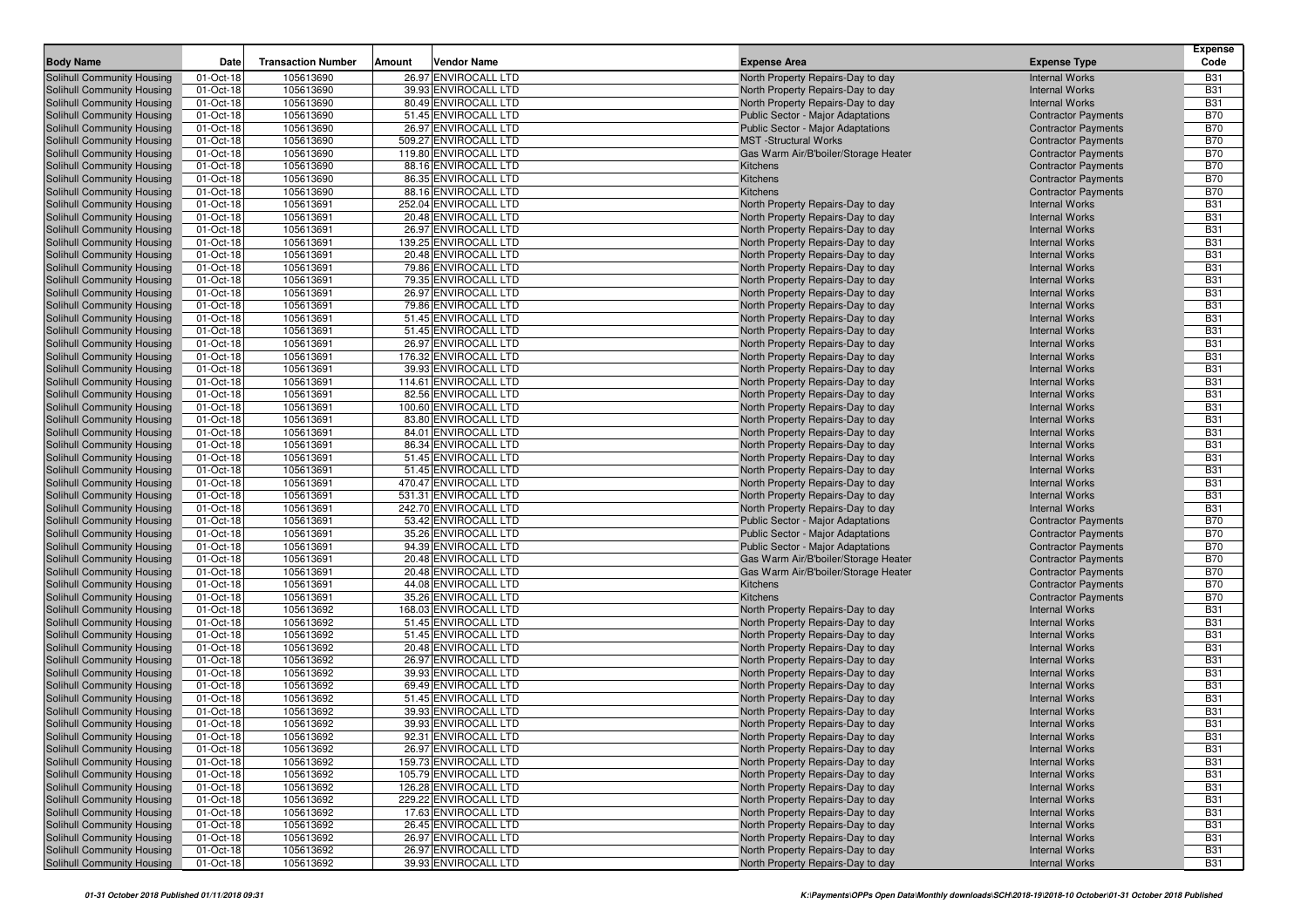| Body Name | Date | Transaction Number | Amount | Vendor Name | Expense Area | Expense Type | Expense Code |
|---|---|---|---|---|---|---|---|
| Solihull Community Housing | 01-Oct-18 | 105613690 | 26.97 | ENVIROCALL LTD | North Property Repairs-Day to day | Internal Works | B31 |
| Solihull Community Housing | 01-Oct-18 | 105613690 | 39.93 | ENVIROCALL LTD | North Property Repairs-Day to day | Internal Works | B31 |
| Solihull Community Housing | 01-Oct-18 | 105613690 | 80.49 | ENVIROCALL LTD | North Property Repairs-Day to day | Internal Works | B31 |
| Solihull Community Housing | 01-Oct-18 | 105613690 | 51.45 | ENVIROCALL LTD | Public Sector - Major Adaptations | Contractor Payments | B70 |
| Solihull Community Housing | 01-Oct-18 | 105613690 | 26.97 | ENVIROCALL LTD | Public Sector - Major Adaptations | Contractor Payments | B70 |
| Solihull Community Housing | 01-Oct-18 | 105613690 | 509.27 | ENVIROCALL LTD | MST -Structural Works | Contractor Payments | B70 |
| Solihull Community Housing | 01-Oct-18 | 105613690 | 119.80 | ENVIROCALL LTD | Gas Warm Air/B'boiler/Storage Heater | Contractor Payments | B70 |
| Solihull Community Housing | 01-Oct-18 | 105613690 | 88.16 | ENVIROCALL LTD | Kitchens | Contractor Payments | B70 |
| Solihull Community Housing | 01-Oct-18 | 105613690 | 86.35 | ENVIROCALL LTD | Kitchens | Contractor Payments | B70 |
| Solihull Community Housing | 01-Oct-18 | 105613690 | 88.16 | ENVIROCALL LTD | Kitchens | Contractor Payments | B70 |
| Solihull Community Housing | 01-Oct-18 | 105613691 | 252.04 | ENVIROCALL LTD | North Property Repairs-Day to day | Internal Works | B31 |
| Solihull Community Housing | 01-Oct-18 | 105613691 | 20.48 | ENVIROCALL LTD | North Property Repairs-Day to day | Internal Works | B31 |
| Solihull Community Housing | 01-Oct-18 | 105613691 | 26.97 | ENVIROCALL LTD | North Property Repairs-Day to day | Internal Works | B31 |
| Solihull Community Housing | 01-Oct-18 | 105613691 | 139.25 | ENVIROCALL LTD | North Property Repairs-Day to day | Internal Works | B31 |
| Solihull Community Housing | 01-Oct-18 | 105613691 | 20.48 | ENVIROCALL LTD | North Property Repairs-Day to day | Internal Works | B31 |
| Solihull Community Housing | 01-Oct-18 | 105613691 | 79.86 | ENVIROCALL LTD | North Property Repairs-Day to day | Internal Works | B31 |
| Solihull Community Housing | 01-Oct-18 | 105613691 | 79.35 | ENVIROCALL LTD | North Property Repairs-Day to day | Internal Works | B31 |
| Solihull Community Housing | 01-Oct-18 | 105613691 | 26.97 | ENVIROCALL LTD | North Property Repairs-Day to day | Internal Works | B31 |
| Solihull Community Housing | 01-Oct-18 | 105613691 | 79.86 | ENVIROCALL LTD | North Property Repairs-Day to day | Internal Works | B31 |
| Solihull Community Housing | 01-Oct-18 | 105613691 | 51.45 | ENVIROCALL LTD | North Property Repairs-Day to day | Internal Works | B31 |
| Solihull Community Housing | 01-Oct-18 | 105613691 | 51.45 | ENVIROCALL LTD | North Property Repairs-Day to day | Internal Works | B31 |
| Solihull Community Housing | 01-Oct-18 | 105613691 | 26.97 | ENVIROCALL LTD | North Property Repairs-Day to day | Internal Works | B31 |
| Solihull Community Housing | 01-Oct-18 | 105613691 | 176.32 | ENVIROCALL LTD | North Property Repairs-Day to day | Internal Works | B31 |
| Solihull Community Housing | 01-Oct-18 | 105613691 | 39.93 | ENVIROCALL LTD | North Property Repairs-Day to day | Internal Works | B31 |
| Solihull Community Housing | 01-Oct-18 | 105613691 | 114.61 | ENVIROCALL LTD | North Property Repairs-Day to day | Internal Works | B31 |
| Solihull Community Housing | 01-Oct-18 | 105613691 | 82.56 | ENVIROCALL LTD | North Property Repairs-Day to day | Internal Works | B31 |
| Solihull Community Housing | 01-Oct-18 | 105613691 | 100.60 | ENVIROCALL LTD | North Property Repairs-Day to day | Internal Works | B31 |
| Solihull Community Housing | 01-Oct-18 | 105613691 | 83.80 | ENVIROCALL LTD | North Property Repairs-Day to day | Internal Works | B31 |
| Solihull Community Housing | 01-Oct-18 | 105613691 | 84.01 | ENVIROCALL LTD | North Property Repairs-Day to day | Internal Works | B31 |
| Solihull Community Housing | 01-Oct-18 | 105613691 | 86.34 | ENVIROCALL LTD | North Property Repairs-Day to day | Internal Works | B31 |
| Solihull Community Housing | 01-Oct-18 | 105613691 | 51.45 | ENVIROCALL LTD | North Property Repairs-Day to day | Internal Works | B31 |
| Solihull Community Housing | 01-Oct-18 | 105613691 | 51.45 | ENVIROCALL LTD | North Property Repairs-Day to day | Internal Works | B31 |
| Solihull Community Housing | 01-Oct-18 | 105613691 | 470.47 | ENVIROCALL LTD | North Property Repairs-Day to day | Internal Works | B31 |
| Solihull Community Housing | 01-Oct-18 | 105613691 | 531.31 | ENVIROCALL LTD | North Property Repairs-Day to day | Internal Works | B31 |
| Solihull Community Housing | 01-Oct-18 | 105613691 | 242.70 | ENVIROCALL LTD | North Property Repairs-Day to day | Internal Works | B31 |
| Solihull Community Housing | 01-Oct-18 | 105613691 | 53.42 | ENVIROCALL LTD | Public Sector - Major Adaptations | Contractor Payments | B70 |
| Solihull Community Housing | 01-Oct-18 | 105613691 | 35.26 | ENVIROCALL LTD | Public Sector - Major Adaptations | Contractor Payments | B70 |
| Solihull Community Housing | 01-Oct-18 | 105613691 | 94.39 | ENVIROCALL LTD | Public Sector - Major Adaptations | Contractor Payments | B70 |
| Solihull Community Housing | 01-Oct-18 | 105613691 | 20.48 | ENVIROCALL LTD | Gas Warm Air/B'boiler/Storage Heater | Contractor Payments | B70 |
| Solihull Community Housing | 01-Oct-18 | 105613691 | 20.48 | ENVIROCALL LTD | Gas Warm Air/B'boiler/Storage Heater | Contractor Payments | B70 |
| Solihull Community Housing | 01-Oct-18 | 105613691 | 44.08 | ENVIROCALL LTD | Kitchens | Contractor Payments | B70 |
| Solihull Community Housing | 01-Oct-18 | 105613691 | 35.26 | ENVIROCALL LTD | Kitchens | Contractor Payments | B70 |
| Solihull Community Housing | 01-Oct-18 | 105613692 | 168.03 | ENVIROCALL LTD | North Property Repairs-Day to day | Internal Works | B31 |
| Solihull Community Housing | 01-Oct-18 | 105613692 | 51.45 | ENVIROCALL LTD | North Property Repairs-Day to day | Internal Works | B31 |
| Solihull Community Housing | 01-Oct-18 | 105613692 | 51.45 | ENVIROCALL LTD | North Property Repairs-Day to day | Internal Works | B31 |
| Solihull Community Housing | 01-Oct-18 | 105613692 | 20.48 | ENVIROCALL LTD | North Property Repairs-Day to day | Internal Works | B31 |
| Solihull Community Housing | 01-Oct-18 | 105613692 | 26.97 | ENVIROCALL LTD | North Property Repairs-Day to day | Internal Works | B31 |
| Solihull Community Housing | 01-Oct-18 | 105613692 | 39.93 | ENVIROCALL LTD | North Property Repairs-Day to day | Internal Works | B31 |
| Solihull Community Housing | 01-Oct-18 | 105613692 | 69.49 | ENVIROCALL LTD | North Property Repairs-Day to day | Internal Works | B31 |
| Solihull Community Housing | 01-Oct-18 | 105613692 | 51.45 | ENVIROCALL LTD | North Property Repairs-Day to day | Internal Works | B31 |
| Solihull Community Housing | 01-Oct-18 | 105613692 | 39.93 | ENVIROCALL LTD | North Property Repairs-Day to day | Internal Works | B31 |
| Solihull Community Housing | 01-Oct-18 | 105613692 | 39.93 | ENVIROCALL LTD | North Property Repairs-Day to day | Internal Works | B31 |
| Solihull Community Housing | 01-Oct-18 | 105613692 | 92.31 | ENVIROCALL LTD | North Property Repairs-Day to day | Internal Works | B31 |
| Solihull Community Housing | 01-Oct-18 | 105613692 | 26.97 | ENVIROCALL LTD | North Property Repairs-Day to day | Internal Works | B31 |
| Solihull Community Housing | 01-Oct-18 | 105613692 | 159.73 | ENVIROCALL LTD | North Property Repairs-Day to day | Internal Works | B31 |
| Solihull Community Housing | 01-Oct-18 | 105613692 | 105.79 | ENVIROCALL LTD | North Property Repairs-Day to day | Internal Works | B31 |
| Solihull Community Housing | 01-Oct-18 | 105613692 | 126.28 | ENVIROCALL LTD | North Property Repairs-Day to day | Internal Works | B31 |
| Solihull Community Housing | 01-Oct-18 | 105613692 | 229.22 | ENVIROCALL LTD | North Property Repairs-Day to day | Internal Works | B31 |
| Solihull Community Housing | 01-Oct-18 | 105613692 | 17.63 | ENVIROCALL LTD | North Property Repairs-Day to day | Internal Works | B31 |
| Solihull Community Housing | 01-Oct-18 | 105613692 | 26.45 | ENVIROCALL LTD | North Property Repairs-Day to day | Internal Works | B31 |
| Solihull Community Housing | 01-Oct-18 | 105613692 | 26.97 | ENVIROCALL LTD | North Property Repairs-Day to day | Internal Works | B31 |
| Solihull Community Housing | 01-Oct-18 | 105613692 | 26.97 | ENVIROCALL LTD | North Property Repairs-Day to day | Internal Works | B31 |
| Solihull Community Housing | 01-Oct-18 | 105613692 | 39.93 | ENVIROCALL LTD | North Property Repairs-Day to day | Internal Works | B31 |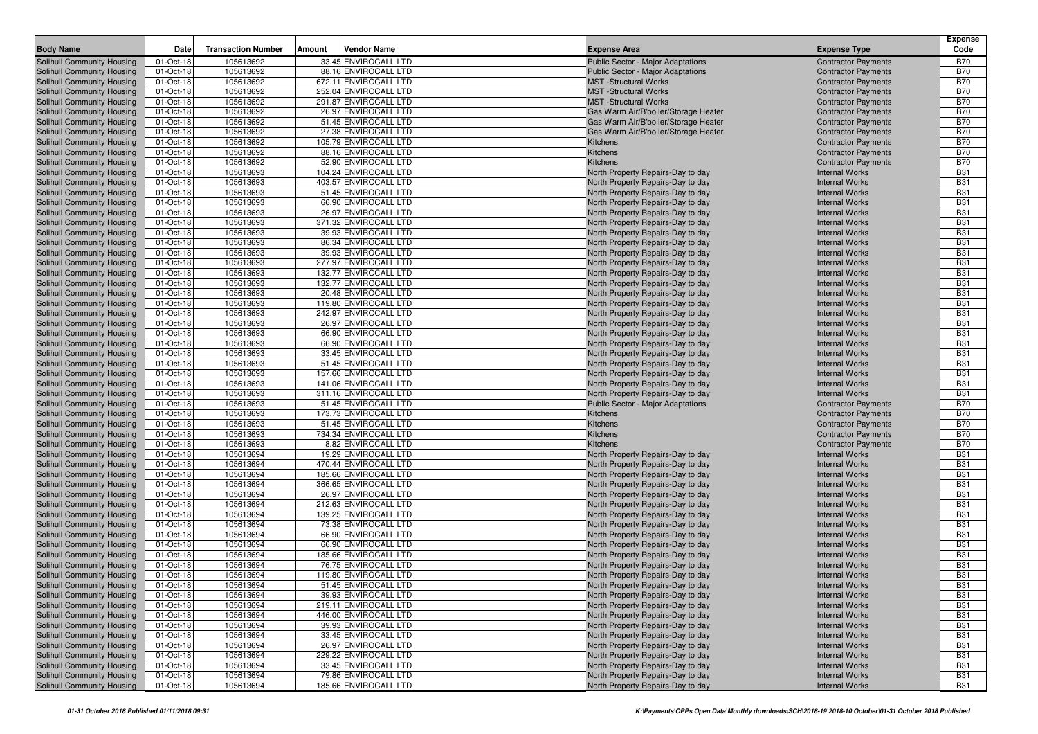| Body Name | Date | Transaction Number | Amount | Vendor Name | Expense Area | Expense Type | Expense Code |
|---|---|---|---|---|---|---|---|
| Solihull Community Housing | 01-Oct-18 | 105613692 | 33.45 | ENVIROCALL LTD | Public Sector - Major Adaptations | Contractor Payments | B70 |
| Solihull Community Housing | 01-Oct-18 | 105613692 | 88.16 | ENVIROCALL LTD | Public Sector - Major Adaptations | Contractor Payments | B70 |
| Solihull Community Housing | 01-Oct-18 | 105613692 | 672.11 | ENVIROCALL LTD | MST -Structural Works | Contractor Payments | B70 |
| Solihull Community Housing | 01-Oct-18 | 105613692 | 252.04 | ENVIROCALL LTD | MST -Structural Works | Contractor Payments | B70 |
| Solihull Community Housing | 01-Oct-18 | 105613692 | 291.87 | ENVIROCALL LTD | MST -Structural Works | Contractor Payments | B70 |
| Solihull Community Housing | 01-Oct-18 | 105613692 | 26.97 | ENVIROCALL LTD | Gas Warm Air/B'boiler/Storage Heater | Contractor Payments | B70 |
| Solihull Community Housing | 01-Oct-18 | 105613692 | 51.45 | ENVIROCALL LTD | Gas Warm Air/B'boiler/Storage Heater | Contractor Payments | B70 |
| Solihull Community Housing | 01-Oct-18 | 105613692 | 27.38 | ENVIROCALL LTD | Gas Warm Air/B'boiler/Storage Heater | Contractor Payments | B70 |
| Solihull Community Housing | 01-Oct-18 | 105613692 | 105.79 | ENVIROCALL LTD | Kitchens | Contractor Payments | B70 |
| Solihull Community Housing | 01-Oct-18 | 105613692 | 88.16 | ENVIROCALL LTD | Kitchens | Contractor Payments | B70 |
| Solihull Community Housing | 01-Oct-18 | 105613692 | 52.90 | ENVIROCALL LTD | Kitchens | Contractor Payments | B70 |
| Solihull Community Housing | 01-Oct-18 | 105613693 | 104.24 | ENVIROCALL LTD | North Property Repairs-Day to day | Internal Works | B31 |
| Solihull Community Housing | 01-Oct-18 | 105613693 | 403.57 | ENVIROCALL LTD | North Property Repairs-Day to day | Internal Works | B31 |
| Solihull Community Housing | 01-Oct-18 | 105613693 | 51.45 | ENVIROCALL LTD | North Property Repairs-Day to day | Internal Works | B31 |
| Solihull Community Housing | 01-Oct-18 | 105613693 | 66.90 | ENVIROCALL LTD | North Property Repairs-Day to day | Internal Works | B31 |
| Solihull Community Housing | 01-Oct-18 | 105613693 | 26.97 | ENVIROCALL LTD | North Property Repairs-Day to day | Internal Works | B31 |
| Solihull Community Housing | 01-Oct-18 | 105613693 | 371.32 | ENVIROCALL LTD | North Property Repairs-Day to day | Internal Works | B31 |
| Solihull Community Housing | 01-Oct-18 | 105613693 | 39.93 | ENVIROCALL LTD | North Property Repairs-Day to day | Internal Works | B31 |
| Solihull Community Housing | 01-Oct-18 | 105613693 | 86.34 | ENVIROCALL LTD | North Property Repairs-Day to day | Internal Works | B31 |
| Solihull Community Housing | 01-Oct-18 | 105613693 | 39.93 | ENVIROCALL LTD | North Property Repairs-Day to day | Internal Works | B31 |
| Solihull Community Housing | 01-Oct-18 | 105613693 | 277.97 | ENVIROCALL LTD | North Property Repairs-Day to day | Internal Works | B31 |
| Solihull Community Housing | 01-Oct-18 | 105613693 | 132.77 | ENVIROCALL LTD | North Property Repairs-Day to day | Internal Works | B31 |
| Solihull Community Housing | 01-Oct-18 | 105613693 | 132.77 | ENVIROCALL LTD | North Property Repairs-Day to day | Internal Works | B31 |
| Solihull Community Housing | 01-Oct-18 | 105613693 | 20.48 | ENVIROCALL LTD | North Property Repairs-Day to day | Internal Works | B31 |
| Solihull Community Housing | 01-Oct-18 | 105613693 | 119.80 | ENVIROCALL LTD | North Property Repairs-Day to day | Internal Works | B31 |
| Solihull Community Housing | 01-Oct-18 | 105613693 | 242.97 | ENVIROCALL LTD | North Property Repairs-Day to day | Internal Works | B31 |
| Solihull Community Housing | 01-Oct-18 | 105613693 | 26.97 | ENVIROCALL LTD | North Property Repairs-Day to day | Internal Works | B31 |
| Solihull Community Housing | 01-Oct-18 | 105613693 | 66.90 | ENVIROCALL LTD | North Property Repairs-Day to day | Internal Works | B31 |
| Solihull Community Housing | 01-Oct-18 | 105613693 | 66.90 | ENVIROCALL LTD | North Property Repairs-Day to day | Internal Works | B31 |
| Solihull Community Housing | 01-Oct-18 | 105613693 | 33.45 | ENVIROCALL LTD | North Property Repairs-Day to day | Internal Works | B31 |
| Solihull Community Housing | 01-Oct-18 | 105613693 | 51.45 | ENVIROCALL LTD | North Property Repairs-Day to day | Internal Works | B31 |
| Solihull Community Housing | 01-Oct-18 | 105613693 | 157.66 | ENVIROCALL LTD | North Property Repairs-Day to day | Internal Works | B31 |
| Solihull Community Housing | 01-Oct-18 | 105613693 | 141.06 | ENVIROCALL LTD | North Property Repairs-Day to day | Internal Works | B31 |
| Solihull Community Housing | 01-Oct-18 | 105613693 | 311.16 | ENVIROCALL LTD | North Property Repairs-Day to day | Internal Works | B31 |
| Solihull Community Housing | 01-Oct-18 | 105613693 | 51.45 | ENVIROCALL LTD | Public Sector - Major Adaptations | Contractor Payments | B70 |
| Solihull Community Housing | 01-Oct-18 | 105613693 | 173.73 | ENVIROCALL LTD | Kitchens | Contractor Payments | B70 |
| Solihull Community Housing | 01-Oct-18 | 105613693 | 51.45 | ENVIROCALL LTD | Kitchens | Contractor Payments | B70 |
| Solihull Community Housing | 01-Oct-18 | 105613693 | 734.34 | ENVIROCALL LTD | Kitchens | Contractor Payments | B70 |
| Solihull Community Housing | 01-Oct-18 | 105613693 | 8.82 | ENVIROCALL LTD | Kitchens | Contractor Payments | B70 |
| Solihull Community Housing | 01-Oct-18 | 105613694 | 19.29 | ENVIROCALL LTD | North Property Repairs-Day to day | Internal Works | B31 |
| Solihull Community Housing | 01-Oct-18 | 105613694 | 470.44 | ENVIROCALL LTD | North Property Repairs-Day to day | Internal Works | B31 |
| Solihull Community Housing | 01-Oct-18 | 105613694 | 185.66 | ENVIROCALL LTD | North Property Repairs-Day to day | Internal Works | B31 |
| Solihull Community Housing | 01-Oct-18 | 105613694 | 366.65 | ENVIROCALL LTD | North Property Repairs-Day to day | Internal Works | B31 |
| Solihull Community Housing | 01-Oct-18 | 105613694 | 26.97 | ENVIROCALL LTD | North Property Repairs-Day to day | Internal Works | B31 |
| Solihull Community Housing | 01-Oct-18 | 105613694 | 212.63 | ENVIROCALL LTD | North Property Repairs-Day to day | Internal Works | B31 |
| Solihull Community Housing | 01-Oct-18 | 105613694 | 139.25 | ENVIROCALL LTD | North Property Repairs-Day to day | Internal Works | B31 |
| Solihull Community Housing | 01-Oct-18 | 105613694 | 73.38 | ENVIROCALL LTD | North Property Repairs-Day to day | Internal Works | B31 |
| Solihull Community Housing | 01-Oct-18 | 105613694 | 66.90 | ENVIROCALL LTD | North Property Repairs-Day to day | Internal Works | B31 |
| Solihull Community Housing | 01-Oct-18 | 105613694 | 66.90 | ENVIROCALL LTD | North Property Repairs-Day to day | Internal Works | B31 |
| Solihull Community Housing | 01-Oct-18 | 105613694 | 185.66 | ENVIROCALL LTD | North Property Repairs-Day to day | Internal Works | B31 |
| Solihull Community Housing | 01-Oct-18 | 105613694 | 76.75 | ENVIROCALL LTD | North Property Repairs-Day to day | Internal Works | B31 |
| Solihull Community Housing | 01-Oct-18 | 105613694 | 119.80 | ENVIROCALL LTD | North Property Repairs-Day to day | Internal Works | B31 |
| Solihull Community Housing | 01-Oct-18 | 105613694 | 51.45 | ENVIROCALL LTD | North Property Repairs-Day to day | Internal Works | B31 |
| Solihull Community Housing | 01-Oct-18 | 105613694 | 39.93 | ENVIROCALL LTD | North Property Repairs-Day to day | Internal Works | B31 |
| Solihull Community Housing | 01-Oct-18 | 105613694 | 219.11 | ENVIROCALL LTD | North Property Repairs-Day to day | Internal Works | B31 |
| Solihull Community Housing | 01-Oct-18 | 105613694 | 446.00 | ENVIROCALL LTD | North Property Repairs-Day to day | Internal Works | B31 |
| Solihull Community Housing | 01-Oct-18 | 105613694 | 39.93 | ENVIROCALL LTD | North Property Repairs-Day to day | Internal Works | B31 |
| Solihull Community Housing | 01-Oct-18 | 105613694 | 33.45 | ENVIROCALL LTD | North Property Repairs-Day to day | Internal Works | B31 |
| Solihull Community Housing | 01-Oct-18 | 105613694 | 26.97 | ENVIROCALL LTD | North Property Repairs-Day to day | Internal Works | B31 |
| Solihull Community Housing | 01-Oct-18 | 105613694 | 229.22 | ENVIROCALL LTD | North Property Repairs-Day to day | Internal Works | B31 |
| Solihull Community Housing | 01-Oct-18 | 105613694 | 33.45 | ENVIROCALL LTD | North Property Repairs-Day to day | Internal Works | B31 |
| Solihull Community Housing | 01-Oct-18 | 105613694 | 79.86 | ENVIROCALL LTD | North Property Repairs-Day to day | Internal Works | B31 |
| Solihull Community Housing | 01-Oct-18 | 105613694 | 185.66 | ENVIROCALL LTD | North Property Repairs-Day to day | Internal Works | B31 |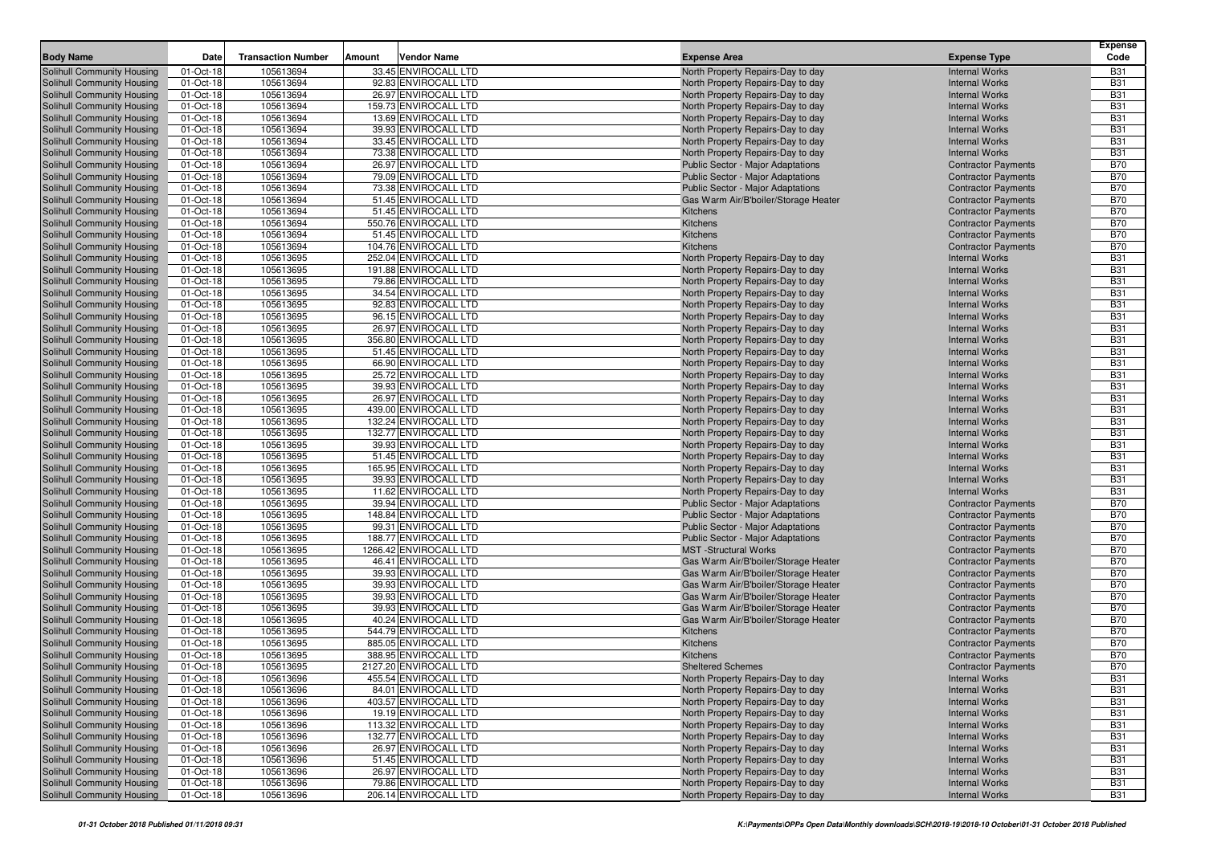| Body Name | Date | Transaction Number | Amount | Vendor Name | Expense Area | Expense Type | Expense Code |
|---|---|---|---|---|---|---|---|
| Solihull Community Housing | 01-Oct-18 | 105613694 | 33.45 | ENVIROCALL LTD | North Property Repairs-Day to day | Internal Works | B31 |
| Solihull Community Housing | 01-Oct-18 | 105613694 | 92.83 | ENVIROCALL LTD | North Property Repairs-Day to day | Internal Works | B31 |
| Solihull Community Housing | 01-Oct-18 | 105613694 | 26.97 | ENVIROCALL LTD | North Property Repairs-Day to day | Internal Works | B31 |
| Solihull Community Housing | 01-Oct-18 | 105613694 | 159.73 | ENVIROCALL LTD | North Property Repairs-Day to day | Internal Works | B31 |
| Solihull Community Housing | 01-Oct-18 | 105613694 | 13.69 | ENVIROCALL LTD | North Property Repairs-Day to day | Internal Works | B31 |
| Solihull Community Housing | 01-Oct-18 | 105613694 | 39.93 | ENVIROCALL LTD | North Property Repairs-Day to day | Internal Works | B31 |
| Solihull Community Housing | 01-Oct-18 | 105613694 | 33.45 | ENVIROCALL LTD | North Property Repairs-Day to day | Internal Works | B31 |
| Solihull Community Housing | 01-Oct-18 | 105613694 | 73.38 | ENVIROCALL LTD | North Property Repairs-Day to day | Internal Works | B31 |
| Solihull Community Housing | 01-Oct-18 | 105613694 | 26.97 | ENVIROCALL LTD | Public Sector - Major Adaptations | Contractor Payments | B70 |
| Solihull Community Housing | 01-Oct-18 | 105613694 | 79.09 | ENVIROCALL LTD | Public Sector - Major Adaptations | Contractor Payments | B70 |
| Solihull Community Housing | 01-Oct-18 | 105613694 | 73.38 | ENVIROCALL LTD | Public Sector - Major Adaptations | Contractor Payments | B70 |
| Solihull Community Housing | 01-Oct-18 | 105613694 | 51.45 | ENVIROCALL LTD | Gas Warm Air/B'boiler/Storage Heater | Contractor Payments | B70 |
| Solihull Community Housing | 01-Oct-18 | 105613694 | 51.45 | ENVIROCALL LTD | Kitchens | Contractor Payments | B70 |
| Solihull Community Housing | 01-Oct-18 | 105613694 | 550.76 | ENVIROCALL LTD | Kitchens | Contractor Payments | B70 |
| Solihull Community Housing | 01-Oct-18 | 105613694 | 51.45 | ENVIROCALL LTD | Kitchens | Contractor Payments | B70 |
| Solihull Community Housing | 01-Oct-18 | 105613694 | 104.76 | ENVIROCALL LTD | Kitchens | Contractor Payments | B70 |
| Solihull Community Housing | 01-Oct-18 | 105613695 | 252.04 | ENVIROCALL LTD | North Property Repairs-Day to day | Internal Works | B31 |
| Solihull Community Housing | 01-Oct-18 | 105613695 | 191.88 | ENVIROCALL LTD | North Property Repairs-Day to day | Internal Works | B31 |
| Solihull Community Housing | 01-Oct-18 | 105613695 | 79.86 | ENVIROCALL LTD | North Property Repairs-Day to day | Internal Works | B31 |
| Solihull Community Housing | 01-Oct-18 | 105613695 | 34.54 | ENVIROCALL LTD | North Property Repairs-Day to day | Internal Works | B31 |
| Solihull Community Housing | 01-Oct-18 | 105613695 | 92.83 | ENVIROCALL LTD | North Property Repairs-Day to day | Internal Works | B31 |
| Solihull Community Housing | 01-Oct-18 | 105613695 | 96.15 | ENVIROCALL LTD | North Property Repairs-Day to day | Internal Works | B31 |
| Solihull Community Housing | 01-Oct-18 | 105613695 | 26.97 | ENVIROCALL LTD | North Property Repairs-Day to day | Internal Works | B31 |
| Solihull Community Housing | 01-Oct-18 | 105613695 | 356.80 | ENVIROCALL LTD | North Property Repairs-Day to day | Internal Works | B31 |
| Solihull Community Housing | 01-Oct-18 | 105613695 | 51.45 | ENVIROCALL LTD | North Property Repairs-Day to day | Internal Works | B31 |
| Solihull Community Housing | 01-Oct-18 | 105613695 | 66.90 | ENVIROCALL LTD | North Property Repairs-Day to day | Internal Works | B31 |
| Solihull Community Housing | 01-Oct-18 | 105613695 | 25.72 | ENVIROCALL LTD | North Property Repairs-Day to day | Internal Works | B31 |
| Solihull Community Housing | 01-Oct-18 | 105613695 | 39.93 | ENVIROCALL LTD | North Property Repairs-Day to day | Internal Works | B31 |
| Solihull Community Housing | 01-Oct-18 | 105613695 | 26.97 | ENVIROCALL LTD | North Property Repairs-Day to day | Internal Works | B31 |
| Solihull Community Housing | 01-Oct-18 | 105613695 | 439.00 | ENVIROCALL LTD | North Property Repairs-Day to day | Internal Works | B31 |
| Solihull Community Housing | 01-Oct-18 | 105613695 | 132.24 | ENVIROCALL LTD | North Property Repairs-Day to day | Internal Works | B31 |
| Solihull Community Housing | 01-Oct-18 | 105613695 | 132.77 | ENVIROCALL LTD | North Property Repairs-Day to day | Internal Works | B31 |
| Solihull Community Housing | 01-Oct-18 | 105613695 | 39.93 | ENVIROCALL LTD | North Property Repairs-Day to day | Internal Works | B31 |
| Solihull Community Housing | 01-Oct-18 | 105613695 | 51.45 | ENVIROCALL LTD | North Property Repairs-Day to day | Internal Works | B31 |
| Solihull Community Housing | 01-Oct-18 | 105613695 | 165.95 | ENVIROCALL LTD | North Property Repairs-Day to day | Internal Works | B31 |
| Solihull Community Housing | 01-Oct-18 | 105613695 | 39.93 | ENVIROCALL LTD | North Property Repairs-Day to day | Internal Works | B31 |
| Solihull Community Housing | 01-Oct-18 | 105613695 | 11.62 | ENVIROCALL LTD | North Property Repairs-Day to day | Internal Works | B31 |
| Solihull Community Housing | 01-Oct-18 | 105613695 | 39.94 | ENVIROCALL LTD | Public Sector - Major Adaptations | Contractor Payments | B70 |
| Solihull Community Housing | 01-Oct-18 | 105613695 | 148.84 | ENVIROCALL LTD | Public Sector - Major Adaptations | Contractor Payments | B70 |
| Solihull Community Housing | 01-Oct-18 | 105613695 | 99.31 | ENVIROCALL LTD | Public Sector - Major Adaptations | Contractor Payments | B70 |
| Solihull Community Housing | 01-Oct-18 | 105613695 | 188.77 | ENVIROCALL LTD | Public Sector - Major Adaptations | Contractor Payments | B70 |
| Solihull Community Housing | 01-Oct-18 | 105613695 | 1266.42 | ENVIROCALL LTD | MST -Structural Works | Contractor Payments | B70 |
| Solihull Community Housing | 01-Oct-18 | 105613695 | 46.41 | ENVIROCALL LTD | Gas Warm Air/B'boiler/Storage Heater | Contractor Payments | B70 |
| Solihull Community Housing | 01-Oct-18 | 105613695 | 39.93 | ENVIROCALL LTD | Gas Warm Air/B'boiler/Storage Heater | Contractor Payments | B70 |
| Solihull Community Housing | 01-Oct-18 | 105613695 | 39.93 | ENVIROCALL LTD | Gas Warm Air/B'boiler/Storage Heater | Contractor Payments | B70 |
| Solihull Community Housing | 01-Oct-18 | 105613695 | 39.93 | ENVIROCALL LTD | Gas Warm Air/B'boiler/Storage Heater | Contractor Payments | B70 |
| Solihull Community Housing | 01-Oct-18 | 105613695 | 39.93 | ENVIROCALL LTD | Gas Warm Air/B'boiler/Storage Heater | Contractor Payments | B70 |
| Solihull Community Housing | 01-Oct-18 | 105613695 | 40.24 | ENVIROCALL LTD | Gas Warm Air/B'boiler/Storage Heater | Contractor Payments | B70 |
| Solihull Community Housing | 01-Oct-18 | 105613695 | 544.79 | ENVIROCALL LTD | Kitchens | Contractor Payments | B70 |
| Solihull Community Housing | 01-Oct-18 | 105613695 | 885.05 | ENVIROCALL LTD | Kitchens | Contractor Payments | B70 |
| Solihull Community Housing | 01-Oct-18 | 105613695 | 388.95 | ENVIROCALL LTD | Kitchens | Contractor Payments | B70 |
| Solihull Community Housing | 01-Oct-18 | 105613695 | 2127.20 | ENVIROCALL LTD | Sheltered Schemes | Contractor Payments | B70 |
| Solihull Community Housing | 01-Oct-18 | 105613696 | 455.54 | ENVIROCALL LTD | North Property Repairs-Day to day | Internal Works | B31 |
| Solihull Community Housing | 01-Oct-18 | 105613696 | 84.01 | ENVIROCALL LTD | North Property Repairs-Day to day | Internal Works | B31 |
| Solihull Community Housing | 01-Oct-18 | 105613696 | 403.57 | ENVIROCALL LTD | North Property Repairs-Day to day | Internal Works | B31 |
| Solihull Community Housing | 01-Oct-18 | 105613696 | 19.19 | ENVIROCALL LTD | North Property Repairs-Day to day | Internal Works | B31 |
| Solihull Community Housing | 01-Oct-18 | 105613696 | 113.32 | ENVIROCALL LTD | North Property Repairs-Day to day | Internal Works | B31 |
| Solihull Community Housing | 01-Oct-18 | 105613696 | 132.77 | ENVIROCALL LTD | North Property Repairs-Day to day | Internal Works | B31 |
| Solihull Community Housing | 01-Oct-18 | 105613696 | 26.97 | ENVIROCALL LTD | North Property Repairs-Day to day | Internal Works | B31 |
| Solihull Community Housing | 01-Oct-18 | 105613696 | 51.45 | ENVIROCALL LTD | North Property Repairs-Day to day | Internal Works | B31 |
| Solihull Community Housing | 01-Oct-18 | 105613696 | 26.97 | ENVIROCALL LTD | North Property Repairs-Day to day | Internal Works | B31 |
| Solihull Community Housing | 01-Oct-18 | 105613696 | 79.86 | ENVIROCALL LTD | North Property Repairs-Day to day | Internal Works | B31 |
| Solihull Community Housing | 01-Oct-18 | 105613696 | 206.14 | ENVIROCALL LTD | North Property Repairs-Day to day | Internal Works | B31 |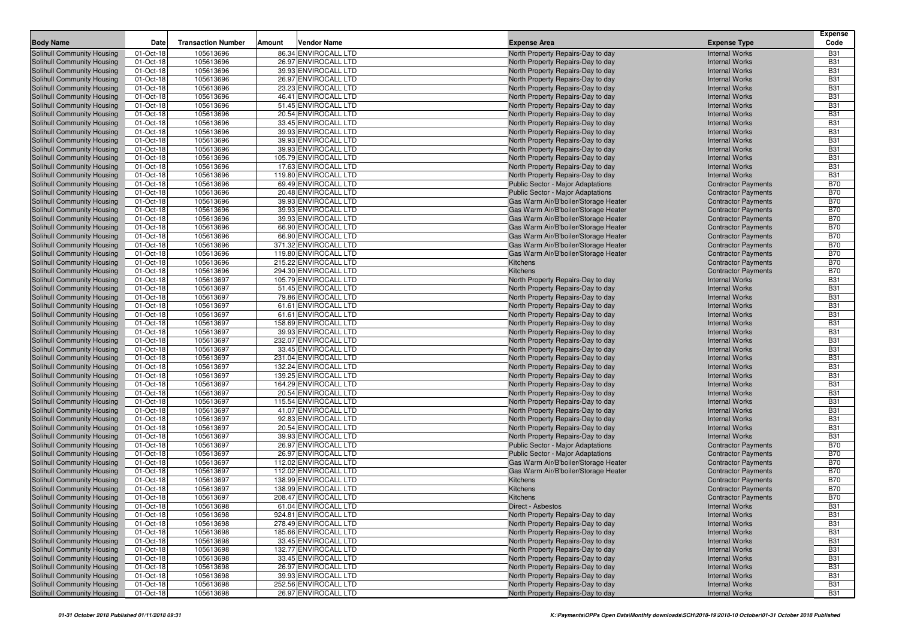| Body Name | Date | Transaction Number | Amount | Vendor Name | Expense Area | Expense Type | Expense Code |
|---|---|---|---|---|---|---|---|
| Solihull Community Housing | 01-Oct-18 | 105613696 | 86.34 | ENVIROCALL LTD | North Property Repairs-Day to day | Internal Works | B31 |
| Solihull Community Housing | 01-Oct-18 | 105613696 | 26.97 | ENVIROCALL LTD | North Property Repairs-Day to day | Internal Works | B31 |
| Solihull Community Housing | 01-Oct-18 | 105613696 | 39.93 | ENVIROCALL LTD | North Property Repairs-Day to day | Internal Works | B31 |
| Solihull Community Housing | 01-Oct-18 | 105613696 | 26.97 | ENVIROCALL LTD | North Property Repairs-Day to day | Internal Works | B31 |
| Solihull Community Housing | 01-Oct-18 | 105613696 | 23.23 | ENVIROCALL LTD | North Property Repairs-Day to day | Internal Works | B31 |
| Solihull Community Housing | 01-Oct-18 | 105613696 | 46.41 | ENVIROCALL LTD | North Property Repairs-Day to day | Internal Works | B31 |
| Solihull Community Housing | 01-Oct-18 | 105613696 | 51.45 | ENVIROCALL LTD | North Property Repairs-Day to day | Internal Works | B31 |
| Solihull Community Housing | 01-Oct-18 | 105613696 | 20.54 | ENVIROCALL LTD | North Property Repairs-Day to day | Internal Works | B31 |
| Solihull Community Housing | 01-Oct-18 | 105613696 | 33.45 | ENVIROCALL LTD | North Property Repairs-Day to day | Internal Works | B31 |
| Solihull Community Housing | 01-Oct-18 | 105613696 | 39.93 | ENVIROCALL LTD | North Property Repairs-Day to day | Internal Works | B31 |
| Solihull Community Housing | 01-Oct-18 | 105613696 | 39.93 | ENVIROCALL LTD | North Property Repairs-Day to day | Internal Works | B31 |
| Solihull Community Housing | 01-Oct-18 | 105613696 | 39.93 | ENVIROCALL LTD | North Property Repairs-Day to day | Internal Works | B31 |
| Solihull Community Housing | 01-Oct-18 | 105613696 | 105.79 | ENVIROCALL LTD | North Property Repairs-Day to day | Internal Works | B31 |
| Solihull Community Housing | 01-Oct-18 | 105613696 | 17.63 | ENVIROCALL LTD | North Property Repairs-Day to day | Internal Works | B31 |
| Solihull Community Housing | 01-Oct-18 | 105613696 | 119.80 | ENVIROCALL LTD | North Property Repairs-Day to day | Internal Works | B31 |
| Solihull Community Housing | 01-Oct-18 | 105613696 | 69.49 | ENVIROCALL LTD | Public Sector - Major Adaptations | Contractor Payments | B70 |
| Solihull Community Housing | 01-Oct-18 | 105613696 | 20.48 | ENVIROCALL LTD | Public Sector - Major Adaptations | Contractor Payments | B70 |
| Solihull Community Housing | 01-Oct-18 | 105613696 | 39.93 | ENVIROCALL LTD | Gas Warm Air/B'boiler/Storage Heater | Contractor Payments | B70 |
| Solihull Community Housing | 01-Oct-18 | 105613696 | 39.93 | ENVIROCALL LTD | Gas Warm Air/B'boiler/Storage Heater | Contractor Payments | B70 |
| Solihull Community Housing | 01-Oct-18 | 105613696 | 39.93 | ENVIROCALL LTD | Gas Warm Air/B'boiler/Storage Heater | Contractor Payments | B70 |
| Solihull Community Housing | 01-Oct-18 | 105613696 | 66.90 | ENVIROCALL LTD | Gas Warm Air/B'boiler/Storage Heater | Contractor Payments | B70 |
| Solihull Community Housing | 01-Oct-18 | 105613696 | 66.90 | ENVIROCALL LTD | Gas Warm Air/B'boiler/Storage Heater | Contractor Payments | B70 |
| Solihull Community Housing | 01-Oct-18 | 105613696 | 371.32 | ENVIROCALL LTD | Gas Warm Air/B'boiler/Storage Heater | Contractor Payments | B70 |
| Solihull Community Housing | 01-Oct-18 | 105613696 | 119.80 | ENVIROCALL LTD | Gas Warm Air/B'boiler/Storage Heater | Contractor Payments | B70 |
| Solihull Community Housing | 01-Oct-18 | 105613696 | 215.22 | ENVIROCALL LTD | Kitchens | Contractor Payments | B70 |
| Solihull Community Housing | 01-Oct-18 | 105613696 | 294.30 | ENVIROCALL LTD | Kitchens | Contractor Payments | B70 |
| Solihull Community Housing | 01-Oct-18 | 105613697 | 105.79 | ENVIROCALL LTD | North Property Repairs-Day to day | Internal Works | B31 |
| Solihull Community Housing | 01-Oct-18 | 105613697 | 51.45 | ENVIROCALL LTD | North Property Repairs-Day to day | Internal Works | B31 |
| Solihull Community Housing | 01-Oct-18 | 105613697 | 79.86 | ENVIROCALL LTD | North Property Repairs-Day to day | Internal Works | B31 |
| Solihull Community Housing | 01-Oct-18 | 105613697 | 61.61 | ENVIROCALL LTD | North Property Repairs-Day to day | Internal Works | B31 |
| Solihull Community Housing | 01-Oct-18 | 105613697 | 61.61 | ENVIROCALL LTD | North Property Repairs-Day to day | Internal Works | B31 |
| Solihull Community Housing | 01-Oct-18 | 105613697 | 158.69 | ENVIROCALL LTD | North Property Repairs-Day to day | Internal Works | B31 |
| Solihull Community Housing | 01-Oct-18 | 105613697 | 39.93 | ENVIROCALL LTD | North Property Repairs-Day to day | Internal Works | B31 |
| Solihull Community Housing | 01-Oct-18 | 105613697 | 232.07 | ENVIROCALL LTD | North Property Repairs-Day to day | Internal Works | B31 |
| Solihull Community Housing | 01-Oct-18 | 105613697 | 33.45 | ENVIROCALL LTD | North Property Repairs-Day to day | Internal Works | B31 |
| Solihull Community Housing | 01-Oct-18 | 105613697 | 231.04 | ENVIROCALL LTD | North Property Repairs-Day to day | Internal Works | B31 |
| Solihull Community Housing | 01-Oct-18 | 105613697 | 132.24 | ENVIROCALL LTD | North Property Repairs-Day to day | Internal Works | B31 |
| Solihull Community Housing | 01-Oct-18 | 105613697 | 139.25 | ENVIROCALL LTD | North Property Repairs-Day to day | Internal Works | B31 |
| Solihull Community Housing | 01-Oct-18 | 105613697 | 164.29 | ENVIROCALL LTD | North Property Repairs-Day to day | Internal Works | B31 |
| Solihull Community Housing | 01-Oct-18 | 105613697 | 20.54 | ENVIROCALL LTD | North Property Repairs-Day to day | Internal Works | B31 |
| Solihull Community Housing | 01-Oct-18 | 105613697 | 115.54 | ENVIROCALL LTD | North Property Repairs-Day to day | Internal Works | B31 |
| Solihull Community Housing | 01-Oct-18 | 105613697 | 41.07 | ENVIROCALL LTD | North Property Repairs-Day to day | Internal Works | B31 |
| Solihull Community Housing | 01-Oct-18 | 105613697 | 92.83 | ENVIROCALL LTD | North Property Repairs-Day to day | Internal Works | B31 |
| Solihull Community Housing | 01-Oct-18 | 105613697 | 20.54 | ENVIROCALL LTD | North Property Repairs-Day to day | Internal Works | B31 |
| Solihull Community Housing | 01-Oct-18 | 105613697 | 39.93 | ENVIROCALL LTD | North Property Repairs-Day to day | Internal Works | B31 |
| Solihull Community Housing | 01-Oct-18 | 105613697 | 26.97 | ENVIROCALL LTD | Public Sector - Major Adaptations | Contractor Payments | B70 |
| Solihull Community Housing | 01-Oct-18 | 105613697 | 26.97 | ENVIROCALL LTD | Public Sector - Major Adaptations | Contractor Payments | B70 |
| Solihull Community Housing | 01-Oct-18 | 105613697 | 112.02 | ENVIROCALL LTD | Gas Warm Air/B'boiler/Storage Heater | Contractor Payments | B70 |
| Solihull Community Housing | 01-Oct-18 | 105613697 | 112.02 | ENVIROCALL LTD | Gas Warm Air/B'boiler/Storage Heater | Contractor Payments | B70 |
| Solihull Community Housing | 01-Oct-18 | 105613697 | 138.99 | ENVIROCALL LTD | Kitchens | Contractor Payments | B70 |
| Solihull Community Housing | 01-Oct-18 | 105613697 | 138.99 | ENVIROCALL LTD | Kitchens | Contractor Payments | B70 |
| Solihull Community Housing | 01-Oct-18 | 105613697 | 208.47 | ENVIROCALL LTD | Kitchens | Contractor Payments | B70 |
| Solihull Community Housing | 01-Oct-18 | 105613698 | 61.04 | ENVIROCALL LTD | Direct - Asbestos | Internal Works | B31 |
| Solihull Community Housing | 01-Oct-18 | 105613698 | 924.81 | ENVIROCALL LTD | North Property Repairs-Day to day | Internal Works | B31 |
| Solihull Community Housing | 01-Oct-18 | 105613698 | 278.49 | ENVIROCALL LTD | North Property Repairs-Day to day | Internal Works | B31 |
| Solihull Community Housing | 01-Oct-18 | 105613698 | 185.66 | ENVIROCALL LTD | North Property Repairs-Day to day | Internal Works | B31 |
| Solihull Community Housing | 01-Oct-18 | 105613698 | 33.45 | ENVIROCALL LTD | North Property Repairs-Day to day | Internal Works | B31 |
| Solihull Community Housing | 01-Oct-18 | 105613698 | 132.77 | ENVIROCALL LTD | North Property Repairs-Day to day | Internal Works | B31 |
| Solihull Community Housing | 01-Oct-18 | 105613698 | 33.45 | ENVIROCALL LTD | North Property Repairs-Day to day | Internal Works | B31 |
| Solihull Community Housing | 01-Oct-18 | 105613698 | 26.97 | ENVIROCALL LTD | North Property Repairs-Day to day | Internal Works | B31 |
| Solihull Community Housing | 01-Oct-18 | 105613698 | 39.93 | ENVIROCALL LTD | North Property Repairs-Day to day | Internal Works | B31 |
| Solihull Community Housing | 01-Oct-18 | 105613698 | 252.56 | ENVIROCALL LTD | North Property Repairs-Day to day | Internal Works | B31 |
| Solihull Community Housing | 01-Oct-18 | 105613698 | 26.97 | ENVIROCALL LTD | North Property Repairs-Day to day | Internal Works | B31 |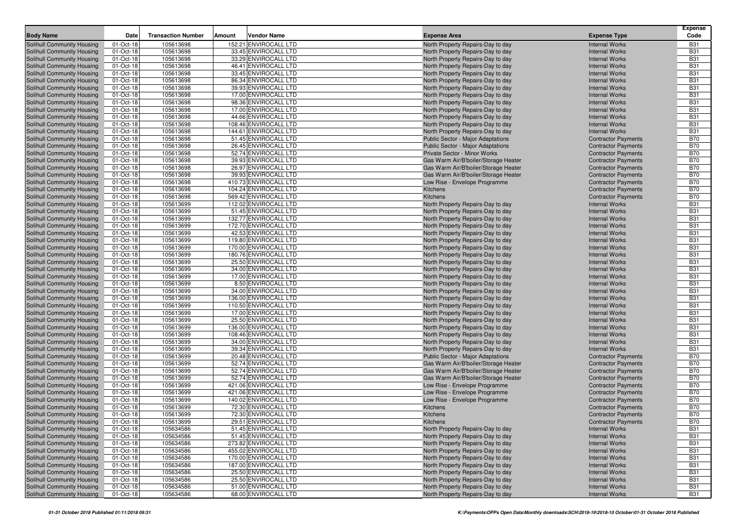| Body Name | Date | Transaction Number | Amount | Vendor Name | Expense Area | Expense Type | Expense Code |
|---|---|---|---|---|---|---|---|
| Solihull Community Housing | 01-Oct-18 | 105613698 | 152.21 | ENVIROCALL LTD | North Property Repairs-Day to day | Internal Works | B31 |
| Solihull Community Housing | 01-Oct-18 | 105613698 | 33.45 | ENVIROCALL LTD | North Property Repairs-Day to day | Internal Works | B31 |
| Solihull Community Housing | 01-Oct-18 | 105613698 | 33.29 | ENVIROCALL LTD | North Property Repairs-Day to day | Internal Works | B31 |
| Solihull Community Housing | 01-Oct-18 | 105613698 | 46.41 | ENVIROCALL LTD | North Property Repairs-Day to day | Internal Works | B31 |
| Solihull Community Housing | 01-Oct-18 | 105613698 | 33.45 | ENVIROCALL LTD | North Property Repairs-Day to day | Internal Works | B31 |
| Solihull Community Housing | 01-Oct-18 | 105613698 | 86.34 | ENVIROCALL LTD | North Property Repairs-Day to day | Internal Works | B31 |
| Solihull Community Housing | 01-Oct-18 | 105613698 | 39.93 | ENVIROCALL LTD | North Property Repairs-Day to day | Internal Works | B31 |
| Solihull Community Housing | 01-Oct-18 | 105613698 | 17.00 | ENVIROCALL LTD | North Property Repairs-Day to day | Internal Works | B31 |
| Solihull Community Housing | 01-Oct-18 | 105613698 | 98.36 | ENVIROCALL LTD | North Property Repairs-Day to day | Internal Works | B31 |
| Solihull Community Housing | 01-Oct-18 | 105613698 | 17.00 | ENVIROCALL LTD | North Property Repairs-Day to day | Internal Works | B31 |
| Solihull Community Housing | 01-Oct-18 | 105613698 | 44.66 | ENVIROCALL LTD | North Property Repairs-Day to day | Internal Works | B31 |
| Solihull Community Housing | 01-Oct-18 | 105613698 | 108.46 | ENVIROCALL LTD | North Property Repairs-Day to day | Internal Works | B31 |
| Solihull Community Housing | 01-Oct-18 | 105613698 | 144.61 | ENVIROCALL LTD | North Property Repairs-Day to day | Internal Works | B31 |
| Solihull Community Housing | 01-Oct-18 | 105613698 | 51.45 | ENVIROCALL LTD | Public Sector - Major Adaptations | Contractor Payments | B70 |
| Solihull Community Housing | 01-Oct-18 | 105613698 | 26.45 | ENVIROCALL LTD | Public Sector - Major Adaptations | Contractor Payments | B70 |
| Solihull Community Housing | 01-Oct-18 | 105613698 | 52.74 | ENVIROCALL LTD | Private Sector - Minor Works | Contractor Payments | B70 |
| Solihull Community Housing | 01-Oct-18 | 105613698 | 39.93 | ENVIROCALL LTD | Gas Warm Air/B'boiler/Storage Heater | Contractor Payments | B70 |
| Solihull Community Housing | 01-Oct-18 | 105613698 | 26.97 | ENVIROCALL LTD | Gas Warm Air/B'boiler/Storage Heater | Contractor Payments | B70 |
| Solihull Community Housing | 01-Oct-18 | 105613698 | 39.93 | ENVIROCALL LTD | Gas Warm Air/B'boiler/Storage Heater | Contractor Payments | B70 |
| Solihull Community Housing | 01-Oct-18 | 105613698 | 410.73 | ENVIROCALL LTD | Low Rise - Envelope Programme | Contractor Payments | B70 |
| Solihull Community Housing | 01-Oct-18 | 105613698 | 104.24 | ENVIROCALL LTD | Kitchens | Contractor Payments | B70 |
| Solihull Community Housing | 01-Oct-18 | 105613698 | 569.42 | ENVIROCALL LTD | Kitchens | Contractor Payments | B70 |
| Solihull Community Housing | 01-Oct-18 | 105613699 | 112.02 | ENVIROCALL LTD | North Property Repairs-Day to day | Internal Works | B31 |
| Solihull Community Housing | 01-Oct-18 | 105613699 | 51.45 | ENVIROCALL LTD | North Property Repairs-Day to day | Internal Works | B31 |
| Solihull Community Housing | 01-Oct-18 | 105613699 | 132.77 | ENVIROCALL LTD | North Property Repairs-Day to day | Internal Works | B31 |
| Solihull Community Housing | 01-Oct-18 | 105613699 | 172.70 | ENVIROCALL LTD | North Property Repairs-Day to day | Internal Works | B31 |
| Solihull Community Housing | 01-Oct-18 | 105613699 | 42.53 | ENVIROCALL LTD | North Property Repairs-Day to day | Internal Works | B31 |
| Solihull Community Housing | 01-Oct-18 | 105613699 | 119.80 | ENVIROCALL LTD | North Property Repairs-Day to day | Internal Works | B31 |
| Solihull Community Housing | 01-Oct-18 | 105613699 | 170.00 | ENVIROCALL LTD | North Property Repairs-Day to day | Internal Works | B31 |
| Solihull Community Housing | 01-Oct-18 | 105613699 | 180.76 | ENVIROCALL LTD | North Property Repairs-Day to day | Internal Works | B31 |
| Solihull Community Housing | 01-Oct-18 | 105613699 | 25.50 | ENVIROCALL LTD | North Property Repairs-Day to day | Internal Works | B31 |
| Solihull Community Housing | 01-Oct-18 | 105613699 | 34.00 | ENVIROCALL LTD | North Property Repairs-Day to day | Internal Works | B31 |
| Solihull Community Housing | 01-Oct-18 | 105613699 | 17.00 | ENVIROCALL LTD | North Property Repairs-Day to day | Internal Works | B31 |
| Solihull Community Housing | 01-Oct-18 | 105613699 | 8.50 | ENVIROCALL LTD | North Property Repairs-Day to day | Internal Works | B31 |
| Solihull Community Housing | 01-Oct-18 | 105613699 | 34.00 | ENVIROCALL LTD | North Property Repairs-Day to day | Internal Works | B31 |
| Solihull Community Housing | 01-Oct-18 | 105613699 | 136.00 | ENVIROCALL LTD | North Property Repairs-Day to day | Internal Works | B31 |
| Solihull Community Housing | 01-Oct-18 | 105613699 | 110.50 | ENVIROCALL LTD | North Property Repairs-Day to day | Internal Works | B31 |
| Solihull Community Housing | 01-Oct-18 | 105613699 | 17.00 | ENVIROCALL LTD | North Property Repairs-Day to day | Internal Works | B31 |
| Solihull Community Housing | 01-Oct-18 | 105613699 | 25.50 | ENVIROCALL LTD | North Property Repairs-Day to day | Internal Works | B31 |
| Solihull Community Housing | 01-Oct-18 | 105613699 | 136.00 | ENVIROCALL LTD | North Property Repairs-Day to day | Internal Works | B31 |
| Solihull Community Housing | 01-Oct-18 | 105613699 | 108.46 | ENVIROCALL LTD | North Property Repairs-Day to day | Internal Works | B31 |
| Solihull Community Housing | 01-Oct-18 | 105613699 | 34.00 | ENVIROCALL LTD | North Property Repairs-Day to day | Internal Works | B31 |
| Solihull Community Housing | 01-Oct-18 | 105613699 | 39.34 | ENVIROCALL LTD | North Property Repairs-Day to day | Internal Works | B31 |
| Solihull Community Housing | 01-Oct-18 | 105613699 | 20.48 | ENVIROCALL LTD | Public Sector - Major Adaptations | Contractor Payments | B70 |
| Solihull Community Housing | 01-Oct-18 | 105613699 | 52.74 | ENVIROCALL LTD | Gas Warm Air/B'boiler/Storage Heater | Contractor Payments | B70 |
| Solihull Community Housing | 01-Oct-18 | 105613699 | 52.74 | ENVIROCALL LTD | Gas Warm Air/B'boiler/Storage Heater | Contractor Payments | B70 |
| Solihull Community Housing | 01-Oct-18 | 105613699 | 52.74 | ENVIROCALL LTD | Gas Warm Air/B'boiler/Storage Heater | Contractor Payments | B70 |
| Solihull Community Housing | 01-Oct-18 | 105613699 | 421.06 | ENVIROCALL LTD | Low Rise - Envelope Programme | Contractor Payments | B70 |
| Solihull Community Housing | 01-Oct-18 | 105613699 | 421.06 | ENVIROCALL LTD | Low Rise - Envelope Programme | Contractor Payments | B70 |
| Solihull Community Housing | 01-Oct-18 | 105613699 | 140.02 | ENVIROCALL LTD | Low Rise - Envelope Programme | Contractor Payments | B70 |
| Solihull Community Housing | 01-Oct-18 | 105613699 | 72.30 | ENVIROCALL LTD | Kitchens | Contractor Payments | B70 |
| Solihull Community Housing | 01-Oct-18 | 105613699 | 72.30 | ENVIROCALL LTD | Kitchens | Contractor Payments | B70 |
| Solihull Community Housing | 01-Oct-18 | 105613699 | 29.51 | ENVIROCALL LTD | Kitchens | Contractor Payments | B70 |
| Solihull Community Housing | 01-Oct-18 | 105634586 | 51.45 | ENVIROCALL LTD | North Property Repairs-Day to day | Internal Works | B31 |
| Solihull Community Housing | 01-Oct-18 | 105634586 | 51.45 | ENVIROCALL LTD | North Property Repairs-Day to day | Internal Works | B31 |
| Solihull Community Housing | 01-Oct-18 | 105634586 | 273.82 | ENVIROCALL LTD | North Property Repairs-Day to day | Internal Works | B31 |
| Solihull Community Housing | 01-Oct-18 | 105634586 | 455.02 | ENVIROCALL LTD | North Property Repairs-Day to day | Internal Works | B31 |
| Solihull Community Housing | 01-Oct-18 | 105634586 | 170.00 | ENVIROCALL LTD | North Property Repairs-Day to day | Internal Works | B31 |
| Solihull Community Housing | 01-Oct-18 | 105634586 | 187.00 | ENVIROCALL LTD | North Property Repairs-Day to day | Internal Works | B31 |
| Solihull Community Housing | 01-Oct-18 | 105634586 | 25.50 | ENVIROCALL LTD | North Property Repairs-Day to day | Internal Works | B31 |
| Solihull Community Housing | 01-Oct-18 | 105634586 | 25.50 | ENVIROCALL LTD | North Property Repairs-Day to day | Internal Works | B31 |
| Solihull Community Housing | 01-Oct-18 | 105634586 | 51.00 | ENVIROCALL LTD | North Property Repairs-Day to day | Internal Works | B31 |
| Solihull Community Housing | 01-Oct-18 | 105634586 | 68.00 | ENVIROCALL LTD | North Property Repairs-Day to day | Internal Works | B31 |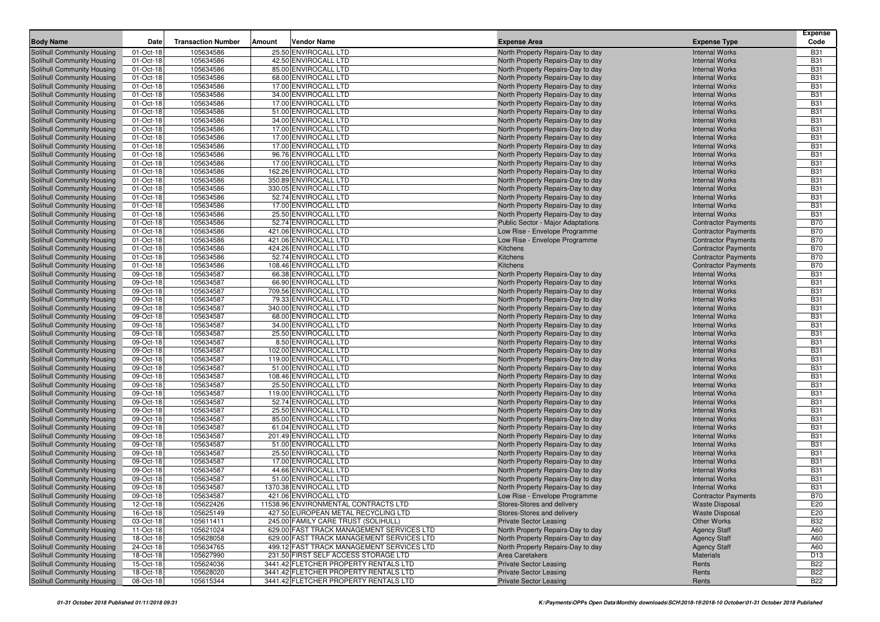| Body Name | Date | Transaction Number | Amount | Vendor Name | Expense Area | Expense Type | Expense Code |
|---|---|---|---|---|---|---|---|
| Solihull Community Housing | 01-Oct-18 | 105634586 | 25.50 | ENVIROCALL LTD | North Property Repairs-Day to day | Internal Works | B31 |
| Solihull Community Housing | 01-Oct-18 | 105634586 | 42.50 | ENVIROCALL LTD | North Property Repairs-Day to day | Internal Works | B31 |
| Solihull Community Housing | 01-Oct-18 | 105634586 | 85.00 | ENVIROCALL LTD | North Property Repairs-Day to day | Internal Works | B31 |
| Solihull Community Housing | 01-Oct-18 | 105634586 | 68.00 | ENVIROCALL LTD | North Property Repairs-Day to day | Internal Works | B31 |
| Solihull Community Housing | 01-Oct-18 | 105634586 | 17.00 | ENVIROCALL LTD | North Property Repairs-Day to day | Internal Works | B31 |
| Solihull Community Housing | 01-Oct-18 | 105634586 | 34.00 | ENVIROCALL LTD | North Property Repairs-Day to day | Internal Works | B31 |
| Solihull Community Housing | 01-Oct-18 | 105634586 | 17.00 | ENVIROCALL LTD | North Property Repairs-Day to day | Internal Works | B31 |
| Solihull Community Housing | 01-Oct-18 | 105634586 | 51.00 | ENVIROCALL LTD | North Property Repairs-Day to day | Internal Works | B31 |
| Solihull Community Housing | 01-Oct-18 | 105634586 | 34.00 | ENVIROCALL LTD | North Property Repairs-Day to day | Internal Works | B31 |
| Solihull Community Housing | 01-Oct-18 | 105634586 | 17.00 | ENVIROCALL LTD | North Property Repairs-Day to day | Internal Works | B31 |
| Solihull Community Housing | 01-Oct-18 | 105634586 | 17.00 | ENVIROCALL LTD | North Property Repairs-Day to day | Internal Works | B31 |
| Solihull Community Housing | 01-Oct-18 | 105634586 | 17.00 | ENVIROCALL LTD | North Property Repairs-Day to day | Internal Works | B31 |
| Solihull Community Housing | 01-Oct-18 | 105634586 | 96.76 | ENVIROCALL LTD | North Property Repairs-Day to day | Internal Works | B31 |
| Solihull Community Housing | 01-Oct-18 | 105634586 | 17.00 | ENVIROCALL LTD | North Property Repairs-Day to day | Internal Works | B31 |
| Solihull Community Housing | 01-Oct-18 | 105634586 | 162.26 | ENVIROCALL LTD | North Property Repairs-Day to day | Internal Works | B31 |
| Solihull Community Housing | 01-Oct-18 | 105634586 | 350.89 | ENVIROCALL LTD | North Property Repairs-Day to day | Internal Works | B31 |
| Solihull Community Housing | 01-Oct-18 | 105634586 | 330.05 | ENVIROCALL LTD | North Property Repairs-Day to day | Internal Works | B31 |
| Solihull Community Housing | 01-Oct-18 | 105634586 | 52.74 | ENVIROCALL LTD | North Property Repairs-Day to day | Internal Works | B31 |
| Solihull Community Housing | 01-Oct-18 | 105634586 | 17.00 | ENVIROCALL LTD | North Property Repairs-Day to day | Internal Works | B31 |
| Solihull Community Housing | 01-Oct-18 | 105634586 | 25.50 | ENVIROCALL LTD | North Property Repairs-Day to day | Internal Works | B31 |
| Solihull Community Housing | 01-Oct-18 | 105634586 | 52.74 | ENVIROCALL LTD | Public Sector - Major Adaptations | Contractor Payments | B70 |
| Solihull Community Housing | 01-Oct-18 | 105634586 | 421.06 | ENVIROCALL LTD | Low Rise - Envelope Programme | Contractor Payments | B70 |
| Solihull Community Housing | 01-Oct-18 | 105634586 | 421.06 | ENVIROCALL LTD | Low Rise - Envelope Programme | Contractor Payments | B70 |
| Solihull Community Housing | 01-Oct-18 | 105634586 | 424.26 | ENVIROCALL LTD | Kitchens | Contractor Payments | B70 |
| Solihull Community Housing | 01-Oct-18 | 105634586 | 52.74 | ENVIROCALL LTD | Kitchens | Contractor Payments | B70 |
| Solihull Community Housing | 01-Oct-18 | 105634586 | 108.46 | ENVIROCALL LTD | Kitchens | Contractor Payments | B70 |
| Solihull Community Housing | 09-Oct-18 | 105634587 | 66.38 | ENVIROCALL LTD | North Property Repairs-Day to day | Internal Works | B31 |
| Solihull Community Housing | 09-Oct-18 | 105634587 | 66.90 | ENVIROCALL LTD | North Property Repairs-Day to day | Internal Works | B31 |
| Solihull Community Housing | 09-Oct-18 | 105634587 | 709.56 | ENVIROCALL LTD | North Property Repairs-Day to day | Internal Works | B31 |
| Solihull Community Housing | 09-Oct-18 | 105634587 | 79.33 | ENVIROCALL LTD | North Property Repairs-Day to day | Internal Works | B31 |
| Solihull Community Housing | 09-Oct-18 | 105634587 | 340.00 | ENVIROCALL LTD | North Property Repairs-Day to day | Internal Works | B31 |
| Solihull Community Housing | 09-Oct-18 | 105634587 | 68.00 | ENVIROCALL LTD | North Property Repairs-Day to day | Internal Works | B31 |
| Solihull Community Housing | 09-Oct-18 | 105634587 | 34.00 | ENVIROCALL LTD | North Property Repairs-Day to day | Internal Works | B31 |
| Solihull Community Housing | 09-Oct-18 | 105634587 | 25.50 | ENVIROCALL LTD | North Property Repairs-Day to day | Internal Works | B31 |
| Solihull Community Housing | 09-Oct-18 | 105634587 | 8.50 | ENVIROCALL LTD | North Property Repairs-Day to day | Internal Works | B31 |
| Solihull Community Housing | 09-Oct-18 | 105634587 | 102.00 | ENVIROCALL LTD | North Property Repairs-Day to day | Internal Works | B31 |
| Solihull Community Housing | 09-Oct-18 | 105634587 | 119.00 | ENVIROCALL LTD | North Property Repairs-Day to day | Internal Works | B31 |
| Solihull Community Housing | 09-Oct-18 | 105634587 | 51.00 | ENVIROCALL LTD | North Property Repairs-Day to day | Internal Works | B31 |
| Solihull Community Housing | 09-Oct-18 | 105634587 | 108.46 | ENVIROCALL LTD | North Property Repairs-Day to day | Internal Works | B31 |
| Solihull Community Housing | 09-Oct-18 | 105634587 | 25.50 | ENVIROCALL LTD | North Property Repairs-Day to day | Internal Works | B31 |
| Solihull Community Housing | 09-Oct-18 | 105634587 | 119.00 | ENVIROCALL LTD | North Property Repairs-Day to day | Internal Works | B31 |
| Solihull Community Housing | 09-Oct-18 | 105634587 | 52.74 | ENVIROCALL LTD | North Property Repairs-Day to day | Internal Works | B31 |
| Solihull Community Housing | 09-Oct-18 | 105634587 | 25.50 | ENVIROCALL LTD | North Property Repairs-Day to day | Internal Works | B31 |
| Solihull Community Housing | 09-Oct-18 | 105634587 | 85.00 | ENVIROCALL LTD | North Property Repairs-Day to day | Internal Works | B31 |
| Solihull Community Housing | 09-Oct-18 | 105634587 | 61.04 | ENVIROCALL LTD | North Property Repairs-Day to day | Internal Works | B31 |
| Solihull Community Housing | 09-Oct-18 | 105634587 | 201.49 | ENVIROCALL LTD | North Property Repairs-Day to day | Internal Works | B31 |
| Solihull Community Housing | 09-Oct-18 | 105634587 | 51.00 | ENVIROCALL LTD | North Property Repairs-Day to day | Internal Works | B31 |
| Solihull Community Housing | 09-Oct-18 | 105634587 | 25.50 | ENVIROCALL LTD | North Property Repairs-Day to day | Internal Works | B31 |
| Solihull Community Housing | 09-Oct-18 | 105634587 | 17.00 | ENVIROCALL LTD | North Property Repairs-Day to day | Internal Works | B31 |
| Solihull Community Housing | 09-Oct-18 | 105634587 | 44.66 | ENVIROCALL LTD | North Property Repairs-Day to day | Internal Works | B31 |
| Solihull Community Housing | 09-Oct-18 | 105634587 | 51.00 | ENVIROCALL LTD | North Property Repairs-Day to day | Internal Works | B31 |
| Solihull Community Housing | 09-Oct-18 | 105634587 | 1370.38 | ENVIROCALL LTD | North Property Repairs-Day to day | Internal Works | B31 |
| Solihull Community Housing | 09-Oct-18 | 105634587 | 421.06 | ENVIROCALL LTD | Low Rise - Envelope Programme | Contractor Payments | B70 |
| Solihull Community Housing | 12-Oct-18 | 105622426 | 11538.96 | ENVIRONMENTAL CONTRACTS LTD | Stores-Stores and delivery | Waste Disposal | E20 |
| Solihull Community Housing | 16-Oct-18 | 105625149 | 427.50 | EUROPEAN METAL RECYCLING LTD | Stores-Stores and delivery | Waste Disposal | E20 |
| Solihull Community Housing | 03-Oct-18 | 105611411 | 245.00 | FAMILY CARE TRUST (SOLIHULL) | Private Sector Leasing | Other Works | B32 |
| Solihull Community Housing | 11-Oct-18 | 105621024 | 629.00 | FAST TRACK MANAGEMENT SERVICES LTD | North Property Repairs-Day to day | Agency Staff | A60 |
| Solihull Community Housing | 18-Oct-18 | 105628058 | 629.00 | FAST TRACK MANAGEMENT SERVICES LTD | North Property Repairs-Day to day | Agency Staff | A60 |
| Solihull Community Housing | 24-Oct-18 | 105634765 | 499.12 | FAST TRACK MANAGEMENT SERVICES LTD | North Property Repairs-Day to day | Agency Staff | A60 |
| Solihull Community Housing | 18-Oct-18 | 105627990 | 231.50 | FIRST SELF ACCESS STORAGE LTD | Area Caretakers | Materials | D13 |
| Solihull Community Housing | 15-Oct-18 | 105624036 | 3441.42 | FLETCHER PROPERTY RENTALS LTD | Private Sector Leasing | Rents | B22 |
| Solihull Community Housing | 18-Oct-18 | 105628020 | 3441.42 | FLETCHER PROPERTY RENTALS LTD | Private Sector Leasing | Rents | B22 |
| Solihull Community Housing | 08-Oct-18 | 105615344 | 3441.42 | FLETCHER PROPERTY RENTALS LTD | Private Sector Leasing | Rents | B22 |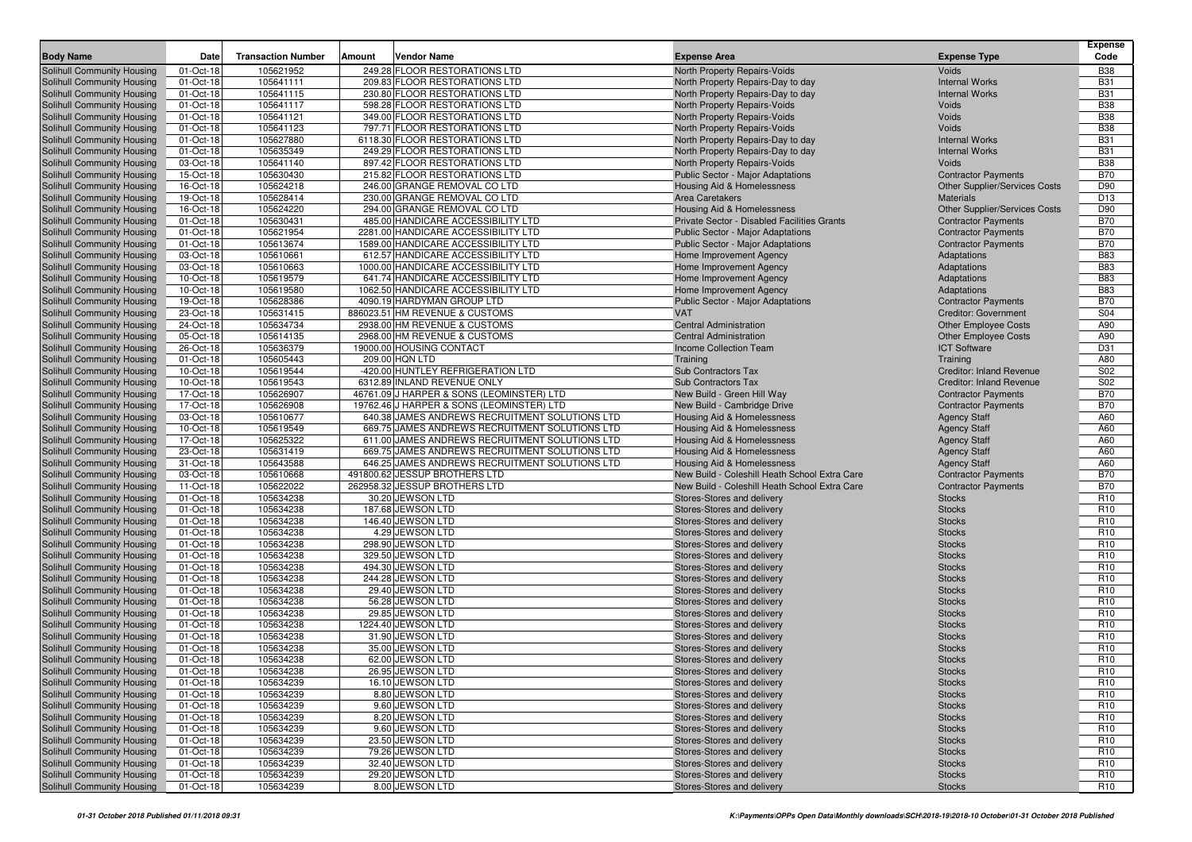| Body Name | Date | Transaction Number | Amount | Vendor Name | Expense Area | Expense Type | Expense Code |
|---|---|---|---|---|---|---|---|
| Solihull Community Housing | 01-Oct-18 | 105621952 | 249.28 | FLOOR RESTORATIONS LTD | North Property Repairs-Voids | Voids | B38 |
| Solihull Community Housing | 01-Oct-18 | 105641111 | 209.83 | FLOOR RESTORATIONS LTD | North Property Repairs-Day to day | Internal Works | B31 |
| Solihull Community Housing | 01-Oct-18 | 105641115 | 230.80 | FLOOR RESTORATIONS LTD | North Property Repairs-Day to day | Internal Works | B31 |
| Solihull Community Housing | 01-Oct-18 | 105641117 | 598.28 | FLOOR RESTORATIONS LTD | North Property Repairs-Voids | Voids | B38 |
| Solihull Community Housing | 01-Oct-18 | 105641121 | 349.00 | FLOOR RESTORATIONS LTD | North Property Repairs-Voids | Voids | B38 |
| Solihull Community Housing | 01-Oct-18 | 105641123 | 797.71 | FLOOR RESTORATIONS LTD | North Property Repairs-Voids | Voids | B38 |
| Solihull Community Housing | 01-Oct-18 | 105627880 | 6118.30 | FLOOR RESTORATIONS LTD | North Property Repairs-Day to day | Internal Works | B31 |
| Solihull Community Housing | 01-Oct-18 | 105635349 | 249.29 | FLOOR RESTORATIONS LTD | North Property Repairs-Day to day | Internal Works | B31 |
| Solihull Community Housing | 03-Oct-18 | 105641140 | 897.42 | FLOOR RESTORATIONS LTD | North Property Repairs-Voids | Voids | B38 |
| Solihull Community Housing | 15-Oct-18 | 105630430 | 215.82 | FLOOR RESTORATIONS LTD | Public Sector - Major Adaptations | Contractor Payments | B70 |
| Solihull Community Housing | 16-Oct-18 | 105624218 | 246.00 | GRANGE REMOVAL CO LTD | Housing Aid & Homelessness | Other Supplier/Services Costs | D90 |
| Solihull Community Housing | 19-Oct-18 | 105628414 | 230.00 | GRANGE REMOVAL CO LTD | Area Caretakers | Materials | D13 |
| Solihull Community Housing | 16-Oct-18 | 105624220 | 294.00 | GRANGE REMOVAL CO LTD | Housing Aid & Homelessness | Other Supplier/Services Costs | D90 |
| Solihull Community Housing | 01-Oct-18 | 105630431 | 485.00 | HANDICARE ACCESSIBILITY LTD | Private Sector - Disabled Facilities Grants | Contractor Payments | B70 |
| Solihull Community Housing | 01-Oct-18 | 105621954 | 2281.00 | HANDICARE ACCESSIBILITY LTD | Public Sector - Major Adaptations | Contractor Payments | B70 |
| Solihull Community Housing | 01-Oct-18 | 105613674 | 1589.00 | HANDICARE ACCESSIBILITY LTD | Public Sector - Major Adaptations | Contractor Payments | B70 |
| Solihull Community Housing | 03-Oct-18 | 105610661 | 612.57 | HANDICARE ACCESSIBILITY LTD | Home Improvement Agency | Adaptations | B83 |
| Solihull Community Housing | 03-Oct-18 | 105610663 | 1000.00 | HANDICARE ACCESSIBILITY LTD | Home Improvement Agency | Adaptations | B83 |
| Solihull Community Housing | 10-Oct-18 | 105619579 | 641.74 | HANDICARE ACCESSIBILITY LTD | Home Improvement Agency | Adaptations | B83 |
| Solihull Community Housing | 10-Oct-18 | 105619580 | 1062.50 | HANDICARE ACCESSIBILITY LTD | Home Improvement Agency | Adaptations | B83 |
| Solihull Community Housing | 19-Oct-18 | 105628386 | 4090.19 | HARDYMAN GROUP LTD | Public Sector - Major Adaptations | Contractor Payments | B70 |
| Solihull Community Housing | 23-Oct-18 | 105631415 | 886023.51 | HM REVENUE & CUSTOMS | VAT | Creditor: Government | S04 |
| Solihull Community Housing | 24-Oct-18 | 105634734 | 2938.00 | HM REVENUE & CUSTOMS | Central Administration | Other Employee Costs | A90 |
| Solihull Community Housing | 05-Oct-18 | 105614135 | 2968.00 | HM REVENUE & CUSTOMS | Central Administration | Other Employee Costs | A90 |
| Solihull Community Housing | 26-Oct-18 | 105636379 | 19000.00 | HOUSING CONTACT | Income Collection Team | ICT Software | D31 |
| Solihull Community Housing | 01-Oct-18 | 105605443 | 209.00 | HQN LTD | Training | Training | A80 |
| Solihull Community Housing | 10-Oct-18 | 105619544 | -420.00 | HUNTLEY REFRIGERATION LTD | Sub Contractors Tax | Creditor: Inland Revenue | S02 |
| Solihull Community Housing | 10-Oct-18 | 105619543 | 6312.89 | INLAND REVENUE ONLY | Sub Contractors Tax | Creditor: Inland Revenue | S02 |
| Solihull Community Housing | 17-Oct-18 | 105626907 | 46761.09 | J HARPER & SONS (LEOMINSTER) LTD | New Build - Green Hill Way | Contractor Payments | B70 |
| Solihull Community Housing | 17-Oct-18 | 105626908 | 19762.46 | J HARPER & SONS (LEOMINSTER) LTD | New Build - Cambridge Drive | Contractor Payments | B70 |
| Solihull Community Housing | 03-Oct-18 | 105610677 | 640.38 | JAMES ANDREWS RECRUITMENT SOLUTIONS LTD | Housing Aid & Homelessness | Agency Staff | A60 |
| Solihull Community Housing | 10-Oct-18 | 105619549 | 669.75 | JAMES ANDREWS RECRUITMENT SOLUTIONS LTD | Housing Aid & Homelessness | Agency Staff | A60 |
| Solihull Community Housing | 17-Oct-18 | 105625322 | 611.00 | JAMES ANDREWS RECRUITMENT SOLUTIONS LTD | Housing Aid & Homelessness | Agency Staff | A60 |
| Solihull Community Housing | 23-Oct-18 | 105631419 | 669.75 | JAMES ANDREWS RECRUITMENT SOLUTIONS LTD | Housing Aid & Homelessness | Agency Staff | A60 |
| Solihull Community Housing | 31-Oct-18 | 105643588 | 646.25 | JAMES ANDREWS RECRUITMENT SOLUTIONS LTD | Housing Aid & Homelessness | Agency Staff | A60 |
| Solihull Community Housing | 03-Oct-18 | 105610668 | 491800.62 | JESSUP BROTHERS LTD | New Build - Coleshill Heath School Extra Care | Contractor Payments | B70 |
| Solihull Community Housing | 11-Oct-18 | 105622022 | 262958.32 | JESSUP BROTHERS LTD | New Build - Coleshill Heath School Extra Care | Contractor Payments | B70 |
| Solihull Community Housing | 01-Oct-18 | 105634238 | 30.20 | JEWSON LTD | Stores-Stores and delivery | Stocks | R10 |
| Solihull Community Housing | 01-Oct-18 | 105634238 | 187.68 | JEWSON LTD | Stores-Stores and delivery | Stocks | R10 |
| Solihull Community Housing | 01-Oct-18 | 105634238 | 146.40 | JEWSON LTD | Stores-Stores and delivery | Stocks | R10 |
| Solihull Community Housing | 01-Oct-18 | 105634238 | 4.29 | JEWSON LTD | Stores-Stores and delivery | Stocks | R10 |
| Solihull Community Housing | 01-Oct-18 | 105634238 | 298.90 | JEWSON LTD | Stores-Stores and delivery | Stocks | R10 |
| Solihull Community Housing | 01-Oct-18 | 105634238 | 329.50 | JEWSON LTD | Stores-Stores and delivery | Stocks | R10 |
| Solihull Community Housing | 01-Oct-18 | 105634238 | 494.30 | JEWSON LTD | Stores-Stores and delivery | Stocks | R10 |
| Solihull Community Housing | 01-Oct-18 | 105634238 | 244.28 | JEWSON LTD | Stores-Stores and delivery | Stocks | R10 |
| Solihull Community Housing | 01-Oct-18 | 105634238 | 29.40 | JEWSON LTD | Stores-Stores and delivery | Stocks | R10 |
| Solihull Community Housing | 01-Oct-18 | 105634238 | 56.28 | JEWSON LTD | Stores-Stores and delivery | Stocks | R10 |
| Solihull Community Housing | 01-Oct-18 | 105634238 | 29.85 | JEWSON LTD | Stores-Stores and delivery | Stocks | R10 |
| Solihull Community Housing | 01-Oct-18 | 105634238 | 1224.40 | JEWSON LTD | Stores-Stores and delivery | Stocks | R10 |
| Solihull Community Housing | 01-Oct-18 | 105634238 | 31.90 | JEWSON LTD | Stores-Stores and delivery | Stocks | R10 |
| Solihull Community Housing | 01-Oct-18 | 105634238 | 35.00 | JEWSON LTD | Stores-Stores and delivery | Stocks | R10 |
| Solihull Community Housing | 01-Oct-18 | 105634238 | 62.00 | JEWSON LTD | Stores-Stores and delivery | Stocks | R10 |
| Solihull Community Housing | 01-Oct-18 | 105634238 | 26.95 | JEWSON LTD | Stores-Stores and delivery | Stocks | R10 |
| Solihull Community Housing | 01-Oct-18 | 105634239 | 16.10 | JEWSON LTD | Stores-Stores and delivery | Stocks | R10 |
| Solihull Community Housing | 01-Oct-18 | 105634239 | 8.80 | JEWSON LTD | Stores-Stores and delivery | Stocks | R10 |
| Solihull Community Housing | 01-Oct-18 | 105634239 | 9.60 | JEWSON LTD | Stores-Stores and delivery | Stocks | R10 |
| Solihull Community Housing | 01-Oct-18 | 105634239 | 8.20 | JEWSON LTD | Stores-Stores and delivery | Stocks | R10 |
| Solihull Community Housing | 01-Oct-18 | 105634239 | 9.60 | JEWSON LTD | Stores-Stores and delivery | Stocks | R10 |
| Solihull Community Housing | 01-Oct-18 | 105634239 | 23.50 | JEWSON LTD | Stores-Stores and delivery | Stocks | R10 |
| Solihull Community Housing | 01-Oct-18 | 105634239 | 79.26 | JEWSON LTD | Stores-Stores and delivery | Stocks | R10 |
| Solihull Community Housing | 01-Oct-18 | 105634239 | 32.40 | JEWSON LTD | Stores-Stores and delivery | Stocks | R10 |
| Solihull Community Housing | 01-Oct-18 | 105634239 | 29.20 | JEWSON LTD | Stores-Stores and delivery | Stocks | R10 |
| Solihull Community Housing | 01-Oct-18 | 105634239 | 8.00 | JEWSON LTD | Stores-Stores and delivery | Stocks | R10 |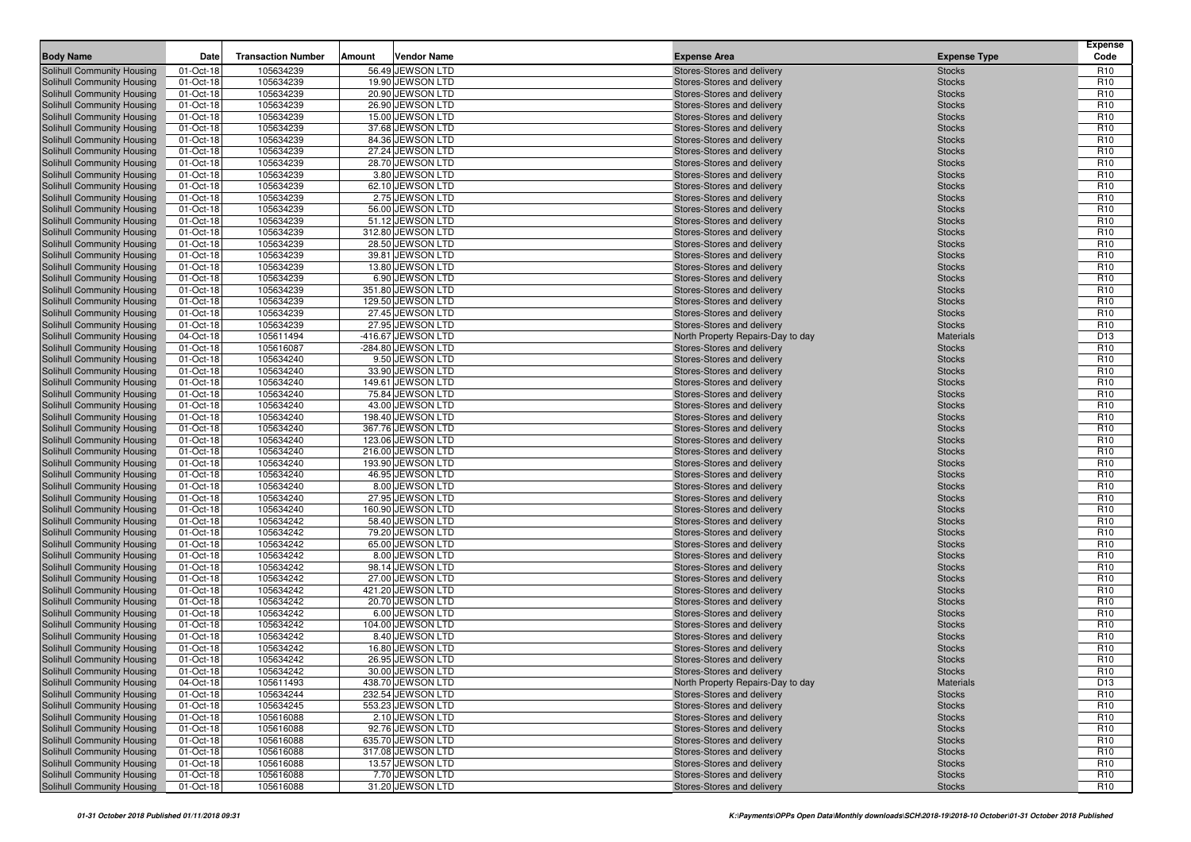| Body Name | Date | Transaction Number | Amount | Vendor Name | Expense Area | Expense Type | Expense Code |
|---|---|---|---|---|---|---|---|
| Solihull Community Housing | 01-Oct-18 | 105634239 | 56.49 | JEWSON LTD | Stores-Stores and delivery | Stocks | R10 |
| Solihull Community Housing | 01-Oct-18 | 105634239 | 19.90 | JEWSON LTD | Stores-Stores and delivery | Stocks | R10 |
| Solihull Community Housing | 01-Oct-18 | 105634239 | 20.90 | JEWSON LTD | Stores-Stores and delivery | Stocks | R10 |
| Solihull Community Housing | 01-Oct-18 | 105634239 | 26.90 | JEWSON LTD | Stores-Stores and delivery | Stocks | R10 |
| Solihull Community Housing | 01-Oct-18 | 105634239 | 15.00 | JEWSON LTD | Stores-Stores and delivery | Stocks | R10 |
| Solihull Community Housing | 01-Oct-18 | 105634239 | 37.68 | JEWSON LTD | Stores-Stores and delivery | Stocks | R10 |
| Solihull Community Housing | 01-Oct-18 | 105634239 | 84.36 | JEWSON LTD | Stores-Stores and delivery | Stocks | R10 |
| Solihull Community Housing | 01-Oct-18 | 105634239 | 27.24 | JEWSON LTD | Stores-Stores and delivery | Stocks | R10 |
| Solihull Community Housing | 01-Oct-18 | 105634239 | 28.70 | JEWSON LTD | Stores-Stores and delivery | Stocks | R10 |
| Solihull Community Housing | 01-Oct-18 | 105634239 | 3.80 | JEWSON LTD | Stores-Stores and delivery | Stocks | R10 |
| Solihull Community Housing | 01-Oct-18 | 105634239 | 62.10 | JEWSON LTD | Stores-Stores and delivery | Stocks | R10 |
| Solihull Community Housing | 01-Oct-18 | 105634239 | 2.75 | JEWSON LTD | Stores-Stores and delivery | Stocks | R10 |
| Solihull Community Housing | 01-Oct-18 | 105634239 | 56.00 | JEWSON LTD | Stores-Stores and delivery | Stocks | R10 |
| Solihull Community Housing | 01-Oct-18 | 105634239 | 51.12 | JEWSON LTD | Stores-Stores and delivery | Stocks | R10 |
| Solihull Community Housing | 01-Oct-18 | 105634239 | 312.80 | JEWSON LTD | Stores-Stores and delivery | Stocks | R10 |
| Solihull Community Housing | 01-Oct-18 | 105634239 | 28.50 | JEWSON LTD | Stores-Stores and delivery | Stocks | R10 |
| Solihull Community Housing | 01-Oct-18 | 105634239 | 39.81 | JEWSON LTD | Stores-Stores and delivery | Stocks | R10 |
| Solihull Community Housing | 01-Oct-18 | 105634239 | 13.80 | JEWSON LTD | Stores-Stores and delivery | Stocks | R10 |
| Solihull Community Housing | 01-Oct-18 | 105634239 | 6.90 | JEWSON LTD | Stores-Stores and delivery | Stocks | R10 |
| Solihull Community Housing | 01-Oct-18 | 105634239 | 351.80 | JEWSON LTD | Stores-Stores and delivery | Stocks | R10 |
| Solihull Community Housing | 01-Oct-18 | 105634239 | 129.50 | JEWSON LTD | Stores-Stores and delivery | Stocks | R10 |
| Solihull Community Housing | 01-Oct-18 | 105634239 | 27.45 | JEWSON LTD | Stores-Stores and delivery | Stocks | R10 |
| Solihull Community Housing | 01-Oct-18 | 105634239 | 27.95 | JEWSON LTD | Stores-Stores and delivery | Stocks | R10 |
| Solihull Community Housing | 04-Oct-18 | 105611494 | -416.67 | JEWSON LTD | North Property Repairs-Day to day | Materials | D13 |
| Solihull Community Housing | 01-Oct-18 | 105616087 | -284.80 | JEWSON LTD | Stores-Stores and delivery | Stocks | R10 |
| Solihull Community Housing | 01-Oct-18 | 105634240 | 9.50 | JEWSON LTD | Stores-Stores and delivery | Stocks | R10 |
| Solihull Community Housing | 01-Oct-18 | 105634240 | 33.90 | JEWSON LTD | Stores-Stores and delivery | Stocks | R10 |
| Solihull Community Housing | 01-Oct-18 | 105634240 | 149.61 | JEWSON LTD | Stores-Stores and delivery | Stocks | R10 |
| Solihull Community Housing | 01-Oct-18 | 105634240 | 75.84 | JEWSON LTD | Stores-Stores and delivery | Stocks | R10 |
| Solihull Community Housing | 01-Oct-18 | 105634240 | 43.00 | JEWSON LTD | Stores-Stores and delivery | Stocks | R10 |
| Solihull Community Housing | 01-Oct-18 | 105634240 | 198.40 | JEWSON LTD | Stores-Stores and delivery | Stocks | R10 |
| Solihull Community Housing | 01-Oct-18 | 105634240 | 367.76 | JEWSON LTD | Stores-Stores and delivery | Stocks | R10 |
| Solihull Community Housing | 01-Oct-18 | 105634240 | 123.06 | JEWSON LTD | Stores-Stores and delivery | Stocks | R10 |
| Solihull Community Housing | 01-Oct-18 | 105634240 | 216.00 | JEWSON LTD | Stores-Stores and delivery | Stocks | R10 |
| Solihull Community Housing | 01-Oct-18 | 105634240 | 193.90 | JEWSON LTD | Stores-Stores and delivery | Stocks | R10 |
| Solihull Community Housing | 01-Oct-18 | 105634240 | 46.95 | JEWSON LTD | Stores-Stores and delivery | Stocks | R10 |
| Solihull Community Housing | 01-Oct-18 | 105634240 | 8.00 | JEWSON LTD | Stores-Stores and delivery | Stocks | R10 |
| Solihull Community Housing | 01-Oct-18 | 105634240 | 27.95 | JEWSON LTD | Stores-Stores and delivery | Stocks | R10 |
| Solihull Community Housing | 01-Oct-18 | 105634240 | 160.90 | JEWSON LTD | Stores-Stores and delivery | Stocks | R10 |
| Solihull Community Housing | 01-Oct-18 | 105634242 | 58.40 | JEWSON LTD | Stores-Stores and delivery | Stocks | R10 |
| Solihull Community Housing | 01-Oct-18 | 105634242 | 79.20 | JEWSON LTD | Stores-Stores and delivery | Stocks | R10 |
| Solihull Community Housing | 01-Oct-18 | 105634242 | 65.00 | JEWSON LTD | Stores-Stores and delivery | Stocks | R10 |
| Solihull Community Housing | 01-Oct-18 | 105634242 | 8.00 | JEWSON LTD | Stores-Stores and delivery | Stocks | R10 |
| Solihull Community Housing | 01-Oct-18 | 105634242 | 98.14 | JEWSON LTD | Stores-Stores and delivery | Stocks | R10 |
| Solihull Community Housing | 01-Oct-18 | 105634242 | 27.00 | JEWSON LTD | Stores-Stores and delivery | Stocks | R10 |
| Solihull Community Housing | 01-Oct-18 | 105634242 | 421.20 | JEWSON LTD | Stores-Stores and delivery | Stocks | R10 |
| Solihull Community Housing | 01-Oct-18 | 105634242 | 20.70 | JEWSON LTD | Stores-Stores and delivery | Stocks | R10 |
| Solihull Community Housing | 01-Oct-18 | 105634242 | 6.00 | JEWSON LTD | Stores-Stores and delivery | Stocks | R10 |
| Solihull Community Housing | 01-Oct-18 | 105634242 | 104.00 | JEWSON LTD | Stores-Stores and delivery | Stocks | R10 |
| Solihull Community Housing | 01-Oct-18 | 105634242 | 8.40 | JEWSON LTD | Stores-Stores and delivery | Stocks | R10 |
| Solihull Community Housing | 01-Oct-18 | 105634242 | 16.80 | JEWSON LTD | Stores-Stores and delivery | Stocks | R10 |
| Solihull Community Housing | 01-Oct-18 | 105634242 | 26.95 | JEWSON LTD | Stores-Stores and delivery | Stocks | R10 |
| Solihull Community Housing | 01-Oct-18 | 105634242 | 30.00 | JEWSON LTD | Stores-Stores and delivery | Stocks | R10 |
| Solihull Community Housing | 04-Oct-18 | 105611493 | 438.70 | JEWSON LTD | North Property Repairs-Day to day | Materials | D13 |
| Solihull Community Housing | 01-Oct-18 | 105634244 | 232.54 | JEWSON LTD | Stores-Stores and delivery | Stocks | R10 |
| Solihull Community Housing | 01-Oct-18 | 105634245 | 553.23 | JEWSON LTD | Stores-Stores and delivery | Stocks | R10 |
| Solihull Community Housing | 01-Oct-18 | 105616088 | 2.10 | JEWSON LTD | Stores-Stores and delivery | Stocks | R10 |
| Solihull Community Housing | 01-Oct-18 | 105616088 | 92.76 | JEWSON LTD | Stores-Stores and delivery | Stocks | R10 |
| Solihull Community Housing | 01-Oct-18 | 105616088 | 635.70 | JEWSON LTD | Stores-Stores and delivery | Stocks | R10 |
| Solihull Community Housing | 01-Oct-18 | 105616088 | 317.08 | JEWSON LTD | Stores-Stores and delivery | Stocks | R10 |
| Solihull Community Housing | 01-Oct-18 | 105616088 | 13.57 | JEWSON LTD | Stores-Stores and delivery | Stocks | R10 |
| Solihull Community Housing | 01-Oct-18 | 105616088 | 7.70 | JEWSON LTD | Stores-Stores and delivery | Stocks | R10 |
| Solihull Community Housing | 01-Oct-18 | 105616088 | 31.20 | JEWSON LTD | Stores-Stores and delivery | Stocks | R10 |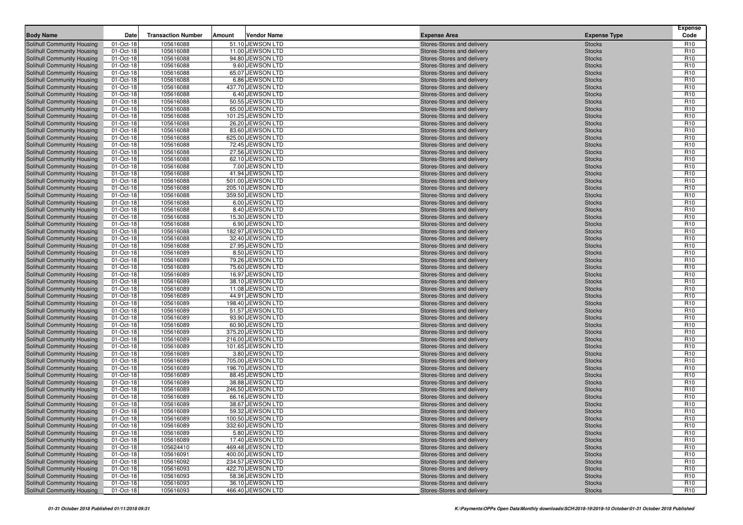| Body Name | Date | Transaction Number | Amount | Vendor Name | Expense Area | Expense Type | Expense Code |
|---|---|---|---|---|---|---|---|
| Solihull Community Housing | 01-Oct-18 | 105616088 | 51.10 | JEWSON LTD | Stores-Stores and delivery | Stocks | R10 |
| Solihull Community Housing | 01-Oct-18 | 105616088 | 11.00 | JEWSON LTD | Stores-Stores and delivery | Stocks | R10 |
| Solihull Community Housing | 01-Oct-18 | 105616088 | 94.80 | JEWSON LTD | Stores-Stores and delivery | Stocks | R10 |
| Solihull Community Housing | 01-Oct-18 | 105616088 | 9.60 | JEWSON LTD | Stores-Stores and delivery | Stocks | R10 |
| Solihull Community Housing | 01-Oct-18 | 105616088 | 65.07 | JEWSON LTD | Stores-Stores and delivery | Stocks | R10 |
| Solihull Community Housing | 01-Oct-18 | 105616088 | 6.86 | JEWSON LTD | Stores-Stores and delivery | Stocks | R10 |
| Solihull Community Housing | 01-Oct-18 | 105616088 | 437.70 | JEWSON LTD | Stores-Stores and delivery | Stocks | R10 |
| Solihull Community Housing | 01-Oct-18 | 105616088 | 6.40 | JEWSON LTD | Stores-Stores and delivery | Stocks | R10 |
| Solihull Community Housing | 01-Oct-18 | 105616088 | 50.55 | JEWSON LTD | Stores-Stores and delivery | Stocks | R10 |
| Solihull Community Housing | 01-Oct-18 | 105616088 | 65.00 | JEWSON LTD | Stores-Stores and delivery | Stocks | R10 |
| Solihull Community Housing | 01-Oct-18 | 105616088 | 101.25 | JEWSON LTD | Stores-Stores and delivery | Stocks | R10 |
| Solihull Community Housing | 01-Oct-18 | 105616088 | 26.20 | JEWSON LTD | Stores-Stores and delivery | Stocks | R10 |
| Solihull Community Housing | 01-Oct-18 | 105616088 | 83.60 | JEWSON LTD | Stores-Stores and delivery | Stocks | R10 |
| Solihull Community Housing | 01-Oct-18 | 105616088 | 625.00 | JEWSON LTD | Stores-Stores and delivery | Stocks | R10 |
| Solihull Community Housing | 01-Oct-18 | 105616088 | 72.45 | JEWSON LTD | Stores-Stores and delivery | Stocks | R10 |
| Solihull Community Housing | 01-Oct-18 | 105616088 | 27.56 | JEWSON LTD | Stores-Stores and delivery | Stocks | R10 |
| Solihull Community Housing | 01-Oct-18 | 105616088 | 62.10 | JEWSON LTD | Stores-Stores and delivery | Stocks | R10 |
| Solihull Community Housing | 01-Oct-18 | 105616088 | 7.00 | JEWSON LTD | Stores-Stores and delivery | Stocks | R10 |
| Solihull Community Housing | 01-Oct-18 | 105616088 | 41.94 | JEWSON LTD | Stores-Stores and delivery | Stocks | R10 |
| Solihull Community Housing | 01-Oct-18 | 105616088 | 501.00 | JEWSON LTD | Stores-Stores and delivery | Stocks | R10 |
| Solihull Community Housing | 01-Oct-18 | 105616088 | 205.10 | JEWSON LTD | Stores-Stores and delivery | Stocks | R10 |
| Solihull Community Housing | 01-Oct-18 | 105616088 | 359.50 | JEWSON LTD | Stores-Stores and delivery | Stocks | R10 |
| Solihull Community Housing | 01-Oct-18 | 105616088 | 6.00 | JEWSON LTD | Stores-Stores and delivery | Stocks | R10 |
| Solihull Community Housing | 01-Oct-18 | 105616088 | 8.40 | JEWSON LTD | Stores-Stores and delivery | Stocks | R10 |
| Solihull Community Housing | 01-Oct-18 | 105616088 | 15.30 | JEWSON LTD | Stores-Stores and delivery | Stocks | R10 |
| Solihull Community Housing | 01-Oct-18 | 105616088 | 6.90 | JEWSON LTD | Stores-Stores and delivery | Stocks | R10 |
| Solihull Community Housing | 01-Oct-18 | 105616088 | 182.97 | JEWSON LTD | Stores-Stores and delivery | Stocks | R10 |
| Solihull Community Housing | 01-Oct-18 | 105616088 | 32.40 | JEWSON LTD | Stores-Stores and delivery | Stocks | R10 |
| Solihull Community Housing | 01-Oct-18 | 105616088 | 27.95 | JEWSON LTD | Stores-Stores and delivery | Stocks | R10 |
| Solihull Community Housing | 01-Oct-18 | 105616089 | 8.50 | JEWSON LTD | Stores-Stores and delivery | Stocks | R10 |
| Solihull Community Housing | 01-Oct-18 | 105616089 | 79.26 | JEWSON LTD | Stores-Stores and delivery | Stocks | R10 |
| Solihull Community Housing | 01-Oct-18 | 105616089 | 75.60 | JEWSON LTD | Stores-Stores and delivery | Stocks | R10 |
| Solihull Community Housing | 01-Oct-18 | 105616089 | 16.97 | JEWSON LTD | Stores-Stores and delivery | Stocks | R10 |
| Solihull Community Housing | 01-Oct-18 | 105616089 | 38.10 | JEWSON LTD | Stores-Stores and delivery | Stocks | R10 |
| Solihull Community Housing | 01-Oct-18 | 105616089 | 11.08 | JEWSON LTD | Stores-Stores and delivery | Stocks | R10 |
| Solihull Community Housing | 01-Oct-18 | 105616089 | 44.91 | JEWSON LTD | Stores-Stores and delivery | Stocks | R10 |
| Solihull Community Housing | 01-Oct-18 | 105616089 | 198.40 | JEWSON LTD | Stores-Stores and delivery | Stocks | R10 |
| Solihull Community Housing | 01-Oct-18 | 105616089 | 51.57 | JEWSON LTD | Stores-Stores and delivery | Stocks | R10 |
| Solihull Community Housing | 01-Oct-18 | 105616089 | 93.90 | JEWSON LTD | Stores-Stores and delivery | Stocks | R10 |
| Solihull Community Housing | 01-Oct-18 | 105616089 | 60.90 | JEWSON LTD | Stores-Stores and delivery | Stocks | R10 |
| Solihull Community Housing | 01-Oct-18 | 105616089 | 375.20 | JEWSON LTD | Stores-Stores and delivery | Stocks | R10 |
| Solihull Community Housing | 01-Oct-18 | 105616089 | 216.00 | JEWSON LTD | Stores-Stores and delivery | Stocks | R10 |
| Solihull Community Housing | 01-Oct-18 | 105616089 | 101.65 | JEWSON LTD | Stores-Stores and delivery | Stocks | R10 |
| Solihull Community Housing | 01-Oct-18 | 105616089 | 3.80 | JEWSON LTD | Stores-Stores and delivery | Stocks | R10 |
| Solihull Community Housing | 01-Oct-18 | 105616089 | 705.00 | JEWSON LTD | Stores-Stores and delivery | Stocks | R10 |
| Solihull Community Housing | 01-Oct-18 | 105616089 | 196.70 | JEWSON LTD | Stores-Stores and delivery | Stocks | R10 |
| Solihull Community Housing | 01-Oct-18 | 105616089 | 88.45 | JEWSON LTD | Stores-Stores and delivery | Stocks | R10 |
| Solihull Community Housing | 01-Oct-18 | 105616089 | 38.88 | JEWSON LTD | Stores-Stores and delivery | Stocks | R10 |
| Solihull Community Housing | 01-Oct-18 | 105616089 | 246.50 | JEWSON LTD | Stores-Stores and delivery | Stocks | R10 |
| Solihull Community Housing | 01-Oct-18 | 105616089 | 66.16 | JEWSON LTD | Stores-Stores and delivery | Stocks | R10 |
| Solihull Community Housing | 01-Oct-18 | 105616089 | 38.67 | JEWSON LTD | Stores-Stores and delivery | Stocks | R10 |
| Solihull Community Housing | 01-Oct-18 | 105616089 | 59.32 | JEWSON LTD | Stores-Stores and delivery | Stocks | R10 |
| Solihull Community Housing | 01-Oct-18 | 105616089 | 100.50 | JEWSON LTD | Stores-Stores and delivery | Stocks | R10 |
| Solihull Community Housing | 01-Oct-18 | 105616089 | 332.60 | JEWSON LTD | Stores-Stores and delivery | Stocks | R10 |
| Solihull Community Housing | 01-Oct-18 | 105616089 | 5.80 | JEWSON LTD | Stores-Stores and delivery | Stocks | R10 |
| Solihull Community Housing | 01-Oct-18 | 105616089 | 17.40 | JEWSON LTD | Stores-Stores and delivery | Stocks | R10 |
| Solihull Community Housing | 01-Oct-18 | 105624410 | 469.48 | JEWSON LTD | Stores-Stores and delivery | Stocks | R10 |
| Solihull Community Housing | 01-Oct-18 | 105616091 | 400.00 | JEWSON LTD | Stores-Stores and delivery | Stocks | R10 |
| Solihull Community Housing | 01-Oct-18 | 105616092 | 234.57 | JEWSON LTD | Stores-Stores and delivery | Stocks | R10 |
| Solihull Community Housing | 01-Oct-18 | 105616093 | 422.70 | JEWSON LTD | Stores-Stores and delivery | Stocks | R10 |
| Solihull Community Housing | 01-Oct-18 | 105616093 | 58.36 | JEWSON LTD | Stores-Stores and delivery | Stocks | R10 |
| Solihull Community Housing | 01-Oct-18 | 105616093 | 36.10 | JEWSON LTD | Stores-Stores and delivery | Stocks | R10 |
| Solihull Community Housing | 01-Oct-18 | 105616093 | 466.40 | JEWSON LTD | Stores-Stores and delivery | Stocks | R10 |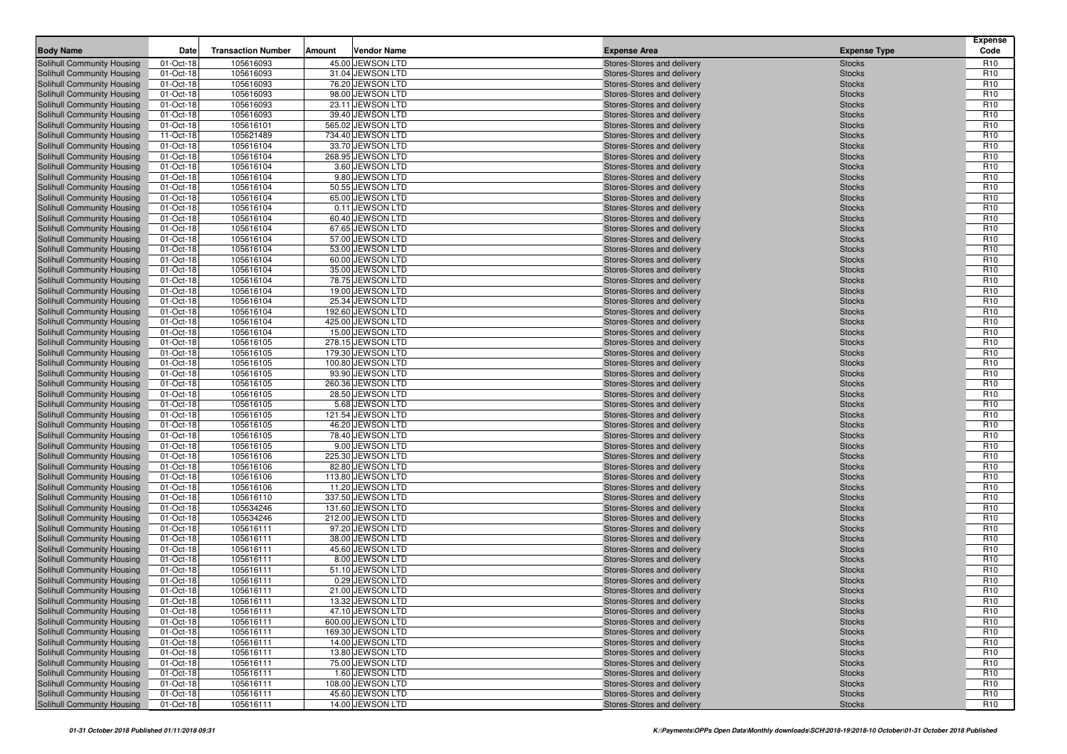| Body Name | Date | Transaction Number | Amount | Vendor Name | Expense Area | Expense Type | Expense Code |
|---|---|---|---|---|---|---|---|
| Solihull Community Housing | 01-Oct-18 | 105616093 | 45.00 | JEWSON LTD | Stores-Stores and delivery | Stocks | R10 |
| Solihull Community Housing | 01-Oct-18 | 105616093 | 31.04 | JEWSON LTD | Stores-Stores and delivery | Stocks | R10 |
| Solihull Community Housing | 01-Oct-18 | 105616093 | 76.20 | JEWSON LTD | Stores-Stores and delivery | Stocks | R10 |
| Solihull Community Housing | 01-Oct-18 | 105616093 | 98.00 | JEWSON LTD | Stores-Stores and delivery | Stocks | R10 |
| Solihull Community Housing | 01-Oct-18 | 105616093 | 23.11 | JEWSON LTD | Stores-Stores and delivery | Stocks | R10 |
| Solihull Community Housing | 01-Oct-18 | 105616093 | 39.40 | JEWSON LTD | Stores-Stores and delivery | Stocks | R10 |
| Solihull Community Housing | 01-Oct-18 | 105616101 | 565.02 | JEWSON LTD | Stores-Stores and delivery | Stocks | R10 |
| Solihull Community Housing | 11-Oct-18 | 105621489 | 734.40 | JEWSON LTD | Stores-Stores and delivery | Stocks | R10 |
| Solihull Community Housing | 01-Oct-18 | 105616104 | 33.70 | JEWSON LTD | Stores-Stores and delivery | Stocks | R10 |
| Solihull Community Housing | 01-Oct-18 | 105616104 | 268.95 | JEWSON LTD | Stores-Stores and delivery | Stocks | R10 |
| Solihull Community Housing | 01-Oct-18 | 105616104 | 3.60 | JEWSON LTD | Stores-Stores and delivery | Stocks | R10 |
| Solihull Community Housing | 01-Oct-18 | 105616104 | 9.80 | JEWSON LTD | Stores-Stores and delivery | Stocks | R10 |
| Solihull Community Housing | 01-Oct-18 | 105616104 | 50.55 | JEWSON LTD | Stores-Stores and delivery | Stocks | R10 |
| Solihull Community Housing | 01-Oct-18 | 105616104 | 65.00 | JEWSON LTD | Stores-Stores and delivery | Stocks | R10 |
| Solihull Community Housing | 01-Oct-18 | 105616104 | 0.11 | JEWSON LTD | Stores-Stores and delivery | Stocks | R10 |
| Solihull Community Housing | 01-Oct-18 | 105616104 | 60.40 | JEWSON LTD | Stores-Stores and delivery | Stocks | R10 |
| Solihull Community Housing | 01-Oct-18 | 105616104 | 67.65 | JEWSON LTD | Stores-Stores and delivery | Stocks | R10 |
| Solihull Community Housing | 01-Oct-18 | 105616104 | 57.00 | JEWSON LTD | Stores-Stores and delivery | Stocks | R10 |
| Solihull Community Housing | 01-Oct-18 | 105616104 | 53.00 | JEWSON LTD | Stores-Stores and delivery | Stocks | R10 |
| Solihull Community Housing | 01-Oct-18 | 105616104 | 60.00 | JEWSON LTD | Stores-Stores and delivery | Stocks | R10 |
| Solihull Community Housing | 01-Oct-18 | 105616104 | 35.00 | JEWSON LTD | Stores-Stores and delivery | Stocks | R10 |
| Solihull Community Housing | 01-Oct-18 | 105616104 | 78.75 | JEWSON LTD | Stores-Stores and delivery | Stocks | R10 |
| Solihull Community Housing | 01-Oct-18 | 105616104 | 19.00 | JEWSON LTD | Stores-Stores and delivery | Stocks | R10 |
| Solihull Community Housing | 01-Oct-18 | 105616104 | 25.34 | JEWSON LTD | Stores-Stores and delivery | Stocks | R10 |
| Solihull Community Housing | 01-Oct-18 | 105616104 | 192.60 | JEWSON LTD | Stores-Stores and delivery | Stocks | R10 |
| Solihull Community Housing | 01-Oct-18 | 105616104 | 425.00 | JEWSON LTD | Stores-Stores and delivery | Stocks | R10 |
| Solihull Community Housing | 01-Oct-18 | 105616104 | 15.00 | JEWSON LTD | Stores-Stores and delivery | Stocks | R10 |
| Solihull Community Housing | 01-Oct-18 | 105616105 | 278.15 | JEWSON LTD | Stores-Stores and delivery | Stocks | R10 |
| Solihull Community Housing | 01-Oct-18 | 105616105 | 179.30 | JEWSON LTD | Stores-Stores and delivery | Stocks | R10 |
| Solihull Community Housing | 01-Oct-18 | 105616105 | 100.80 | JEWSON LTD | Stores-Stores and delivery | Stocks | R10 |
| Solihull Community Housing | 01-Oct-18 | 105616105 | 93.90 | JEWSON LTD | Stores-Stores and delivery | Stocks | R10 |
| Solihull Community Housing | 01-Oct-18 | 105616105 | 260.36 | JEWSON LTD | Stores-Stores and delivery | Stocks | R10 |
| Solihull Community Housing | 01-Oct-18 | 105616105 | 28.50 | JEWSON LTD | Stores-Stores and delivery | Stocks | R10 |
| Solihull Community Housing | 01-Oct-18 | 105616105 | 5.68 | JEWSON LTD | Stores-Stores and delivery | Stocks | R10 |
| Solihull Community Housing | 01-Oct-18 | 105616105 | 121.54 | JEWSON LTD | Stores-Stores and delivery | Stocks | R10 |
| Solihull Community Housing | 01-Oct-18 | 105616105 | 46.20 | JEWSON LTD | Stores-Stores and delivery | Stocks | R10 |
| Solihull Community Housing | 01-Oct-18 | 105616105 | 78.40 | JEWSON LTD | Stores-Stores and delivery | Stocks | R10 |
| Solihull Community Housing | 01-Oct-18 | 105616105 | 9.00 | JEWSON LTD | Stores-Stores and delivery | Stocks | R10 |
| Solihull Community Housing | 01-Oct-18 | 105616106 | 225.30 | JEWSON LTD | Stores-Stores and delivery | Stocks | R10 |
| Solihull Community Housing | 01-Oct-18 | 105616106 | 82.80 | JEWSON LTD | Stores-Stores and delivery | Stocks | R10 |
| Solihull Community Housing | 01-Oct-18 | 105616106 | 113.80 | JEWSON LTD | Stores-Stores and delivery | Stocks | R10 |
| Solihull Community Housing | 01-Oct-18 | 105616106 | 11.20 | JEWSON LTD | Stores-Stores and delivery | Stocks | R10 |
| Solihull Community Housing | 01-Oct-18 | 105616110 | 337.50 | JEWSON LTD | Stores-Stores and delivery | Stocks | R10 |
| Solihull Community Housing | 01-Oct-18 | 105634246 | 131.60 | JEWSON LTD | Stores-Stores and delivery | Stocks | R10 |
| Solihull Community Housing | 01-Oct-18 | 105634246 | 212.00 | JEWSON LTD | Stores-Stores and delivery | Stocks | R10 |
| Solihull Community Housing | 01-Oct-18 | 105616111 | 97.20 | JEWSON LTD | Stores-Stores and delivery | Stocks | R10 |
| Solihull Community Housing | 01-Oct-18 | 105616111 | 38.00 | JEWSON LTD | Stores-Stores and delivery | Stocks | R10 |
| Solihull Community Housing | 01-Oct-18 | 105616111 | 45.60 | JEWSON LTD | Stores-Stores and delivery | Stocks | R10 |
| Solihull Community Housing | 01-Oct-18 | 105616111 | 8.00 | JEWSON LTD | Stores-Stores and delivery | Stocks | R10 |
| Solihull Community Housing | 01-Oct-18 | 105616111 | 51.10 | JEWSON LTD | Stores-Stores and delivery | Stocks | R10 |
| Solihull Community Housing | 01-Oct-18 | 105616111 | 0.29 | JEWSON LTD | Stores-Stores and delivery | Stocks | R10 |
| Solihull Community Housing | 01-Oct-18 | 105616111 | 21.00 | JEWSON LTD | Stores-Stores and delivery | Stocks | R10 |
| Solihull Community Housing | 01-Oct-18 | 105616111 | 13.32 | JEWSON LTD | Stores-Stores and delivery | Stocks | R10 |
| Solihull Community Housing | 01-Oct-18 | 105616111 | 47.10 | JEWSON LTD | Stores-Stores and delivery | Stocks | R10 |
| Solihull Community Housing | 01-Oct-18 | 105616111 | 600.00 | JEWSON LTD | Stores-Stores and delivery | Stocks | R10 |
| Solihull Community Housing | 01-Oct-18 | 105616111 | 169.30 | JEWSON LTD | Stores-Stores and delivery | Stocks | R10 |
| Solihull Community Housing | 01-Oct-18 | 105616111 | 14.00 | JEWSON LTD | Stores-Stores and delivery | Stocks | R10 |
| Solihull Community Housing | 01-Oct-18 | 105616111 | 13.80 | JEWSON LTD | Stores-Stores and delivery | Stocks | R10 |
| Solihull Community Housing | 01-Oct-18 | 105616111 | 75.00 | JEWSON LTD | Stores-Stores and delivery | Stocks | R10 |
| Solihull Community Housing | 01-Oct-18 | 105616111 | 1.60 | JEWSON LTD | Stores-Stores and delivery | Stocks | R10 |
| Solihull Community Housing | 01-Oct-18 | 105616111 | 108.00 | JEWSON LTD | Stores-Stores and delivery | Stocks | R10 |
| Solihull Community Housing | 01-Oct-18 | 105616111 | 45.60 | JEWSON LTD | Stores-Stores and delivery | Stocks | R10 |
| Solihull Community Housing | 01-Oct-18 | 105616111 | 14.00 | JEWSON LTD | Stores-Stores and delivery | Stocks | R10 |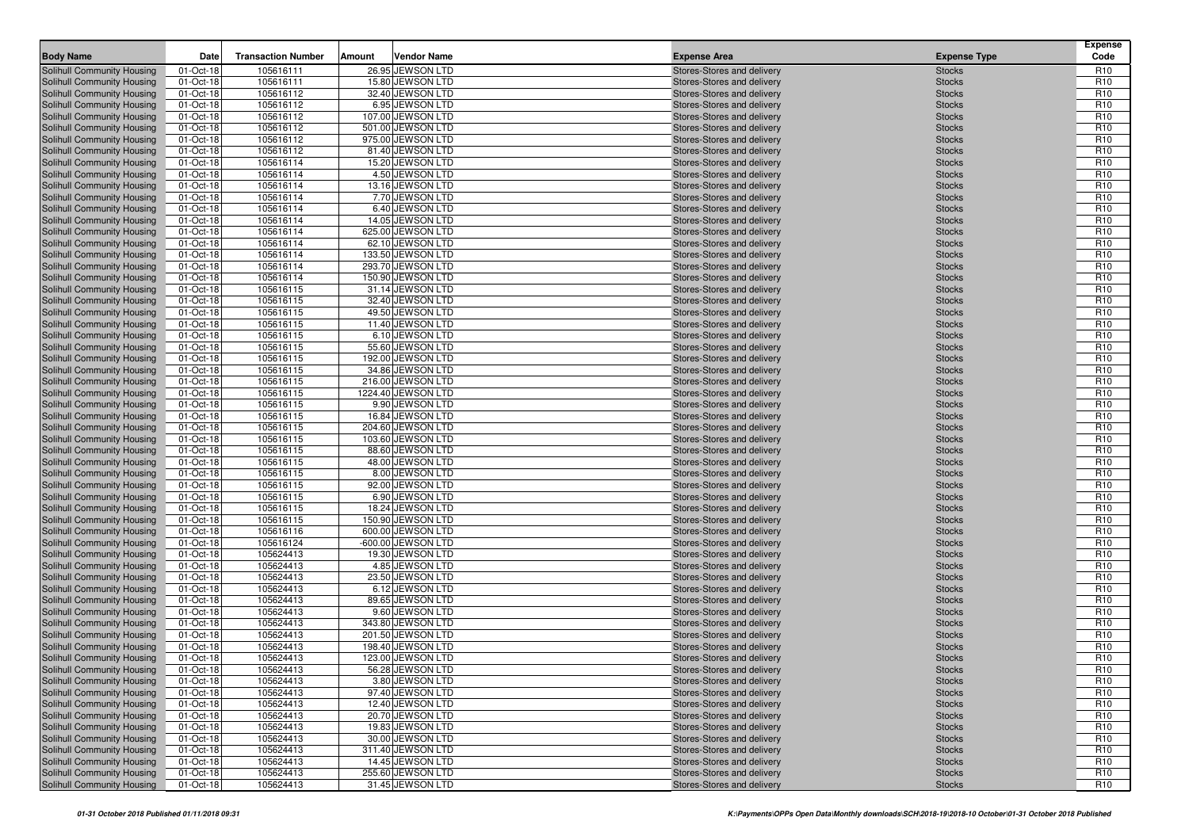| Body Name | Date | Transaction Number | Amount | Vendor Name | Expense Area | Expense Type | Expense Code |
|---|---|---|---|---|---|---|---|
| Solihull Community Housing | 01-Oct-18 | 105616111 | 26.95 | JEWSON LTD | Stores-Stores and delivery | Stocks | R10 |
| Solihull Community Housing | 01-Oct-18 | 105616111 | 15.80 | JEWSON LTD | Stores-Stores and delivery | Stocks | R10 |
| Solihull Community Housing | 01-Oct-18 | 105616112 | 32.40 | JEWSON LTD | Stores-Stores and delivery | Stocks | R10 |
| Solihull Community Housing | 01-Oct-18 | 105616112 | 6.95 | JEWSON LTD | Stores-Stores and delivery | Stocks | R10 |
| Solihull Community Housing | 01-Oct-18 | 105616112 | 107.00 | JEWSON LTD | Stores-Stores and delivery | Stocks | R10 |
| Solihull Community Housing | 01-Oct-18 | 105616112 | 501.00 | JEWSON LTD | Stores-Stores and delivery | Stocks | R10 |
| Solihull Community Housing | 01-Oct-18 | 105616112 | 975.00 | JEWSON LTD | Stores-Stores and delivery | Stocks | R10 |
| Solihull Community Housing | 01-Oct-18 | 105616112 | 81.40 | JEWSON LTD | Stores-Stores and delivery | Stocks | R10 |
| Solihull Community Housing | 01-Oct-18 | 105616114 | 15.20 | JEWSON LTD | Stores-Stores and delivery | Stocks | R10 |
| Solihull Community Housing | 01-Oct-18 | 105616114 | 4.50 | JEWSON LTD | Stores-Stores and delivery | Stocks | R10 |
| Solihull Community Housing | 01-Oct-18 | 105616114 | 13.16 | JEWSON LTD | Stores-Stores and delivery | Stocks | R10 |
| Solihull Community Housing | 01-Oct-18 | 105616114 | 7.70 | JEWSON LTD | Stores-Stores and delivery | Stocks | R10 |
| Solihull Community Housing | 01-Oct-18 | 105616114 | 6.40 | JEWSON LTD | Stores-Stores and delivery | Stocks | R10 |
| Solihull Community Housing | 01-Oct-18 | 105616114 | 14.05 | JEWSON LTD | Stores-Stores and delivery | Stocks | R10 |
| Solihull Community Housing | 01-Oct-18 | 105616114 | 625.00 | JEWSON LTD | Stores-Stores and delivery | Stocks | R10 |
| Solihull Community Housing | 01-Oct-18 | 105616114 | 62.10 | JEWSON LTD | Stores-Stores and delivery | Stocks | R10 |
| Solihull Community Housing | 01-Oct-18 | 105616114 | 133.50 | JEWSON LTD | Stores-Stores and delivery | Stocks | R10 |
| Solihull Community Housing | 01-Oct-18 | 105616114 | 293.70 | JEWSON LTD | Stores-Stores and delivery | Stocks | R10 |
| Solihull Community Housing | 01-Oct-18 | 105616114 | 150.90 | JEWSON LTD | Stores-Stores and delivery | Stocks | R10 |
| Solihull Community Housing | 01-Oct-18 | 105616115 | 31.14 | JEWSON LTD | Stores-Stores and delivery | Stocks | R10 |
| Solihull Community Housing | 01-Oct-18 | 105616115 | 32.40 | JEWSON LTD | Stores-Stores and delivery | Stocks | R10 |
| Solihull Community Housing | 01-Oct-18 | 105616115 | 49.50 | JEWSON LTD | Stores-Stores and delivery | Stocks | R10 |
| Solihull Community Housing | 01-Oct-18 | 105616115 | 11.40 | JEWSON LTD | Stores-Stores and delivery | Stocks | R10 |
| Solihull Community Housing | 01-Oct-18 | 105616115 | 6.10 | JEWSON LTD | Stores-Stores and delivery | Stocks | R10 |
| Solihull Community Housing | 01-Oct-18 | 105616115 | 55.60 | JEWSON LTD | Stores-Stores and delivery | Stocks | R10 |
| Solihull Community Housing | 01-Oct-18 | 105616115 | 192.00 | JEWSON LTD | Stores-Stores and delivery | Stocks | R10 |
| Solihull Community Housing | 01-Oct-18 | 105616115 | 34.86 | JEWSON LTD | Stores-Stores and delivery | Stocks | R10 |
| Solihull Community Housing | 01-Oct-18 | 105616115 | 216.00 | JEWSON LTD | Stores-Stores and delivery | Stocks | R10 |
| Solihull Community Housing | 01-Oct-18 | 105616115 | 1224.40 | JEWSON LTD | Stores-Stores and delivery | Stocks | R10 |
| Solihull Community Housing | 01-Oct-18 | 105616115 | 9.90 | JEWSON LTD | Stores-Stores and delivery | Stocks | R10 |
| Solihull Community Housing | 01-Oct-18 | 105616115 | 16.84 | JEWSON LTD | Stores-Stores and delivery | Stocks | R10 |
| Solihull Community Housing | 01-Oct-18 | 105616115 | 204.60 | JEWSON LTD | Stores-Stores and delivery | Stocks | R10 |
| Solihull Community Housing | 01-Oct-18 | 105616115 | 103.60 | JEWSON LTD | Stores-Stores and delivery | Stocks | R10 |
| Solihull Community Housing | 01-Oct-18 | 105616115 | 88.60 | JEWSON LTD | Stores-Stores and delivery | Stocks | R10 |
| Solihull Community Housing | 01-Oct-18 | 105616115 | 48.00 | JEWSON LTD | Stores-Stores and delivery | Stocks | R10 |
| Solihull Community Housing | 01-Oct-18 | 105616115 | 8.00 | JEWSON LTD | Stores-Stores and delivery | Stocks | R10 |
| Solihull Community Housing | 01-Oct-18 | 105616115 | 92.00 | JEWSON LTD | Stores-Stores and delivery | Stocks | R10 |
| Solihull Community Housing | 01-Oct-18 | 105616115 | 6.90 | JEWSON LTD | Stores-Stores and delivery | Stocks | R10 |
| Solihull Community Housing | 01-Oct-18 | 105616115 | 18.24 | JEWSON LTD | Stores-Stores and delivery | Stocks | R10 |
| Solihull Community Housing | 01-Oct-18 | 105616115 | 150.90 | JEWSON LTD | Stores-Stores and delivery | Stocks | R10 |
| Solihull Community Housing | 01-Oct-18 | 105616116 | 600.00 | JEWSON LTD | Stores-Stores and delivery | Stocks | R10 |
| Solihull Community Housing | 01-Oct-18 | 105616124 | -600.00 | JEWSON LTD | Stores-Stores and delivery | Stocks | R10 |
| Solihull Community Housing | 01-Oct-18 | 105624413 | 19.30 | JEWSON LTD | Stores-Stores and delivery | Stocks | R10 |
| Solihull Community Housing | 01-Oct-18 | 105624413 | 4.85 | JEWSON LTD | Stores-Stores and delivery | Stocks | R10 |
| Solihull Community Housing | 01-Oct-18 | 105624413 | 23.50 | JEWSON LTD | Stores-Stores and delivery | Stocks | R10 |
| Solihull Community Housing | 01-Oct-18 | 105624413 | 6.12 | JEWSON LTD | Stores-Stores and delivery | Stocks | R10 |
| Solihull Community Housing | 01-Oct-18 | 105624413 | 89.65 | JEWSON LTD | Stores-Stores and delivery | Stocks | R10 |
| Solihull Community Housing | 01-Oct-18 | 105624413 | 9.60 | JEWSON LTD | Stores-Stores and delivery | Stocks | R10 |
| Solihull Community Housing | 01-Oct-18 | 105624413 | 343.80 | JEWSON LTD | Stores-Stores and delivery | Stocks | R10 |
| Solihull Community Housing | 01-Oct-18 | 105624413 | 201.50 | JEWSON LTD | Stores-Stores and delivery | Stocks | R10 |
| Solihull Community Housing | 01-Oct-18 | 105624413 | 198.40 | JEWSON LTD | Stores-Stores and delivery | Stocks | R10 |
| Solihull Community Housing | 01-Oct-18 | 105624413 | 123.00 | JEWSON LTD | Stores-Stores and delivery | Stocks | R10 |
| Solihull Community Housing | 01-Oct-18 | 105624413 | 56.28 | JEWSON LTD | Stores-Stores and delivery | Stocks | R10 |
| Solihull Community Housing | 01-Oct-18 | 105624413 | 3.80 | JEWSON LTD | Stores-Stores and delivery | Stocks | R10 |
| Solihull Community Housing | 01-Oct-18 | 105624413 | 97.40 | JEWSON LTD | Stores-Stores and delivery | Stocks | R10 |
| Solihull Community Housing | 01-Oct-18 | 105624413 | 12.40 | JEWSON LTD | Stores-Stores and delivery | Stocks | R10 |
| Solihull Community Housing | 01-Oct-18 | 105624413 | 20.70 | JEWSON LTD | Stores-Stores and delivery | Stocks | R10 |
| Solihull Community Housing | 01-Oct-18 | 105624413 | 19.83 | JEWSON LTD | Stores-Stores and delivery | Stocks | R10 |
| Solihull Community Housing | 01-Oct-18 | 105624413 | 30.00 | JEWSON LTD | Stores-Stores and delivery | Stocks | R10 |
| Solihull Community Housing | 01-Oct-18 | 105624413 | 311.40 | JEWSON LTD | Stores-Stores and delivery | Stocks | R10 |
| Solihull Community Housing | 01-Oct-18 | 105624413 | 14.45 | JEWSON LTD | Stores-Stores and delivery | Stocks | R10 |
| Solihull Community Housing | 01-Oct-18 | 105624413 | 255.60 | JEWSON LTD | Stores-Stores and delivery | Stocks | R10 |
| Solihull Community Housing | 01-Oct-18 | 105624413 | 31.45 | JEWSON LTD | Stores-Stores and delivery | Stocks | R10 |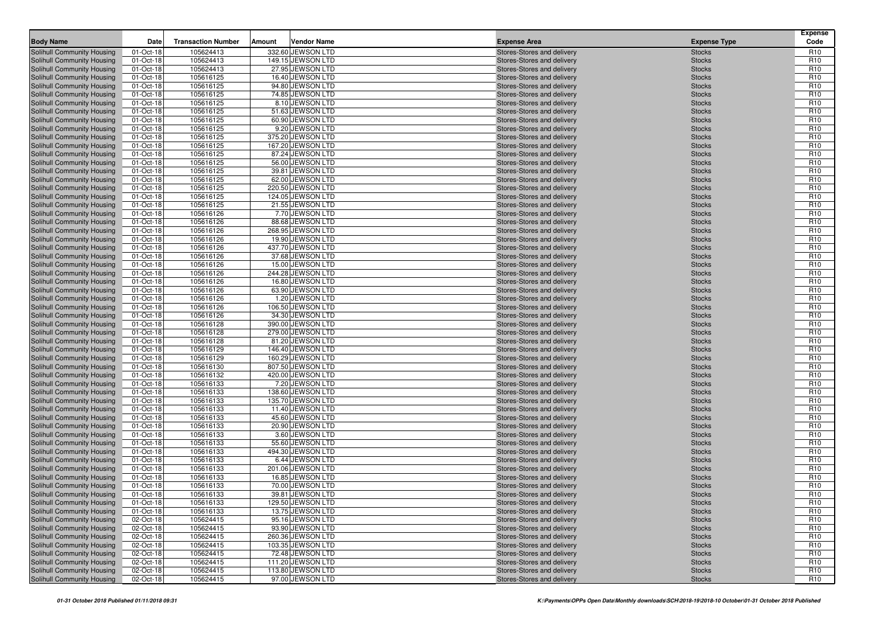| Body Name | Date | Transaction Number | Amount | Vendor Name | Expense Area | Expense Type | Expense Code |
|---|---|---|---|---|---|---|---|
| Solihull Community Housing | 01-Oct-18 | 105624413 | 332.60 | JEWSON LTD | Stores-Stores and delivery | Stocks | R10 |
| Solihull Community Housing | 01-Oct-18 | 105624413 | 149.15 | JEWSON LTD | Stores-Stores and delivery | Stocks | R10 |
| Solihull Community Housing | 01-Oct-18 | 105624413 | 27.95 | JEWSON LTD | Stores-Stores and delivery | Stocks | R10 |
| Solihull Community Housing | 01-Oct-18 | 105616125 | 16.40 | JEWSON LTD | Stores-Stores and delivery | Stocks | R10 |
| Solihull Community Housing | 01-Oct-18 | 105616125 | 94.80 | JEWSON LTD | Stores-Stores and delivery | Stocks | R10 |
| Solihull Community Housing | 01-Oct-18 | 105616125 | 74.85 | JEWSON LTD | Stores-Stores and delivery | Stocks | R10 |
| Solihull Community Housing | 01-Oct-18 | 105616125 | 8.10 | JEWSON LTD | Stores-Stores and delivery | Stocks | R10 |
| Solihull Community Housing | 01-Oct-18 | 105616125 | 51.63 | JEWSON LTD | Stores-Stores and delivery | Stocks | R10 |
| Solihull Community Housing | 01-Oct-18 | 105616125 | 60.90 | JEWSON LTD | Stores-Stores and delivery | Stocks | R10 |
| Solihull Community Housing | 01-Oct-18 | 105616125 | 9.20 | JEWSON LTD | Stores-Stores and delivery | Stocks | R10 |
| Solihull Community Housing | 01-Oct-18 | 105616125 | 375.20 | JEWSON LTD | Stores-Stores and delivery | Stocks | R10 |
| Solihull Community Housing | 01-Oct-18 | 105616125 | 167.20 | JEWSON LTD | Stores-Stores and delivery | Stocks | R10 |
| Solihull Community Housing | 01-Oct-18 | 105616125 | 87.24 | JEWSON LTD | Stores-Stores and delivery | Stocks | R10 |
| Solihull Community Housing | 01-Oct-18 | 105616125 | 56.00 | JEWSON LTD | Stores-Stores and delivery | Stocks | R10 |
| Solihull Community Housing | 01-Oct-18 | 105616125 | 39.81 | JEWSON LTD | Stores-Stores and delivery | Stocks | R10 |
| Solihull Community Housing | 01-Oct-18 | 105616125 | 62.00 | JEWSON LTD | Stores-Stores and delivery | Stocks | R10 |
| Solihull Community Housing | 01-Oct-18 | 105616125 | 220.50 | JEWSON LTD | Stores-Stores and delivery | Stocks | R10 |
| Solihull Community Housing | 01-Oct-18 | 105616125 | 124.05 | JEWSON LTD | Stores-Stores and delivery | Stocks | R10 |
| Solihull Community Housing | 01-Oct-18 | 105616125 | 21.55 | JEWSON LTD | Stores-Stores and delivery | Stocks | R10 |
| Solihull Community Housing | 01-Oct-18 | 105616126 | 7.70 | JEWSON LTD | Stores-Stores and delivery | Stocks | R10 |
| Solihull Community Housing | 01-Oct-18 | 105616126 | 88.68 | JEWSON LTD | Stores-Stores and delivery | Stocks | R10 |
| Solihull Community Housing | 01-Oct-18 | 105616126 | 268.95 | JEWSON LTD | Stores-Stores and delivery | Stocks | R10 |
| Solihull Community Housing | 01-Oct-18 | 105616126 | 19.90 | JEWSON LTD | Stores-Stores and delivery | Stocks | R10 |
| Solihull Community Housing | 01-Oct-18 | 105616126 | 437.70 | JEWSON LTD | Stores-Stores and delivery | Stocks | R10 |
| Solihull Community Housing | 01-Oct-18 | 105616126 | 37.68 | JEWSON LTD | Stores-Stores and delivery | Stocks | R10 |
| Solihull Community Housing | 01-Oct-18 | 105616126 | 15.00 | JEWSON LTD | Stores-Stores and delivery | Stocks | R10 |
| Solihull Community Housing | 01-Oct-18 | 105616126 | 244.28 | JEWSON LTD | Stores-Stores and delivery | Stocks | R10 |
| Solihull Community Housing | 01-Oct-18 | 105616126 | 16.80 | JEWSON LTD | Stores-Stores and delivery | Stocks | R10 |
| Solihull Community Housing | 01-Oct-18 | 105616126 | 63.90 | JEWSON LTD | Stores-Stores and delivery | Stocks | R10 |
| Solihull Community Housing | 01-Oct-18 | 105616126 | 1.20 | JEWSON LTD | Stores-Stores and delivery | Stocks | R10 |
| Solihull Community Housing | 01-Oct-18 | 105616126 | 106.50 | JEWSON LTD | Stores-Stores and delivery | Stocks | R10 |
| Solihull Community Housing | 01-Oct-18 | 105616126 | 34.30 | JEWSON LTD | Stores-Stores and delivery | Stocks | R10 |
| Solihull Community Housing | 01-Oct-18 | 105616128 | 390.00 | JEWSON LTD | Stores-Stores and delivery | Stocks | R10 |
| Solihull Community Housing | 01-Oct-18 | 105616128 | 279.00 | JEWSON LTD | Stores-Stores and delivery | Stocks | R10 |
| Solihull Community Housing | 01-Oct-18 | 105616128 | 81.20 | JEWSON LTD | Stores-Stores and delivery | Stocks | R10 |
| Solihull Community Housing | 01-Oct-18 | 105616129 | 146.40 | JEWSON LTD | Stores-Stores and delivery | Stocks | R10 |
| Solihull Community Housing | 01-Oct-18 | 105616129 | 160.29 | JEWSON LTD | Stores-Stores and delivery | Stocks | R10 |
| Solihull Community Housing | 01-Oct-18 | 105616130 | 807.50 | JEWSON LTD | Stores-Stores and delivery | Stocks | R10 |
| Solihull Community Housing | 01-Oct-18 | 105616132 | 420.00 | JEWSON LTD | Stores-Stores and delivery | Stocks | R10 |
| Solihull Community Housing | 01-Oct-18 | 105616133 | 7.20 | JEWSON LTD | Stores-Stores and delivery | Stocks | R10 |
| Solihull Community Housing | 01-Oct-18 | 105616133 | 138.60 | JEWSON LTD | Stores-Stores and delivery | Stocks | R10 |
| Solihull Community Housing | 01-Oct-18 | 105616133 | 135.70 | JEWSON LTD | Stores-Stores and delivery | Stocks | R10 |
| Solihull Community Housing | 01-Oct-18 | 105616133 | 11.40 | JEWSON LTD | Stores-Stores and delivery | Stocks | R10 |
| Solihull Community Housing | 01-Oct-18 | 105616133 | 45.60 | JEWSON LTD | Stores-Stores and delivery | Stocks | R10 |
| Solihull Community Housing | 01-Oct-18 | 105616133 | 20.90 | JEWSON LTD | Stores-Stores and delivery | Stocks | R10 |
| Solihull Community Housing | 01-Oct-18 | 105616133 | 3.60 | JEWSON LTD | Stores-Stores and delivery | Stocks | R10 |
| Solihull Community Housing | 01-Oct-18 | 105616133 | 55.60 | JEWSON LTD | Stores-Stores and delivery | Stocks | R10 |
| Solihull Community Housing | 01-Oct-18 | 105616133 | 494.30 | JEWSON LTD | Stores-Stores and delivery | Stocks | R10 |
| Solihull Community Housing | 01-Oct-18 | 105616133 | 6.44 | JEWSON LTD | Stores-Stores and delivery | Stocks | R10 |
| Solihull Community Housing | 01-Oct-18 | 105616133 | 201.06 | JEWSON LTD | Stores-Stores and delivery | Stocks | R10 |
| Solihull Community Housing | 01-Oct-18 | 105616133 | 16.85 | JEWSON LTD | Stores-Stores and delivery | Stocks | R10 |
| Solihull Community Housing | 01-Oct-18 | 105616133 | 70.00 | JEWSON LTD | Stores-Stores and delivery | Stocks | R10 |
| Solihull Community Housing | 01-Oct-18 | 105616133 | 39.81 | JEWSON LTD | Stores-Stores and delivery | Stocks | R10 |
| Solihull Community Housing | 01-Oct-18 | 105616133 | 129.50 | JEWSON LTD | Stores-Stores and delivery | Stocks | R10 |
| Solihull Community Housing | 01-Oct-18 | 105616133 | 13.75 | JEWSON LTD | Stores-Stores and delivery | Stocks | R10 |
| Solihull Community Housing | 02-Oct-18 | 105624415 | 95.16 | JEWSON LTD | Stores-Stores and delivery | Stocks | R10 |
| Solihull Community Housing | 02-Oct-18 | 105624415 | 93.90 | JEWSON LTD | Stores-Stores and delivery | Stocks | R10 |
| Solihull Community Housing | 02-Oct-18 | 105624415 | 260.36 | JEWSON LTD | Stores-Stores and delivery | Stocks | R10 |
| Solihull Community Housing | 02-Oct-18 | 105624415 | 103.35 | JEWSON LTD | Stores-Stores and delivery | Stocks | R10 |
| Solihull Community Housing | 02-Oct-18 | 105624415 | 72.48 | JEWSON LTD | Stores-Stores and delivery | Stocks | R10 |
| Solihull Community Housing | 02-Oct-18 | 105624415 | 111.20 | JEWSON LTD | Stores-Stores and delivery | Stocks | R10 |
| Solihull Community Housing | 02-Oct-18 | 105624415 | 113.80 | JEWSON LTD | Stores-Stores and delivery | Stocks | R10 |
| Solihull Community Housing | 02-Oct-18 | 105624415 | 97.00 | JEWSON LTD | Stores-Stores and delivery | Stocks | R10 |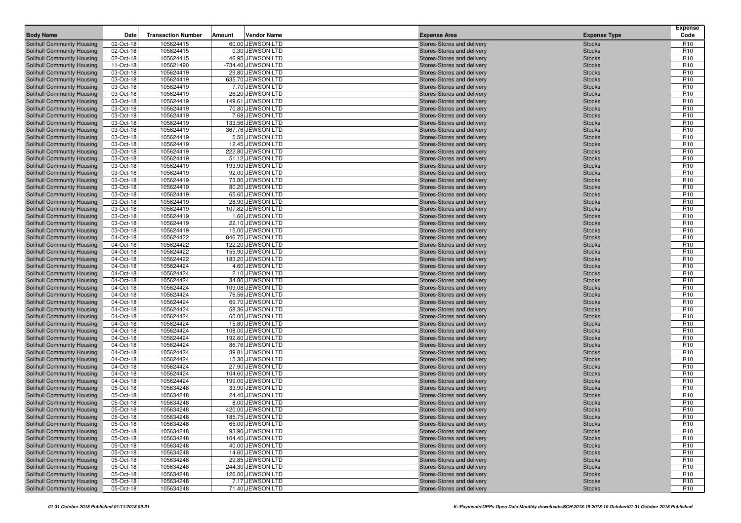| Body Name | Date | Transaction Number | Amount | Vendor Name | Expense Area | Expense Type | Expense Code |
|---|---|---|---|---|---|---|---|
| Solihull Community Housing | 02-Oct-18 | 105624415 | 60.00 | JEWSON LTD | Stores-Stores and delivery | Stocks | R10 |
| Solihull Community Housing | 02-Oct-18 | 105624415 | 0.30 | JEWSON LTD | Stores-Stores and delivery | Stocks | R10 |
| Solihull Community Housing | 02-Oct-18 | 105624415 | 46.95 | JEWSON LTD | Stores-Stores and delivery | Stocks | R10 |
| Solihull Community Housing | 11-Oct-18 | 105621490 | -734.40 | JEWSON LTD | Stores-Stores and delivery | Stocks | R10 |
| Solihull Community Housing | 03-Oct-18 | 105624419 | 29.80 | JEWSON LTD | Stores-Stores and delivery | Stocks | R10 |
| Solihull Community Housing | 03-Oct-18 | 105624419 | 635.70 | JEWSON LTD | Stores-Stores and delivery | Stocks | R10 |
| Solihull Community Housing | 03-Oct-18 | 105624419 | 7.70 | JEWSON LTD | Stores-Stores and delivery | Stocks | R10 |
| Solihull Community Housing | 03-Oct-18 | 105624419 | 26.20 | JEWSON LTD | Stores-Stores and delivery | Stocks | R10 |
| Solihull Community Housing | 03-Oct-18 | 105624419 | 149.61 | JEWSON LTD | Stores-Stores and delivery | Stocks | R10 |
| Solihull Community Housing | 03-Oct-18 | 105624419 | 70.80 | JEWSON LTD | Stores-Stores and delivery | Stocks | R10 |
| Solihull Community Housing | 03-Oct-18 | 105624419 | 7.68 | JEWSON LTD | Stores-Stores and delivery | Stocks | R10 |
| Solihull Community Housing | 03-Oct-18 | 105624419 | 133.56 | JEWSON LTD | Stores-Stores and delivery | Stocks | R10 |
| Solihull Community Housing | 03-Oct-18 | 105624419 | 367.76 | JEWSON LTD | Stores-Stores and delivery | Stocks | R10 |
| Solihull Community Housing | 03-Oct-18 | 105624419 | 5.50 | JEWSON LTD | Stores-Stores and delivery | Stocks | R10 |
| Solihull Community Housing | 03-Oct-18 | 105624419 | 12.45 | JEWSON LTD | Stores-Stores and delivery | Stocks | R10 |
| Solihull Community Housing | 03-Oct-18 | 105624419 | 222.80 | JEWSON LTD | Stores-Stores and delivery | Stocks | R10 |
| Solihull Community Housing | 03-Oct-18 | 105624419 | 51.12 | JEWSON LTD | Stores-Stores and delivery | Stocks | R10 |
| Solihull Community Housing | 03-Oct-18 | 105624419 | 193.90 | JEWSON LTD | Stores-Stores and delivery | Stocks | R10 |
| Solihull Community Housing | 03-Oct-18 | 105624419 | 92.00 | JEWSON LTD | Stores-Stores and delivery | Stocks | R10 |
| Solihull Community Housing | 03-Oct-18 | 105624419 | 73.80 | JEWSON LTD | Stores-Stores and delivery | Stocks | R10 |
| Solihull Community Housing | 03-Oct-18 | 105624419 | 80.20 | JEWSON LTD | Stores-Stores and delivery | Stocks | R10 |
| Solihull Community Housing | 03-Oct-18 | 105624419 | 65.60 | JEWSON LTD | Stores-Stores and delivery | Stocks | R10 |
| Solihull Community Housing | 03-Oct-18 | 105624419 | 28.90 | JEWSON LTD | Stores-Stores and delivery | Stocks | R10 |
| Solihull Community Housing | 03-Oct-18 | 105624419 | 107.82 | JEWSON LTD | Stores-Stores and delivery | Stocks | R10 |
| Solihull Community Housing | 03-Oct-18 | 105624419 | 1.60 | JEWSON LTD | Stores-Stores and delivery | Stocks | R10 |
| Solihull Community Housing | 03-Oct-18 | 105624419 | 22.10 | JEWSON LTD | Stores-Stores and delivery | Stocks | R10 |
| Solihull Community Housing | 03-Oct-18 | 105624419 | 15.00 | JEWSON LTD | Stores-Stores and delivery | Stocks | R10 |
| Solihull Community Housing | 04-Oct-18 | 105624422 | 846.75 | JEWSON LTD | Stores-Stores and delivery | Stocks | R10 |
| Solihull Community Housing | 04-Oct-18 | 105624422 | 122.20 | JEWSON LTD | Stores-Stores and delivery | Stocks | R10 |
| Solihull Community Housing | 04-Oct-18 | 105624422 | 155.90 | JEWSON LTD | Stores-Stores and delivery | Stocks | R10 |
| Solihull Community Housing | 04-Oct-18 | 105624422 | 183.20 | JEWSON LTD | Stores-Stores and delivery | Stocks | R10 |
| Solihull Community Housing | 04-Oct-18 | 105624424 | 4.60 | JEWSON LTD | Stores-Stores and delivery | Stocks | R10 |
| Solihull Community Housing | 04-Oct-18 | 105624424 | 2.10 | JEWSON LTD | Stores-Stores and delivery | Stocks | R10 |
| Solihull Community Housing | 04-Oct-18 | 105624424 | 34.80 | JEWSON LTD | Stores-Stores and delivery | Stocks | R10 |
| Solihull Community Housing | 04-Oct-18 | 105624424 | 109.08 | JEWSON LTD | Stores-Stores and delivery | Stocks | R10 |
| Solihull Community Housing | 04-Oct-18 | 105624424 | 76.56 | JEWSON LTD | Stores-Stores and delivery | Stocks | R10 |
| Solihull Community Housing | 04-Oct-18 | 105624424 | 69.70 | JEWSON LTD | Stores-Stores and delivery | Stocks | R10 |
| Solihull Community Housing | 04-Oct-18 | 105624424 | 58.36 | JEWSON LTD | Stores-Stores and delivery | Stocks | R10 |
| Solihull Community Housing | 04-Oct-18 | 105624424 | 65.00 | JEWSON LTD | Stores-Stores and delivery | Stocks | R10 |
| Solihull Community Housing | 04-Oct-18 | 105624424 | 15.80 | JEWSON LTD | Stores-Stores and delivery | Stocks | R10 |
| Solihull Community Housing | 04-Oct-18 | 105624424 | 108.00 | JEWSON LTD | Stores-Stores and delivery | Stocks | R10 |
| Solihull Community Housing | 04-Oct-18 | 105624424 | 192.60 | JEWSON LTD | Stores-Stores and delivery | Stocks | R10 |
| Solihull Community Housing | 04-Oct-18 | 105624424 | 86.76 | JEWSON LTD | Stores-Stores and delivery | Stocks | R10 |
| Solihull Community Housing | 04-Oct-18 | 105624424 | 39.81 | JEWSON LTD | Stores-Stores and delivery | Stocks | R10 |
| Solihull Community Housing | 04-Oct-18 | 105624424 | 15.30 | JEWSON LTD | Stores-Stores and delivery | Stocks | R10 |
| Solihull Community Housing | 04-Oct-18 | 105624424 | 27.90 | JEWSON LTD | Stores-Stores and delivery | Stocks | R10 |
| Solihull Community Housing | 04-Oct-18 | 105624424 | 104.60 | JEWSON LTD | Stores-Stores and delivery | Stocks | R10 |
| Solihull Community Housing | 04-Oct-18 | 105624424 | 199.00 | JEWSON LTD | Stores-Stores and delivery | Stocks | R10 |
| Solihull Community Housing | 05-Oct-18 | 105634248 | 33.90 | JEWSON LTD | Stores-Stores and delivery | Stocks | R10 |
| Solihull Community Housing | 05-Oct-18 | 105634248 | 24.40 | JEWSON LTD | Stores-Stores and delivery | Stocks | R10 |
| Solihull Community Housing | 05-Oct-18 | 105634248 | 8.00 | JEWSON LTD | Stores-Stores and delivery | Stocks | R10 |
| Solihull Community Housing | 05-Oct-18 | 105634248 | 420.00 | JEWSON LTD | Stores-Stores and delivery | Stocks | R10 |
| Solihull Community Housing | 05-Oct-18 | 105634248 | 185.75 | JEWSON LTD | Stores-Stores and delivery | Stocks | R10 |
| Solihull Community Housing | 05-Oct-18 | 105634248 | 65.00 | JEWSON LTD | Stores-Stores and delivery | Stocks | R10 |
| Solihull Community Housing | 05-Oct-18 | 105634248 | 93.90 | JEWSON LTD | Stores-Stores and delivery | Stocks | R10 |
| Solihull Community Housing | 05-Oct-18 | 105634248 | 104.40 | JEWSON LTD | Stores-Stores and delivery | Stocks | R10 |
| Solihull Community Housing | 05-Oct-18 | 105634248 | 40.00 | JEWSON LTD | Stores-Stores and delivery | Stocks | R10 |
| Solihull Community Housing | 05-Oct-18 | 105634248 | 14.60 | JEWSON LTD | Stores-Stores and delivery | Stocks | R10 |
| Solihull Community Housing | 05-Oct-18 | 105634248 | 29.85 | JEWSON LTD | Stores-Stores and delivery | Stocks | R10 |
| Solihull Community Housing | 05-Oct-18 | 105634248 | 244.30 | JEWSON LTD | Stores-Stores and delivery | Stocks | R10 |
| Solihull Community Housing | 05-Oct-18 | 105634248 | 126.00 | JEWSON LTD | Stores-Stores and delivery | Stocks | R10 |
| Solihull Community Housing | 05-Oct-18 | 105634248 | 7.17 | JEWSON LTD | Stores-Stores and delivery | Stocks | R10 |
| Solihull Community Housing | 05-Oct-18 | 105634248 | 71.40 | JEWSON LTD | Stores-Stores and delivery | Stocks | R10 |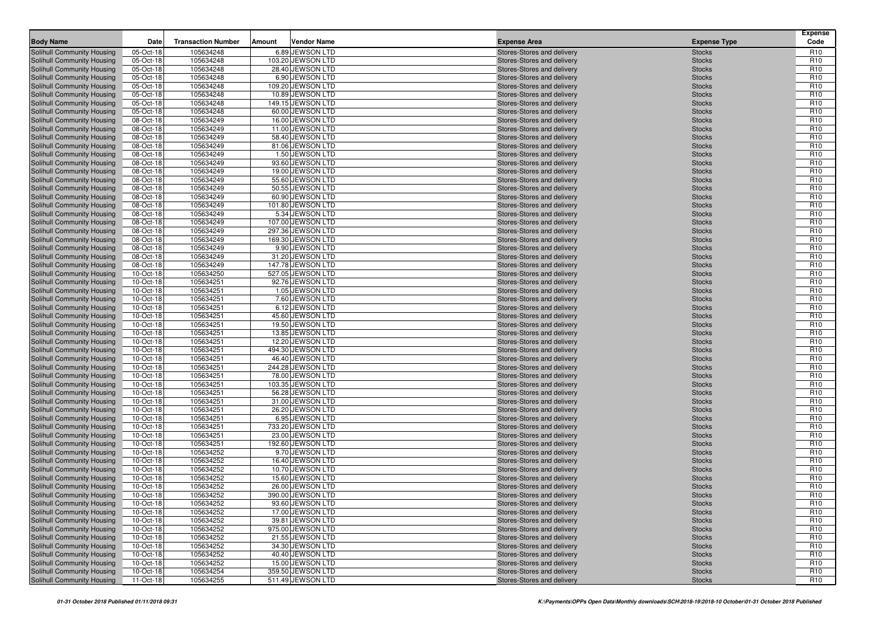| Body Name | Date | Transaction Number | Amount | Vendor Name | Expense Area | Expense Type | Expense Code |
|---|---|---|---|---|---|---|---|
| Solihull Community Housing | 05-Oct-18 | 105634248 | 6.89 | JEWSON LTD | Stores-Stores and delivery | Stocks | R10 |
| Solihull Community Housing | 05-Oct-18 | 105634248 | 103.20 | JEWSON LTD | Stores-Stores and delivery | Stocks | R10 |
| Solihull Community Housing | 05-Oct-18 | 105634248 | 28.40 | JEWSON LTD | Stores-Stores and delivery | Stocks | R10 |
| Solihull Community Housing | 05-Oct-18 | 105634248 | 6.90 | JEWSON LTD | Stores-Stores and delivery | Stocks | R10 |
| Solihull Community Housing | 05-Oct-18 | 105634248 | 109.20 | JEWSON LTD | Stores-Stores and delivery | Stocks | R10 |
| Solihull Community Housing | 05-Oct-18 | 105634248 | 10.89 | JEWSON LTD | Stores-Stores and delivery | Stocks | R10 |
| Solihull Community Housing | 05-Oct-18 | 105634248 | 149.15 | JEWSON LTD | Stores-Stores and delivery | Stocks | R10 |
| Solihull Community Housing | 05-Oct-18 | 105634248 | 60.00 | JEWSON LTD | Stores-Stores and delivery | Stocks | R10 |
| Solihull Community Housing | 08-Oct-18 | 105634249 | 16.00 | JEWSON LTD | Stores-Stores and delivery | Stocks | R10 |
| Solihull Community Housing | 08-Oct-18 | 105634249 | 11.00 | JEWSON LTD | Stores-Stores and delivery | Stocks | R10 |
| Solihull Community Housing | 08-Oct-18 | 105634249 | 58.40 | JEWSON LTD | Stores-Stores and delivery | Stocks | R10 |
| Solihull Community Housing | 08-Oct-18 | 105634249 | 81.06 | JEWSON LTD | Stores-Stores and delivery | Stocks | R10 |
| Solihull Community Housing | 08-Oct-18 | 105634249 | 1.50 | JEWSON LTD | Stores-Stores and delivery | Stocks | R10 |
| Solihull Community Housing | 08-Oct-18 | 105634249 | 93.60 | JEWSON LTD | Stores-Stores and delivery | Stocks | R10 |
| Solihull Community Housing | 08-Oct-18 | 105634249 | 19.00 | JEWSON LTD | Stores-Stores and delivery | Stocks | R10 |
| Solihull Community Housing | 08-Oct-18 | 105634249 | 55.60 | JEWSON LTD | Stores-Stores and delivery | Stocks | R10 |
| Solihull Community Housing | 08-Oct-18 | 105634249 | 50.55 | JEWSON LTD | Stores-Stores and delivery | Stocks | R10 |
| Solihull Community Housing | 08-Oct-18 | 105634249 | 60.90 | JEWSON LTD | Stores-Stores and delivery | Stocks | R10 |
| Solihull Community Housing | 08-Oct-18 | 105634249 | 101.80 | JEWSON LTD | Stores-Stores and delivery | Stocks | R10 |
| Solihull Community Housing | 08-Oct-18 | 105634249 | 5.34 | JEWSON LTD | Stores-Stores and delivery | Stocks | R10 |
| Solihull Community Housing | 08-Oct-18 | 105634249 | 107.00 | JEWSON LTD | Stores-Stores and delivery | Stocks | R10 |
| Solihull Community Housing | 08-Oct-18 | 105634249 | 297.36 | JEWSON LTD | Stores-Stores and delivery | Stocks | R10 |
| Solihull Community Housing | 08-Oct-18 | 105634249 | 169.30 | JEWSON LTD | Stores-Stores and delivery | Stocks | R10 |
| Solihull Community Housing | 08-Oct-18 | 105634249 | 9.90 | JEWSON LTD | Stores-Stores and delivery | Stocks | R10 |
| Solihull Community Housing | 08-Oct-18 | 105634249 | 31.20 | JEWSON LTD | Stores-Stores and delivery | Stocks | R10 |
| Solihull Community Housing | 08-Oct-18 | 105634249 | 147.78 | JEWSON LTD | Stores-Stores and delivery | Stocks | R10 |
| Solihull Community Housing | 10-Oct-18 | 105634250 | 527.05 | JEWSON LTD | Stores-Stores and delivery | Stocks | R10 |
| Solihull Community Housing | 10-Oct-18 | 105634251 | 92.76 | JEWSON LTD | Stores-Stores and delivery | Stocks | R10 |
| Solihull Community Housing | 10-Oct-18 | 105634251 | 1.05 | JEWSON LTD | Stores-Stores and delivery | Stocks | R10 |
| Solihull Community Housing | 10-Oct-18 | 105634251 | 7.60 | JEWSON LTD | Stores-Stores and delivery | Stocks | R10 |
| Solihull Community Housing | 10-Oct-18 | 105634251 | 6.12 | JEWSON LTD | Stores-Stores and delivery | Stocks | R10 |
| Solihull Community Housing | 10-Oct-18 | 105634251 | 45.60 | JEWSON LTD | Stores-Stores and delivery | Stocks | R10 |
| Solihull Community Housing | 10-Oct-18 | 105634251 | 19.50 | JEWSON LTD | Stores-Stores and delivery | Stocks | R10 |
| Solihull Community Housing | 10-Oct-18 | 105634251 | 13.85 | JEWSON LTD | Stores-Stores and delivery | Stocks | R10 |
| Solihull Community Housing | 10-Oct-18 | 105634251 | 12.20 | JEWSON LTD | Stores-Stores and delivery | Stocks | R10 |
| Solihull Community Housing | 10-Oct-18 | 105634251 | 494.30 | JEWSON LTD | Stores-Stores and delivery | Stocks | R10 |
| Solihull Community Housing | 10-Oct-18 | 105634251 | 46.40 | JEWSON LTD | Stores-Stores and delivery | Stocks | R10 |
| Solihull Community Housing | 10-Oct-18 | 105634251 | 244.28 | JEWSON LTD | Stores-Stores and delivery | Stocks | R10 |
| Solihull Community Housing | 10-Oct-18 | 105634251 | 78.00 | JEWSON LTD | Stores-Stores and delivery | Stocks | R10 |
| Solihull Community Housing | 10-Oct-18 | 105634251 | 103.35 | JEWSON LTD | Stores-Stores and delivery | Stocks | R10 |
| Solihull Community Housing | 10-Oct-18 | 105634251 | 56.28 | JEWSON LTD | Stores-Stores and delivery | Stocks | R10 |
| Solihull Community Housing | 10-Oct-18 | 105634251 | 31.00 | JEWSON LTD | Stores-Stores and delivery | Stocks | R10 |
| Solihull Community Housing | 10-Oct-18 | 105634251 | 26.20 | JEWSON LTD | Stores-Stores and delivery | Stocks | R10 |
| Solihull Community Housing | 10-Oct-18 | 105634251 | 6.95 | JEWSON LTD | Stores-Stores and delivery | Stocks | R10 |
| Solihull Community Housing | 10-Oct-18 | 105634251 | 733.20 | JEWSON LTD | Stores-Stores and delivery | Stocks | R10 |
| Solihull Community Housing | 10-Oct-18 | 105634251 | 23.00 | JEWSON LTD | Stores-Stores and delivery | Stocks | R10 |
| Solihull Community Housing | 10-Oct-18 | 105634251 | 192.60 | JEWSON LTD | Stores-Stores and delivery | Stocks | R10 |
| Solihull Community Housing | 10-Oct-18 | 105634252 | 9.70 | JEWSON LTD | Stores-Stores and delivery | Stocks | R10 |
| Solihull Community Housing | 10-Oct-18 | 105634252 | 16.40 | JEWSON LTD | Stores-Stores and delivery | Stocks | R10 |
| Solihull Community Housing | 10-Oct-18 | 105634252 | 10.70 | JEWSON LTD | Stores-Stores and delivery | Stocks | R10 |
| Solihull Community Housing | 10-Oct-18 | 105634252 | 15.60 | JEWSON LTD | Stores-Stores and delivery | Stocks | R10 |
| Solihull Community Housing | 10-Oct-18 | 105634252 | 26.00 | JEWSON LTD | Stores-Stores and delivery | Stocks | R10 |
| Solihull Community Housing | 10-Oct-18 | 105634252 | 390.00 | JEWSON LTD | Stores-Stores and delivery | Stocks | R10 |
| Solihull Community Housing | 10-Oct-18 | 105634252 | 93.60 | JEWSON LTD | Stores-Stores and delivery | Stocks | R10 |
| Solihull Community Housing | 10-Oct-18 | 105634252 | 17.00 | JEWSON LTD | Stores-Stores and delivery | Stocks | R10 |
| Solihull Community Housing | 10-Oct-18 | 105634252 | 39.81 | JEWSON LTD | Stores-Stores and delivery | Stocks | R10 |
| Solihull Community Housing | 10-Oct-18 | 105634252 | 975.00 | JEWSON LTD | Stores-Stores and delivery | Stocks | R10 |
| Solihull Community Housing | 10-Oct-18 | 105634252 | 21.55 | JEWSON LTD | Stores-Stores and delivery | Stocks | R10 |
| Solihull Community Housing | 10-Oct-18 | 105634252 | 34.30 | JEWSON LTD | Stores-Stores and delivery | Stocks | R10 |
| Solihull Community Housing | 10-Oct-18 | 105634252 | 40.40 | JEWSON LTD | Stores-Stores and delivery | Stocks | R10 |
| Solihull Community Housing | 10-Oct-18 | 105634252 | 15.00 | JEWSON LTD | Stores-Stores and delivery | Stocks | R10 |
| Solihull Community Housing | 10-Oct-18 | 105634254 | 359.50 | JEWSON LTD | Stores-Stores and delivery | Stocks | R10 |
| Solihull Community Housing | 11-Oct-18 | 105634255 | 511.49 | JEWSON LTD | Stores-Stores and delivery | Stocks | R10 |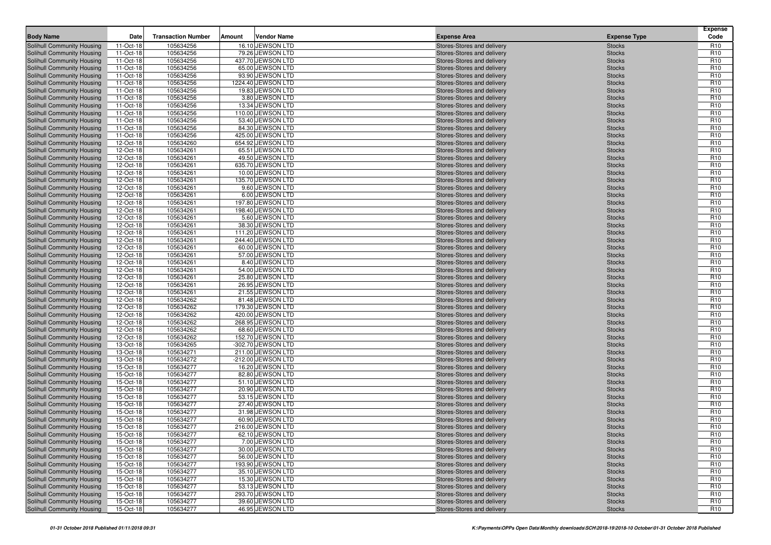| Body Name | Date | Transaction Number | Amount | Vendor Name | Expense Area | Expense Type | Expense Code |
|---|---|---|---|---|---|---|---|
| Solihull Community Housing | 11-Oct-18 | 105634256 | 16.10 | JEWSON LTD | Stores-Stores and delivery | Stocks | R10 |
| Solihull Community Housing | 11-Oct-18 | 105634256 | 79.26 | JEWSON LTD | Stores-Stores and delivery | Stocks | R10 |
| Solihull Community Housing | 11-Oct-18 | 105634256 | 437.70 | JEWSON LTD | Stores-Stores and delivery | Stocks | R10 |
| Solihull Community Housing | 11-Oct-18 | 105634256 | 65.00 | JEWSON LTD | Stores-Stores and delivery | Stocks | R10 |
| Solihull Community Housing | 11-Oct-18 | 105634256 | 93.90 | JEWSON LTD | Stores-Stores and delivery | Stocks | R10 |
| Solihull Community Housing | 11-Oct-18 | 105634256 | 1224.40 | JEWSON LTD | Stores-Stores and delivery | Stocks | R10 |
| Solihull Community Housing | 11-Oct-18 | 105634256 | 19.83 | JEWSON LTD | Stores-Stores and delivery | Stocks | R10 |
| Solihull Community Housing | 11-Oct-18 | 105634256 | 3.80 | JEWSON LTD | Stores-Stores and delivery | Stocks | R10 |
| Solihull Community Housing | 11-Oct-18 | 105634256 | 13.34 | JEWSON LTD | Stores-Stores and delivery | Stocks | R10 |
| Solihull Community Housing | 11-Oct-18 | 105634256 | 110.00 | JEWSON LTD | Stores-Stores and delivery | Stocks | R10 |
| Solihull Community Housing | 11-Oct-18 | 105634256 | 53.40 | JEWSON LTD | Stores-Stores and delivery | Stocks | R10 |
| Solihull Community Housing | 11-Oct-18 | 105634256 | 84.30 | JEWSON LTD | Stores-Stores and delivery | Stocks | R10 |
| Solihull Community Housing | 11-Oct-18 | 105634256 | 425.00 | JEWSON LTD | Stores-Stores and delivery | Stocks | R10 |
| Solihull Community Housing | 12-Oct-18 | 105634260 | 654.92 | JEWSON LTD | Stores-Stores and delivery | Stocks | R10 |
| Solihull Community Housing | 12-Oct-18 | 105634261 | 65.51 | JEWSON LTD | Stores-Stores and delivery | Stocks | R10 |
| Solihull Community Housing | 12-Oct-18 | 105634261 | 49.50 | JEWSON LTD | Stores-Stores and delivery | Stocks | R10 |
| Solihull Community Housing | 12-Oct-18 | 105634261 | 635.70 | JEWSON LTD | Stores-Stores and delivery | Stocks | R10 |
| Solihull Community Housing | 12-Oct-18 | 105634261 | 10.00 | JEWSON LTD | Stores-Stores and delivery | Stocks | R10 |
| Solihull Community Housing | 12-Oct-18 | 105634261 | 135.70 | JEWSON LTD | Stores-Stores and delivery | Stocks | R10 |
| Solihull Community Housing | 12-Oct-18 | 105634261 | 9.60 | JEWSON LTD | Stores-Stores and delivery | Stocks | R10 |
| Solihull Community Housing | 12-Oct-18 | 105634261 | 6.00 | JEWSON LTD | Stores-Stores and delivery | Stocks | R10 |
| Solihull Community Housing | 12-Oct-18 | 105634261 | 197.80 | JEWSON LTD | Stores-Stores and delivery | Stocks | R10 |
| Solihull Community Housing | 12-Oct-18 | 105634261 | 198.40 | JEWSON LTD | Stores-Stores and delivery | Stocks | R10 |
| Solihull Community Housing | 12-Oct-18 | 105634261 | 5.60 | JEWSON LTD | Stores-Stores and delivery | Stocks | R10 |
| Solihull Community Housing | 12-Oct-18 | 105634261 | 38.30 | JEWSON LTD | Stores-Stores and delivery | Stocks | R10 |
| Solihull Community Housing | 12-Oct-18 | 105634261 | 111.20 | JEWSON LTD | Stores-Stores and delivery | Stocks | R10 |
| Solihull Community Housing | 12-Oct-18 | 105634261 | 244.40 | JEWSON LTD | Stores-Stores and delivery | Stocks | R10 |
| Solihull Community Housing | 12-Oct-18 | 105634261 | 60.00 | JEWSON LTD | Stores-Stores and delivery | Stocks | R10 |
| Solihull Community Housing | 12-Oct-18 | 105634261 | 57.00 | JEWSON LTD | Stores-Stores and delivery | Stocks | R10 |
| Solihull Community Housing | 12-Oct-18 | 105634261 | 8.40 | JEWSON LTD | Stores-Stores and delivery | Stocks | R10 |
| Solihull Community Housing | 12-Oct-18 | 105634261 | 54.00 | JEWSON LTD | Stores-Stores and delivery | Stocks | R10 |
| Solihull Community Housing | 12-Oct-18 | 105634261 | 25.80 | JEWSON LTD | Stores-Stores and delivery | Stocks | R10 |
| Solihull Community Housing | 12-Oct-18 | 105634261 | 26.95 | JEWSON LTD | Stores-Stores and delivery | Stocks | R10 |
| Solihull Community Housing | 12-Oct-18 | 105634261 | 21.55 | JEWSON LTD | Stores-Stores and delivery | Stocks | R10 |
| Solihull Community Housing | 12-Oct-18 | 105634262 | 81.48 | JEWSON LTD | Stores-Stores and delivery | Stocks | R10 |
| Solihull Community Housing | 12-Oct-18 | 105634262 | 179.30 | JEWSON LTD | Stores-Stores and delivery | Stocks | R10 |
| Solihull Community Housing | 12-Oct-18 | 105634262 | 420.00 | JEWSON LTD | Stores-Stores and delivery | Stocks | R10 |
| Solihull Community Housing | 12-Oct-18 | 105634262 | 268.95 | JEWSON LTD | Stores-Stores and delivery | Stocks | R10 |
| Solihull Community Housing | 12-Oct-18 | 105634262 | 68.60 | JEWSON LTD | Stores-Stores and delivery | Stocks | R10 |
| Solihull Community Housing | 12-Oct-18 | 105634262 | 152.70 | JEWSON LTD | Stores-Stores and delivery | Stocks | R10 |
| Solihull Community Housing | 13-Oct-18 | 105634265 | -302.70 | JEWSON LTD | Stores-Stores and delivery | Stocks | R10 |
| Solihull Community Housing | 13-Oct-18 | 105634271 | 211.00 | JEWSON LTD | Stores-Stores and delivery | Stocks | R10 |
| Solihull Community Housing | 13-Oct-18 | 105634272 | -212.00 | JEWSON LTD | Stores-Stores and delivery | Stocks | R10 |
| Solihull Community Housing | 15-Oct-18 | 105634277 | 16.20 | JEWSON LTD | Stores-Stores and delivery | Stocks | R10 |
| Solihull Community Housing | 15-Oct-18 | 105634277 | 82.80 | JEWSON LTD | Stores-Stores and delivery | Stocks | R10 |
| Solihull Community Housing | 15-Oct-18 | 105634277 | 51.10 | JEWSON LTD | Stores-Stores and delivery | Stocks | R10 |
| Solihull Community Housing | 15-Oct-18 | 105634277 | 20.90 | JEWSON LTD | Stores-Stores and delivery | Stocks | R10 |
| Solihull Community Housing | 15-Oct-18 | 105634277 | 53.15 | JEWSON LTD | Stores-Stores and delivery | Stocks | R10 |
| Solihull Community Housing | 15-Oct-18 | 105634277 | 27.40 | JEWSON LTD | Stores-Stores and delivery | Stocks | R10 |
| Solihull Community Housing | 15-Oct-18 | 105634277 | 31.98 | JEWSON LTD | Stores-Stores and delivery | Stocks | R10 |
| Solihull Community Housing | 15-Oct-18 | 105634277 | 60.90 | JEWSON LTD | Stores-Stores and delivery | Stocks | R10 |
| Solihull Community Housing | 15-Oct-18 | 105634277 | 216.00 | JEWSON LTD | Stores-Stores and delivery | Stocks | R10 |
| Solihull Community Housing | 15-Oct-18 | 105634277 | 62.10 | JEWSON LTD | Stores-Stores and delivery | Stocks | R10 |
| Solihull Community Housing | 15-Oct-18 | 105634277 | 7.00 | JEWSON LTD | Stores-Stores and delivery | Stocks | R10 |
| Solihull Community Housing | 15-Oct-18 | 105634277 | 30.00 | JEWSON LTD | Stores-Stores and delivery | Stocks | R10 |
| Solihull Community Housing | 15-Oct-18 | 105634277 | 56.00 | JEWSON LTD | Stores-Stores and delivery | Stocks | R10 |
| Solihull Community Housing | 15-Oct-18 | 105634277 | 193.90 | JEWSON LTD | Stores-Stores and delivery | Stocks | R10 |
| Solihull Community Housing | 15-Oct-18 | 105634277 | 35.10 | JEWSON LTD | Stores-Stores and delivery | Stocks | R10 |
| Solihull Community Housing | 15-Oct-18 | 105634277 | 15.30 | JEWSON LTD | Stores-Stores and delivery | Stocks | R10 |
| Solihull Community Housing | 15-Oct-18 | 105634277 | 53.13 | JEWSON LTD | Stores-Stores and delivery | Stocks | R10 |
| Solihull Community Housing | 15-Oct-18 | 105634277 | 293.70 | JEWSON LTD | Stores-Stores and delivery | Stocks | R10 |
| Solihull Community Housing | 15-Oct-18 | 105634277 | 39.60 | JEWSON LTD | Stores-Stores and delivery | Stocks | R10 |
| Solihull Community Housing | 15-Oct-18 | 105634277 | 46.95 | JEWSON LTD | Stores-Stores and delivery | Stocks | R10 |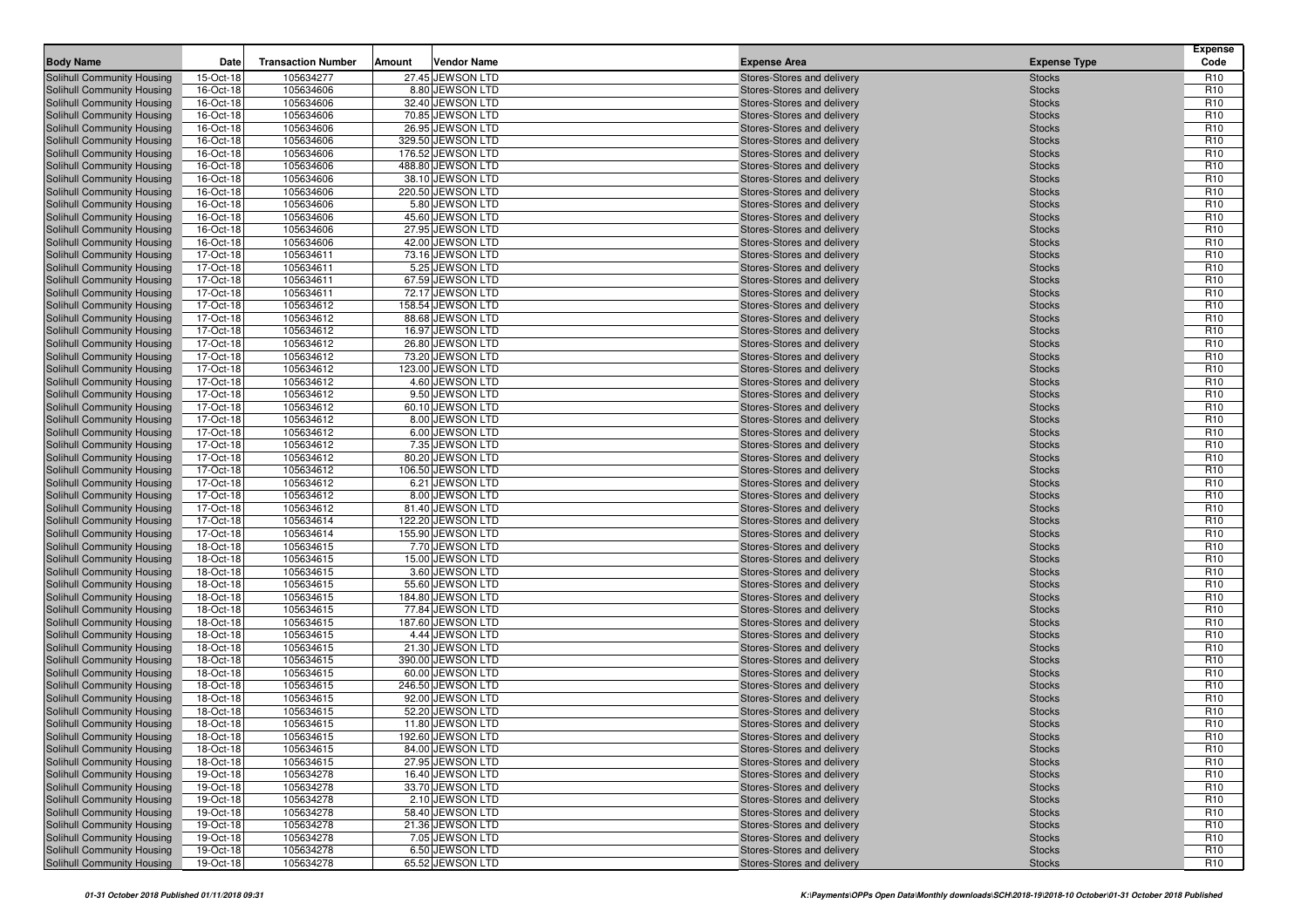| Body Name | Date | Transaction Number | Amount | Vendor Name | Expense Area | Expense Type | Expense Code |
|---|---|---|---|---|---|---|---|
| Solihull Community Housing | 15-Oct-18 | 105634277 | 27.45 | JEWSON LTD | Stores-Stores and delivery | Stocks | R10 |
| Solihull Community Housing | 16-Oct-18 | 105634606 | 8.80 | JEWSON LTD | Stores-Stores and delivery | Stocks | R10 |
| Solihull Community Housing | 16-Oct-18 | 105634606 | 32.40 | JEWSON LTD | Stores-Stores and delivery | Stocks | R10 |
| Solihull Community Housing | 16-Oct-18 | 105634606 | 70.85 | JEWSON LTD | Stores-Stores and delivery | Stocks | R10 |
| Solihull Community Housing | 16-Oct-18 | 105634606 | 26.95 | JEWSON LTD | Stores-Stores and delivery | Stocks | R10 |
| Solihull Community Housing | 16-Oct-18 | 105634606 | 329.50 | JEWSON LTD | Stores-Stores and delivery | Stocks | R10 |
| Solihull Community Housing | 16-Oct-18 | 105634606 | 176.52 | JEWSON LTD | Stores-Stores and delivery | Stocks | R10 |
| Solihull Community Housing | 16-Oct-18 | 105634606 | 488.80 | JEWSON LTD | Stores-Stores and delivery | Stocks | R10 |
| Solihull Community Housing | 16-Oct-18 | 105634606 | 38.10 | JEWSON LTD | Stores-Stores and delivery | Stocks | R10 |
| Solihull Community Housing | 16-Oct-18 | 105634606 | 220.50 | JEWSON LTD | Stores-Stores and delivery | Stocks | R10 |
| Solihull Community Housing | 16-Oct-18 | 105634606 | 5.80 | JEWSON LTD | Stores-Stores and delivery | Stocks | R10 |
| Solihull Community Housing | 16-Oct-18 | 105634606 | 45.60 | JEWSON LTD | Stores-Stores and delivery | Stocks | R10 |
| Solihull Community Housing | 16-Oct-18 | 105634606 | 27.95 | JEWSON LTD | Stores-Stores and delivery | Stocks | R10 |
| Solihull Community Housing | 16-Oct-18 | 105634606 | 42.00 | JEWSON LTD | Stores-Stores and delivery | Stocks | R10 |
| Solihull Community Housing | 17-Oct-18 | 105634611 | 73.16 | JEWSON LTD | Stores-Stores and delivery | Stocks | R10 |
| Solihull Community Housing | 17-Oct-18 | 105634611 | 5.25 | JEWSON LTD | Stores-Stores and delivery | Stocks | R10 |
| Solihull Community Housing | 17-Oct-18 | 105634611 | 67.59 | JEWSON LTD | Stores-Stores and delivery | Stocks | R10 |
| Solihull Community Housing | 17-Oct-18 | 105634611 | 72.17 | JEWSON LTD | Stores-Stores and delivery | Stocks | R10 |
| Solihull Community Housing | 17-Oct-18 | 105634612 | 158.54 | JEWSON LTD | Stores-Stores and delivery | Stocks | R10 |
| Solihull Community Housing | 17-Oct-18 | 105634612 | 88.68 | JEWSON LTD | Stores-Stores and delivery | Stocks | R10 |
| Solihull Community Housing | 17-Oct-18 | 105634612 | 16.97 | JEWSON LTD | Stores-Stores and delivery | Stocks | R10 |
| Solihull Community Housing | 17-Oct-18 | 105634612 | 26.80 | JEWSON LTD | Stores-Stores and delivery | Stocks | R10 |
| Solihull Community Housing | 17-Oct-18 | 105634612 | 73.20 | JEWSON LTD | Stores-Stores and delivery | Stocks | R10 |
| Solihull Community Housing | 17-Oct-18 | 105634612 | 123.00 | JEWSON LTD | Stores-Stores and delivery | Stocks | R10 |
| Solihull Community Housing | 17-Oct-18 | 105634612 | 4.60 | JEWSON LTD | Stores-Stores and delivery | Stocks | R10 |
| Solihull Community Housing | 17-Oct-18 | 105634612 | 9.50 | JEWSON LTD | Stores-Stores and delivery | Stocks | R10 |
| Solihull Community Housing | 17-Oct-18 | 105634612 | 60.10 | JEWSON LTD | Stores-Stores and delivery | Stocks | R10 |
| Solihull Community Housing | 17-Oct-18 | 105634612 | 8.00 | JEWSON LTD | Stores-Stores and delivery | Stocks | R10 |
| Solihull Community Housing | 17-Oct-18 | 105634612 | 6.00 | JEWSON LTD | Stores-Stores and delivery | Stocks | R10 |
| Solihull Community Housing | 17-Oct-18 | 105634612 | 7.35 | JEWSON LTD | Stores-Stores and delivery | Stocks | R10 |
| Solihull Community Housing | 17-Oct-18 | 105634612 | 80.20 | JEWSON LTD | Stores-Stores and delivery | Stocks | R10 |
| Solihull Community Housing | 17-Oct-18 | 105634612 | 106.50 | JEWSON LTD | Stores-Stores and delivery | Stocks | R10 |
| Solihull Community Housing | 17-Oct-18 | 105634612 | 6.21 | JEWSON LTD | Stores-Stores and delivery | Stocks | R10 |
| Solihull Community Housing | 17-Oct-18 | 105634612 | 8.00 | JEWSON LTD | Stores-Stores and delivery | Stocks | R10 |
| Solihull Community Housing | 17-Oct-18 | 105634612 | 81.40 | JEWSON LTD | Stores-Stores and delivery | Stocks | R10 |
| Solihull Community Housing | 17-Oct-18 | 105634614 | 122.20 | JEWSON LTD | Stores-Stores and delivery | Stocks | R10 |
| Solihull Community Housing | 17-Oct-18 | 105634614 | 155.90 | JEWSON LTD | Stores-Stores and delivery | Stocks | R10 |
| Solihull Community Housing | 18-Oct-18 | 105634615 | 7.70 | JEWSON LTD | Stores-Stores and delivery | Stocks | R10 |
| Solihull Community Housing | 18-Oct-18 | 105634615 | 15.00 | JEWSON LTD | Stores-Stores and delivery | Stocks | R10 |
| Solihull Community Housing | 18-Oct-18 | 105634615 | 3.60 | JEWSON LTD | Stores-Stores and delivery | Stocks | R10 |
| Solihull Community Housing | 18-Oct-18 | 105634615 | 55.60 | JEWSON LTD | Stores-Stores and delivery | Stocks | R10 |
| Solihull Community Housing | 18-Oct-18 | 105634615 | 184.80 | JEWSON LTD | Stores-Stores and delivery | Stocks | R10 |
| Solihull Community Housing | 18-Oct-18 | 105634615 | 77.84 | JEWSON LTD | Stores-Stores and delivery | Stocks | R10 |
| Solihull Community Housing | 18-Oct-18 | 105634615 | 187.60 | JEWSON LTD | Stores-Stores and delivery | Stocks | R10 |
| Solihull Community Housing | 18-Oct-18 | 105634615 | 4.44 | JEWSON LTD | Stores-Stores and delivery | Stocks | R10 |
| Solihull Community Housing | 18-Oct-18 | 105634615 | 21.30 | JEWSON LTD | Stores-Stores and delivery | Stocks | R10 |
| Solihull Community Housing | 18-Oct-18 | 105634615 | 390.00 | JEWSON LTD | Stores-Stores and delivery | Stocks | R10 |
| Solihull Community Housing | 18-Oct-18 | 105634615 | 60.00 | JEWSON LTD | Stores-Stores and delivery | Stocks | R10 |
| Solihull Community Housing | 18-Oct-18 | 105634615 | 246.50 | JEWSON LTD | Stores-Stores and delivery | Stocks | R10 |
| Solihull Community Housing | 18-Oct-18 | 105634615 | 92.00 | JEWSON LTD | Stores-Stores and delivery | Stocks | R10 |
| Solihull Community Housing | 18-Oct-18 | 105634615 | 52.20 | JEWSON LTD | Stores-Stores and delivery | Stocks | R10 |
| Solihull Community Housing | 18-Oct-18 | 105634615 | 11.80 | JEWSON LTD | Stores-Stores and delivery | Stocks | R10 |
| Solihull Community Housing | 18-Oct-18 | 105634615 | 192.60 | JEWSON LTD | Stores-Stores and delivery | Stocks | R10 |
| Solihull Community Housing | 18-Oct-18 | 105634615 | 84.00 | JEWSON LTD | Stores-Stores and delivery | Stocks | R10 |
| Solihull Community Housing | 18-Oct-18 | 105634615 | 27.95 | JEWSON LTD | Stores-Stores and delivery | Stocks | R10 |
| Solihull Community Housing | 19-Oct-18 | 105634278 | 16.40 | JEWSON LTD | Stores-Stores and delivery | Stocks | R10 |
| Solihull Community Housing | 19-Oct-18 | 105634278 | 33.70 | JEWSON LTD | Stores-Stores and delivery | Stocks | R10 |
| Solihull Community Housing | 19-Oct-18 | 105634278 | 2.10 | JEWSON LTD | Stores-Stores and delivery | Stocks | R10 |
| Solihull Community Housing | 19-Oct-18 | 105634278 | 58.40 | JEWSON LTD | Stores-Stores and delivery | Stocks | R10 |
| Solihull Community Housing | 19-Oct-18 | 105634278 | 21.36 | JEWSON LTD | Stores-Stores and delivery | Stocks | R10 |
| Solihull Community Housing | 19-Oct-18 | 105634278 | 7.05 | JEWSON LTD | Stores-Stores and delivery | Stocks | R10 |
| Solihull Community Housing | 19-Oct-18 | 105634278 | 6.50 | JEWSON LTD | Stores-Stores and delivery | Stocks | R10 |
| Solihull Community Housing | 19-Oct-18 | 105634278 | 65.52 | JEWSON LTD | Stores-Stores and delivery | Stocks | R10 |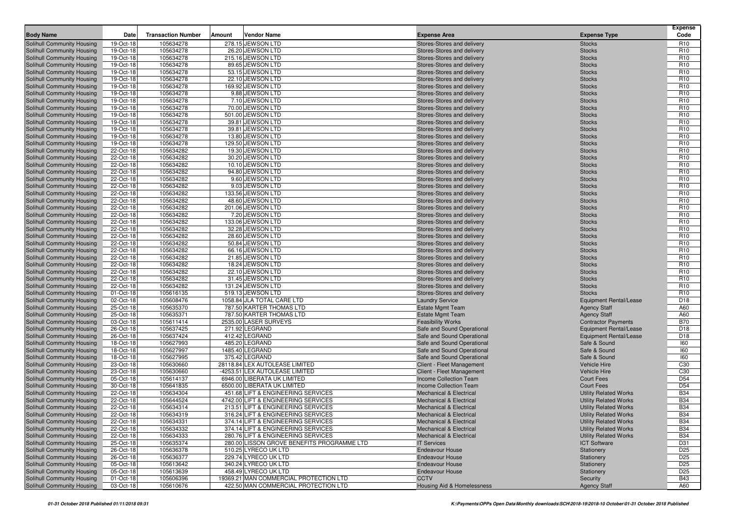| Body Name | Date | Transaction Number | Amount | Vendor Name | Expense Area | Expense Type | Expense Code |
|---|---|---|---|---|---|---|---|
| Solihull Community Housing | 19-Oct-18 | 105634278 | 278.15 | JEWSON LTD | Stores-Stores and delivery | Stocks | R10 |
| Solihull Community Housing | 19-Oct-18 | 105634278 | 26.20 | JEWSON LTD | Stores-Stores and delivery | Stocks | R10 |
| Solihull Community Housing | 19-Oct-18 | 105634278 | 215.16 | JEWSON LTD | Stores-Stores and delivery | Stocks | R10 |
| Solihull Community Housing | 19-Oct-18 | 105634278 | 89.65 | JEWSON LTD | Stores-Stores and delivery | Stocks | R10 |
| Solihull Community Housing | 19-Oct-18 | 105634278 | 53.15 | JEWSON LTD | Stores-Stores and delivery | Stocks | R10 |
| Solihull Community Housing | 19-Oct-18 | 105634278 | 22.10 | JEWSON LTD | Stores-Stores and delivery | Stocks | R10 |
| Solihull Community Housing | 19-Oct-18 | 105634278 | 169.92 | JEWSON LTD | Stores-Stores and delivery | Stocks | R10 |
| Solihull Community Housing | 19-Oct-18 | 105634278 | 9.88 | JEWSON LTD | Stores-Stores and delivery | Stocks | R10 |
| Solihull Community Housing | 19-Oct-18 | 105634278 | 7.10 | JEWSON LTD | Stores-Stores and delivery | Stocks | R10 |
| Solihull Community Housing | 19-Oct-18 | 105634278 | 70.00 | JEWSON LTD | Stores-Stores and delivery | Stocks | R10 |
| Solihull Community Housing | 19-Oct-18 | 105634278 | 501.00 | JEWSON LTD | Stores-Stores and delivery | Stocks | R10 |
| Solihull Community Housing | 19-Oct-18 | 105634278 | 39.81 | JEWSON LTD | Stores-Stores and delivery | Stocks | R10 |
| Solihull Community Housing | 19-Oct-18 | 105634278 | 39.81 | JEWSON LTD | Stores-Stores and delivery | Stocks | R10 |
| Solihull Community Housing | 19-Oct-18 | 105634278 | 13.80 | JEWSON LTD | Stores-Stores and delivery | Stocks | R10 |
| Solihull Community Housing | 19-Oct-18 | 105634278 | 129.50 | JEWSON LTD | Stores-Stores and delivery | Stocks | R10 |
| Solihull Community Housing | 22-Oct-18 | 105634282 | 19.30 | JEWSON LTD | Stores-Stores and delivery | Stocks | R10 |
| Solihull Community Housing | 22-Oct-18 | 105634282 | 30.20 | JEWSON LTD | Stores-Stores and delivery | Stocks | R10 |
| Solihull Community Housing | 22-Oct-18 | 105634282 | 10.10 | JEWSON LTD | Stores-Stores and delivery | Stocks | R10 |
| Solihull Community Housing | 22-Oct-18 | 105634282 | 94.80 | JEWSON LTD | Stores-Stores and delivery | Stocks | R10 |
| Solihull Community Housing | 22-Oct-18 | 105634282 | 9.60 | JEWSON LTD | Stores-Stores and delivery | Stocks | R10 |
| Solihull Community Housing | 22-Oct-18 | 105634282 | 9.03 | JEWSON LTD | Stores-Stores and delivery | Stocks | R10 |
| Solihull Community Housing | 22-Oct-18 | 105634282 | 133.56 | JEWSON LTD | Stores-Stores and delivery | Stocks | R10 |
| Solihull Community Housing | 22-Oct-18 | 105634282 | 48.60 | JEWSON LTD | Stores-Stores and delivery | Stocks | R10 |
| Solihull Community Housing | 22-Oct-18 | 105634282 | 201.06 | JEWSON LTD | Stores-Stores and delivery | Stocks | R10 |
| Solihull Community Housing | 22-Oct-18 | 105634282 | 7.20 | JEWSON LTD | Stores-Stores and delivery | Stocks | R10 |
| Solihull Community Housing | 22-Oct-18 | 105634282 | 133.06 | JEWSON LTD | Stores-Stores and delivery | Stocks | R10 |
| Solihull Community Housing | 22-Oct-18 | 105634282 | 32.28 | JEWSON LTD | Stores-Stores and delivery | Stocks | R10 |
| Solihull Community Housing | 22-Oct-18 | 105634282 | 28.60 | JEWSON LTD | Stores-Stores and delivery | Stocks | R10 |
| Solihull Community Housing | 22-Oct-18 | 105634282 | 50.84 | JEWSON LTD | Stores-Stores and delivery | Stocks | R10 |
| Solihull Community Housing | 22-Oct-18 | 105634282 | 66.16 | JEWSON LTD | Stores-Stores and delivery | Stocks | R10 |
| Solihull Community Housing | 22-Oct-18 | 105634282 | 21.85 | JEWSON LTD | Stores-Stores and delivery | Stocks | R10 |
| Solihull Community Housing | 22-Oct-18 | 105634282 | 18.24 | JEWSON LTD | Stores-Stores and delivery | Stocks | R10 |
| Solihull Community Housing | 22-Oct-18 | 105634282 | 22.10 | JEWSON LTD | Stores-Stores and delivery | Stocks | R10 |
| Solihull Community Housing | 22-Oct-18 | 105634282 | 31.45 | JEWSON LTD | Stores-Stores and delivery | Stocks | R10 |
| Solihull Community Housing | 22-Oct-18 | 105634282 | 131.24 | JEWSON LTD | Stores-Stores and delivery | Stocks | R10 |
| Solihull Community Housing | 01-Oct-18 | 105616135 | 519.13 | JEWSON LTD | Stores-Stores and delivery | Stocks | R10 |
| Solihull Community Housing | 02-Oct-18 | 105608476 | 1058.84 | JLA TOTAL CARE LTD | Laundry Service | Equipment Rental/Lease | D18 |
| Solihull Community Housing | 25-Oct-18 | 105635370 | 787.50 | KARTER THOMAS LTD | Estate Mgmt Team | Agency Staff | A60 |
| Solihull Community Housing | 25-Oct-18 | 105635371 | 787.50 | KARTER THOMAS LTD | Estate Mgmt Team | Agency Staff | A60 |
| Solihull Community Housing | 03-Oct-18 | 105611414 | 2535.00 | LASER SURVEYS | Feasibility Works | Contractor Payments | B70 |
| Solihull Community Housing | 26-Oct-18 | 105637425 | 271.92 | LEGRAND | Safe and Sound Operational | Equipment Rental/Lease | D18 |
| Solihull Community Housing | 26-Oct-18 | 105637424 | 412.42 | LEGRAND | Safe and Sound Operational | Equipment Rental/Lease | D18 |
| Solihull Community Housing | 18-Oct-18 | 105627993 | 485.20 | LEGRAND | Safe and Sound Operational | Safe & Sound | I60 |
| Solihull Community Housing | 18-Oct-18 | 105627997 | 1485.40 | LEGRAND | Safe and Sound Operational | Safe & Sound | I60 |
| Solihull Community Housing | 18-Oct-18 | 105627995 | 375.42 | LEGRAND | Safe and Sound Operational | Safe & Sound | I60 |
| Solihull Community Housing | 23-Oct-18 | 105630660 | 28118.84 | LEX AUTOLEASE LIMITED | Client - Fleet Management | Vehicle Hire | C30 |
| Solihull Community Housing | 23-Oct-18 | 105630660 | -4253.51 | LEX AUTOLEASE LIMITED | Client - Fleet Management | Vehicle Hire | C30 |
| Solihull Community Housing | 05-Oct-18 | 105614137 | 6946.00 | LIBERATA UK LIMITED | Income Collection Team | Court Fees | D54 |
| Solihull Community Housing | 30-Oct-18 | 105641835 | 6500.00 | LIBERATA UK LIMITED | Income Collection Team | Court Fees | D54 |
| Solihull Community Housing | 22-Oct-18 | 105634304 | 451.68 | LIFT & ENGINEERING SERVICES | Mechanical & Electrical | Utility Related Works | B34 |
| Solihull Community Housing | 22-Oct-18 | 105644524 | 4742.00 | LIFT & ENGINEERING SERVICES | Mechanical & Electrical | Utility Related Works | B34 |
| Solihull Community Housing | 22-Oct-18 | 105634314 | 213.51 | LIFT & ENGINEERING SERVICES | Mechanical & Electrical | Utility Related Works | B34 |
| Solihull Community Housing | 22-Oct-18 | 105634319 | 316.24 | LIFT & ENGINEERING SERVICES | Mechanical & Electrical | Utility Related Works | B34 |
| Solihull Community Housing | 22-Oct-18 | 105634331 | 374.14 | LIFT & ENGINEERING SERVICES | Mechanical & Electrical | Utility Related Works | B34 |
| Solihull Community Housing | 22-Oct-18 | 105634332 | 374.14 | LIFT & ENGINEERING SERVICES | Mechanical & Electrical | Utility Related Works | B34 |
| Solihull Community Housing | 22-Oct-18 | 105634333 | 280.76 | LIFT & ENGINEERING SERVICES | Mechanical & Electrical | Utility Related Works | B34 |
| Solihull Community Housing | 25-Oct-18 | 105635374 | 280.00 | LISSON GROVE BENEFITS PROGRAMME LTD | IT Services | ICT Software | D31 |
| Solihull Community Housing | 26-Oct-18 | 105636378 | 510.25 | LYRECO UK LTD | Endeavour House | Stationery | D25 |
| Solihull Community Housing | 26-Oct-18 | 105636377 | 229.74 | LYRECO UK LTD | Endeavour House | Stationery | D25 |
| Solihull Community Housing | 05-Oct-18 | 105613642 | 340.24 | LYRECO UK LTD | Endeavour House | Stationery | D25 |
| Solihull Community Housing | 05-Oct-18 | 105613639 | 458.49 | LYRECO UK LTD | Endeavour House | Stationery | D25 |
| Solihull Community Housing | 01-Oct-18 | 105606396 | 19369.21 | MAN COMMERCIAL PROTECTION LTD | CCTV | Security | B43 |
| Solihull Community Housing | 03-Oct-18 | 105610676 | 422.50 | MAN COMMERCIAL PROTECTION LTD | Housing Aid & Homelessness | Agency Staff | A60 |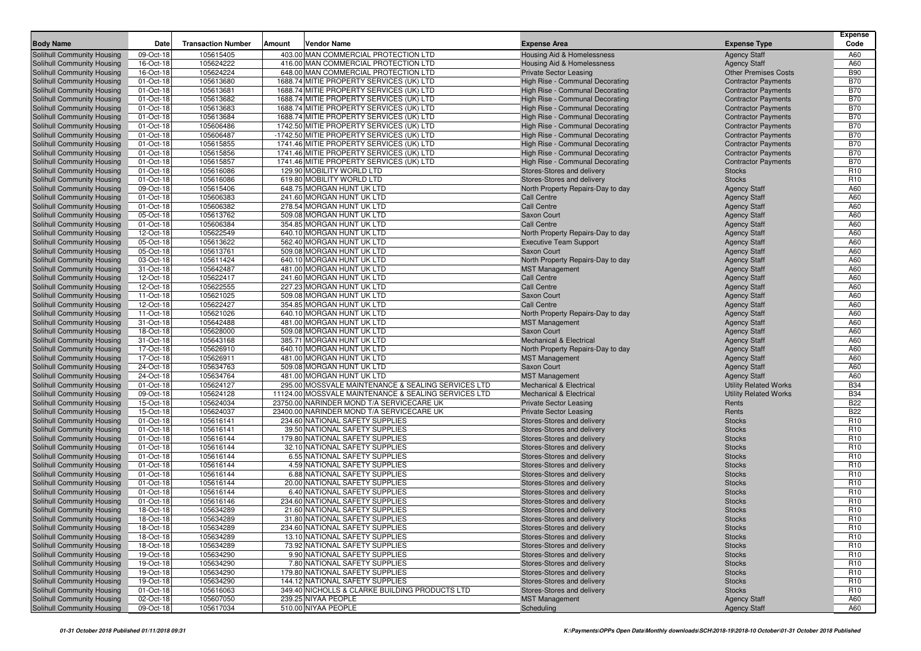| Body Name | Date | Transaction Number | Amount | Vendor Name | Expense Area | Expense Type | Expense Code |
|---|---|---|---|---|---|---|---|
| Solihull Community Housing | 09-Oct-18 | 105615405 | 403.00 | MAN COMMERCIAL PROTECTION LTD | Housing Aid & Homelessness | Agency Staff | A60 |
| Solihull Community Housing | 16-Oct-18 | 105624222 | 416.00 | MAN COMMERCIAL PROTECTION LTD | Housing Aid & Homelessness | Agency Staff | A60 |
| Solihull Community Housing | 16-Oct-18 | 105624224 | 648.00 | MAN COMMERCIAL PROTECTION LTD | Private Sector Leasing | Other Premises Costs | B90 |
| Solihull Community Housing | 01-Oct-18 | 105613680 | 1688.74 | MITIE PROPERTY SERVICES (UK) LTD | High Rise - Communal Decorating | Contractor Payments | B70 |
| Solihull Community Housing | 01-Oct-18 | 105613681 | 1688.74 | MITIE PROPERTY SERVICES (UK) LTD | High Rise - Communal Decorating | Contractor Payments | B70 |
| Solihull Community Housing | 01-Oct-18 | 105613682 | 1688.74 | MITIE PROPERTY SERVICES (UK) LTD | High Rise - Communal Decorating | Contractor Payments | B70 |
| Solihull Community Housing | 01-Oct-18 | 105613683 | 1688.74 | MITIE PROPERTY SERVICES (UK) LTD | High Rise - Communal Decorating | Contractor Payments | B70 |
| Solihull Community Housing | 01-Oct-18 | 105613684 | 1688.74 | MITIE PROPERTY SERVICES (UK) LTD | High Rise - Communal Decorating | Contractor Payments | B70 |
| Solihull Community Housing | 01-Oct-18 | 105606486 | 1742.50 | MITIE PROPERTY SERVICES (UK) LTD | High Rise - Communal Decorating | Contractor Payments | B70 |
| Solihull Community Housing | 01-Oct-18 | 105606487 | -1742.50 | MITIE PROPERTY SERVICES (UK) LTD | High Rise - Communal Decorating | Contractor Payments | B70 |
| Solihull Community Housing | 01-Oct-18 | 105615855 | 1741.46 | MITIE PROPERTY SERVICES (UK) LTD | High Rise - Communal Decorating | Contractor Payments | B70 |
| Solihull Community Housing | 01-Oct-18 | 105615856 | 1741.46 | MITIE PROPERTY SERVICES (UK) LTD | High Rise - Communal Decorating | Contractor Payments | B70 |
| Solihull Community Housing | 01-Oct-18 | 105615857 | 1741.46 | MITIE PROPERTY SERVICES (UK) LTD | High Rise - Communal Decorating | Contractor Payments | B70 |
| Solihull Community Housing | 01-Oct-18 | 105616086 | 129.90 | MOBILITY WORLD LTD | Stores-Stores and delivery | Stocks | R10 |
| Solihull Community Housing | 01-Oct-18 | 105616086 | 619.80 | MOBILITY WORLD LTD | Stores-Stores and delivery | Stocks | R10 |
| Solihull Community Housing | 09-Oct-18 | 105615406 | 648.75 | MORGAN HUNT UK LTD | North Property Repairs-Day to day | Agency Staff | A60 |
| Solihull Community Housing | 01-Oct-18 | 105606383 | 241.60 | MORGAN HUNT UK LTD | Call Centre | Agency Staff | A60 |
| Solihull Community Housing | 01-Oct-18 | 105606382 | 278.54 | MORGAN HUNT UK LTD | Call Centre | Agency Staff | A60 |
| Solihull Community Housing | 05-Oct-18 | 105613762 | 509.08 | MORGAN HUNT UK LTD | Saxon Court | Agency Staff | A60 |
| Solihull Community Housing | 01-Oct-18 | 105606384 | 354.85 | MORGAN HUNT UK LTD | Call Centre | Agency Staff | A60 |
| Solihull Community Housing | 12-Oct-18 | 105622549 | 640.10 | MORGAN HUNT UK LTD | North Property Repairs-Day to day | Agency Staff | A60 |
| Solihull Community Housing | 05-Oct-18 | 105613622 | 562.40 | MORGAN HUNT UK LTD | Executive Team Support | Agency Staff | A60 |
| Solihull Community Housing | 05-Oct-18 | 105613761 | 509.08 | MORGAN HUNT UK LTD | Saxon Court | Agency Staff | A60 |
| Solihull Community Housing | 03-Oct-18 | 105611424 | 640.10 | MORGAN HUNT UK LTD | North Property Repairs-Day to day | Agency Staff | A60 |
| Solihull Community Housing | 31-Oct-18 | 105642487 | 481.00 | MORGAN HUNT UK LTD | MST Management | Agency Staff | A60 |
| Solihull Community Housing | 12-Oct-18 | 105622417 | 241.60 | MORGAN HUNT UK LTD | Call Centre | Agency Staff | A60 |
| Solihull Community Housing | 12-Oct-18 | 105622555 | 227.23 | MORGAN HUNT UK LTD | Call Centre | Agency Staff | A60 |
| Solihull Community Housing | 11-Oct-18 | 105621025 | 509.08 | MORGAN HUNT UK LTD | Saxon Court | Agency Staff | A60 |
| Solihull Community Housing | 12-Oct-18 | 105622427 | 354.85 | MORGAN HUNT UK LTD | Call Centre | Agency Staff | A60 |
| Solihull Community Housing | 11-Oct-18 | 105621026 | 640.10 | MORGAN HUNT UK LTD | North Property Repairs-Day to day | Agency Staff | A60 |
| Solihull Community Housing | 31-Oct-18 | 105642488 | 481.00 | MORGAN HUNT UK LTD | MST Management | Agency Staff | A60 |
| Solihull Community Housing | 18-Oct-18 | 105628000 | 509.08 | MORGAN HUNT UK LTD | Saxon Court | Agency Staff | A60 |
| Solihull Community Housing | 31-Oct-18 | 105643168 | 385.71 | MORGAN HUNT UK LTD | Mechanical & Electrical | Agency Staff | A60 |
| Solihull Community Housing | 17-Oct-18 | 105626910 | 640.10 | MORGAN HUNT UK LTD | North Property Repairs-Day to day | Agency Staff | A60 |
| Solihull Community Housing | 17-Oct-18 | 105626911 | 481.00 | MORGAN HUNT UK LTD | MST Management | Agency Staff | A60 |
| Solihull Community Housing | 24-Oct-18 | 105634763 | 509.08 | MORGAN HUNT UK LTD | Saxon Court | Agency Staff | A60 |
| Solihull Community Housing | 24-Oct-18 | 105634764 | 481.00 | MORGAN HUNT UK LTD | MST Management | Agency Staff | A60 |
| Solihull Community Housing | 01-Oct-18 | 105624127 | 295.00 | MOSSVALE MAINTENANCE & SEALING SERVICES LTD | Mechanical & Electrical | Utility Related Works | B34 |
| Solihull Community Housing | 09-Oct-18 | 105624128 | 11124.00 | MOSSVALE MAINTENANCE & SEALING SERVICES LTD | Mechanical & Electrical | Utility Related Works | B34 |
| Solihull Community Housing | 15-Oct-18 | 105624034 | 23750.00 | NARINDER MOND T/A SERVICECARE UK | Private Sector Leasing | Rents | B22 |
| Solihull Community Housing | 15-Oct-18 | 105624037 | 23400.00 | NARINDER MOND T/A SERVICECARE UK | Private Sector Leasing | Rents | B22 |
| Solihull Community Housing | 01-Oct-18 | 105616141 | 234.60 | NATIONAL SAFETY SUPPLIES | Stores-Stores and delivery | Stocks | R10 |
| Solihull Community Housing | 01-Oct-18 | 105616141 | 39.50 | NATIONAL SAFETY SUPPLIES | Stores-Stores and delivery | Stocks | R10 |
| Solihull Community Housing | 01-Oct-18 | 105616144 | 179.80 | NATIONAL SAFETY SUPPLIES | Stores-Stores and delivery | Stocks | R10 |
| Solihull Community Housing | 01-Oct-18 | 105616144 | 32.10 | NATIONAL SAFETY SUPPLIES | Stores-Stores and delivery | Stocks | R10 |
| Solihull Community Housing | 01-Oct-18 | 105616144 | 6.55 | NATIONAL SAFETY SUPPLIES | Stores-Stores and delivery | Stocks | R10 |
| Solihull Community Housing | 01-Oct-18 | 105616144 | 4.59 | NATIONAL SAFETY SUPPLIES | Stores-Stores and delivery | Stocks | R10 |
| Solihull Community Housing | 01-Oct-18 | 105616144 | 6.88 | NATIONAL SAFETY SUPPLIES | Stores-Stores and delivery | Stocks | R10 |
| Solihull Community Housing | 01-Oct-18 | 105616144 | 20.00 | NATIONAL SAFETY SUPPLIES | Stores-Stores and delivery | Stocks | R10 |
| Solihull Community Housing | 01-Oct-18 | 105616144 | 6.40 | NATIONAL SAFETY SUPPLIES | Stores-Stores and delivery | Stocks | R10 |
| Solihull Community Housing | 01-Oct-18 | 105616146 | 234.60 | NATIONAL SAFETY SUPPLIES | Stores-Stores and delivery | Stocks | R10 |
| Solihull Community Housing | 18-Oct-18 | 105634289 | 21.60 | NATIONAL SAFETY SUPPLIES | Stores-Stores and delivery | Stocks | R10 |
| Solihull Community Housing | 18-Oct-18 | 105634289 | 31.80 | NATIONAL SAFETY SUPPLIES | Stores-Stores and delivery | Stocks | R10 |
| Solihull Community Housing | 18-Oct-18 | 105634289 | 234.60 | NATIONAL SAFETY SUPPLIES | Stores-Stores and delivery | Stocks | R10 |
| Solihull Community Housing | 18-Oct-18 | 105634289 | 13.10 | NATIONAL SAFETY SUPPLIES | Stores-Stores and delivery | Stocks | R10 |
| Solihull Community Housing | 18-Oct-18 | 105634289 | 73.92 | NATIONAL SAFETY SUPPLIES | Stores-Stores and delivery | Stocks | R10 |
| Solihull Community Housing | 19-Oct-18 | 105634290 | 9.90 | NATIONAL SAFETY SUPPLIES | Stores-Stores and delivery | Stocks | R10 |
| Solihull Community Housing | 19-Oct-18 | 105634290 | 7.80 | NATIONAL SAFETY SUPPLIES | Stores-Stores and delivery | Stocks | R10 |
| Solihull Community Housing | 19-Oct-18 | 105634290 | 179.80 | NATIONAL SAFETY SUPPLIES | Stores-Stores and delivery | Stocks | R10 |
| Solihull Community Housing | 19-Oct-18 | 105634290 | 144.12 | NATIONAL SAFETY SUPPLIES | Stores-Stores and delivery | Stocks | R10 |
| Solihull Community Housing | 01-Oct-18 | 105616063 | 349.40 | NICHOLLS & CLARKE BUILDING PRODUCTS LTD | Stores-Stores and delivery | Stocks | R10 |
| Solihull Community Housing | 02-Oct-18 | 105607050 | 239.25 | NIYAA PEOPLE | MST Management | Agency Staff | A60 |
| Solihull Community Housing | 09-Oct-18 | 105617034 | 510.00 | NIYAA PEOPLE | Scheduling | Agency Staff | A60 |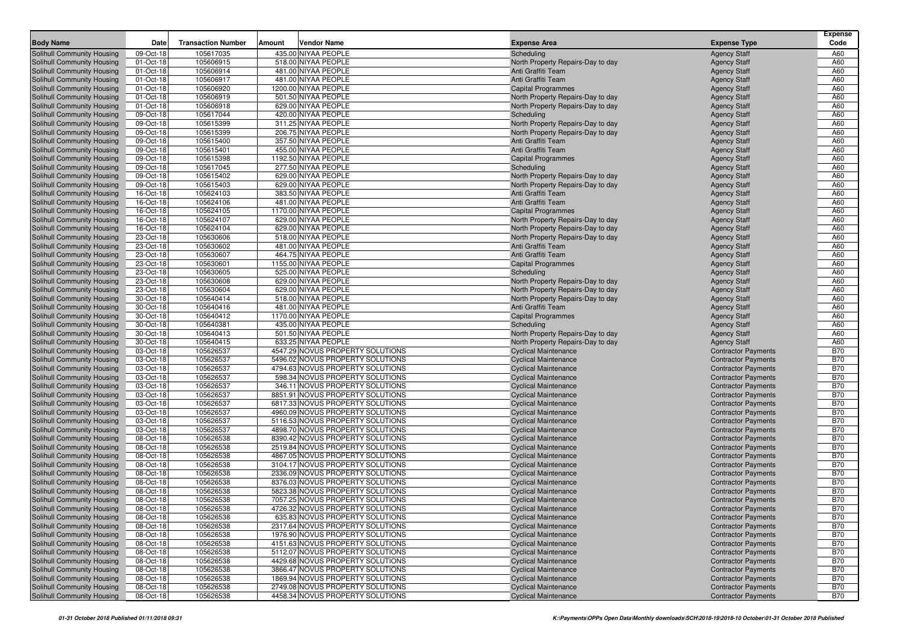| Body Name | Date | Transaction Number | Amount | Vendor Name | Expense Area | Expense Type | Expense Code |
|---|---|---|---|---|---|---|---|
| Solihull Community Housing | 09-Oct-18 | 105617035 | 435.00 | NIYAA PEOPLE | Scheduling | Agency Staff | A60 |
| Solihull Community Housing | 01-Oct-18 | 105606915 | 518.00 | NIYAA PEOPLE | North Property Repairs-Day to day | Agency Staff | A60 |
| Solihull Community Housing | 01-Oct-18 | 105606914 | 481.00 | NIYAA PEOPLE | Anti Graffiti Team | Agency Staff | A60 |
| Solihull Community Housing | 01-Oct-18 | 105606917 | 481.00 | NIYAA PEOPLE | Anti Graffiti Team | Agency Staff | A60 |
| Solihull Community Housing | 01-Oct-18 | 105606920 | 1200.00 | NIYAA PEOPLE | Capital Programmes | Agency Staff | A60 |
| Solihull Community Housing | 01-Oct-18 | 105606919 | 501.50 | NIYAA PEOPLE | North Property Repairs-Day to day | Agency Staff | A60 |
| Solihull Community Housing | 01-Oct-18 | 105606918 | 629.00 | NIYAA PEOPLE | North Property Repairs-Day to day | Agency Staff | A60 |
| Solihull Community Housing | 09-Oct-18 | 105617044 | 420.00 | NIYAA PEOPLE | Scheduling | Agency Staff | A60 |
| Solihull Community Housing | 09-Oct-18 | 105615399 | 311.25 | NIYAA PEOPLE | North Property Repairs-Day to day | Agency Staff | A60 |
| Solihull Community Housing | 09-Oct-18 | 105615399 | 206.75 | NIYAA PEOPLE | North Property Repairs-Day to day | Agency Staff | A60 |
| Solihull Community Housing | 09-Oct-18 | 105615400 | 357.50 | NIYAA PEOPLE | Anti Graffiti Team | Agency Staff | A60 |
| Solihull Community Housing | 09-Oct-18 | 105615401 | 455.00 | NIYAA PEOPLE | Anti Graffiti Team | Agency Staff | A60 |
| Solihull Community Housing | 09-Oct-18 | 105615398 | 1192.50 | NIYAA PEOPLE | Capital Programmes | Agency Staff | A60 |
| Solihull Community Housing | 09-Oct-18 | 105617045 | 277.50 | NIYAA PEOPLE | Scheduling | Agency Staff | A60 |
| Solihull Community Housing | 09-Oct-18 | 105615402 | 629.00 | NIYAA PEOPLE | North Property Repairs-Day to day | Agency Staff | A60 |
| Solihull Community Housing | 09-Oct-18 | 105615403 | 629.00 | NIYAA PEOPLE | North Property Repairs-Day to day | Agency Staff | A60 |
| Solihull Community Housing | 16-Oct-18 | 105624103 | 383.50 | NIYAA PEOPLE | Anti Graffiti Team | Agency Staff | A60 |
| Solihull Community Housing | 16-Oct-18 | 105624106 | 481.00 | NIYAA PEOPLE | Anti Graffiti Team | Agency Staff | A60 |
| Solihull Community Housing | 16-Oct-18 | 105624105 | 1170.00 | NIYAA PEOPLE | Capital Programmes | Agency Staff | A60 |
| Solihull Community Housing | 16-Oct-18 | 105624107 | 629.00 | NIYAA PEOPLE | North Property Repairs-Day to day | Agency Staff | A60 |
| Solihull Community Housing | 16-Oct-18 | 105624104 | 629.00 | NIYAA PEOPLE | North Property Repairs-Day to day | Agency Staff | A60 |
| Solihull Community Housing | 23-Oct-18 | 105630606 | 518.00 | NIYAA PEOPLE | North Property Repairs-Day to day | Agency Staff | A60 |
| Solihull Community Housing | 23-Oct-18 | 105630602 | 481.00 | NIYAA PEOPLE | Anti Graffiti Team | Agency Staff | A60 |
| Solihull Community Housing | 23-Oct-18 | 105630607 | 464.75 | NIYAA PEOPLE | Anti Graffiti Team | Agency Staff | A60 |
| Solihull Community Housing | 23-Oct-18 | 105630601 | 1155.00 | NIYAA PEOPLE | Capital Programmes | Agency Staff | A60 |
| Solihull Community Housing | 23-Oct-18 | 105630605 | 525.00 | NIYAA PEOPLE | Scheduling | Agency Staff | A60 |
| Solihull Community Housing | 23-Oct-18 | 105630608 | 629.00 | NIYAA PEOPLE | North Property Repairs-Day to day | Agency Staff | A60 |
| Solihull Community Housing | 23-Oct-18 | 105630604 | 629.00 | NIYAA PEOPLE | North Property Repairs-Day to day | Agency Staff | A60 |
| Solihull Community Housing | 30-Oct-18 | 105640414 | 518.00 | NIYAA PEOPLE | North Property Repairs-Day to day | Agency Staff | A60 |
| Solihull Community Housing | 30-Oct-18 | 105640416 | 481.00 | NIYAA PEOPLE | Anti Graffiti Team | Agency Staff | A60 |
| Solihull Community Housing | 30-Oct-18 | 105640412 | 1170.00 | NIYAA PEOPLE | Capital Programmes | Agency Staff | A60 |
| Solihull Community Housing | 30-Oct-18 | 105640381 | 435.00 | NIYAA PEOPLE | Scheduling | Agency Staff | A60 |
| Solihull Community Housing | 30-Oct-18 | 105640413 | 501.50 | NIYAA PEOPLE | North Property Repairs-Day to day | Agency Staff | A60 |
| Solihull Community Housing | 30-Oct-18 | 105640415 | 633.25 | NIYAA PEOPLE | North Property Repairs-Day to day | Agency Staff | A60 |
| Solihull Community Housing | 03-Oct-18 | 105626537 | 4547.29 | NOVUS PROPERTY SOLUTIONS | Cyclical Maintenance | Contractor Payments | B70 |
| Solihull Community Housing | 03-Oct-18 | 105626537 | 5496.02 | NOVUS PROPERTY SOLUTIONS | Cyclical Maintenance | Contractor Payments | B70 |
| Solihull Community Housing | 03-Oct-18 | 105626537 | 4794.63 | NOVUS PROPERTY SOLUTIONS | Cyclical Maintenance | Contractor Payments | B70 |
| Solihull Community Housing | 03-Oct-18 | 105626537 | 598.34 | NOVUS PROPERTY SOLUTIONS | Cyclical Maintenance | Contractor Payments | B70 |
| Solihull Community Housing | 03-Oct-18 | 105626537 | 346.11 | NOVUS PROPERTY SOLUTIONS | Cyclical Maintenance | Contractor Payments | B70 |
| Solihull Community Housing | 03-Oct-18 | 105626537 | 8851.91 | NOVUS PROPERTY SOLUTIONS | Cyclical Maintenance | Contractor Payments | B70 |
| Solihull Community Housing | 03-Oct-18 | 105626537 | 6817.33 | NOVUS PROPERTY SOLUTIONS | Cyclical Maintenance | Contractor Payments | B70 |
| Solihull Community Housing | 03-Oct-18 | 105626537 | 4960.09 | NOVUS PROPERTY SOLUTIONS | Cyclical Maintenance | Contractor Payments | B70 |
| Solihull Community Housing | 03-Oct-18 | 105626537 | 5116.53 | NOVUS PROPERTY SOLUTIONS | Cyclical Maintenance | Contractor Payments | B70 |
| Solihull Community Housing | 03-Oct-18 | 105626537 | 4898.70 | NOVUS PROPERTY SOLUTIONS | Cyclical Maintenance | Contractor Payments | B70 |
| Solihull Community Housing | 08-Oct-18 | 105626538 | 8390.42 | NOVUS PROPERTY SOLUTIONS | Cyclical Maintenance | Contractor Payments | B70 |
| Solihull Community Housing | 08-Oct-18 | 105626538 | 2519.84 | NOVUS PROPERTY SOLUTIONS | Cyclical Maintenance | Contractor Payments | B70 |
| Solihull Community Housing | 08-Oct-18 | 105626538 | 4867.05 | NOVUS PROPERTY SOLUTIONS | Cyclical Maintenance | Contractor Payments | B70 |
| Solihull Community Housing | 08-Oct-18 | 105626538 | 3104.17 | NOVUS PROPERTY SOLUTIONS | Cyclical Maintenance | Contractor Payments | B70 |
| Solihull Community Housing | 08-Oct-18 | 105626538 | 2336.09 | NOVUS PROPERTY SOLUTIONS | Cyclical Maintenance | Contractor Payments | B70 |
| Solihull Community Housing | 08-Oct-18 | 105626538 | 8376.03 | NOVUS PROPERTY SOLUTIONS | Cyclical Maintenance | Contractor Payments | B70 |
| Solihull Community Housing | 08-Oct-18 | 105626538 | 5823.38 | NOVUS PROPERTY SOLUTIONS | Cyclical Maintenance | Contractor Payments | B70 |
| Solihull Community Housing | 08-Oct-18 | 105626538 | 7057.25 | NOVUS PROPERTY SOLUTIONS | Cyclical Maintenance | Contractor Payments | B70 |
| Solihull Community Housing | 08-Oct-18 | 105626538 | 4726.32 | NOVUS PROPERTY SOLUTIONS | Cyclical Maintenance | Contractor Payments | B70 |
| Solihull Community Housing | 08-Oct-18 | 105626538 | 635.83 | NOVUS PROPERTY SOLUTIONS | Cyclical Maintenance | Contractor Payments | B70 |
| Solihull Community Housing | 08-Oct-18 | 105626538 | 2317.64 | NOVUS PROPERTY SOLUTIONS | Cyclical Maintenance | Contractor Payments | B70 |
| Solihull Community Housing | 08-Oct-18 | 105626538 | 1976.90 | NOVUS PROPERTY SOLUTIONS | Cyclical Maintenance | Contractor Payments | B70 |
| Solihull Community Housing | 08-Oct-18 | 105626538 | 4151.63 | NOVUS PROPERTY SOLUTIONS | Cyclical Maintenance | Contractor Payments | B70 |
| Solihull Community Housing | 08-Oct-18 | 105626538 | 5112.07 | NOVUS PROPERTY SOLUTIONS | Cyclical Maintenance | Contractor Payments | B70 |
| Solihull Community Housing | 08-Oct-18 | 105626538 | 4429.68 | NOVUS PROPERTY SOLUTIONS | Cyclical Maintenance | Contractor Payments | B70 |
| Solihull Community Housing | 08-Oct-18 | 105626538 | 3866.47 | NOVUS PROPERTY SOLUTIONS | Cyclical Maintenance | Contractor Payments | B70 |
| Solihull Community Housing | 08-Oct-18 | 105626538 | 1869.94 | NOVUS PROPERTY SOLUTIONS | Cyclical Maintenance | Contractor Payments | B70 |
| Solihull Community Housing | 08-Oct-18 | 105626538 | 2749.08 | NOVUS PROPERTY SOLUTIONS | Cyclical Maintenance | Contractor Payments | B70 |
| Solihull Community Housing | 08-Oct-18 | 105626538 | 4458.34 | NOVUS PROPERTY SOLUTIONS | Cyclical Maintenance | Contractor Payments | B70 |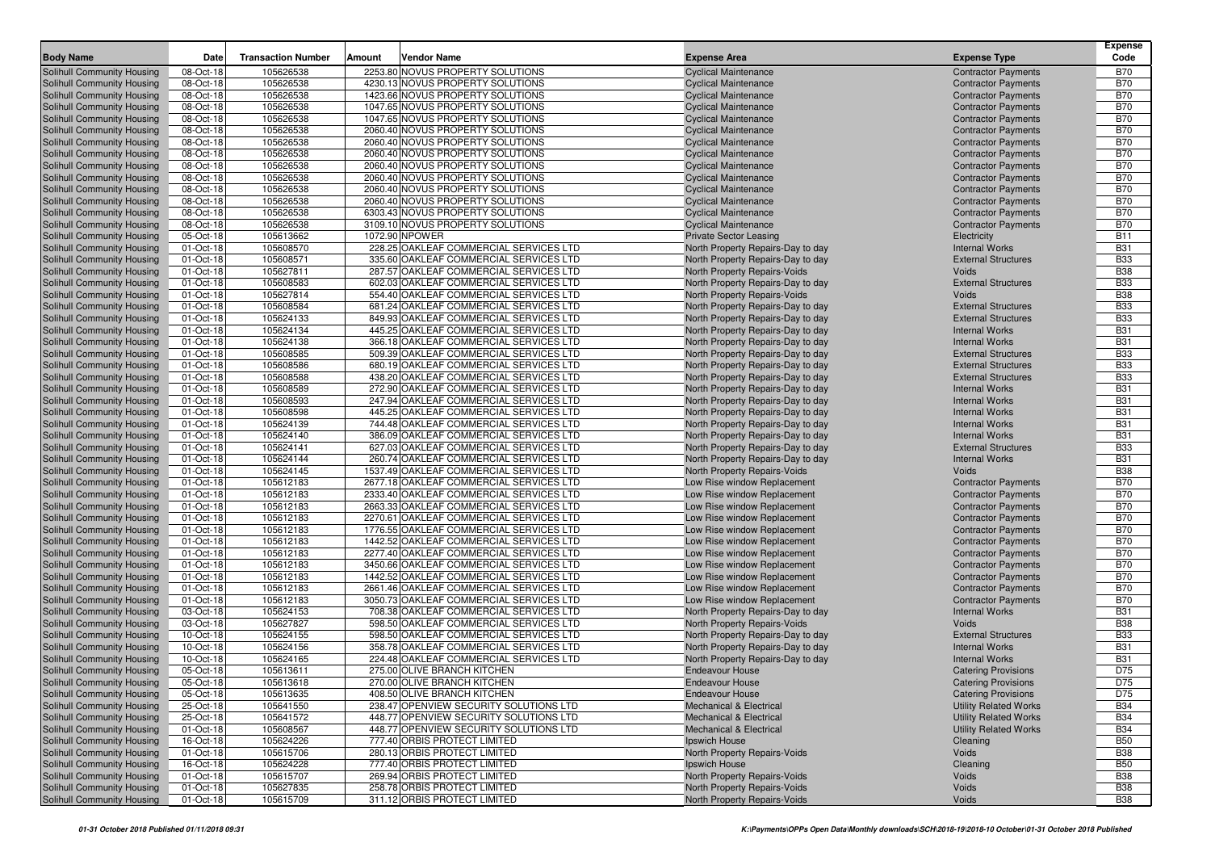| Body Name | Date | Transaction Number | Amount | Vendor Name | Expense Area | Expense Type | Expense Code |
|---|---|---|---|---|---|---|---|
| Solihull Community Housing | 08-Oct-18 | 105626538 | 2253.80 | NOVUS PROPERTY SOLUTIONS | Cyclical Maintenance | Contractor Payments | B70 |
| Solihull Community Housing | 08-Oct-18 | 105626538 | 4230.13 | NOVUS PROPERTY SOLUTIONS | Cyclical Maintenance | Contractor Payments | B70 |
| Solihull Community Housing | 08-Oct-18 | 105626538 | 1423.66 | NOVUS PROPERTY SOLUTIONS | Cyclical Maintenance | Contractor Payments | B70 |
| Solihull Community Housing | 08-Oct-18 | 105626538 | 1047.65 | NOVUS PROPERTY SOLUTIONS | Cyclical Maintenance | Contractor Payments | B70 |
| Solihull Community Housing | 08-Oct-18 | 105626538 | 1047.65 | NOVUS PROPERTY SOLUTIONS | Cyclical Maintenance | Contractor Payments | B70 |
| Solihull Community Housing | 08-Oct-18 | 105626538 | 2060.40 | NOVUS PROPERTY SOLUTIONS | Cyclical Maintenance | Contractor Payments | B70 |
| Solihull Community Housing | 08-Oct-18 | 105626538 | 2060.40 | NOVUS PROPERTY SOLUTIONS | Cyclical Maintenance | Contractor Payments | B70 |
| Solihull Community Housing | 08-Oct-18 | 105626538 | 2060.40 | NOVUS PROPERTY SOLUTIONS | Cyclical Maintenance | Contractor Payments | B70 |
| Solihull Community Housing | 08-Oct-18 | 105626538 | 2060.40 | NOVUS PROPERTY SOLUTIONS | Cyclical Maintenance | Contractor Payments | B70 |
| Solihull Community Housing | 08-Oct-18 | 105626538 | 2060.40 | NOVUS PROPERTY SOLUTIONS | Cyclical Maintenance | Contractor Payments | B70 |
| Solihull Community Housing | 08-Oct-18 | 105626538 | 2060.40 | NOVUS PROPERTY SOLUTIONS | Cyclical Maintenance | Contractor Payments | B70 |
| Solihull Community Housing | 08-Oct-18 | 105626538 | 2060.40 | NOVUS PROPERTY SOLUTIONS | Cyclical Maintenance | Contractor Payments | B70 |
| Solihull Community Housing | 08-Oct-18 | 105626538 | 6303.43 | NOVUS PROPERTY SOLUTIONS | Cyclical Maintenance | Contractor Payments | B70 |
| Solihull Community Housing | 08-Oct-18 | 105626538 | 3109.10 | NOVUS PROPERTY SOLUTIONS | Cyclical Maintenance | Contractor Payments | B70 |
| Solihull Community Housing | 05-Oct-18 | 105613662 | 1072.90 | NPOWER | Private Sector Leasing | Electricity | B11 |
| Solihull Community Housing | 01-Oct-18 | 105608570 | 228.25 | OAKLEAF COMMERCIAL SERVICES LTD | North Property Repairs-Day to day | Internal Works | B31 |
| Solihull Community Housing | 01-Oct-18 | 105608571 | 335.60 | OAKLEAF COMMERCIAL SERVICES LTD | North Property Repairs-Day to day | External Structures | B33 |
| Solihull Community Housing | 01-Oct-18 | 105627811 | 287.57 | OAKLEAF COMMERCIAL SERVICES LTD | North Property Repairs-Voids | Voids | B38 |
| Solihull Community Housing | 01-Oct-18 | 105608583 | 602.03 | OAKLEAF COMMERCIAL SERVICES LTD | North Property Repairs-Day to day | External Structures | B33 |
| Solihull Community Housing | 01-Oct-18 | 105627814 | 554.40 | OAKLEAF COMMERCIAL SERVICES LTD | North Property Repairs-Voids | Voids | B38 |
| Solihull Community Housing | 01-Oct-18 | 105608584 | 681.24 | OAKLEAF COMMERCIAL SERVICES LTD | North Property Repairs-Day to day | External Structures | B33 |
| Solihull Community Housing | 01-Oct-18 | 105624133 | 849.93 | OAKLEAF COMMERCIAL SERVICES LTD | North Property Repairs-Day to day | External Structures | B33 |
| Solihull Community Housing | 01-Oct-18 | 105624134 | 445.25 | OAKLEAF COMMERCIAL SERVICES LTD | North Property Repairs-Day to day | Internal Works | B31 |
| Solihull Community Housing | 01-Oct-18 | 105624138 | 366.18 | OAKLEAF COMMERCIAL SERVICES LTD | North Property Repairs-Day to day | Internal Works | B31 |
| Solihull Community Housing | 01-Oct-18 | 105608585 | 509.39 | OAKLEAF COMMERCIAL SERVICES LTD | North Property Repairs-Day to day | External Structures | B33 |
| Solihull Community Housing | 01-Oct-18 | 105608586 | 680.19 | OAKLEAF COMMERCIAL SERVICES LTD | North Property Repairs-Day to day | External Structures | B33 |
| Solihull Community Housing | 01-Oct-18 | 105608588 | 438.20 | OAKLEAF COMMERCIAL SERVICES LTD | North Property Repairs-Day to day | External Structures | B33 |
| Solihull Community Housing | 01-Oct-18 | 105608589 | 272.90 | OAKLEAF COMMERCIAL SERVICES LTD | North Property Repairs-Day to day | Internal Works | B31 |
| Solihull Community Housing | 01-Oct-18 | 105608593 | 247.94 | OAKLEAF COMMERCIAL SERVICES LTD | North Property Repairs-Day to day | Internal Works | B31 |
| Solihull Community Housing | 01-Oct-18 | 105608598 | 445.25 | OAKLEAF COMMERCIAL SERVICES LTD | North Property Repairs-Day to day | Internal Works | B31 |
| Solihull Community Housing | 01-Oct-18 | 105624139 | 744.48 | OAKLEAF COMMERCIAL SERVICES LTD | North Property Repairs-Day to day | Internal Works | B31 |
| Solihull Community Housing | 01-Oct-18 | 105624140 | 386.09 | OAKLEAF COMMERCIAL SERVICES LTD | North Property Repairs-Day to day | Internal Works | B31 |
| Solihull Community Housing | 01-Oct-18 | 105624141 | 627.03 | OAKLEAF COMMERCIAL SERVICES LTD | North Property Repairs-Day to day | External Structures | B33 |
| Solihull Community Housing | 01-Oct-18 | 105624144 | 260.74 | OAKLEAF COMMERCIAL SERVICES LTD | North Property Repairs-Day to day | Internal Works | B31 |
| Solihull Community Housing | 01-Oct-18 | 105624145 | 1537.49 | OAKLEAF COMMERCIAL SERVICES LTD | North Property Repairs-Voids | Voids | B38 |
| Solihull Community Housing | 01-Oct-18 | 105612183 | 2677.18 | OAKLEAF COMMERCIAL SERVICES LTD | Low Rise window Replacement | Contractor Payments | B70 |
| Solihull Community Housing | 01-Oct-18 | 105612183 | 2333.40 | OAKLEAF COMMERCIAL SERVICES LTD | Low Rise window Replacement | Contractor Payments | B70 |
| Solihull Community Housing | 01-Oct-18 | 105612183 | 2663.33 | OAKLEAF COMMERCIAL SERVICES LTD | Low Rise window Replacement | Contractor Payments | B70 |
| Solihull Community Housing | 01-Oct-18 | 105612183 | 2270.61 | OAKLEAF COMMERCIAL SERVICES LTD | Low Rise window Replacement | Contractor Payments | B70 |
| Solihull Community Housing | 01-Oct-18 | 105612183 | 1776.55 | OAKLEAF COMMERCIAL SERVICES LTD | Low Rise window Replacement | Contractor Payments | B70 |
| Solihull Community Housing | 01-Oct-18 | 105612183 | 1442.52 | OAKLEAF COMMERCIAL SERVICES LTD | Low Rise window Replacement | Contractor Payments | B70 |
| Solihull Community Housing | 01-Oct-18 | 105612183 | 2277.40 | OAKLEAF COMMERCIAL SERVICES LTD | Low Rise window Replacement | Contractor Payments | B70 |
| Solihull Community Housing | 01-Oct-18 | 105612183 | 3450.66 | OAKLEAF COMMERCIAL SERVICES LTD | Low Rise window Replacement | Contractor Payments | B70 |
| Solihull Community Housing | 01-Oct-18 | 105612183 | 1442.52 | OAKLEAF COMMERCIAL SERVICES LTD | Low Rise window Replacement | Contractor Payments | B70 |
| Solihull Community Housing | 01-Oct-18 | 105612183 | 2661.46 | OAKLEAF COMMERCIAL SERVICES LTD | Low Rise window Replacement | Contractor Payments | B70 |
| Solihull Community Housing | 01-Oct-18 | 105612183 | 3050.73 | OAKLEAF COMMERCIAL SERVICES LTD | Low Rise window Replacement | Contractor Payments | B70 |
| Solihull Community Housing | 03-Oct-18 | 105624153 | 708.38 | OAKLEAF COMMERCIAL SERVICES LTD | North Property Repairs-Day to day | Internal Works | B31 |
| Solihull Community Housing | 03-Oct-18 | 105627827 | 598.50 | OAKLEAF COMMERCIAL SERVICES LTD | North Property Repairs-Voids | Voids | B38 |
| Solihull Community Housing | 10-Oct-18 | 105624155 | 598.50 | OAKLEAF COMMERCIAL SERVICES LTD | North Property Repairs-Day to day | External Structures | B33 |
| Solihull Community Housing | 10-Oct-18 | 105624156 | 358.78 | OAKLEAF COMMERCIAL SERVICES LTD | North Property Repairs-Day to day | Internal Works | B31 |
| Solihull Community Housing | 10-Oct-18 | 105624165 | 224.48 | OAKLEAF COMMERCIAL SERVICES LTD | North Property Repairs-Day to day | Internal Works | B31 |
| Solihull Community Housing | 05-Oct-18 | 105613611 | 275.00 | OLIVE BRANCH KITCHEN | Endeavour House | Catering Provisions | D75 |
| Solihull Community Housing | 05-Oct-18 | 105613618 | 270.00 | OLIVE BRANCH KITCHEN | Endeavour House | Catering Provisions | D75 |
| Solihull Community Housing | 05-Oct-18 | 105613635 | 408.50 | OLIVE BRANCH KITCHEN | Endeavour House | Catering Provisions | D75 |
| Solihull Community Housing | 25-Oct-18 | 105641550 | 238.47 | OPENVIEW SECURITY SOLUTIONS LTD | Mechanical & Electrical | Utility Related Works | B34 |
| Solihull Community Housing | 25-Oct-18 | 105641572 | 448.77 | OPENVIEW SECURITY SOLUTIONS LTD | Mechanical & Electrical | Utility Related Works | B34 |
| Solihull Community Housing | 01-Oct-18 | 105608567 | 448.77 | OPENVIEW SECURITY SOLUTIONS LTD | Mechanical & Electrical | Utility Related Works | B34 |
| Solihull Community Housing | 16-Oct-18 | 105624226 | 777.40 | ORBIS PROTECT LIMITED | Ipswich House | Cleaning | B50 |
| Solihull Community Housing | 01-Oct-18 | 105615706 | 280.13 | ORBIS PROTECT LIMITED | North Property Repairs-Voids | Voids | B38 |
| Solihull Community Housing | 16-Oct-18 | 105624228 | 777.40 | ORBIS PROTECT LIMITED | Ipswich House | Cleaning | B50 |
| Solihull Community Housing | 01-Oct-18 | 105615707 | 269.94 | ORBIS PROTECT LIMITED | North Property Repairs-Voids | Voids | B38 |
| Solihull Community Housing | 01-Oct-18 | 105627835 | 258.78 | ORBIS PROTECT LIMITED | North Property Repairs-Voids | Voids | B38 |
| Solihull Community Housing | 01-Oct-18 | 105615709 | 311.12 | ORBIS PROTECT LIMITED | North Property Repairs-Voids | Voids | B38 |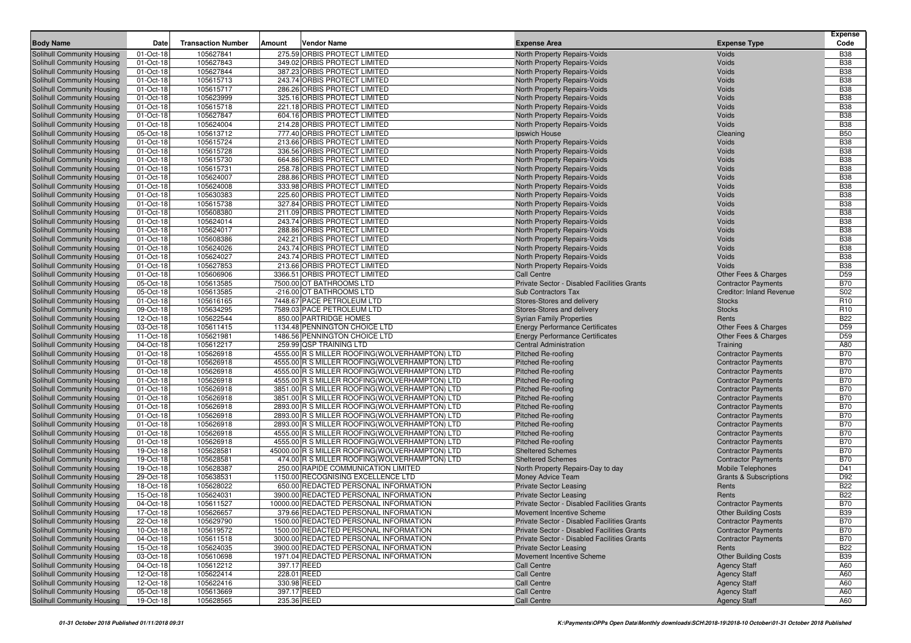| Body Name | Date | Transaction Number | Amount | Vendor Name | Expense Area | Expense Type | Expense Code |
|---|---|---|---|---|---|---|---|
| Solihull Community Housing | 01-Oct-18 | 105627841 | 275.59 | ORBIS PROTECT LIMITED | North Property Repairs-Voids | Voids | B38 |
| Solihull Community Housing | 01-Oct-18 | 105627843 | 349.02 | ORBIS PROTECT LIMITED | North Property Repairs-Voids | Voids | B38 |
| Solihull Community Housing | 01-Oct-18 | 105627844 | 387.23 | ORBIS PROTECT LIMITED | North Property Repairs-Voids | Voids | B38 |
| Solihull Community Housing | 01-Oct-18 | 105615713 | 243.74 | ORBIS PROTECT LIMITED | North Property Repairs-Voids | Voids | B38 |
| Solihull Community Housing | 01-Oct-18 | 105615717 | 286.26 | ORBIS PROTECT LIMITED | North Property Repairs-Voids | Voids | B38 |
| Solihull Community Housing | 01-Oct-18 | 105623999 | 325.16 | ORBIS PROTECT LIMITED | North Property Repairs-Voids | Voids | B38 |
| Solihull Community Housing | 01-Oct-18 | 105615718 | 221.18 | ORBIS PROTECT LIMITED | North Property Repairs-Voids | Voids | B38 |
| Solihull Community Housing | 01-Oct-18 | 105627847 | 604.16 | ORBIS PROTECT LIMITED | North Property Repairs-Voids | Voids | B38 |
| Solihull Community Housing | 01-Oct-18 | 105624004 | 214.28 | ORBIS PROTECT LIMITED | North Property Repairs-Voids | Voids | B38 |
| Solihull Community Housing | 05-Oct-18 | 105613712 | 777.40 | ORBIS PROTECT LIMITED | Ipswich House | Cleaning | B50 |
| Solihull Community Housing | 01-Oct-18 | 105615724 | 213.66 | ORBIS PROTECT LIMITED | North Property Repairs-Voids | Voids | B38 |
| Solihull Community Housing | 01-Oct-18 | 105615728 | 336.56 | ORBIS PROTECT LIMITED | North Property Repairs-Voids | Voids | B38 |
| Solihull Community Housing | 01-Oct-18 | 105615730 | 664.86 | ORBIS PROTECT LIMITED | North Property Repairs-Voids | Voids | B38 |
| Solihull Community Housing | 01-Oct-18 | 105615731 | 258.78 | ORBIS PROTECT LIMITED | North Property Repairs-Voids | Voids | B38 |
| Solihull Community Housing | 01-Oct-18 | 105624007 | 288.86 | ORBIS PROTECT LIMITED | North Property Repairs-Voids | Voids | B38 |
| Solihull Community Housing | 01-Oct-18 | 105624008 | 333.98 | ORBIS PROTECT LIMITED | North Property Repairs-Voids | Voids | B38 |
| Solihull Community Housing | 01-Oct-18 | 105630383 | 225.60 | ORBIS PROTECT LIMITED | North Property Repairs-Voids | Voids | B38 |
| Solihull Community Housing | 01-Oct-18 | 105615738 | 327.84 | ORBIS PROTECT LIMITED | North Property Repairs-Voids | Voids | B38 |
| Solihull Community Housing | 01-Oct-18 | 105608380 | 211.09 | ORBIS PROTECT LIMITED | North Property Repairs-Voids | Voids | B38 |
| Solihull Community Housing | 01-Oct-18 | 105624014 | 243.74 | ORBIS PROTECT LIMITED | North Property Repairs-Voids | Voids | B38 |
| Solihull Community Housing | 01-Oct-18 | 105624017 | 288.86 | ORBIS PROTECT LIMITED | North Property Repairs-Voids | Voids | B38 |
| Solihull Community Housing | 01-Oct-18 | 105608386 | 242.21 | ORBIS PROTECT LIMITED | North Property Repairs-Voids | Voids | B38 |
| Solihull Community Housing | 01-Oct-18 | 105624026 | 243.74 | ORBIS PROTECT LIMITED | North Property Repairs-Voids | Voids | B38 |
| Solihull Community Housing | 01-Oct-18 | 105624027 | 243.74 | ORBIS PROTECT LIMITED | North Property Repairs-Voids | Voids | B38 |
| Solihull Community Housing | 01-Oct-18 | 105627853 | 213.66 | ORBIS PROTECT LIMITED | North Property Repairs-Voids | Voids | B38 |
| Solihull Community Housing | 01-Oct-18 | 105606906 | 3366.51 | ORBIS PROTECT LIMITED | Call Centre | Other Fees & Charges | D59 |
| Solihull Community Housing | 05-Oct-18 | 105613585 | 7500.00 | OT BATHROOMS LTD | Private Sector - Disabled Facilities Grants | Contractor Payments | B70 |
| Solihull Community Housing | 05-Oct-18 | 105613585 | -216.00 | OT BATHROOMS LTD | Sub Contractors Tax | Creditor: Inland Revenue | S02 |
| Solihull Community Housing | 01-Oct-18 | 105616165 | 7448.67 | PACE PETROLEUM LTD | Stores-Stores and delivery | Stocks | R10 |
| Solihull Community Housing | 09-Oct-18 | 105634295 | 7589.03 | PACE PETROLEUM LTD | Stores-Stores and delivery | Stocks | R10 |
| Solihull Community Housing | 12-Oct-18 | 105622544 | 850.00 | PARTRIDGE HOMES | Syrian Family Properties | Rents | B22 |
| Solihull Community Housing | 03-Oct-18 | 105611415 | 1134.48 | PENNINGTON CHOICE LTD | Energy Performance Certificates | Other Fees & Charges | D59 |
| Solihull Community Housing | 11-Oct-18 | 105621981 | 1486.56 | PENNINGTON CHOICE LTD | Energy Performance Certificates | Other Fees & Charges | D59 |
| Solihull Community Housing | 04-Oct-18 | 105612217 | 259.99 | QSP TRAINING LTD | Central Administration | Training | A80 |
| Solihull Community Housing | 01-Oct-18 | 105626918 | 4555.00 | R S MILLER ROOFING(WOLVERHAMPTON) LTD | Pitched Re-roofing | Contractor Payments | B70 |
| Solihull Community Housing | 01-Oct-18 | 105626918 | 4555.00 | R S MILLER ROOFING(WOLVERHAMPTON) LTD | Pitched Re-roofing | Contractor Payments | B70 |
| Solihull Community Housing | 01-Oct-18 | 105626918 | 4555.00 | R S MILLER ROOFING(WOLVERHAMPTON) LTD | Pitched Re-roofing | Contractor Payments | B70 |
| Solihull Community Housing | 01-Oct-18 | 105626918 | 4555.00 | R S MILLER ROOFING(WOLVERHAMPTON) LTD | Pitched Re-roofing | Contractor Payments | B70 |
| Solihull Community Housing | 01-Oct-18 | 105626918 | 3851.00 | R S MILLER ROOFING(WOLVERHAMPTON) LTD | Pitched Re-roofing | Contractor Payments | B70 |
| Solihull Community Housing | 01-Oct-18 | 105626918 | 3851.00 | R S MILLER ROOFING(WOLVERHAMPTON) LTD | Pitched Re-roofing | Contractor Payments | B70 |
| Solihull Community Housing | 01-Oct-18 | 105626918 | 2893.00 | R S MILLER ROOFING(WOLVERHAMPTON) LTD | Pitched Re-roofing | Contractor Payments | B70 |
| Solihull Community Housing | 01-Oct-18 | 105626918 | 2893.00 | R S MILLER ROOFING(WOLVERHAMPTON) LTD | Pitched Re-roofing | Contractor Payments | B70 |
| Solihull Community Housing | 01-Oct-18 | 105626918 | 2893.00 | R S MILLER ROOFING(WOLVERHAMPTON) LTD | Pitched Re-roofing | Contractor Payments | B70 |
| Solihull Community Housing | 01-Oct-18 | 105626918 | 4555.00 | R S MILLER ROOFING(WOLVERHAMPTON) LTD | Pitched Re-roofing | Contractor Payments | B70 |
| Solihull Community Housing | 01-Oct-18 | 105626918 | 4555.00 | R S MILLER ROOFING(WOLVERHAMPTON) LTD | Pitched Re-roofing | Contractor Payments | B70 |
| Solihull Community Housing | 19-Oct-18 | 105628581 | 45000.00 | R S MILLER ROOFING(WOLVERHAMPTON) LTD | Sheltered Schemes | Contractor Payments | B70 |
| Solihull Community Housing | 19-Oct-18 | 105628581 | 474.00 | R S MILLER ROOFING(WOLVERHAMPTON) LTD | Sheltered Schemes | Contractor Payments | B70 |
| Solihull Community Housing | 19-Oct-18 | 105628387 | 250.00 | RAPIDE COMMUNICATION LIMITED | North Property Repairs-Day to day | Mobile Telephones | D41 |
| Solihull Community Housing | 29-Oct-18 | 105638531 | 1150.00 | RECOGNISING EXCELLENCE LTD | Money Advice Team | Grants & Subscriptions | D92 |
| Solihull Community Housing | 18-Oct-18 | 105628022 | 650.00 | REDACTED PERSONAL INFORMATION | Private Sector Leasing | Rents | B22 |
| Solihull Community Housing | 15-Oct-18 | 105624031 | 3900.00 | REDACTED PERSONAL INFORMATION | Private Sector Leasing | Rents | B22 |
| Solihull Community Housing | 04-Oct-18 | 105611527 | 10000.00 | REDACTED PERSONAL INFORMATION | Private Sector - Disabled Facilities Grants | Contractor Payments | B70 |
| Solihull Community Housing | 17-Oct-18 | 105626657 | 379.66 | REDACTED PERSONAL INFORMATION | Movement Incentive Scheme | Other Building Costs | B39 |
| Solihull Community Housing | 22-Oct-18 | 105629790 | 1500.00 | REDACTED PERSONAL INFORMATION | Private Sector - Disabled Facilities Grants | Contractor Payments | B70 |
| Solihull Community Housing | 10-Oct-18 | 105619572 | 1500.00 | REDACTED PERSONAL INFORMATION | Private Sector - Disabled Facilities Grants | Contractor Payments | B70 |
| Solihull Community Housing | 04-Oct-18 | 105611518 | 3000.00 | REDACTED PERSONAL INFORMATION | Private Sector - Disabled Facilities Grants | Contractor Payments | B70 |
| Solihull Community Housing | 15-Oct-18 | 105624035 | 3900.00 | REDACTED PERSONAL INFORMATION | Private Sector Leasing | Rents | B22 |
| Solihull Community Housing | 03-Oct-18 | 105610698 | 1971.04 | REDACTED PERSONAL INFORMATION | Movement Incentive Scheme | Other Building Costs | B39 |
| Solihull Community Housing | 04-Oct-18 | 105612212 | 397.17 | REED | Call Centre | Agency Staff | A60 |
| Solihull Community Housing | 12-Oct-18 | 105622414 | 228.01 | REED | Call Centre | Agency Staff | A60 |
| Solihull Community Housing | 12-Oct-18 | 105622416 | 330.98 | REED | Call Centre | Agency Staff | A60 |
| Solihull Community Housing | 05-Oct-18 | 105613669 | 397.17 | REED | Call Centre | Agency Staff | A60 |
| Solihull Community Housing | 19-Oct-18 | 105628565 | 235.36 | REED | Call Centre | Agency Staff | A60 |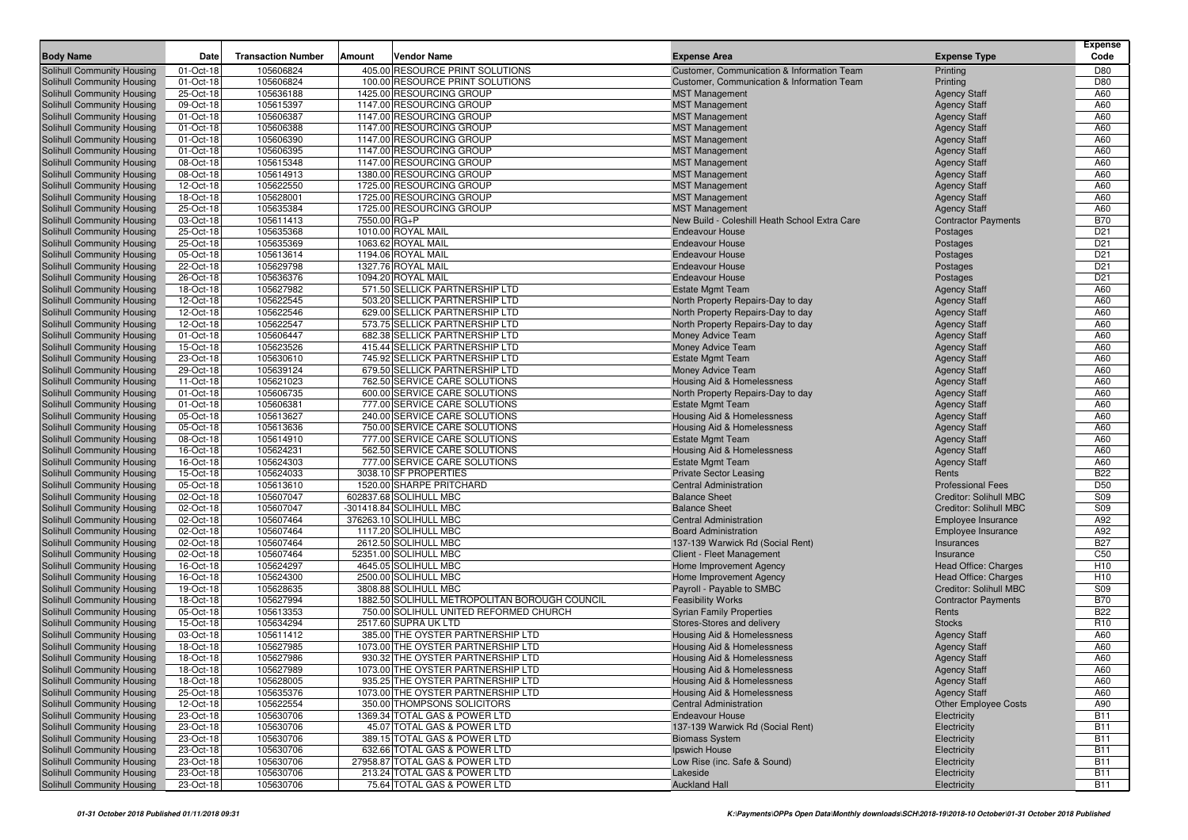| Body Name | Date | Transaction Number | Amount | Vendor Name | Expense Area | Expense Type | Expense Code |
|---|---|---|---|---|---|---|---|
| Solihull Community Housing | 01-Oct-18 | 105606824 | 405.00 | RESOURCE PRINT SOLUTIONS | Customer, Communication & Information Team | Printing | D80 |
| Solihull Community Housing | 01-Oct-18 | 105606824 | 100.00 | RESOURCE PRINT SOLUTIONS | Customer, Communication & Information Team | Printing | D80 |
| Solihull Community Housing | 25-Oct-18 | 105636188 | 1425.00 | RESOURCING GROUP | MST Management | Agency Staff | A60 |
| Solihull Community Housing | 09-Oct-18 | 105615397 | 1147.00 | RESOURCING GROUP | MST Management | Agency Staff | A60 |
| Solihull Community Housing | 01-Oct-18 | 105606387 | 1147.00 | RESOURCING GROUP | MST Management | Agency Staff | A60 |
| Solihull Community Housing | 01-Oct-18 | 105606388 | 1147.00 | RESOURCING GROUP | MST Management | Agency Staff | A60 |
| Solihull Community Housing | 01-Oct-18 | 105606390 | 1147.00 | RESOURCING GROUP | MST Management | Agency Staff | A60 |
| Solihull Community Housing | 01-Oct-18 | 105606395 | 1147.00 | RESOURCING GROUP | MST Management | Agency Staff | A60 |
| Solihull Community Housing | 08-Oct-18 | 105615348 | 1147.00 | RESOURCING GROUP | MST Management | Agency Staff | A60 |
| Solihull Community Housing | 08-Oct-18 | 105614913 | 1380.00 | RESOURCING GROUP | MST Management | Agency Staff | A60 |
| Solihull Community Housing | 12-Oct-18 | 105622550 | 1725.00 | RESOURCING GROUP | MST Management | Agency Staff | A60 |
| Solihull Community Housing | 18-Oct-18 | 105628001 | 1725.00 | RESOURCING GROUP | MST Management | Agency Staff | A60 |
| Solihull Community Housing | 25-Oct-18 | 105635384 | 1725.00 | RESOURCING GROUP | MST Management | Agency Staff | A60 |
| Solihull Community Housing | 03-Oct-18 | 105611413 | 7550.00 | RG+P | New Build - Coleshill Heath School Extra Care | Contractor Payments | B70 |
| Solihull Community Housing | 25-Oct-18 | 105635368 | 1010.00 | ROYAL MAIL | Endeavour House | Postages | D21 |
| Solihull Community Housing | 25-Oct-18 | 105635369 | 1063.62 | ROYAL MAIL | Endeavour House | Postages | D21 |
| Solihull Community Housing | 05-Oct-18 | 105613614 | 1194.06 | ROYAL MAIL | Endeavour House | Postages | D21 |
| Solihull Community Housing | 22-Oct-18 | 105629798 | 1327.76 | ROYAL MAIL | Endeavour House | Postages | D21 |
| Solihull Community Housing | 26-Oct-18 | 105636376 | 1094.20 | ROYAL MAIL | Endeavour House | Postages | D21 |
| Solihull Community Housing | 18-Oct-18 | 105627982 | 571.50 | SELLICK PARTNERSHIP LTD | Estate Mgmt Team | Agency Staff | A60 |
| Solihull Community Housing | 12-Oct-18 | 105622545 | 503.20 | SELLICK PARTNERSHIP LTD | North Property Repairs-Day to day | Agency Staff | A60 |
| Solihull Community Housing | 12-Oct-18 | 105622546 | 629.00 | SELLICK PARTNERSHIP LTD | North Property Repairs-Day to day | Agency Staff | A60 |
| Solihull Community Housing | 12-Oct-18 | 105622547 | 573.75 | SELLICK PARTNERSHIP LTD | North Property Repairs-Day to day | Agency Staff | A60 |
| Solihull Community Housing | 01-Oct-18 | 105606447 | 682.38 | SELLICK PARTNERSHIP LTD | Money Advice Team | Agency Staff | A60 |
| Solihull Community Housing | 15-Oct-18 | 105623526 | 415.44 | SELLICK PARTNERSHIP LTD | Money Advice Team | Agency Staff | A60 |
| Solihull Community Housing | 23-Oct-18 | 105630610 | 745.92 | SELLICK PARTNERSHIP LTD | Estate Mgmt Team | Agency Staff | A60 |
| Solihull Community Housing | 29-Oct-18 | 105639124 | 679.50 | SELLICK PARTNERSHIP LTD | Money Advice Team | Agency Staff | A60 |
| Solihull Community Housing | 11-Oct-18 | 105621023 | 762.50 | SERVICE CARE SOLUTIONS | Housing Aid & Homelessness | Agency Staff | A60 |
| Solihull Community Housing | 01-Oct-18 | 105606735 | 600.00 | SERVICE CARE SOLUTIONS | North Property Repairs-Day to day | Agency Staff | A60 |
| Solihull Community Housing | 01-Oct-18 | 105606381 | 777.00 | SERVICE CARE SOLUTIONS | Estate Mgmt Team | Agency Staff | A60 |
| Solihull Community Housing | 05-Oct-18 | 105613627 | 240.00 | SERVICE CARE SOLUTIONS | Housing Aid & Homelessness | Agency Staff | A60 |
| Solihull Community Housing | 05-Oct-18 | 105613636 | 750.00 | SERVICE CARE SOLUTIONS | Housing Aid & Homelessness | Agency Staff | A60 |
| Solihull Community Housing | 08-Oct-18 | 105614910 | 777.00 | SERVICE CARE SOLUTIONS | Estate Mgmt Team | Agency Staff | A60 |
| Solihull Community Housing | 16-Oct-18 | 105624231 | 562.50 | SERVICE CARE SOLUTIONS | Housing Aid & Homelessness | Agency Staff | A60 |
| Solihull Community Housing | 16-Oct-18 | 105624303 | 777.00 | SERVICE CARE SOLUTIONS | Estate Mgmt Team | Agency Staff | A60 |
| Solihull Community Housing | 15-Oct-18 | 105624033 | 3038.10 | SF PROPERTIES | Private Sector Leasing | Rents | B22 |
| Solihull Community Housing | 05-Oct-18 | 105613610 | 1520.00 | SHARPE PRITCHARD | Central Administration | Professional Fees | D50 |
| Solihull Community Housing | 02-Oct-18 | 105607047 | 602837.68 | SOLIHULL MBC | Balance Sheet | Creditor: Solihull MBC | S09 |
| Solihull Community Housing | 02-Oct-18 | 105607047 | -301418.84 | SOLIHULL MBC | Balance Sheet | Creditor: Solihull MBC | S09 |
| Solihull Community Housing | 02-Oct-18 | 105607464 | 376263.10 | SOLIHULL MBC | Central Administration | Employee Insurance | A92 |
| Solihull Community Housing | 02-Oct-18 | 105607464 | 1117.20 | SOLIHULL MBC | Board Administration | Employee Insurance | A92 |
| Solihull Community Housing | 02-Oct-18 | 105607464 | 2612.50 | SOLIHULL MBC | 137-139 Warwick Rd (Social Rent) | Insurances | B27 |
| Solihull Community Housing | 02-Oct-18 | 105607464 | 52351.00 | SOLIHULL MBC | Client - Fleet Management | Insurance | C50 |
| Solihull Community Housing | 16-Oct-18 | 105624297 | 4645.05 | SOLIHULL MBC | Home Improvement Agency | Head Office: Charges | H10 |
| Solihull Community Housing | 16-Oct-18 | 105624300 | 2500.00 | SOLIHULL MBC | Home Improvement Agency | Head Office: Charges | H10 |
| Solihull Community Housing | 19-Oct-18 | 105628635 | 3808.88 | SOLIHULL MBC | Payroll - Payable to SMBC | Creditor: Solihull MBC | S09 |
| Solihull Community Housing | 18-Oct-18 | 105627994 | 1882.50 | SOLIHULL METROPOLITAN BOROUGH COUNCIL | Feasibility Works | Contractor Payments | B70 |
| Solihull Community Housing | 05-Oct-18 | 105613353 | 750.00 | SOLIHULL UNITED REFORMED CHURCH | Syrian Family Properties | Rents | B22 |
| Solihull Community Housing | 15-Oct-18 | 105634294 | 2517.60 | SUPRA UK LTD | Stores-Stores and delivery | Stocks | R10 |
| Solihull Community Housing | 03-Oct-18 | 105611412 | 385.00 | THE OYSTER PARTNERSHIP LTD | Housing Aid & Homelessness | Agency Staff | A60 |
| Solihull Community Housing | 18-Oct-18 | 105627985 | 1073.00 | THE OYSTER PARTNERSHIP LTD | Housing Aid & Homelessness | Agency Staff | A60 |
| Solihull Community Housing | 18-Oct-18 | 105627986 | 930.32 | THE OYSTER PARTNERSHIP LTD | Housing Aid & Homelessness | Agency Staff | A60 |
| Solihull Community Housing | 18-Oct-18 | 105627989 | 1073.00 | THE OYSTER PARTNERSHIP LTD | Housing Aid & Homelessness | Agency Staff | A60 |
| Solihull Community Housing | 18-Oct-18 | 105628005 | 935.25 | THE OYSTER PARTNERSHIP LTD | Housing Aid & Homelessness | Agency Staff | A60 |
| Solihull Community Housing | 25-Oct-18 | 105635376 | 1073.00 | THE OYSTER PARTNERSHIP LTD | Housing Aid & Homelessness | Agency Staff | A60 |
| Solihull Community Housing | 12-Oct-18 | 105622554 | 350.00 | THOMPSONS SOLICITORS | Central Administration | Other Employee Costs | A90 |
| Solihull Community Housing | 23-Oct-18 | 105630706 | 1369.34 | TOTAL GAS & POWER LTD | Endeavour House | Electricity | B11 |
| Solihull Community Housing | 23-Oct-18 | 105630706 | 45.07 | TOTAL GAS & POWER LTD | 137-139 Warwick Rd (Social Rent) | Electricity | B11 |
| Solihull Community Housing | 23-Oct-18 | 105630706 | 389.15 | TOTAL GAS & POWER LTD | Biomass System | Electricity | B11 |
| Solihull Community Housing | 23-Oct-18 | 105630706 | 632.66 | TOTAL GAS & POWER LTD | Ipswich House | Electricity | B11 |
| Solihull Community Housing | 23-Oct-18 | 105630706 | 27958.87 | TOTAL GAS & POWER LTD | Low Rise (inc. Safe & Sound) | Electricity | B11 |
| Solihull Community Housing | 23-Oct-18 | 105630706 | 213.24 | TOTAL GAS & POWER LTD | Lakeside | Electricity | B11 |
| Solihull Community Housing | 23-Oct-18 | 105630706 | 75.64 | TOTAL GAS & POWER LTD | Auckland Hall | Electricity | B11 |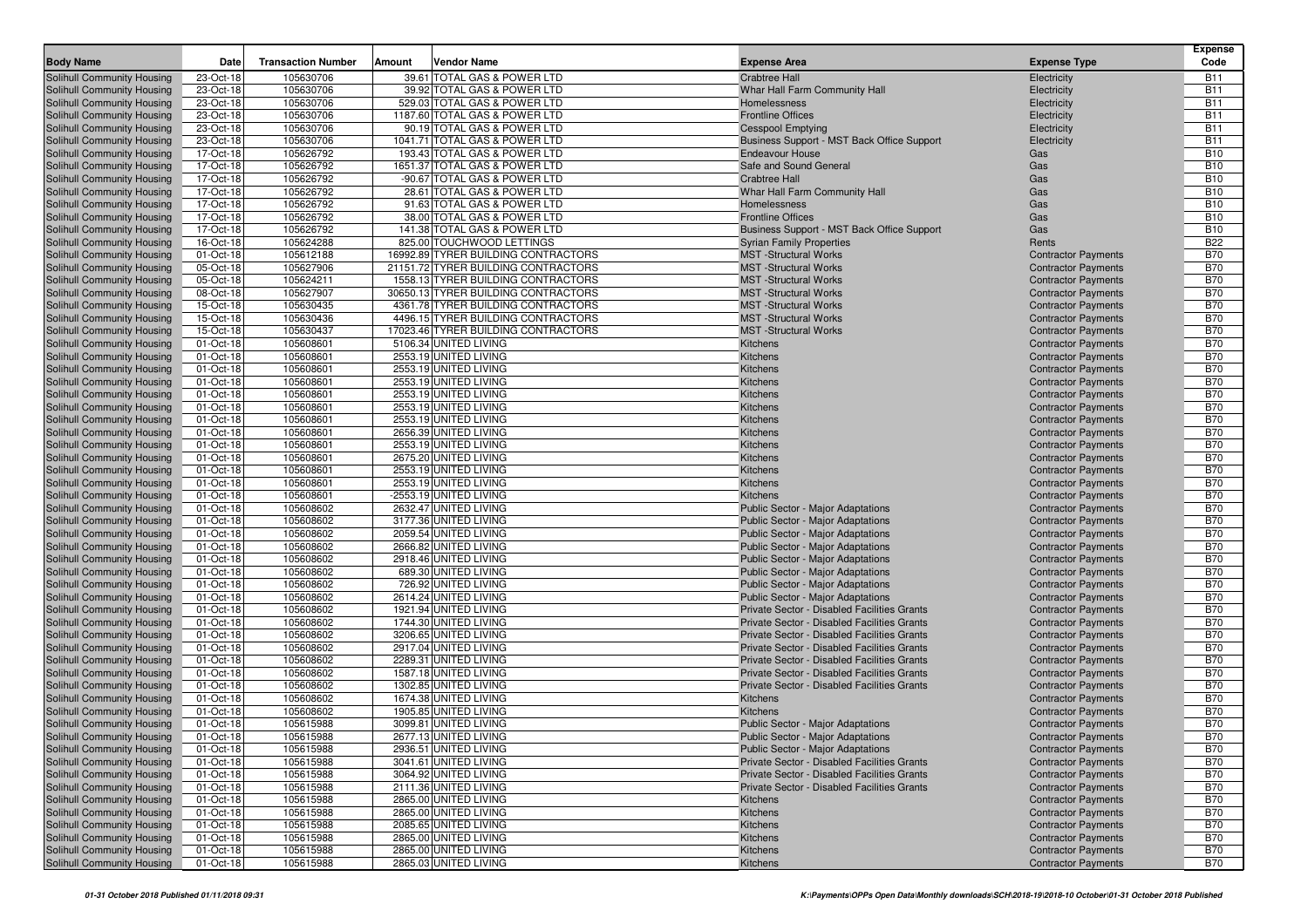| Body Name | Date | Transaction Number | Amount | Vendor Name | Expense Area | Expense Type | Expense Code |
|---|---|---|---|---|---|---|---|
| Solihull Community Housing | 23-Oct-18 | 105630706 | 39.61 | TOTAL GAS & POWER LTD | Crabtree Hall | Electricity | B11 |
| Solihull Community Housing | 23-Oct-18 | 105630706 | 39.92 | TOTAL GAS & POWER LTD | Whar Hall Farm Community Hall | Electricity | B11 |
| Solihull Community Housing | 23-Oct-18 | 105630706 | 529.03 | TOTAL GAS & POWER LTD | Homelessness | Electricity | B11 |
| Solihull Community Housing | 23-Oct-18 | 105630706 | 1187.60 | TOTAL GAS & POWER LTD | Frontline Offices | Electricity | B11 |
| Solihull Community Housing | 23-Oct-18 | 105630706 | 90.19 | TOTAL GAS & POWER LTD | Cesspool Emptying | Electricity | B11 |
| Solihull Community Housing | 23-Oct-18 | 105630706 | 1041.71 | TOTAL GAS & POWER LTD | Business Support - MST Back Office Support | Electricity | B11 |
| Solihull Community Housing | 17-Oct-18 | 105626792 | 193.43 | TOTAL GAS & POWER LTD | Endeavour House | Gas | B10 |
| Solihull Community Housing | 17-Oct-18 | 105626792 | 1651.37 | TOTAL GAS & POWER LTD | Safe and Sound General | Gas | B10 |
| Solihull Community Housing | 17-Oct-18 | 105626792 | -90.67 | TOTAL GAS & POWER LTD | Crabtree Hall | Gas | B10 |
| Solihull Community Housing | 17-Oct-18 | 105626792 | 28.61 | TOTAL GAS & POWER LTD | Whar Hall Farm Community Hall | Gas | B10 |
| Solihull Community Housing | 17-Oct-18 | 105626792 | 91.63 | TOTAL GAS & POWER LTD | Homelessness | Gas | B10 |
| Solihull Community Housing | 17-Oct-18 | 105626792 | 38.00 | TOTAL GAS & POWER LTD | Frontline Offices | Gas | B10 |
| Solihull Community Housing | 17-Oct-18 | 105626792 | 141.38 | TOTAL GAS & POWER LTD | Business Support - MST Back Office Support | Gas | B10 |
| Solihull Community Housing | 16-Oct-18 | 105624288 | 825.00 | TOUCHWOOD LETTINGS | Syrian Family Properties | Rents | B22 |
| Solihull Community Housing | 01-Oct-18 | 105612188 | 16992.89 | TYRER BUILDING CONTRACTORS | MST -Structural Works | Contractor Payments | B70 |
| Solihull Community Housing | 05-Oct-18 | 105627906 | 21151.72 | TYRER BUILDING CONTRACTORS | MST -Structural Works | Contractor Payments | B70 |
| Solihull Community Housing | 05-Oct-18 | 105624211 | 1558.13 | TYRER BUILDING CONTRACTORS | MST -Structural Works | Contractor Payments | B70 |
| Solihull Community Housing | 08-Oct-18 | 105627907 | 30650.13 | TYRER BUILDING CONTRACTORS | MST -Structural Works | Contractor Payments | B70 |
| Solihull Community Housing | 15-Oct-18 | 105630435 | 4361.78 | TYRER BUILDING CONTRACTORS | MST -Structural Works | Contractor Payments | B70 |
| Solihull Community Housing | 15-Oct-18 | 105630436 | 4496.15 | TYRER BUILDING CONTRACTORS | MST -Structural Works | Contractor Payments | B70 |
| Solihull Community Housing | 15-Oct-18 | 105630437 | 17023.46 | TYRER BUILDING CONTRACTORS | MST -Structural Works | Contractor Payments | B70 |
| Solihull Community Housing | 01-Oct-18 | 105608601 | 5106.34 | UNITED LIVING | Kitchens | Contractor Payments | B70 |
| Solihull Community Housing | 01-Oct-18 | 105608601 | 2553.19 | UNITED LIVING | Kitchens | Contractor Payments | B70 |
| Solihull Community Housing | 01-Oct-18 | 105608601 | 2553.19 | UNITED LIVING | Kitchens | Contractor Payments | B70 |
| Solihull Community Housing | 01-Oct-18 | 105608601 | 2553.19 | UNITED LIVING | Kitchens | Contractor Payments | B70 |
| Solihull Community Housing | 01-Oct-18 | 105608601 | 2553.19 | UNITED LIVING | Kitchens | Contractor Payments | B70 |
| Solihull Community Housing | 01-Oct-18 | 105608601 | 2553.19 | UNITED LIVING | Kitchens | Contractor Payments | B70 |
| Solihull Community Housing | 01-Oct-18 | 105608601 | 2553.19 | UNITED LIVING | Kitchens | Contractor Payments | B70 |
| Solihull Community Housing | 01-Oct-18 | 105608601 | 2656.39 | UNITED LIVING | Kitchens | Contractor Payments | B70 |
| Solihull Community Housing | 01-Oct-18 | 105608601 | 2553.19 | UNITED LIVING | Kitchens | Contractor Payments | B70 |
| Solihull Community Housing | 01-Oct-18 | 105608601 | 2675.20 | UNITED LIVING | Kitchens | Contractor Payments | B70 |
| Solihull Community Housing | 01-Oct-18 | 105608601 | 2553.19 | UNITED LIVING | Kitchens | Contractor Payments | B70 |
| Solihull Community Housing | 01-Oct-18 | 105608601 | 2553.19 | UNITED LIVING | Kitchens | Contractor Payments | B70 |
| Solihull Community Housing | 01-Oct-18 | 105608601 | -2553.19 | UNITED LIVING | Kitchens | Contractor Payments | B70 |
| Solihull Community Housing | 01-Oct-18 | 105608602 | 2632.47 | UNITED LIVING | Public Sector - Major Adaptations | Contractor Payments | B70 |
| Solihull Community Housing | 01-Oct-18 | 105608602 | 3177.36 | UNITED LIVING | Public Sector - Major Adaptations | Contractor Payments | B70 |
| Solihull Community Housing | 01-Oct-18 | 105608602 | 2059.54 | UNITED LIVING | Public Sector - Major Adaptations | Contractor Payments | B70 |
| Solihull Community Housing | 01-Oct-18 | 105608602 | 2666.82 | UNITED LIVING | Public Sector - Major Adaptations | Contractor Payments | B70 |
| Solihull Community Housing | 01-Oct-18 | 105608602 | 2918.46 | UNITED LIVING | Public Sector - Major Adaptations | Contractor Payments | B70 |
| Solihull Community Housing | 01-Oct-18 | 105608602 | 689.30 | UNITED LIVING | Public Sector - Major Adaptations | Contractor Payments | B70 |
| Solihull Community Housing | 01-Oct-18 | 105608602 | 726.92 | UNITED LIVING | Public Sector - Major Adaptations | Contractor Payments | B70 |
| Solihull Community Housing | 01-Oct-18 | 105608602 | 2614.24 | UNITED LIVING | Public Sector - Major Adaptations | Contractor Payments | B70 |
| Solihull Community Housing | 01-Oct-18 | 105608602 | 1921.94 | UNITED LIVING | Private Sector - Disabled Facilities Grants | Contractor Payments | B70 |
| Solihull Community Housing | 01-Oct-18 | 105608602 | 1744.30 | UNITED LIVING | Private Sector - Disabled Facilities Grants | Contractor Payments | B70 |
| Solihull Community Housing | 01-Oct-18 | 105608602 | 3206.65 | UNITED LIVING | Private Sector - Disabled Facilities Grants | Contractor Payments | B70 |
| Solihull Community Housing | 01-Oct-18 | 105608602 | 2917.04 | UNITED LIVING | Private Sector - Disabled Facilities Grants | Contractor Payments | B70 |
| Solihull Community Housing | 01-Oct-18 | 105608602 | 2289.31 | UNITED LIVING | Private Sector - Disabled Facilities Grants | Contractor Payments | B70 |
| Solihull Community Housing | 01-Oct-18 | 105608602 | 1587.18 | UNITED LIVING | Private Sector - Disabled Facilities Grants | Contractor Payments | B70 |
| Solihull Community Housing | 01-Oct-18 | 105608602 | 1302.85 | UNITED LIVING | Private Sector - Disabled Facilities Grants | Contractor Payments | B70 |
| Solihull Community Housing | 01-Oct-18 | 105608602 | 1674.38 | UNITED LIVING | Kitchens | Contractor Payments | B70 |
| Solihull Community Housing | 01-Oct-18 | 105608602 | 1905.85 | UNITED LIVING | Kitchens | Contractor Payments | B70 |
| Solihull Community Housing | 01-Oct-18 | 105615988 | 3099.81 | UNITED LIVING | Public Sector - Major Adaptations | Contractor Payments | B70 |
| Solihull Community Housing | 01-Oct-18 | 105615988 | 2677.13 | UNITED LIVING | Public Sector - Major Adaptations | Contractor Payments | B70 |
| Solihull Community Housing | 01-Oct-18 | 105615988 | 2936.51 | UNITED LIVING | Public Sector - Major Adaptations | Contractor Payments | B70 |
| Solihull Community Housing | 01-Oct-18 | 105615988 | 3041.61 | UNITED LIVING | Private Sector - Disabled Facilities Grants | Contractor Payments | B70 |
| Solihull Community Housing | 01-Oct-18 | 105615988 | 3064.92 | UNITED LIVING | Private Sector - Disabled Facilities Grants | Contractor Payments | B70 |
| Solihull Community Housing | 01-Oct-18 | 105615988 | 2111.36 | UNITED LIVING | Private Sector - Disabled Facilities Grants | Contractor Payments | B70 |
| Solihull Community Housing | 01-Oct-18 | 105615988 | 2865.00 | UNITED LIVING | Kitchens | Contractor Payments | B70 |
| Solihull Community Housing | 01-Oct-18 | 105615988 | 2865.00 | UNITED LIVING | Kitchens | Contractor Payments | B70 |
| Solihull Community Housing | 01-Oct-18 | 105615988 | 2085.65 | UNITED LIVING | Kitchens | Contractor Payments | B70 |
| Solihull Community Housing | 01-Oct-18 | 105615988 | 2865.00 | UNITED LIVING | Kitchens | Contractor Payments | B70 |
| Solihull Community Housing | 01-Oct-18 | 105615988 | 2865.00 | UNITED LIVING | Kitchens | Contractor Payments | B70 |
| Solihull Community Housing | 01-Oct-18 | 105615988 | 2865.03 | UNITED LIVING | Kitchens | Contractor Payments | B70 |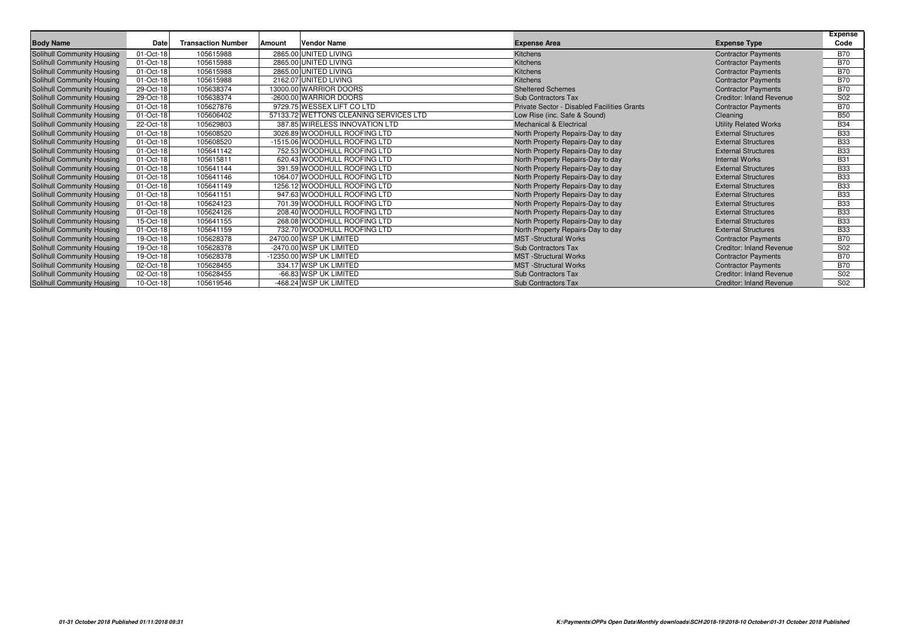| Body Name | Date | Transaction Number | Amount | Vendor Name | Expense Area | Expense Type | Expense Code |
|---|---|---|---|---|---|---|---|
| Solihull Community Housing | 01-Oct-18 | 105615988 | 2865.00 | UNITED LIVING | Kitchens | Contractor Payments | B70 |
| Solihull Community Housing | 01-Oct-18 | 105615988 | 2865.00 | UNITED LIVING | Kitchens | Contractor Payments | B70 |
| Solihull Community Housing | 01-Oct-18 | 105615988 | 2865.00 | UNITED LIVING | Kitchens | Contractor Payments | B70 |
| Solihull Community Housing | 01-Oct-18 | 105615988 | 2162.07 | UNITED LIVING | Kitchens | Contractor Payments | B70 |
| Solihull Community Housing | 29-Oct-18 | 105638374 | 13000.00 | WARRIOR DOORS | Sheltered Schemes | Contractor Payments | B70 |
| Solihull Community Housing | 29-Oct-18 | 105638374 | -2600.00 | WARRIOR DOORS | Sub Contractors Tax | Creditor: Inland Revenue | S02 |
| Solihull Community Housing | 01-Oct-18 | 105627876 | 9729.75 | WESSEX LIFT CO LTD | Private Sector - Disabled Facilities Grants | Contractor Payments | B70 |
| Solihull Community Housing | 01-Oct-18 | 105606402 | 57133.72 | WETTONS CLEANING SERVICES LTD | Low Rise (inc. Safe & Sound) | Cleaning | B50 |
| Solihull Community Housing | 22-Oct-18 | 105629803 | 387.85 | WIRELESS INNOVATION LTD | Mechanical & Electrical | Utility Related Works | B34 |
| Solihull Community Housing | 01-Oct-18 | 105608520 | 3026.89 | WOODHULL ROOFING LTD | North Property Repairs-Day to day | External Structures | B33 |
| Solihull Community Housing | 01-Oct-18 | 105608520 | -1515.06 | WOODHULL ROOFING LTD | North Property Repairs-Day to day | External Structures | B33 |
| Solihull Community Housing | 01-Oct-18 | 105641142 | 752.53 | WOODHULL ROOFING LTD | North Property Repairs-Day to day | External Structures | B33 |
| Solihull Community Housing | 01-Oct-18 | 105615811 | 620.43 | WOODHULL ROOFING LTD | North Property Repairs-Day to day | Internal Works | B31 |
| Solihull Community Housing | 01-Oct-18 | 105641144 | 391.59 | WOODHULL ROOFING LTD | North Property Repairs-Day to day | External Structures | B33 |
| Solihull Community Housing | 01-Oct-18 | 105641146 | 1064.07 | WOODHULL ROOFING LTD | North Property Repairs-Day to day | External Structures | B33 |
| Solihull Community Housing | 01-Oct-18 | 105641149 | 1256.12 | WOODHULL ROOFING LTD | North Property Repairs-Day to day | External Structures | B33 |
| Solihull Community Housing | 01-Oct-18 | 105641151 | 947.63 | WOODHULL ROOFING LTD | North Property Repairs-Day to day | External Structures | B33 |
| Solihull Community Housing | 01-Oct-18 | 105624123 | 701.39 | WOODHULL ROOFING LTD | North Property Repairs-Day to day | External Structures | B33 |
| Solihull Community Housing | 01-Oct-18 | 105624126 | 208.40 | WOODHULL ROOFING LTD | North Property Repairs-Day to day | External Structures | B33 |
| Solihull Community Housing | 15-Oct-18 | 105641155 | 268.08 | WOODHULL ROOFING LTD | North Property Repairs-Day to day | External Structures | B33 |
| Solihull Community Housing | 01-Oct-18 | 105641159 | 732.70 | WOODHULL ROOFING LTD | North Property Repairs-Day to day | External Structures | B33 |
| Solihull Community Housing | 19-Oct-18 | 105628378 | 24700.00 | WSP UK LIMITED | MST -Structural Works | Contractor Payments | B70 |
| Solihull Community Housing | 19-Oct-18 | 105628378 | -2470.00 | WSP UK LIMITED | Sub Contractors Tax | Creditor: Inland Revenue | S02 |
| Solihull Community Housing | 19-Oct-18 | 105628378 | -12350.00 | WSP UK LIMITED | MST -Structural Works | Contractor Payments | B70 |
| Solihull Community Housing | 02-Oct-18 | 105628455 | 334.17 | WSP UK LIMITED | MST -Structural Works | Contractor Payments | B70 |
| Solihull Community Housing | 02-Oct-18 | 105628455 | -66.83 | WSP UK LIMITED | Sub Contractors Tax | Creditor: Inland Revenue | S02 |
| Solihull Community Housing | 10-Oct-18 | 105619546 | -468.24 | WSP UK LIMITED | Sub Contractors Tax | Creditor: Inland Revenue | S02 |